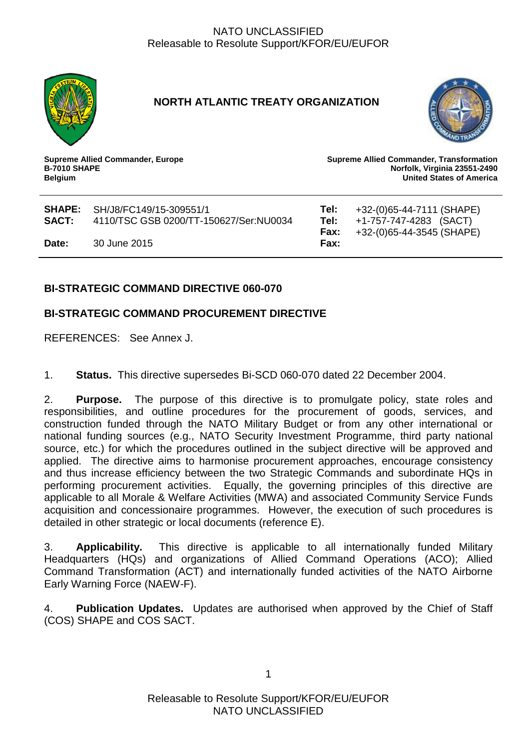NATO UNCLASSIFIED
Releasable to Resolute Support/KFOR/EU/EUFOR

**NORTH ATLANTIC TREATY ORGANIZATION**

**Supreme Allied Commander, Europe**
**B-7010 SHAPE**
**Belgium**

**Supreme Allied Commander, Transformation**
**Norfolk, Virginia 23551-2490**
**United States of America**

| | | | |
|---|---|---|---|
| **SHAPE:** | SH/J8/FC149/15-309551/1 | **Tel:** | +32-(0)65-44-7111 (SHAPE) |
| **SACT:** | 4110/TSC GSB 0200/TT-150627/Ser:NU0034 | **Tel:** | +1-757-747-4283 (SACT) |
| | | **Fax:** | +32-(0)65-44-3545 (SHAPE) |
| **Date:** | 30 June 2015 | **Fax:** | |

## BI-STRATEGIC COMMAND DIRECTIVE 060-070

## BI-STRATEGIC COMMAND PROCUREMENT DIRECTIVE

REFERENCES: See Annex J.

1. **Status.** This directive supersedes Bi-SCD 060-070 dated 22 December 2004.

2. **Purpose.** The purpose of this directive is to promulgate policy, state roles and responsibilities, and outline procedures for the procurement of goods, services, and construction funded through the NATO Military Budget or from any other international or national funding sources (e.g., NATO Security Investment Programme, third party national source, etc.) for which the procedures outlined in the subject directive will be approved and applied. The directive aims to harmonise procurement approaches, encourage consistency and thus increase efficiency between the two Strategic Commands and subordinate HQs in performing procurement activities. Equally, the governing principles of this directive are applicable to all Morale & Welfare Activities (MWA) and associated Community Service Funds acquisition and concessionaire programmes. However, the execution of such procedures is detailed in other strategic or local documents (reference E).

3. **Applicability.** This directive is applicable to all internationally funded Military Headquarters (HQs) and organizations of Allied Command Operations (ACO); Allied Command Transformation (ACT) and internationally funded activities of the NATO Airborne Early Warning Force (NAEW-F).

4. **Publication Updates.** Updates are authorised when approved by the Chief of Staff (COS) SHAPE and COS SACT.

Releasable to Resolute Support/KFOR/EU/EUFOR
NATO UNCLASSIFIED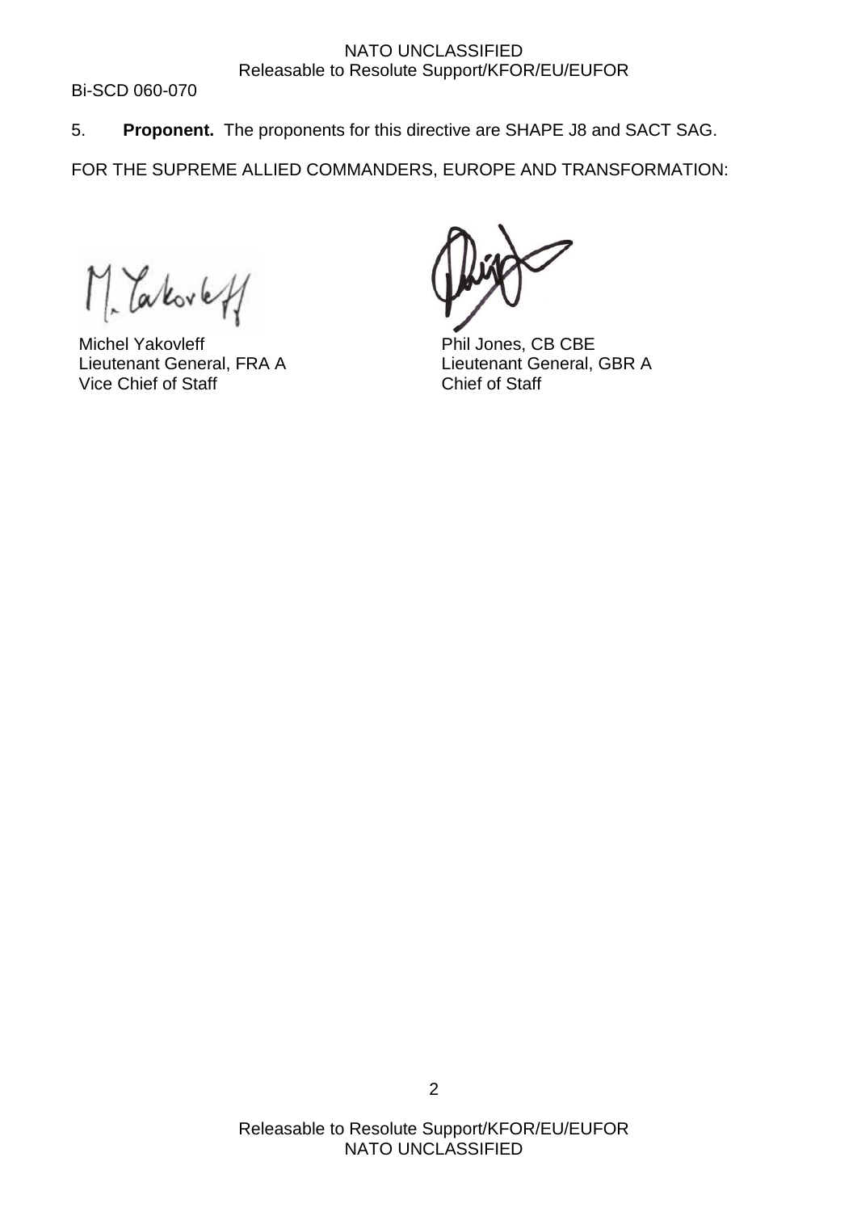5. **Proponent.** The proponents for this directive are SHAPE J8 and SACT SAG.

FOR THE SUPREME ALLIED COMMANDERS, EUROPE AND TRANSFORMATION:

| | |
|---|---|
| Michel Yakovleff | Phil Jones, CB CBE |
| Lieutenant General, FRA A | Lieutenant General, GBR A |
| Vice Chief of Staff | Chief of Staff |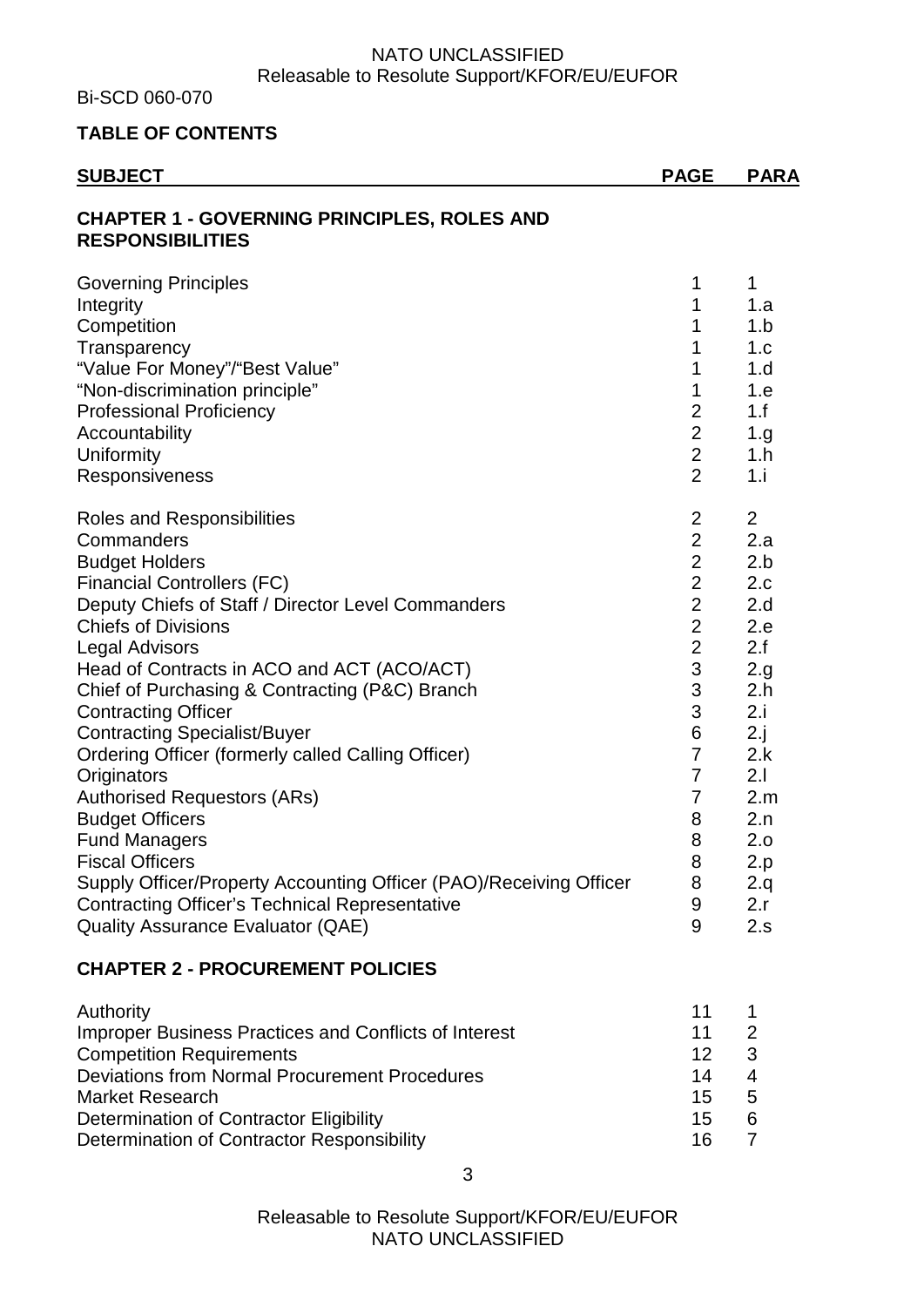## TABLE OF CONTENTS

| SUBJECT | PAGE | PARA |
|---|---|---|
| **CHAPTER 1 - GOVERNING PRINCIPLES, ROLES AND RESPONSIBILITIES** | | |
| Governing Principles | 1 | 1 |
| Integrity | 1 | 1.a |
| Competition | 1 | 1.b |
| Transparency | 1 | 1.c |
| "Value For Money"/"Best Value" | 1 | 1.d |
| "Non-discrimination principle" | 1 | 1.e |
| Professional Proficiency | 2 | 1.f |
| Accountability | 2 | 1.g |
| Uniformity | 2 | 1.h |
| Responsiveness | 2 | 1.i |
| Roles and Responsibilities | 2 | 2 |
| Commanders | 2 | 2.a |
| Budget Holders | 2 | 2.b |
| Financial Controllers (FC) | 2 | 2.c |
| Deputy Chiefs of Staff / Director Level Commanders | 2 | 2.d |
| Chiefs of Divisions | 2 | 2.e |
| Legal Advisors | 2 | 2.f |
| Head of Contracts in ACO and ACT (ACO/ACT) | 3 | 2.g |
| Chief of Purchasing & Contracting (P&C) Branch | 3 | 2.h |
| Contracting Officer | 3 | 2.i |
| Contracting Specialist/Buyer | 6 | 2.j |
| Ordering Officer (formerly called Calling Officer) | 7 | 2.k |
| Originators | 7 | 2.l |
| Authorised Requestors (ARs) | 7 | 2.m |
| Budget Officers | 8 | 2.n |
| Fund Managers | 8 | 2.o |
| Fiscal Officers | 8 | 2.p |
| Supply Officer/Property Accounting Officer (PAO)/Receiving Officer | 8 | 2.q |
| Contracting Officer's Technical Representative | 9 | 2.r |
| Quality Assurance Evaluator (QAE) | 9 | 2.s |
| **CHAPTER 2 - PROCUREMENT POLICIES** | | |
| Authority | 11 | 1 |
| Improper Business Practices and Conflicts of Interest | 11 | 2 |
| Competition Requirements | 12 | 3 |
| Deviations from Normal Procurement Procedures | 14 | 4 |
| Market Research | 15 | 5 |
| Determination of Contractor Eligibility | 15 | 6 |
| Determination of Contractor Responsibility | 16 | 7 |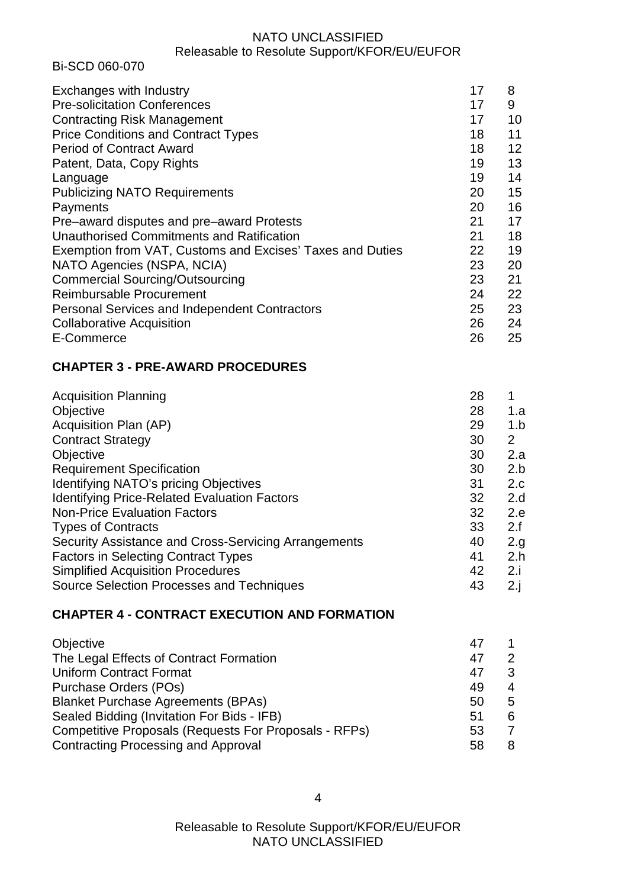| | | |
|---|---|---|
| Exchanges with Industry | 17 | 8 |
| Pre-solicitation Conferences | 17 | 9 |
| Contracting Risk Management | 17 | 10 |
| Price Conditions and Contract Types | 18 | 11 |
| Period of Contract Award | 18 | 12 |
| Patent, Data, Copy Rights | 19 | 13 |
| Language | 19 | 14 |
| Publicizing NATO Requirements | 20 | 15 |
| Payments | 20 | 16 |
| Pre–award disputes and pre–award Protests | 21 | 17 |
| Unauthorised Commitments and Ratification | 21 | 18 |
| Exemption from VAT, Customs and Excises' Taxes and Duties | 22 | 19 |
| NATO Agencies (NSPA, NCIA) | 23 | 20 |
| Commercial Sourcing/Outsourcing | 23 | 21 |
| Reimbursable Procurement | 24 | 22 |
| Personal Services and Independent Contractors | 25 | 23 |
| Collaborative Acquisition | 26 | 24 |
| E-Commerce | 26 | 25 |

**CHAPTER 3 - PRE-AWARD PROCEDURES**

| | | |
|---|---|---|
| Acquisition Planning | 28 | 1 |
| Objective | 28 | 1.a |
| Acquisition Plan (AP) | 29 | 1.b |
| Contract Strategy | 30 | 2 |
| Objective | 30 | 2.a |
| Requirement Specification | 30 | 2.b |
| Identifying NATO's pricing Objectives | 31 | 2.c |
| Identifying Price-Related Evaluation Factors | 32 | 2.d |
| Non-Price Evaluation Factors | 32 | 2.e |
| Types of Contracts | 33 | 2.f |
| Security Assistance and Cross-Servicing Arrangements | 40 | 2.g |
| Factors in Selecting Contract Types | 41 | 2.h |
| Simplified Acquisition Procedures | 42 | 2.i |
| Source Selection Processes and Techniques | 43 | 2.j |

**CHAPTER 4 - CONTRACT EXECUTION AND FORMATION**

| | | |
|---|---|---|
| Objective | 47 | 1 |
| The Legal Effects of Contract Formation | 47 | 2 |
| Uniform Contract Format | 47 | 3 |
| Purchase Orders (POs) | 49 | 4 |
| Blanket Purchase Agreements (BPAs) | 50 | 5 |
| Sealed Bidding (Invitation For Bids - IFB) | 51 | 6 |
| Competitive Proposals (Requests For Proposals - RFPs) | 53 | 7 |
| Contracting Processing and Approval | 58 | 8 |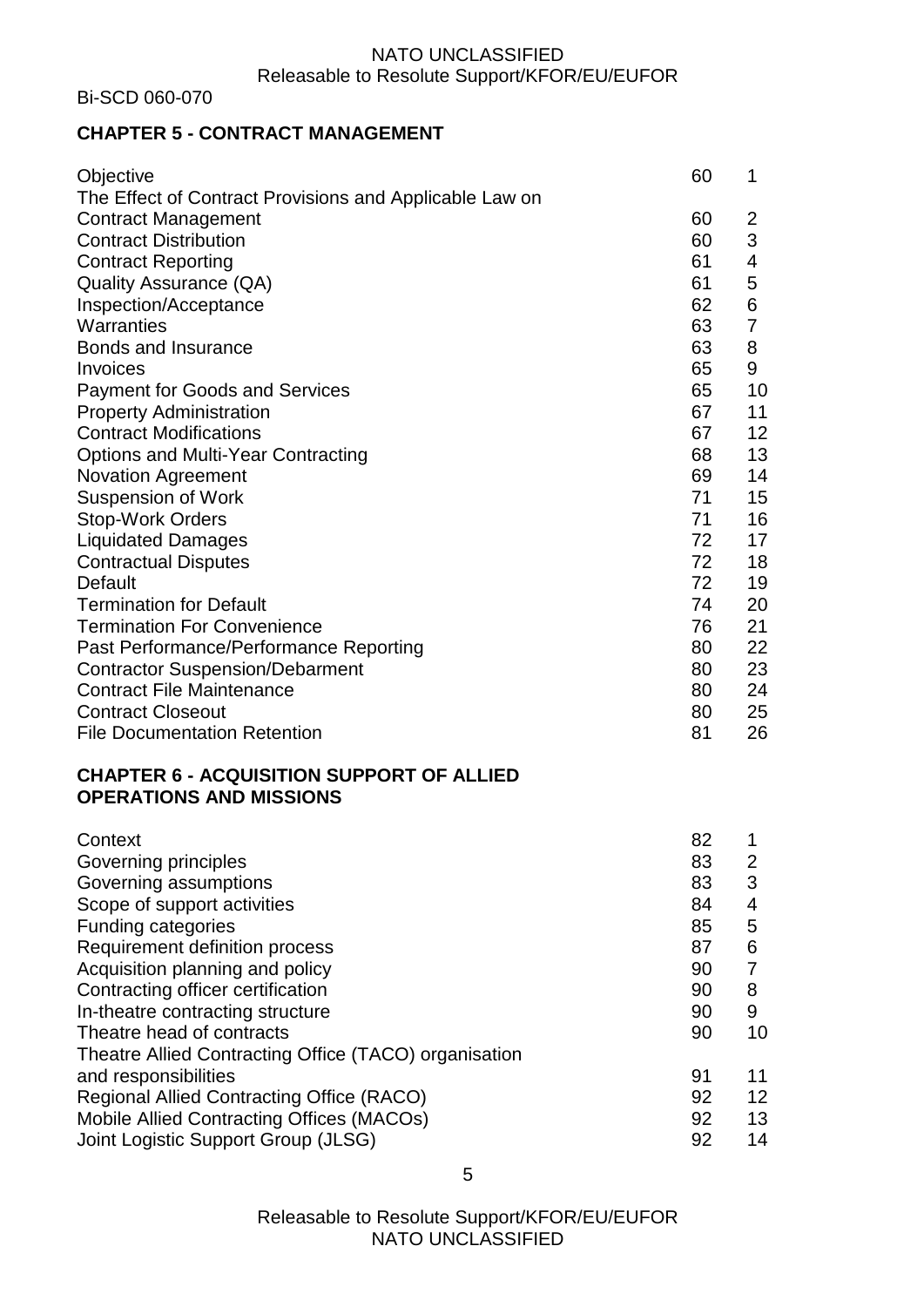## CHAPTER 5 - CONTRACT MANAGEMENT

| | | |
|---|---|---|
| Objective | 60 | 1 |
| The Effect of Contract Provisions and Applicable Law on Contract Management | 60 | 2 |
| Contract Distribution | 60 | 3 |
| Contract Reporting | 61 | 4 |
| Quality Assurance (QA) | 61 | 5 |
| Inspection/Acceptance | 62 | 6 |
| Warranties | 63 | 7 |
| Bonds and Insurance | 63 | 8 |
| Invoices | 65 | 9 |
| Payment for Goods and Services | 65 | 10 |
| Property Administration | 67 | 11 |
| Contract Modifications | 67 | 12 |
| Options and Multi-Year Contracting | 68 | 13 |
| Novation Agreement | 69 | 14 |
| Suspension of Work | 71 | 15 |
| Stop-Work Orders | 71 | 16 |
| Liquidated Damages | 72 | 17 |
| Contractual Disputes | 72 | 18 |
| Default | 72 | 19 |
| Termination for Default | 74 | 20 |
| Termination For Convenience | 76 | 21 |
| Past Performance/Performance Reporting | 80 | 22 |
| Contractor Suspension/Debarment | 80 | 23 |
| Contract File Maintenance | 80 | 24 |
| Contract Closeout | 80 | 25 |
| File Documentation Retention | 81 | 26 |

## CHAPTER 6 - ACQUISITION SUPPORT OF ALLIED OPERATIONS AND MISSIONS

| | | |
|---|---|---|
| Context | 82 | 1 |
| Governing principles | 83 | 2 |
| Governing assumptions | 83 | 3 |
| Scope of support activities | 84 | 4 |
| Funding categories | 85 | 5 |
| Requirement definition process | 87 | 6 |
| Acquisition planning and policy | 90 | 7 |
| Contracting officer certification | 90 | 8 |
| In-theatre contracting structure | 90 | 9 |
| Theatre head of contracts | 90 | 10 |
| Theatre Allied Contracting Office (TACO) organisation and responsibilities | 91 | 11 |
| Regional Allied Contracting Office (RACO) | 92 | 12 |
| Mobile Allied Contracting Offices (MACOs) | 92 | 13 |
| Joint Logistic Support Group (JLSG) | 92 | 14 |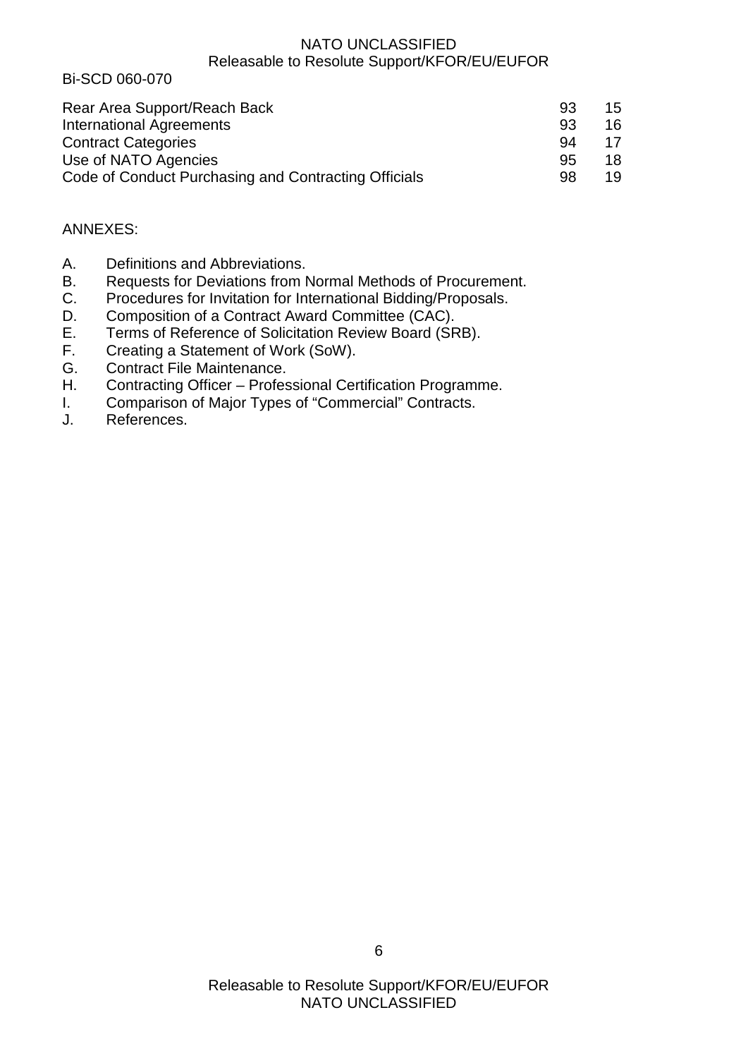| | | |
|---|---|---|
| Rear Area Support/Reach Back | 93 | 15 |
| International Agreements | 93 | 16 |
| Contract Categories | 94 | 17 |
| Use of NATO Agencies | 95 | 18 |
| Code of Conduct Purchasing and Contracting Officials | 98 | 19 |

ANNEXES:

A. Definitions and Abbreviations.
B. Requests for Deviations from Normal Methods of Procurement.
C. Procedures for Invitation for International Bidding/Proposals.
D. Composition of a Contract Award Committee (CAC).
E. Terms of Reference of Solicitation Review Board (SRB).
F. Creating a Statement of Work (SoW).
G. Contract File Maintenance.
H. Contracting Officer – Professional Certification Programme.
I. Comparison of Major Types of “Commercial” Contracts.
J. References.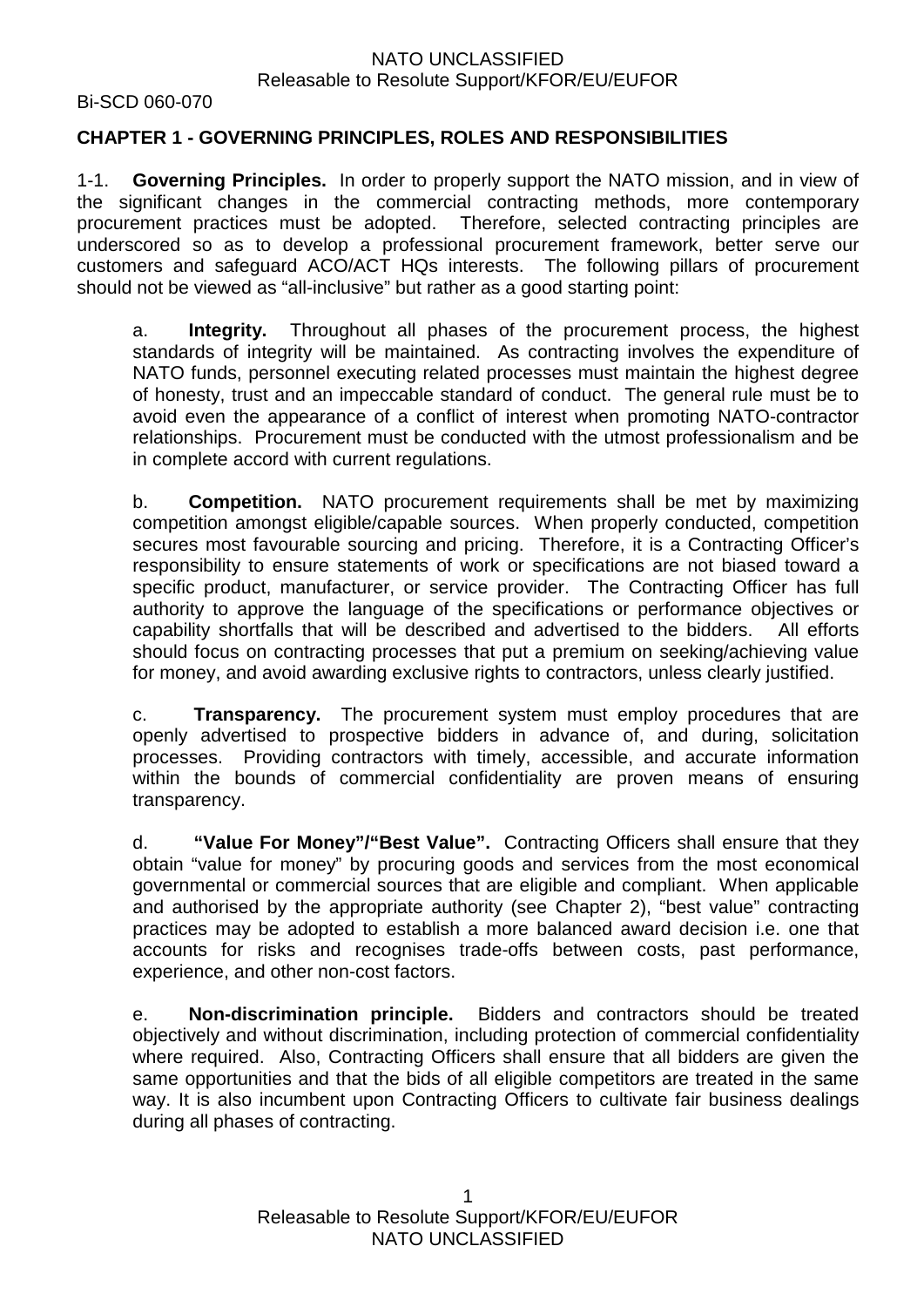## CHAPTER 1 - GOVERNING PRINCIPLES, ROLES AND RESPONSIBILITIES

1-1. **Governing Principles.** In order to properly support the NATO mission, and in view of the significant changes in the commercial contracting methods, more contemporary procurement practices must be adopted. Therefore, selected contracting principles are underscored so as to develop a professional procurement framework, better serve our customers and safeguard ACO/ACT HQs interests. The following pillars of procurement should not be viewed as "all-inclusive" but rather as a good starting point:

a. **Integrity.** Throughout all phases of the procurement process, the highest standards of integrity will be maintained. As contracting involves the expenditure of NATO funds, personnel executing related processes must maintain the highest degree of honesty, trust and an impeccable standard of conduct. The general rule must be to avoid even the appearance of a conflict of interest when promoting NATO-contractor relationships. Procurement must be conducted with the utmost professionalism and be in complete accord with current regulations.

b. **Competition.** NATO procurement requirements shall be met by maximizing competition amongst eligible/capable sources. When properly conducted, competition secures most favourable sourcing and pricing. Therefore, it is a Contracting Officer's responsibility to ensure statements of work or specifications are not biased toward a specific product, manufacturer, or service provider. The Contracting Officer has full authority to approve the language of the specifications or performance objectives or capability shortfalls that will be described and advertised to the bidders. All efforts should focus on contracting processes that put a premium on seeking/achieving value for money, and avoid awarding exclusive rights to contractors, unless clearly justified.

c. **Transparency.** The procurement system must employ procedures that are openly advertised to prospective bidders in advance of, and during, solicitation processes. Providing contractors with timely, accessible, and accurate information within the bounds of commercial confidentiality are proven means of ensuring transparency.

d. **"Value For Money"/"Best Value".** Contracting Officers shall ensure that they obtain "value for money" by procuring goods and services from the most economical governmental or commercial sources that are eligible and compliant. When applicable and authorised by the appropriate authority (see Chapter 2), "best value" contracting practices may be adopted to establish a more balanced award decision i.e. one that accounts for risks and recognises trade-offs between costs, past performance, experience, and other non-cost factors.

e. **Non-discrimination principle.** Bidders and contractors should be treated objectively and without discrimination, including protection of commercial confidentiality where required. Also, Contracting Officers shall ensure that all bidders are given the same opportunities and that the bids of all eligible competitors are treated in the same way. It is also incumbent upon Contracting Officers to cultivate fair business dealings during all phases of contracting.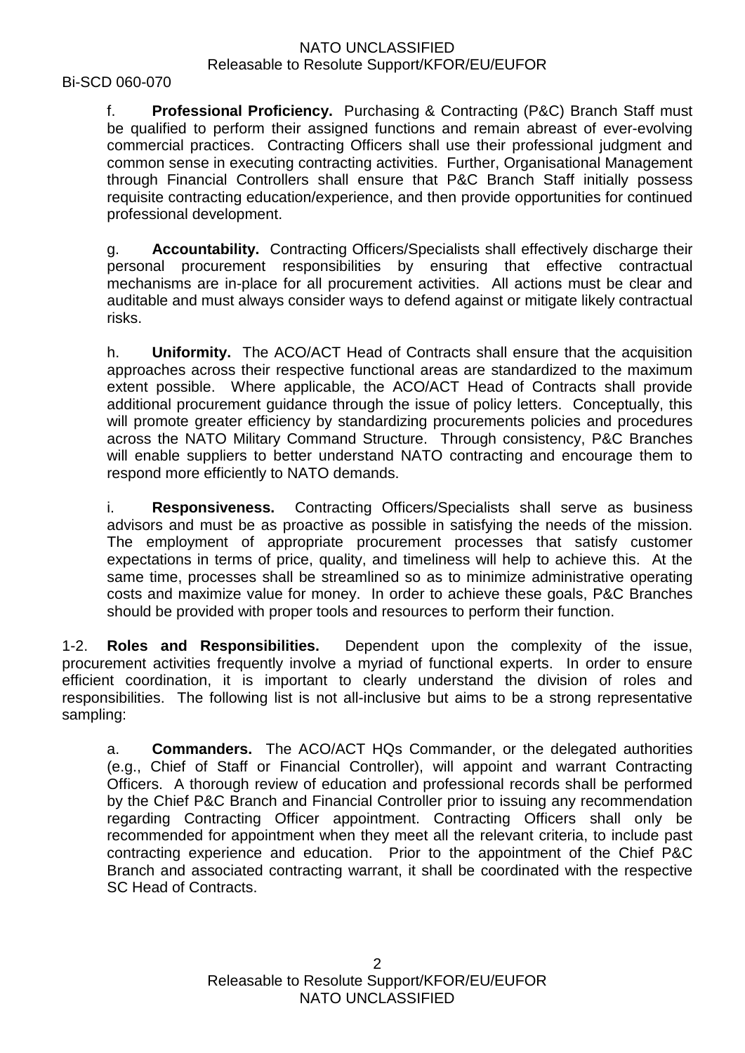f. **Professional Proficiency.** Purchasing & Contracting (P&C) Branch Staff must be qualified to perform their assigned functions and remain abreast of ever-evolving commercial practices. Contracting Officers shall use their professional judgment and common sense in executing contracting activities. Further, Organisational Management through Financial Controllers shall ensure that P&C Branch Staff initially possess requisite contracting education/experience, and then provide opportunities for continued professional development.

g. **Accountability.** Contracting Officers/Specialists shall effectively discharge their personal procurement responsibilities by ensuring that effective contractual mechanisms are in-place for all procurement activities. All actions must be clear and auditable and must always consider ways to defend against or mitigate likely contractual risks.

h. **Uniformity.** The ACO/ACT Head of Contracts shall ensure that the acquisition approaches across their respective functional areas are standardized to the maximum extent possible. Where applicable, the ACO/ACT Head of Contracts shall provide additional procurement guidance through the issue of policy letters. Conceptually, this will promote greater efficiency by standardizing procurements policies and procedures across the NATO Military Command Structure. Through consistency, P&C Branches will enable suppliers to better understand NATO contracting and encourage them to respond more efficiently to NATO demands.

i. **Responsiveness.** Contracting Officers/Specialists shall serve as business advisors and must be as proactive as possible in satisfying the needs of the mission. The employment of appropriate procurement processes that satisfy customer expectations in terms of price, quality, and timeliness will help to achieve this. At the same time, processes shall be streamlined so as to minimize administrative operating costs and maximize value for money. In order to achieve these goals, P&C Branches should be provided with proper tools and resources to perform their function.

1-2. **Roles and Responsibilities.** Dependent upon the complexity of the issue, procurement activities frequently involve a myriad of functional experts. In order to ensure efficient coordination, it is important to clearly understand the division of roles and responsibilities. The following list is not all-inclusive but aims to be a strong representative sampling:

a. **Commanders.** The ACO/ACT HQs Commander, or the delegated authorities (e.g., Chief of Staff or Financial Controller), will appoint and warrant Contracting Officers. A thorough review of education and professional records shall be performed by the Chief P&C Branch and Financial Controller prior to issuing any recommendation regarding Contracting Officer appointment. Contracting Officers shall only be recommended for appointment when they meet all the relevant criteria, to include past contracting experience and education. Prior to the appointment of the Chief P&C Branch and associated contracting warrant, it shall be coordinated with the respective SC Head of Contracts.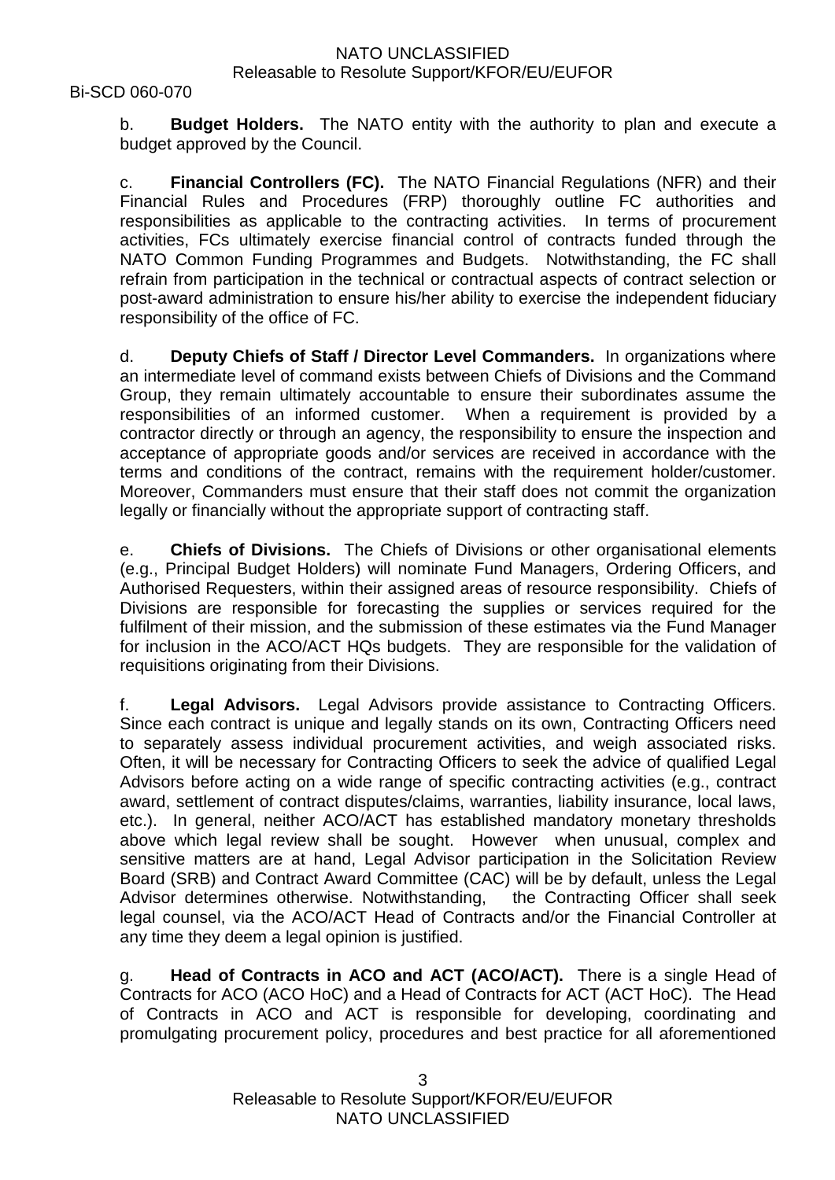b. **Budget Holders.** The NATO entity with the authority to plan and execute a budget approved by the Council.

c. **Financial Controllers (FC).** The NATO Financial Regulations (NFR) and their Financial Rules and Procedures (FRP) thoroughly outline FC authorities and responsibilities as applicable to the contracting activities. In terms of procurement activities, FCs ultimately exercise financial control of contracts funded through the NATO Common Funding Programmes and Budgets. Notwithstanding, the FC shall refrain from participation in the technical or contractual aspects of contract selection or post-award administration to ensure his/her ability to exercise the independent fiduciary responsibility of the office of FC.

d. **Deputy Chiefs of Staff / Director Level Commanders.** In organizations where an intermediate level of command exists between Chiefs of Divisions and the Command Group, they remain ultimately accountable to ensure their subordinates assume the responsibilities of an informed customer. When a requirement is provided by a contractor directly or through an agency, the responsibility to ensure the inspection and acceptance of appropriate goods and/or services are received in accordance with the terms and conditions of the contract, remains with the requirement holder/customer. Moreover, Commanders must ensure that their staff does not commit the organization legally or financially without the appropriate support of contracting staff.

e. **Chiefs of Divisions.** The Chiefs of Divisions or other organisational elements (e.g., Principal Budget Holders) will nominate Fund Managers, Ordering Officers, and Authorised Requesters, within their assigned areas of resource responsibility. Chiefs of Divisions are responsible for forecasting the supplies or services required for the fulfilment of their mission, and the submission of these estimates via the Fund Manager for inclusion in the ACO/ACT HQs budgets. They are responsible for the validation of requisitions originating from their Divisions.

f. **Legal Advisors.** Legal Advisors provide assistance to Contracting Officers. Since each contract is unique and legally stands on its own, Contracting Officers need to separately assess individual procurement activities, and weigh associated risks. Often, it will be necessary for Contracting Officers to seek the advice of qualified Legal Advisors before acting on a wide range of specific contracting activities (e.g., contract award, settlement of contract disputes/claims, warranties, liability insurance, local laws, etc.). In general, neither ACO/ACT has established mandatory monetary thresholds above which legal review shall be sought. However when unusual, complex and sensitive matters are at hand, Legal Advisor participation in the Solicitation Review Board (SRB) and Contract Award Committee (CAC) will be by default, unless the Legal Advisor determines otherwise. Notwithstanding, the Contracting Officer shall seek legal counsel, via the ACO/ACT Head of Contracts and/or the Financial Controller at any time they deem a legal opinion is justified.

g. **Head of Contracts in ACO and ACT (ACO/ACT).** There is a single Head of Contracts for ACO (ACO HoC) and a Head of Contracts for ACT (ACT HoC). The Head of Contracts in ACO and ACT is responsible for developing, coordinating and promulgating procurement policy, procedures and best practice for all aforementioned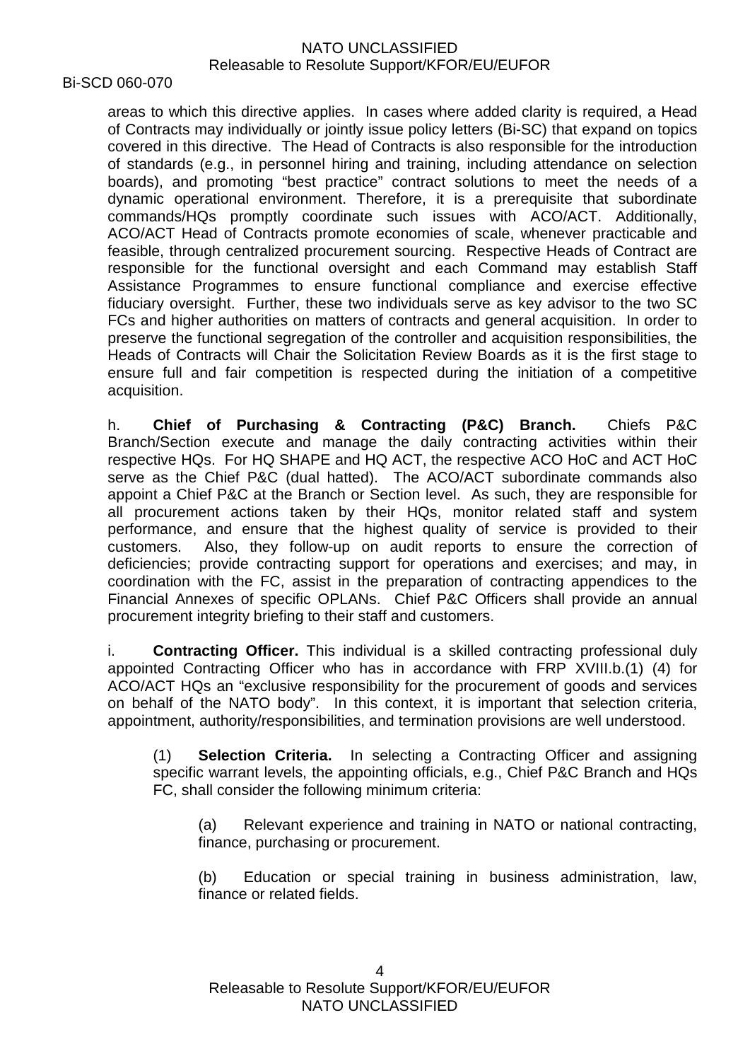areas to which this directive applies. In cases where added clarity is required, a Head of Contracts may individually or jointly issue policy letters (Bi-SC) that expand on topics covered in this directive. The Head of Contracts is also responsible for the introduction of standards (e.g., in personnel hiring and training, including attendance on selection boards), and promoting "best practice" contract solutions to meet the needs of a dynamic operational environment. Therefore, it is a prerequisite that subordinate commands/HQs promptly coordinate such issues with ACO/ACT. Additionally, ACO/ACT Head of Contracts promote economies of scale, whenever practicable and feasible, through centralized procurement sourcing. Respective Heads of Contract are responsible for the functional oversight and each Command may establish Staff Assistance Programmes to ensure functional compliance and exercise effective fiduciary oversight. Further, these two individuals serve as key advisor to the two SC FCs and higher authorities on matters of contracts and general acquisition. In order to preserve the functional segregation of the controller and acquisition responsibilities, the Heads of Contracts will Chair the Solicitation Review Boards as it is the first stage to ensure full and fair competition is respected during the initiation of a competitive acquisition.

h. **Chief of Purchasing & Contracting (P&C) Branch.** Chiefs P&C Branch/Section execute and manage the daily contracting activities within their respective HQs. For HQ SHAPE and HQ ACT, the respective ACO HoC and ACT HoC serve as the Chief P&C (dual hatted). The ACO/ACT subordinate commands also appoint a Chief P&C at the Branch or Section level. As such, they are responsible for all procurement actions taken by their HQs, monitor related staff and system performance, and ensure that the highest quality of service is provided to their customers. Also, they follow-up on audit reports to ensure the correction of deficiencies; provide contracting support for operations and exercises; and may, in coordination with the FC, assist in the preparation of contracting appendices to the Financial Annexes of specific OPLANs. Chief P&C Officers shall provide an annual procurement integrity briefing to their staff and customers.

i. **Contracting Officer.** This individual is a skilled contracting professional duly appointed Contracting Officer who has in accordance with FRP XVIII.b.(1) (4) for ACO/ACT HQs an "exclusive responsibility for the procurement of goods and services on behalf of the NATO body". In this context, it is important that selection criteria, appointment, authority/responsibilities, and termination provisions are well understood.

(1) **Selection Criteria.** In selecting a Contracting Officer and assigning specific warrant levels, the appointing officials, e.g., Chief P&C Branch and HQs FC, shall consider the following minimum criteria:

(a) Relevant experience and training in NATO or national contracting, finance, purchasing or procurement.

(b) Education or special training in business administration, law, finance or related fields.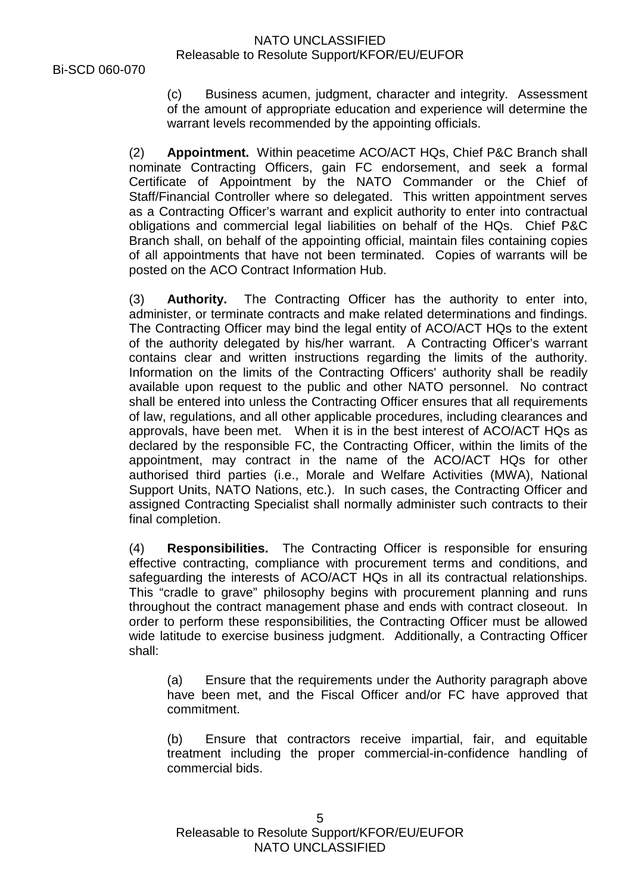(c) Business acumen, judgment, character and integrity. Assessment of the amount of appropriate education and experience will determine the warrant levels recommended by the appointing officials.

(2) **Appointment.** Within peacetime ACO/ACT HQs, Chief P&C Branch shall nominate Contracting Officers, gain FC endorsement, and seek a formal Certificate of Appointment by the NATO Commander or the Chief of Staff/Financial Controller where so delegated. This written appointment serves as a Contracting Officer's warrant and explicit authority to enter into contractual obligations and commercial legal liabilities on behalf of the HQs. Chief P&C Branch shall, on behalf of the appointing official, maintain files containing copies of all appointments that have not been terminated. Copies of warrants will be posted on the ACO Contract Information Hub.

(3) **Authority.** The Contracting Officer has the authority to enter into, administer, or terminate contracts and make related determinations and findings. The Contracting Officer may bind the legal entity of ACO/ACT HQs to the extent of the authority delegated by his/her warrant. A Contracting Officer's warrant contains clear and written instructions regarding the limits of the authority. Information on the limits of the Contracting Officers' authority shall be readily available upon request to the public and other NATO personnel. No contract shall be entered into unless the Contracting Officer ensures that all requirements of law, regulations, and all other applicable procedures, including clearances and approvals, have been met. When it is in the best interest of ACO/ACT HQs as declared by the responsible FC, the Contracting Officer, within the limits of the appointment, may contract in the name of the ACO/ACT HQs for other authorised third parties (i.e., Morale and Welfare Activities (MWA), National Support Units, NATO Nations, etc.). In such cases, the Contracting Officer and assigned Contracting Specialist shall normally administer such contracts to their final completion.

(4) **Responsibilities.** The Contracting Officer is responsible for ensuring effective contracting, compliance with procurement terms and conditions, and safeguarding the interests of ACO/ACT HQs in all its contractual relationships. This "cradle to grave" philosophy begins with procurement planning and runs throughout the contract management phase and ends with contract closeout. In order to perform these responsibilities, the Contracting Officer must be allowed wide latitude to exercise business judgment. Additionally, a Contracting Officer shall:

(a) Ensure that the requirements under the Authority paragraph above have been met, and the Fiscal Officer and/or FC have approved that commitment.

(b) Ensure that contractors receive impartial, fair, and equitable treatment including the proper commercial-in-confidence handling of commercial bids.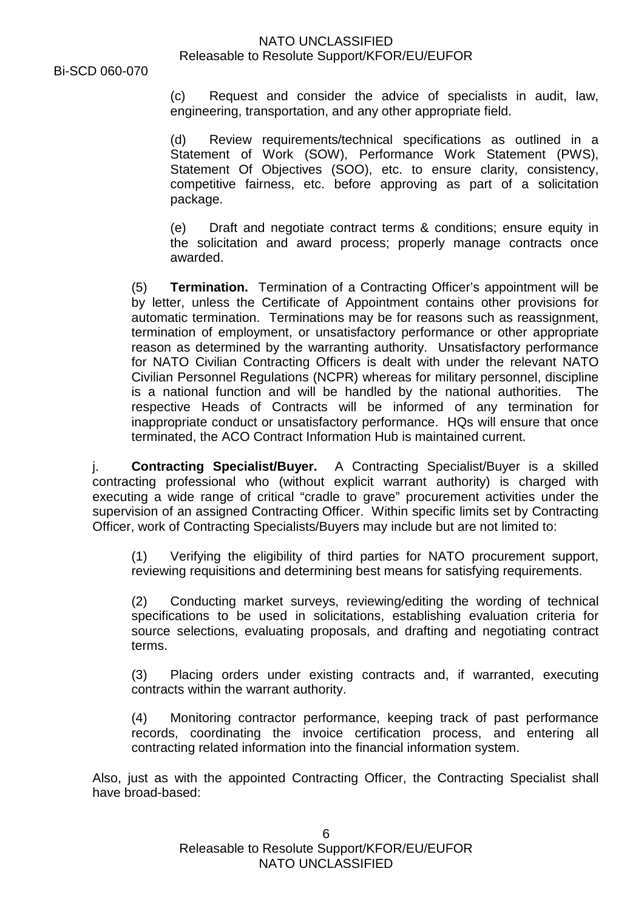(c) Request and consider the advice of specialists in audit, law, engineering, transportation, and any other appropriate field.

(d) Review requirements/technical specifications as outlined in a Statement of Work (SOW), Performance Work Statement (PWS), Statement Of Objectives (SOO), etc. to ensure clarity, consistency, competitive fairness, etc. before approving as part of a solicitation package.

(e) Draft and negotiate contract terms & conditions; ensure equity in the solicitation and award process; properly manage contracts once awarded.

(5) **Termination.** Termination of a Contracting Officer's appointment will be by letter, unless the Certificate of Appointment contains other provisions for automatic termination. Terminations may be for reasons such as reassignment, termination of employment, or unsatisfactory performance or other appropriate reason as determined by the warranting authority. Unsatisfactory performance for NATO Civilian Contracting Officers is dealt with under the relevant NATO Civilian Personnel Regulations (NCPR) whereas for military personnel, discipline is a national function and will be handled by the national authorities. The respective Heads of Contracts will be informed of any termination for inappropriate conduct or unsatisfactory performance. HQs will ensure that once terminated, the ACO Contract Information Hub is maintained current.

j. **Contracting Specialist/Buyer.** A Contracting Specialist/Buyer is a skilled contracting professional who (without explicit warrant authority) is charged with executing a wide range of critical "cradle to grave" procurement activities under the supervision of an assigned Contracting Officer. Within specific limits set by Contracting Officer, work of Contracting Specialists/Buyers may include but are not limited to:

(1) Verifying the eligibility of third parties for NATO procurement support, reviewing requisitions and determining best means for satisfying requirements.

(2) Conducting market surveys, reviewing/editing the wording of technical specifications to be used in solicitations, establishing evaluation criteria for source selections, evaluating proposals, and drafting and negotiating contract terms.

(3) Placing orders under existing contracts and, if warranted, executing contracts within the warrant authority.

(4) Monitoring contractor performance, keeping track of past performance records, coordinating the invoice certification process, and entering all contracting related information into the financial information system.

Also, just as with the appointed Contracting Officer, the Contracting Specialist shall have broad-based: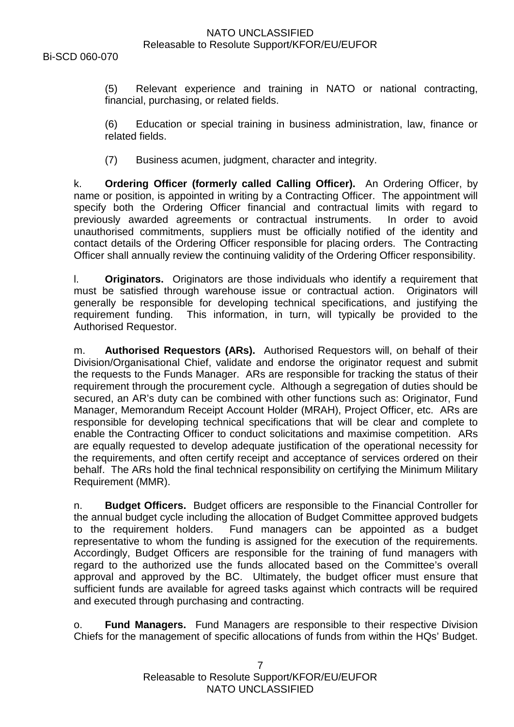(5) Relevant experience and training in NATO or national contracting, financial, purchasing, or related fields.

(6) Education or special training in business administration, law, finance or related fields.

(7) Business acumen, judgment, character and integrity.

k. **Ordering Officer (formerly called Calling Officer).** An Ordering Officer, by name or position, is appointed in writing by a Contracting Officer. The appointment will specify both the Ordering Officer financial and contractual limits with regard to previously awarded agreements or contractual instruments. In order to avoid unauthorised commitments, suppliers must be officially notified of the identity and contact details of the Ordering Officer responsible for placing orders. The Contracting Officer shall annually review the continuing validity of the Ordering Officer responsibility.

l. **Originators.** Originators are those individuals who identify a requirement that must be satisfied through warehouse issue or contractual action. Originators will generally be responsible for developing technical specifications, and justifying the requirement funding. This information, in turn, will typically be provided to the Authorised Requestor.

m. **Authorised Requestors (ARs).** Authorised Requestors will, on behalf of their Division/Organisational Chief, validate and endorse the originator request and submit the requests to the Funds Manager. ARs are responsible for tracking the status of their requirement through the procurement cycle. Although a segregation of duties should be secured, an AR's duty can be combined with other functions such as: Originator, Fund Manager, Memorandum Receipt Account Holder (MRAH), Project Officer, etc. ARs are responsible for developing technical specifications that will be clear and complete to enable the Contracting Officer to conduct solicitations and maximise competition. ARs are equally requested to develop adequate justification of the operational necessity for the requirements, and often certify receipt and acceptance of services ordered on their behalf. The ARs hold the final technical responsibility on certifying the Minimum Military Requirement (MMR).

n. **Budget Officers.** Budget officers are responsible to the Financial Controller for the annual budget cycle including the allocation of Budget Committee approved budgets to the requirement holders. Fund managers can be appointed as a budget representative to whom the funding is assigned for the execution of the requirements. Accordingly, Budget Officers are responsible for the training of fund managers with regard to the authorized use the funds allocated based on the Committee's overall approval and approved by the BC. Ultimately, the budget officer must ensure that sufficient funds are available for agreed tasks against which contracts will be required and executed through purchasing and contracting.

o. **Fund Managers.** Fund Managers are responsible to their respective Division Chiefs for the management of specific allocations of funds from within the HQs' Budget.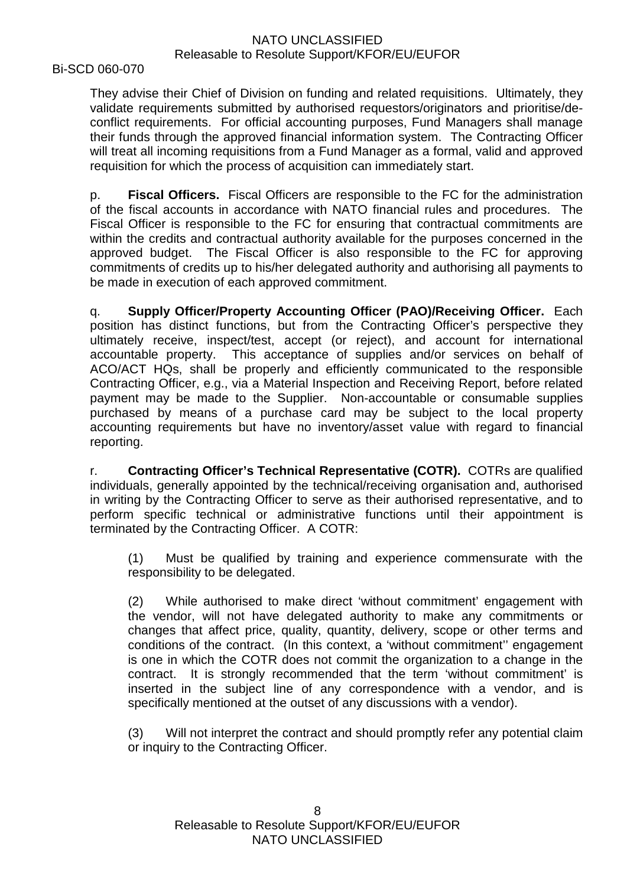They advise their Chief of Division on funding and related requisitions. Ultimately, they validate requirements submitted by authorised requestors/originators and prioritise/de-conflict requirements. For official accounting purposes, Fund Managers shall manage their funds through the approved financial information system. The Contracting Officer will treat all incoming requisitions from a Fund Manager as a formal, valid and approved requisition for which the process of acquisition can immediately start.

p. **Fiscal Officers.** Fiscal Officers are responsible to the FC for the administration of the fiscal accounts in accordance with NATO financial rules and procedures. The Fiscal Officer is responsible to the FC for ensuring that contractual commitments are within the credits and contractual authority available for the purposes concerned in the approved budget. The Fiscal Officer is also responsible to the FC for approving commitments of credits up to his/her delegated authority and authorising all payments to be made in execution of each approved commitment.

q. **Supply Officer/Property Accounting Officer (PAO)/Receiving Officer.** Each position has distinct functions, but from the Contracting Officer's perspective they ultimately receive, inspect/test, accept (or reject), and account for international accountable property. This acceptance of supplies and/or services on behalf of ACO/ACT HQs, shall be properly and efficiently communicated to the responsible Contracting Officer, e.g., via a Material Inspection and Receiving Report, before related payment may be made to the Supplier. Non-accountable or consumable supplies purchased by means of a purchase card may be subject to the local property accounting requirements but have no inventory/asset value with regard to financial reporting.

r. **Contracting Officer's Technical Representative (COTR).** COTRs are qualified individuals, generally appointed by the technical/receiving organisation and, authorised in writing by the Contracting Officer to serve as their authorised representative, and to perform specific technical or administrative functions until their appointment is terminated by the Contracting Officer. A COTR:

(1) Must be qualified by training and experience commensurate with the responsibility to be delegated.

(2) While authorised to make direct 'without commitment' engagement with the vendor, will not have delegated authority to make any commitments or changes that affect price, quality, quantity, delivery, scope or other terms and conditions of the contract. (In this context, a 'without commitment'' engagement is one in which the COTR does not commit the organization to a change in the contract. It is strongly recommended that the term 'without commitment' is inserted in the subject line of any correspondence with a vendor, and is specifically mentioned at the outset of any discussions with a vendor).

(3) Will not interpret the contract and should promptly refer any potential claim or inquiry to the Contracting Officer.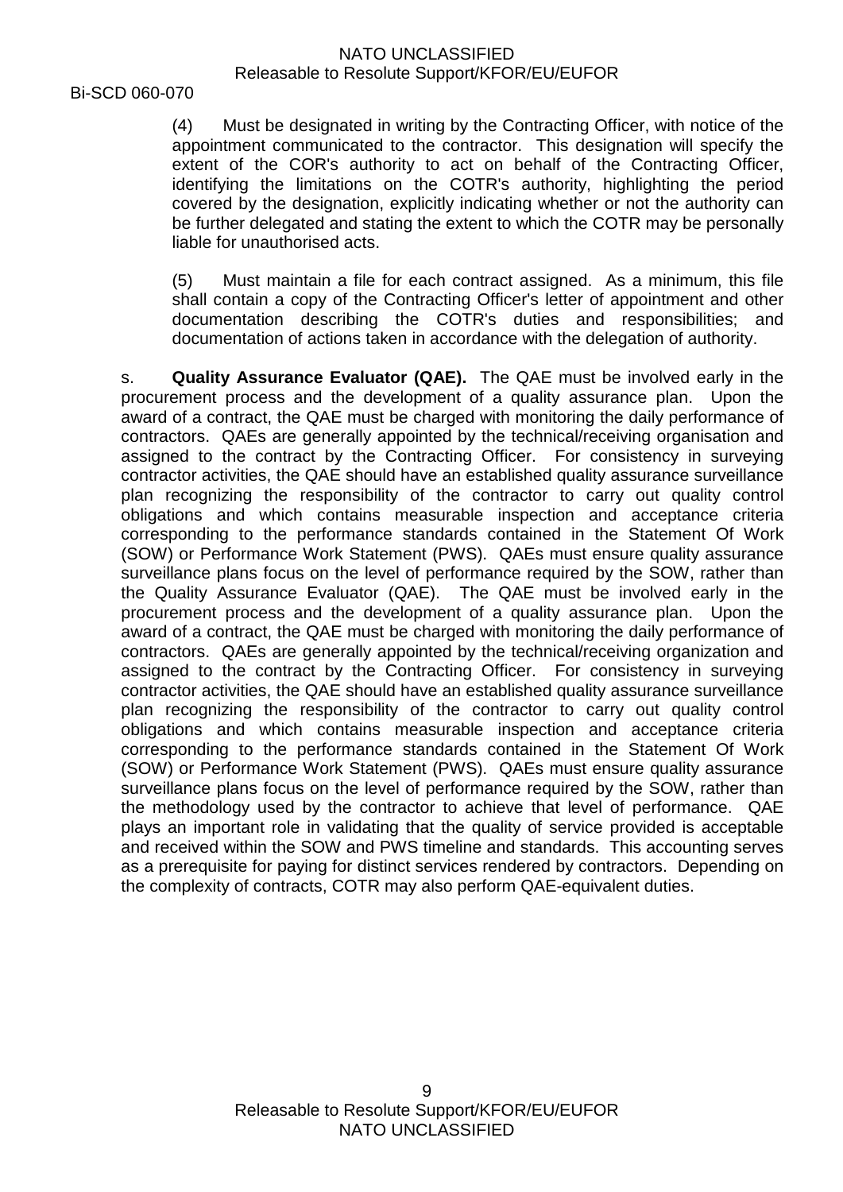(4) Must be designated in writing by the Contracting Officer, with notice of the appointment communicated to the contractor. This designation will specify the extent of the COR's authority to act on behalf of the Contracting Officer, identifying the limitations on the COTR's authority, highlighting the period covered by the designation, explicitly indicating whether or not the authority can be further delegated and stating the extent to which the COTR may be personally liable for unauthorised acts.

(5) Must maintain a file for each contract assigned. As a minimum, this file shall contain a copy of the Contracting Officer's letter of appointment and other documentation describing the COTR's duties and responsibilities; and documentation of actions taken in accordance with the delegation of authority.

s. **Quality Assurance Evaluator (QAE).** The QAE must be involved early in the procurement process and the development of a quality assurance plan. Upon the award of a contract, the QAE must be charged with monitoring the daily performance of contractors. QAEs are generally appointed by the technical/receiving organisation and assigned to the contract by the Contracting Officer. For consistency in surveying contractor activities, the QAE should have an established quality assurance surveillance plan recognizing the responsibility of the contractor to carry out quality control obligations and which contains measurable inspection and acceptance criteria corresponding to the performance standards contained in the Statement Of Work (SOW) or Performance Work Statement (PWS). QAEs must ensure quality assurance surveillance plans focus on the level of performance required by the SOW, rather than the Quality Assurance Evaluator (QAE). The QAE must be involved early in the procurement process and the development of a quality assurance plan. Upon the award of a contract, the QAE must be charged with monitoring the daily performance of contractors. QAEs are generally appointed by the technical/receiving organization and assigned to the contract by the Contracting Officer. For consistency in surveying contractor activities, the QAE should have an established quality assurance surveillance plan recognizing the responsibility of the contractor to carry out quality control obligations and which contains measurable inspection and acceptance criteria corresponding to the performance standards contained in the Statement Of Work (SOW) or Performance Work Statement (PWS). QAEs must ensure quality assurance surveillance plans focus on the level of performance required by the SOW, rather than the methodology used by the contractor to achieve that level of performance. QAE plays an important role in validating that the quality of service provided is acceptable and received within the SOW and PWS timeline and standards. This accounting serves as a prerequisite for paying for distinct services rendered by contractors. Depending on the complexity of contracts, COTR may also perform QAE-equivalent duties.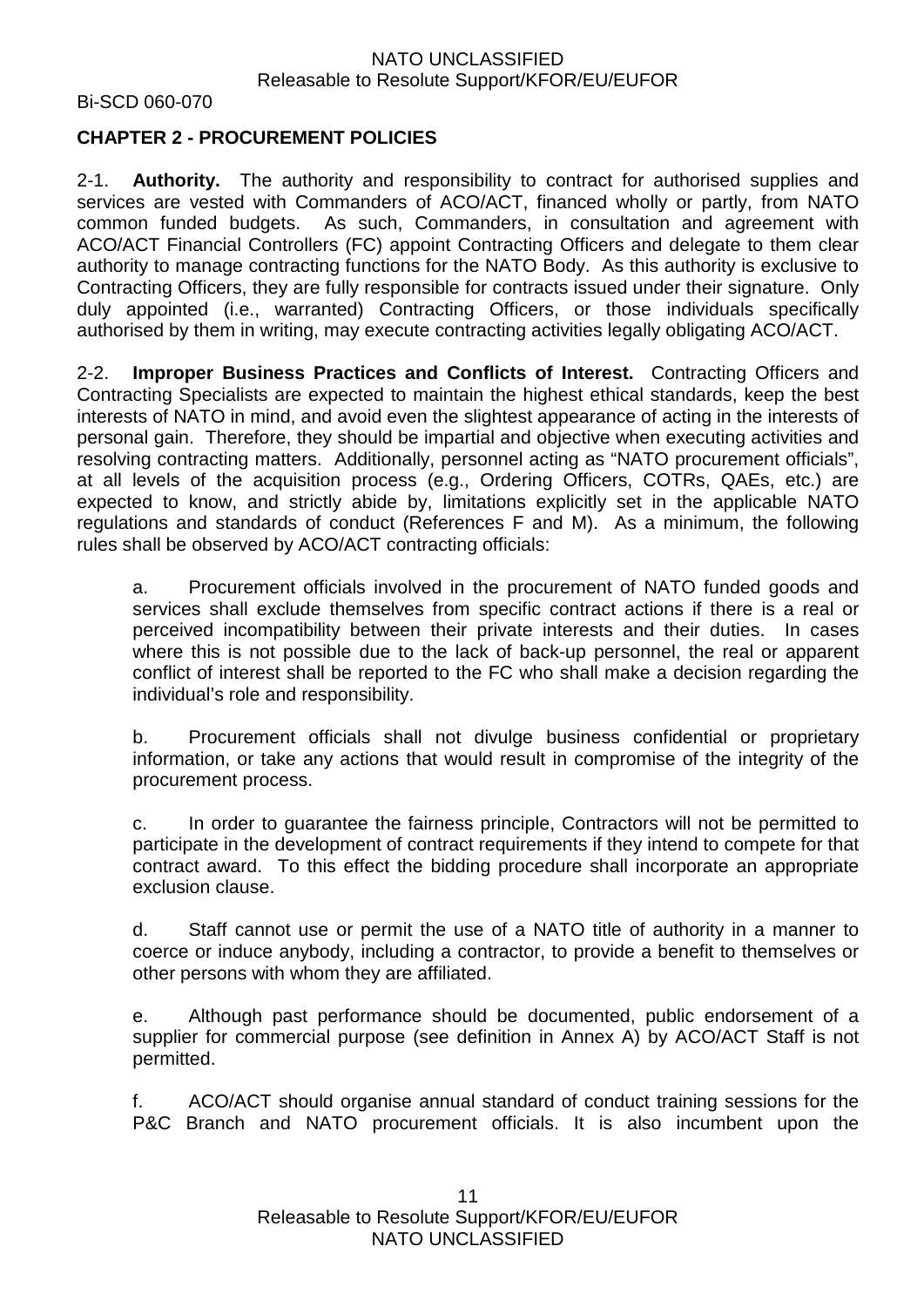## CHAPTER 2 - PROCUREMENT POLICIES

2-1. **Authority.** The authority and responsibility to contract for authorised supplies and services are vested with Commanders of ACO/ACT, financed wholly or partly, from NATO common funded budgets. As such, Commanders, in consultation and agreement with ACO/ACT Financial Controllers (FC) appoint Contracting Officers and delegate to them clear authority to manage contracting functions for the NATO Body. As this authority is exclusive to Contracting Officers, they are fully responsible for contracts issued under their signature. Only duly appointed (i.e., warranted) Contracting Officers, or those individuals specifically authorised by them in writing, may execute contracting activities legally obligating ACO/ACT.

2-2. **Improper Business Practices and Conflicts of Interest.** Contracting Officers and Contracting Specialists are expected to maintain the highest ethical standards, keep the best interests of NATO in mind, and avoid even the slightest appearance of acting in the interests of personal gain. Therefore, they should be impartial and objective when executing activities and resolving contracting matters. Additionally, personnel acting as "NATO procurement officials", at all levels of the acquisition process (e.g., Ordering Officers, COTRs, QAEs, etc.) are expected to know, and strictly abide by, limitations explicitly set in the applicable NATO regulations and standards of conduct (References F and M). As a minimum, the following rules shall be observed by ACO/ACT contracting officials:

a. Procurement officials involved in the procurement of NATO funded goods and services shall exclude themselves from specific contract actions if there is a real or perceived incompatibility between their private interests and their duties. In cases where this is not possible due to the lack of back-up personnel, the real or apparent conflict of interest shall be reported to the FC who shall make a decision regarding the individual's role and responsibility.

b. Procurement officials shall not divulge business confidential or proprietary information, or take any actions that would result in compromise of the integrity of the procurement process.

c. In order to guarantee the fairness principle, Contractors will not be permitted to participate in the development of contract requirements if they intend to compete for that contract award. To this effect the bidding procedure shall incorporate an appropriate exclusion clause.

d. Staff cannot use or permit the use of a NATO title of authority in a manner to coerce or induce anybody, including a contractor, to provide a benefit to themselves or other persons with whom they are affiliated.

e. Although past performance should be documented, public endorsement of a supplier for commercial purpose (see definition in Annex A) by ACO/ACT Staff is not permitted.

f. ACO/ACT should organise annual standard of conduct training sessions for the P&C Branch and NATO procurement officials. It is also incumbent upon the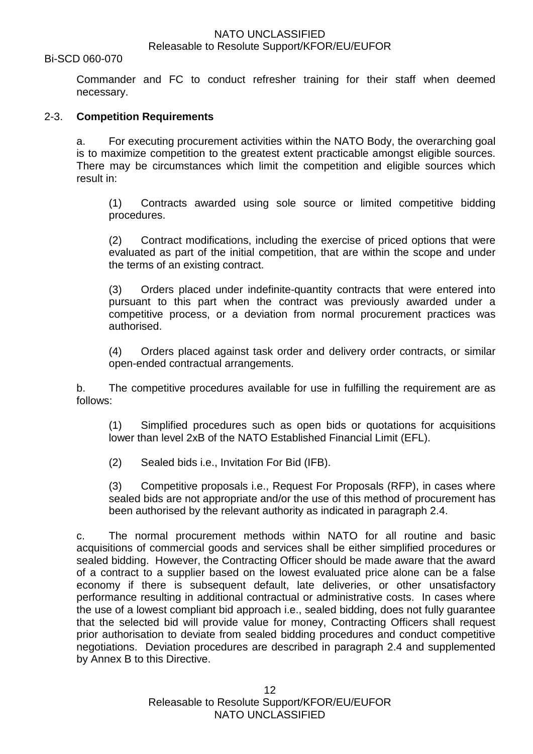Commander and FC to conduct refresher training for their staff when deemed necessary.

## 2-3. **Competition Requirements**

a. For executing procurement activities within the NATO Body, the overarching goal is to maximize competition to the greatest extent practicable amongst eligible sources. There may be circumstances which limit the competition and eligible sources which result in:

(1) Contracts awarded using sole source or limited competitive bidding procedures.

(2) Contract modifications, including the exercise of priced options that were evaluated as part of the initial competition, that are within the scope and under the terms of an existing contract.

(3) Orders placed under indefinite-quantity contracts that were entered into pursuant to this part when the contract was previously awarded under a competitive process, or a deviation from normal procurement practices was authorised.

(4) Orders placed against task order and delivery order contracts, or similar open-ended contractual arrangements.

b. The competitive procedures available for use in fulfilling the requirement are as follows:

(1) Simplified procedures such as open bids or quotations for acquisitions lower than level 2xB of the NATO Established Financial Limit (EFL).

(2) Sealed bids i.e., Invitation For Bid (IFB).

(3) Competitive proposals i.e., Request For Proposals (RFP), in cases where sealed bids are not appropriate and/or the use of this method of procurement has been authorised by the relevant authority as indicated in paragraph 2.4.

c. The normal procurement methods within NATO for all routine and basic acquisitions of commercial goods and services shall be either simplified procedures or sealed bidding. However, the Contracting Officer should be made aware that the award of a contract to a supplier based on the lowest evaluated price alone can be a false economy if there is subsequent default, late deliveries, or other unsatisfactory performance resulting in additional contractual or administrative costs. In cases where the use of a lowest compliant bid approach i.e., sealed bidding, does not fully guarantee that the selected bid will provide value for money, Contracting Officers shall request prior authorisation to deviate from sealed bidding procedures and conduct competitive negotiations. Deviation procedures are described in paragraph 2.4 and supplemented by Annex B to this Directive.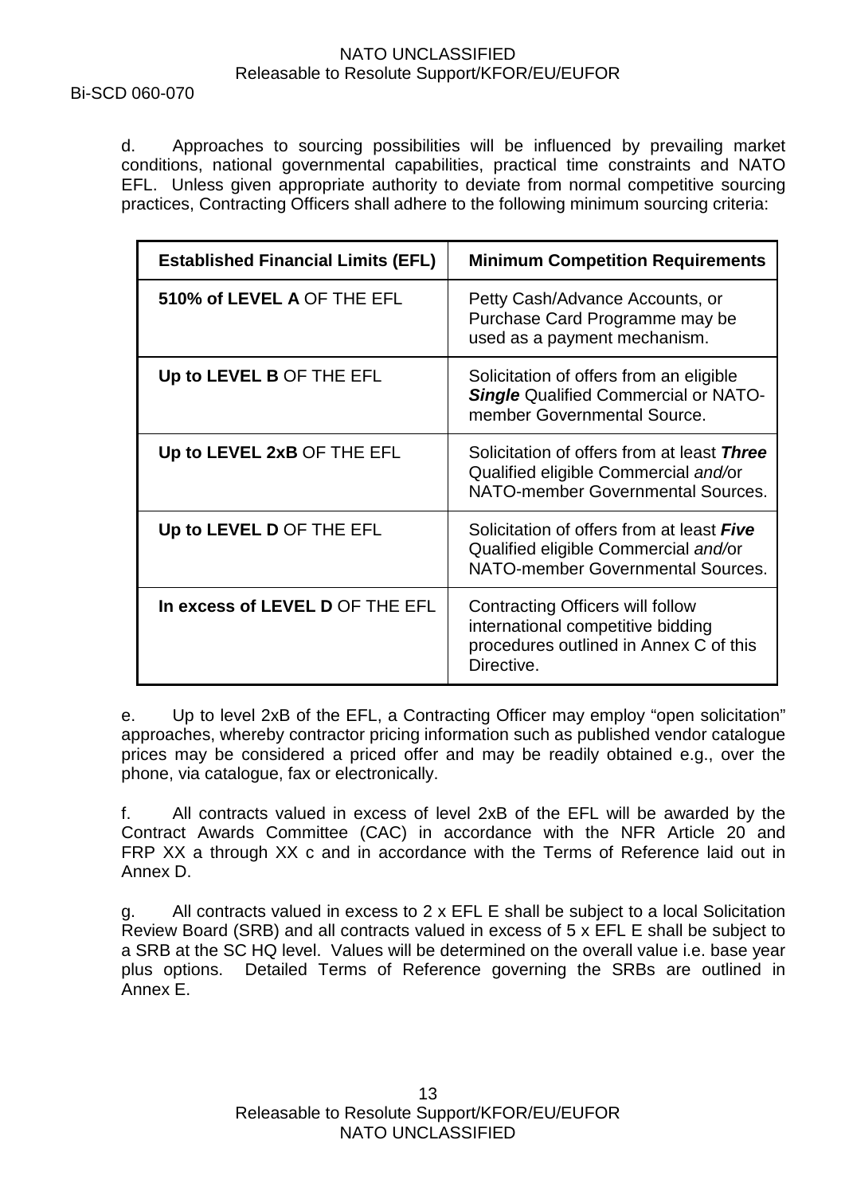d. Approaches to sourcing possibilities will be influenced by prevailing market conditions, national governmental capabilities, practical time constraints and NATO EFL. Unless given appropriate authority to deviate from normal competitive sourcing practices, Contracting Officers shall adhere to the following minimum sourcing criteria:

| **Established Financial Limits (EFL)** | **Minimum Competition Requirements** |
|---|---|
| **510% of LEVEL A** OF THE EFL | Petty Cash/Advance Accounts, or Purchase Card Programme may be used as a payment mechanism. |
| **Up to LEVEL B** OF THE EFL | Solicitation of offers from an eligible ***Single*** Qualified Commercial or NATO-member Governmental Source. |
| **Up to LEVEL 2xB** OF THE EFL | Solicitation of offers from at least ***Three*** Qualified eligible Commercial *and/*or NATO-member Governmental Sources. |
| **Up to LEVEL D** OF THE EFL | Solicitation of offers from at least ***Five*** Qualified eligible Commercial *and/*or NATO-member Governmental Sources. |
| **In excess of LEVEL D** OF THE EFL | Contracting Officers will follow international competitive bidding procedures outlined in Annex C of this Directive. |

e. Up to level 2xB of the EFL, a Contracting Officer may employ "open solicitation" approaches, whereby contractor pricing information such as published vendor catalogue prices may be considered a priced offer and may be readily obtained e.g., over the phone, via catalogue, fax or electronically.

f. All contracts valued in excess of level 2xB of the EFL will be awarded by the Contract Awards Committee (CAC) in accordance with the NFR Article 20 and FRP XX a through XX c and in accordance with the Terms of Reference laid out in Annex D.

g. All contracts valued in excess to 2 x EFL E shall be subject to a local Solicitation Review Board (SRB) and all contracts valued in excess of 5 x EFL E shall be subject to a SRB at the SC HQ level. Values will be determined on the overall value i.e. base year plus options. Detailed Terms of Reference governing the SRBs are outlined in Annex E.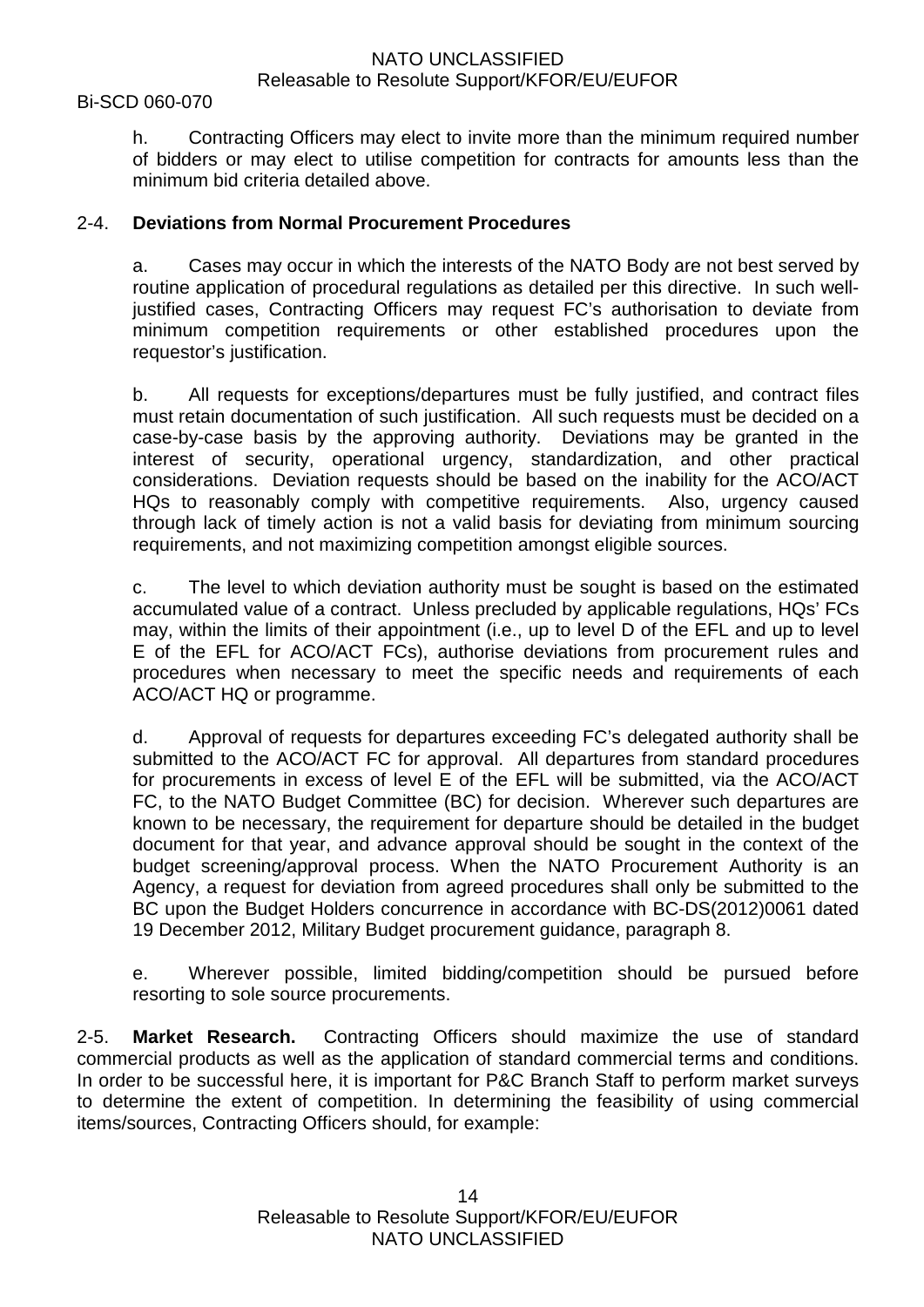h. Contracting Officers may elect to invite more than the minimum required number of bidders or may elect to utilise competition for contracts for amounts less than the minimum bid criteria detailed above.

2-4. **Deviations from Normal Procurement Procedures**

a. Cases may occur in which the interests of the NATO Body are not best served by routine application of procedural regulations as detailed per this directive. In such well-justified cases, Contracting Officers may request FC's authorisation to deviate from minimum competition requirements or other established procedures upon the requestor's justification.

b. All requests for exceptions/departures must be fully justified, and contract files must retain documentation of such justification. All such requests must be decided on a case-by-case basis by the approving authority. Deviations may be granted in the interest of security, operational urgency, standardization, and other practical considerations. Deviation requests should be based on the inability for the ACO/ACT HQs to reasonably comply with competitive requirements. Also, urgency caused through lack of timely action is not a valid basis for deviating from minimum sourcing requirements, and not maximizing competition amongst eligible sources.

c. The level to which deviation authority must be sought is based on the estimated accumulated value of a contract. Unless precluded by applicable regulations, HQs' FCs may, within the limits of their appointment (i.e., up to level D of the EFL and up to level E of the EFL for ACO/ACT FCs), authorise deviations from procurement rules and procedures when necessary to meet the specific needs and requirements of each ACO/ACT HQ or programme.

d. Approval of requests for departures exceeding FC's delegated authority shall be submitted to the ACO/ACT FC for approval. All departures from standard procedures for procurements in excess of level E of the EFL will be submitted, via the ACO/ACT FC, to the NATO Budget Committee (BC) for decision. Wherever such departures are known to be necessary, the requirement for departure should be detailed in the budget document for that year, and advance approval should be sought in the context of the budget screening/approval process. When the NATO Procurement Authority is an Agency, a request for deviation from agreed procedures shall only be submitted to the BC upon the Budget Holders concurrence in accordance with BC-DS(2012)0061 dated 19 December 2012, Military Budget procurement guidance, paragraph 8.

e. Wherever possible, limited bidding/competition should be pursued before resorting to sole source procurements.

2-5. **Market Research.** Contracting Officers should maximize the use of standard commercial products as well as the application of standard commercial terms and conditions. In order to be successful here, it is important for P&C Branch Staff to perform market surveys to determine the extent of competition. In determining the feasibility of using commercial items/sources, Contracting Officers should, for example: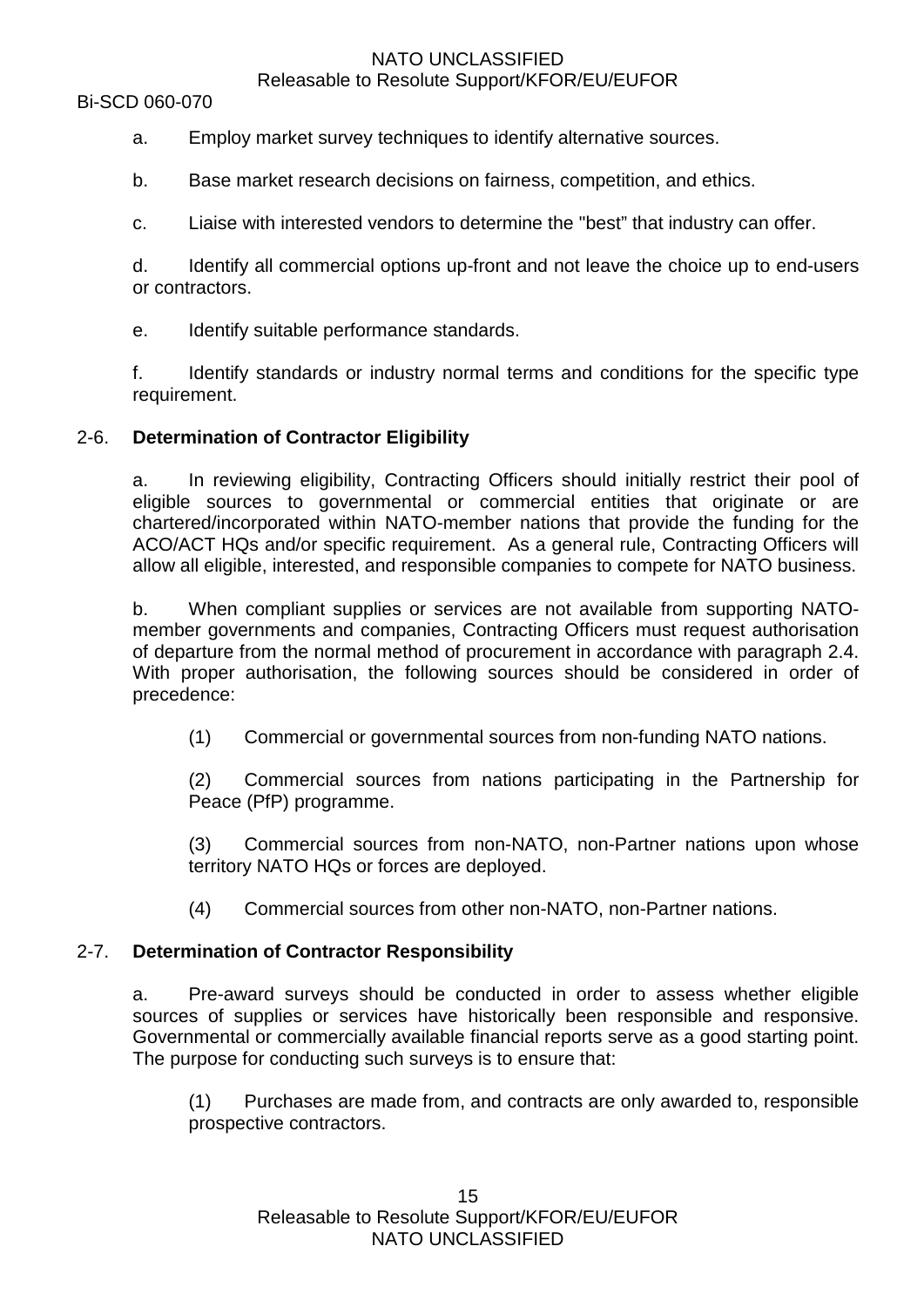a. Employ market survey techniques to identify alternative sources.

b. Base market research decisions on fairness, competition, and ethics.

c. Liaise with interested vendors to determine the "best" that industry can offer.

d. Identify all commercial options up-front and not leave the choice up to end-users or contractors.

e. Identify suitable performance standards.

f. Identify standards or industry normal terms and conditions for the specific type requirement.

## 2-6. **Determination of Contractor Eligibility**

a. In reviewing eligibility, Contracting Officers should initially restrict their pool of eligible sources to governmental or commercial entities that originate or are chartered/incorporated within NATO-member nations that provide the funding for the ACO/ACT HQs and/or specific requirement. As a general rule, Contracting Officers will allow all eligible, interested, and responsible companies to compete for NATO business.

b. When compliant supplies or services are not available from supporting NATO-member governments and companies, Contracting Officers must request authorisation of departure from the normal method of procurement in accordance with paragraph 2.4. With proper authorisation, the following sources should be considered in order of precedence:

(1) Commercial or governmental sources from non-funding NATO nations.

(2) Commercial sources from nations participating in the Partnership for Peace (PfP) programme.

(3) Commercial sources from non-NATO, non-Partner nations upon whose territory NATO HQs or forces are deployed.

(4) Commercial sources from other non-NATO, non-Partner nations.

## 2-7. **Determination of Contractor Responsibility**

a. Pre-award surveys should be conducted in order to assess whether eligible sources of supplies or services have historically been responsible and responsive. Governmental or commercially available financial reports serve as a good starting point. The purpose for conducting such surveys is to ensure that:

(1) Purchases are made from, and contracts are only awarded to, responsible prospective contractors.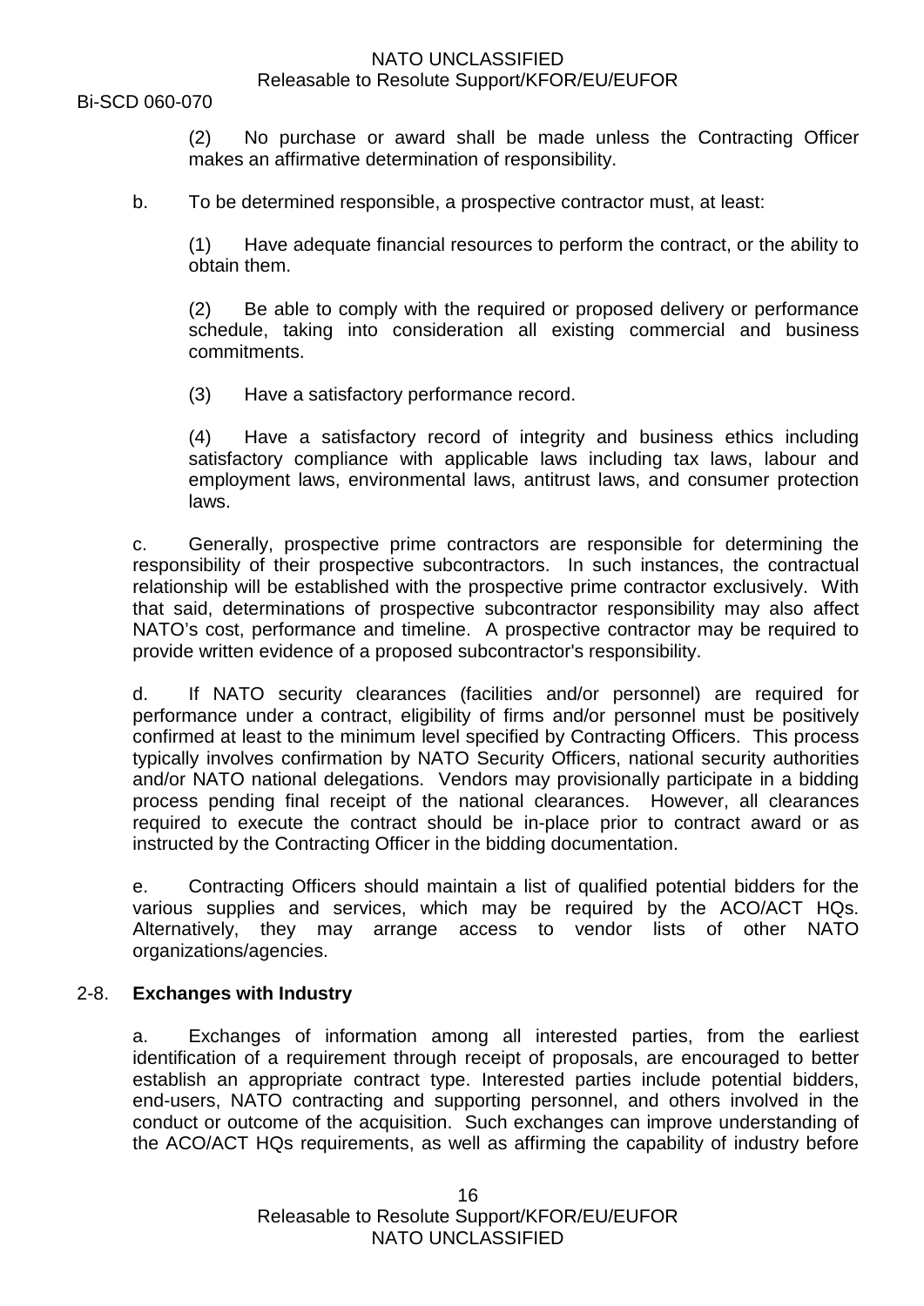(2) No purchase or award shall be made unless the Contracting Officer makes an affirmative determination of responsibility.

b. To be determined responsible, a prospective contractor must, at least:

(1) Have adequate financial resources to perform the contract, or the ability to obtain them.

(2) Be able to comply with the required or proposed delivery or performance schedule, taking into consideration all existing commercial and business commitments.

(3) Have a satisfactory performance record.

(4) Have a satisfactory record of integrity and business ethics including satisfactory compliance with applicable laws including tax laws, labour and employment laws, environmental laws, antitrust laws, and consumer protection laws.

c. Generally, prospective prime contractors are responsible for determining the responsibility of their prospective subcontractors. In such instances, the contractual relationship will be established with the prospective prime contractor exclusively. With that said, determinations of prospective subcontractor responsibility may also affect NATO's cost, performance and timeline. A prospective contractor may be required to provide written evidence of a proposed subcontractor's responsibility.

d. If NATO security clearances (facilities and/or personnel) are required for performance under a contract, eligibility of firms and/or personnel must be positively confirmed at least to the minimum level specified by Contracting Officers. This process typically involves confirmation by NATO Security Officers, national security authorities and/or NATO national delegations. Vendors may provisionally participate in a bidding process pending final receipt of the national clearances. However, all clearances required to execute the contract should be in-place prior to contract award or as instructed by the Contracting Officer in the bidding documentation.

e. Contracting Officers should maintain a list of qualified potential bidders for the various supplies and services, which may be required by the ACO/ACT HQs. Alternatively, they may arrange access to vendor lists of other NATO organizations/agencies.

## 2-8. **Exchanges with Industry**

a. Exchanges of information among all interested parties, from the earliest identification of a requirement through receipt of proposals, are encouraged to better establish an appropriate contract type. Interested parties include potential bidders, end-users, NATO contracting and supporting personnel, and others involved in the conduct or outcome of the acquisition. Such exchanges can improve understanding of the ACO/ACT HQs requirements, as well as affirming the capability of industry before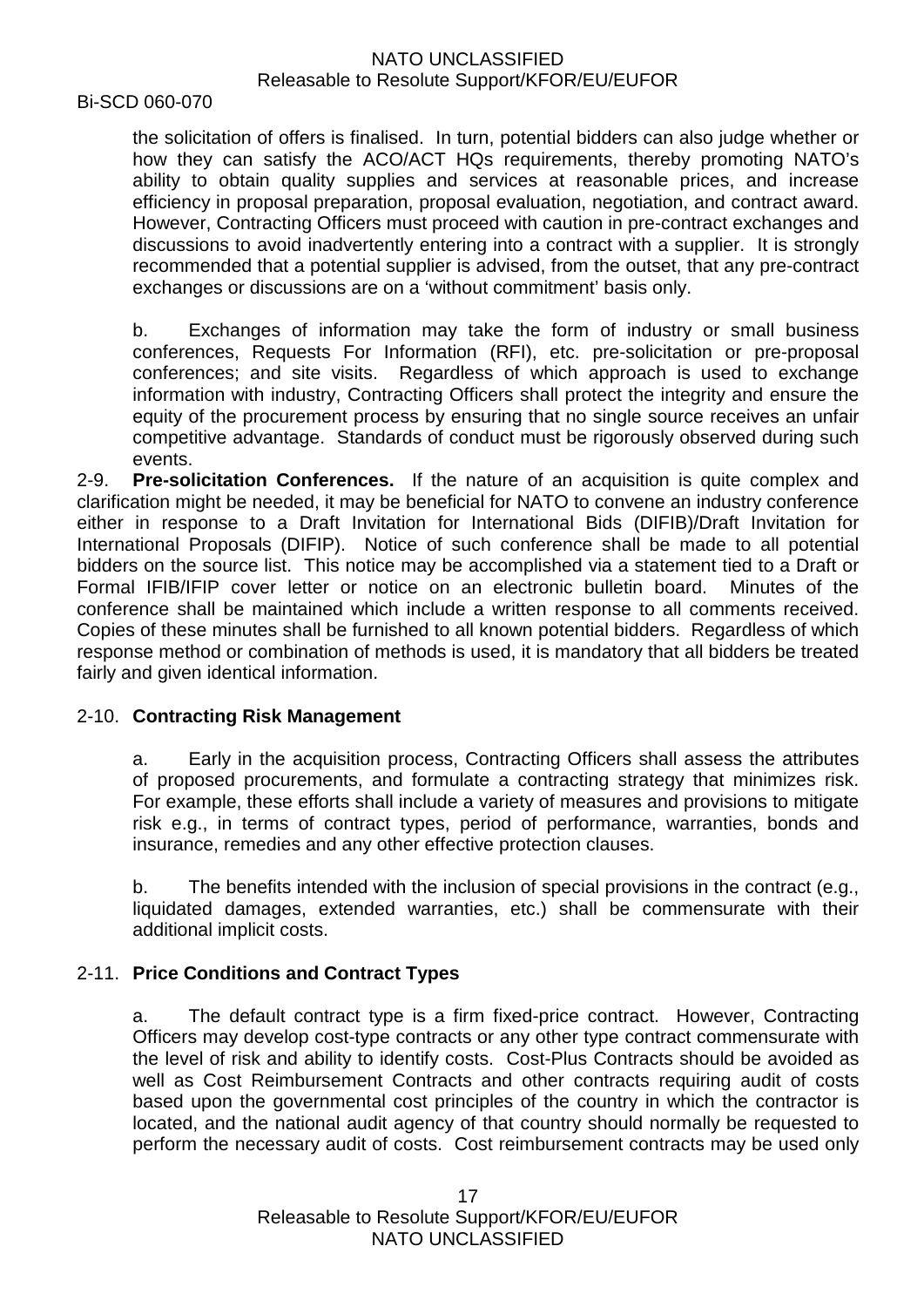the solicitation of offers is finalised. In turn, potential bidders can also judge whether or how they can satisfy the ACO/ACT HQs requirements, thereby promoting NATO's ability to obtain quality supplies and services at reasonable prices, and increase efficiency in proposal preparation, proposal evaluation, negotiation, and contract award. However, Contracting Officers must proceed with caution in pre-contract exchanges and discussions to avoid inadvertently entering into a contract with a supplier. It is strongly recommended that a potential supplier is advised, from the outset, that any pre-contract exchanges or discussions are on a 'without commitment' basis only.

b. Exchanges of information may take the form of industry or small business conferences, Requests For Information (RFI), etc. pre-solicitation or pre-proposal conferences; and site visits. Regardless of which approach is used to exchange information with industry, Contracting Officers shall protect the integrity and ensure the equity of the procurement process by ensuring that no single source receives an unfair competitive advantage. Standards of conduct must be rigorously observed during such events.

2-9. **Pre-solicitation Conferences.** If the nature of an acquisition is quite complex and clarification might be needed, it may be beneficial for NATO to convene an industry conference either in response to a Draft Invitation for International Bids (DIFIB)/Draft Invitation for International Proposals (DIFIP). Notice of such conference shall be made to all potential bidders on the source list. This notice may be accomplished via a statement tied to a Draft or Formal IFIB/IFIP cover letter or notice on an electronic bulletin board. Minutes of the conference shall be maintained which include a written response to all comments received. Copies of these minutes shall be furnished to all known potential bidders. Regardless of which response method or combination of methods is used, it is mandatory that all bidders be treated fairly and given identical information.

2-10. **Contracting Risk Management**

a. Early in the acquisition process, Contracting Officers shall assess the attributes of proposed procurements, and formulate a contracting strategy that minimizes risk. For example, these efforts shall include a variety of measures and provisions to mitigate risk e.g., in terms of contract types, period of performance, warranties, bonds and insurance, remedies and any other effective protection clauses.

b. The benefits intended with the inclusion of special provisions in the contract (e.g., liquidated damages, extended warranties, etc.) shall be commensurate with their additional implicit costs.

2-11. **Price Conditions and Contract Types**

a. The default contract type is a firm fixed-price contract. However, Contracting Officers may develop cost-type contracts or any other type contract commensurate with the level of risk and ability to identify costs. Cost-Plus Contracts should be avoided as well as Cost Reimbursement Contracts and other contracts requiring audit of costs based upon the governmental cost principles of the country in which the contractor is located, and the national audit agency of that country should normally be requested to perform the necessary audit of costs. Cost reimbursement contracts may be used only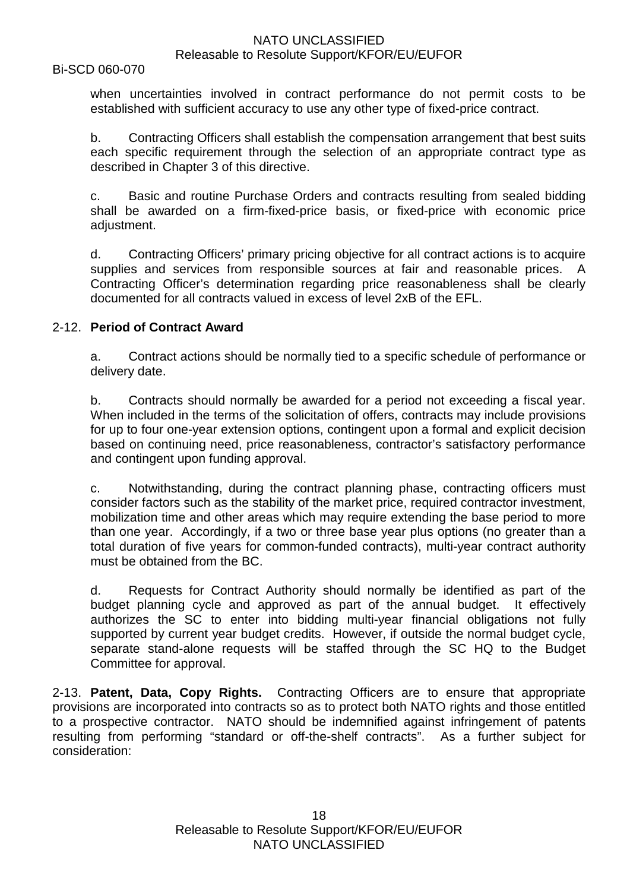when uncertainties involved in contract performance do not permit costs to be established with sufficient accuracy to use any other type of fixed-price contract.

b. Contracting Officers shall establish the compensation arrangement that best suits each specific requirement through the selection of an appropriate contract type as described in Chapter 3 of this directive.

c. Basic and routine Purchase Orders and contracts resulting from sealed bidding shall be awarded on a firm-fixed-price basis, or fixed-price with economic price adjustment.

d. Contracting Officers' primary pricing objective for all contract actions is to acquire supplies and services from responsible sources at fair and reasonable prices. A Contracting Officer's determination regarding price reasonableness shall be clearly documented for all contracts valued in excess of level 2xB of the EFL.

2-12. **Period of Contract Award**

a. Contract actions should be normally tied to a specific schedule of performance or delivery date.

b. Contracts should normally be awarded for a period not exceeding a fiscal year. When included in the terms of the solicitation of offers, contracts may include provisions for up to four one-year extension options, contingent upon a formal and explicit decision based on continuing need, price reasonableness, contractor's satisfactory performance and contingent upon funding approval.

c. Notwithstanding, during the contract planning phase, contracting officers must consider factors such as the stability of the market price, required contractor investment, mobilization time and other areas which may require extending the base period to more than one year. Accordingly, if a two or three base year plus options (no greater than a total duration of five years for common-funded contracts), multi-year contract authority must be obtained from the BC.

d. Requests for Contract Authority should normally be identified as part of the budget planning cycle and approved as part of the annual budget. It effectively authorizes the SC to enter into bidding multi-year financial obligations not fully supported by current year budget credits. However, if outside the normal budget cycle, separate stand-alone requests will be staffed through the SC HQ to the Budget Committee for approval.

2-13. **Patent, Data, Copy Rights.** Contracting Officers are to ensure that appropriate provisions are incorporated into contracts so as to protect both NATO rights and those entitled to a prospective contractor. NATO should be indemnified against infringement of patents resulting from performing "standard or off-the-shelf contracts". As a further subject for consideration: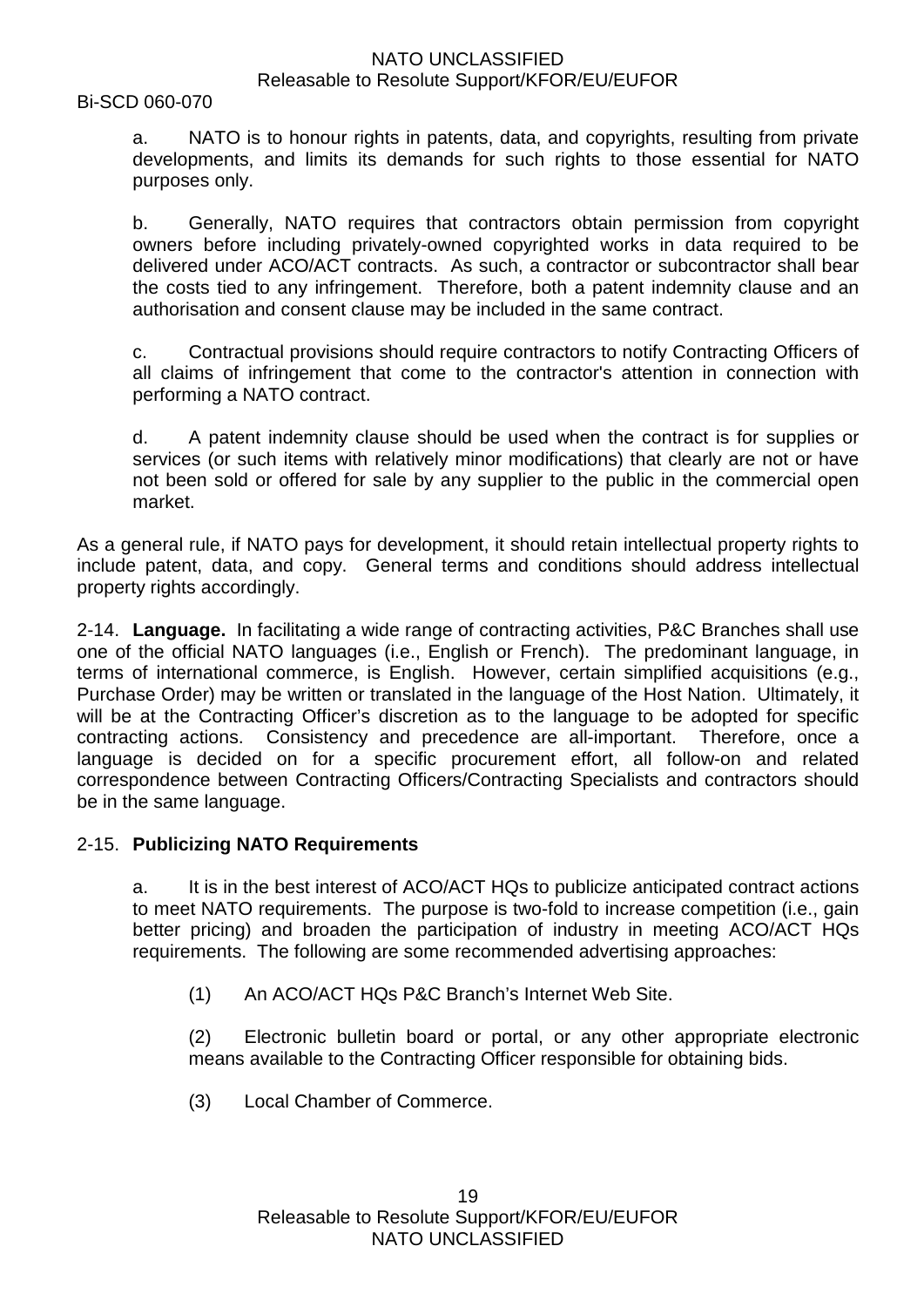a. NATO is to honour rights in patents, data, and copyrights, resulting from private developments, and limits its demands for such rights to those essential for NATO purposes only.

b. Generally, NATO requires that contractors obtain permission from copyright owners before including privately-owned copyrighted works in data required to be delivered under ACO/ACT contracts. As such, a contractor or subcontractor shall bear the costs tied to any infringement. Therefore, both a patent indemnity clause and an authorisation and consent clause may be included in the same contract.

c. Contractual provisions should require contractors to notify Contracting Officers of all claims of infringement that come to the contractor's attention in connection with performing a NATO contract.

d. A patent indemnity clause should be used when the contract is for supplies or services (or such items with relatively minor modifications) that clearly are not or have not been sold or offered for sale by any supplier to the public in the commercial open market.

As a general rule, if NATO pays for development, it should retain intellectual property rights to include patent, data, and copy. General terms and conditions should address intellectual property rights accordingly.

2-14. **Language.** In facilitating a wide range of contracting activities, P&C Branches shall use one of the official NATO languages (i.e., English or French). The predominant language, in terms of international commerce, is English. However, certain simplified acquisitions (e.g., Purchase Order) may be written or translated in the language of the Host Nation. Ultimately, it will be at the Contracting Officer's discretion as to the language to be adopted for specific contracting actions. Consistency and precedence are all-important. Therefore, once a language is decided on for a specific procurement effort, all follow-on and related correspondence between Contracting Officers/Contracting Specialists and contractors should be in the same language.

2-15. **Publicizing NATO Requirements**

a. It is in the best interest of ACO/ACT HQs to publicize anticipated contract actions to meet NATO requirements. The purpose is two-fold to increase competition (i.e., gain better pricing) and broaden the participation of industry in meeting ACO/ACT HQs requirements. The following are some recommended advertising approaches:

(1) An ACO/ACT HQs P&C Branch's Internet Web Site.

(2) Electronic bulletin board or portal, or any other appropriate electronic means available to the Contracting Officer responsible for obtaining bids.

(3) Local Chamber of Commerce.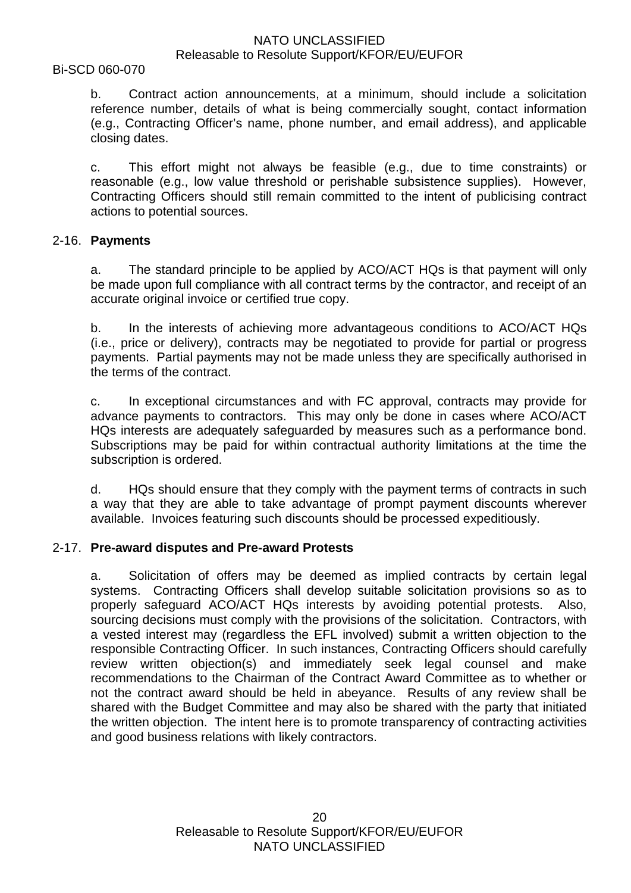b. Contract action announcements, at a minimum, should include a solicitation reference number, details of what is being commercially sought, contact information (e.g., Contracting Officer's name, phone number, and email address), and applicable closing dates.

c. This effort might not always be feasible (e.g., due to time constraints) or reasonable (e.g., low value threshold or perishable subsistence supplies). However, Contracting Officers should still remain committed to the intent of publicising contract actions to potential sources.

## 2-16. **Payments**

a. The standard principle to be applied by ACO/ACT HQs is that payment will only be made upon full compliance with all contract terms by the contractor, and receipt of an accurate original invoice or certified true copy.

b. In the interests of achieving more advantageous conditions to ACO/ACT HQs (i.e., price or delivery), contracts may be negotiated to provide for partial or progress payments. Partial payments may not be made unless they are specifically authorised in the terms of the contract.

c. In exceptional circumstances and with FC approval, contracts may provide for advance payments to contractors. This may only be done in cases where ACO/ACT HQs interests are adequately safeguarded by measures such as a performance bond. Subscriptions may be paid for within contractual authority limitations at the time the subscription is ordered.

d. HQs should ensure that they comply with the payment terms of contracts in such a way that they are able to take advantage of prompt payment discounts wherever available. Invoices featuring such discounts should be processed expeditiously.

## 2-17. **Pre-award disputes and Pre-award Protests**

a. Solicitation of offers may be deemed as implied contracts by certain legal systems. Contracting Officers shall develop suitable solicitation provisions so as to properly safeguard ACO/ACT HQs interests by avoiding potential protests. Also, sourcing decisions must comply with the provisions of the solicitation. Contractors, with a vested interest may (regardless the EFL involved) submit a written objection to the responsible Contracting Officer. In such instances, Contracting Officers should carefully review written objection(s) and immediately seek legal counsel and make recommendations to the Chairman of the Contract Award Committee as to whether or not the contract award should be held in abeyance. Results of any review shall be shared with the Budget Committee and may also be shared with the party that initiated the written objection. The intent here is to promote transparency of contracting activities and good business relations with likely contractors.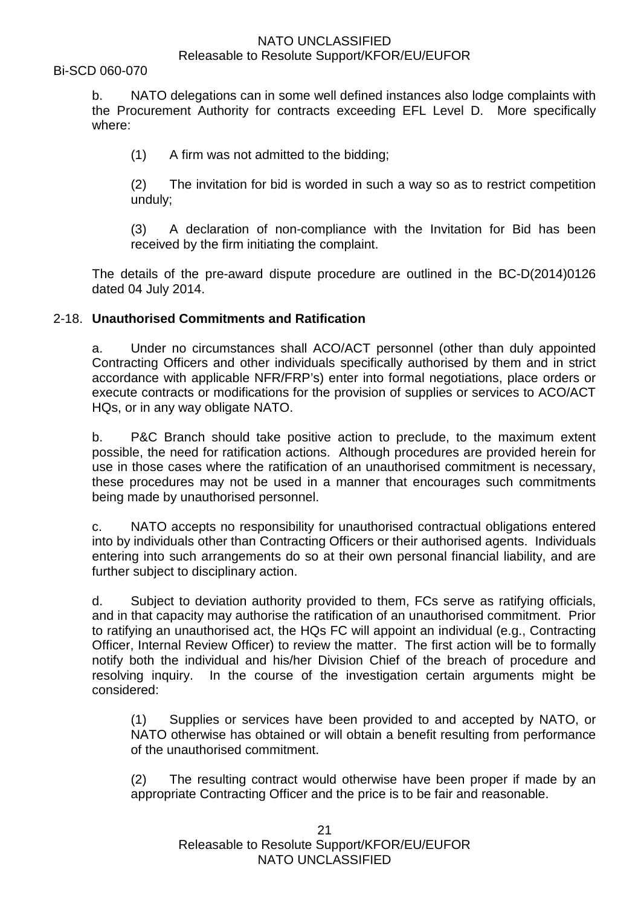b. NATO delegations can in some well defined instances also lodge complaints with the Procurement Authority for contracts exceeding EFL Level D. More specifically where:

(1) A firm was not admitted to the bidding;

(2) The invitation for bid is worded in such a way so as to restrict competition unduly;

(3) A declaration of non-compliance with the Invitation for Bid has been received by the firm initiating the complaint.

The details of the pre-award dispute procedure are outlined in the BC-D(2014)0126 dated 04 July 2014.

## 2-18. **Unauthorised Commitments and Ratification**

a. Under no circumstances shall ACO/ACT personnel (other than duly appointed Contracting Officers and other individuals specifically authorised by them and in strict accordance with applicable NFR/FRP's) enter into formal negotiations, place orders or execute contracts or modifications for the provision of supplies or services to ACO/ACT HQs, or in any way obligate NATO.

b. P&C Branch should take positive action to preclude, to the maximum extent possible, the need for ratification actions. Although procedures are provided herein for use in those cases where the ratification of an unauthorised commitment is necessary, these procedures may not be used in a manner that encourages such commitments being made by unauthorised personnel.

c. NATO accepts no responsibility for unauthorised contractual obligations entered into by individuals other than Contracting Officers or their authorised agents. Individuals entering into such arrangements do so at their own personal financial liability, and are further subject to disciplinary action.

d. Subject to deviation authority provided to them, FCs serve as ratifying officials, and in that capacity may authorise the ratification of an unauthorised commitment. Prior to ratifying an unauthorised act, the HQs FC will appoint an individual (e.g., Contracting Officer, Internal Review Officer) to review the matter. The first action will be to formally notify both the individual and his/her Division Chief of the breach of procedure and resolving inquiry. In the course of the investigation certain arguments might be considered:

(1) Supplies or services have been provided to and accepted by NATO, or NATO otherwise has obtained or will obtain a benefit resulting from performance of the unauthorised commitment.

(2) The resulting contract would otherwise have been proper if made by an appropriate Contracting Officer and the price is to be fair and reasonable.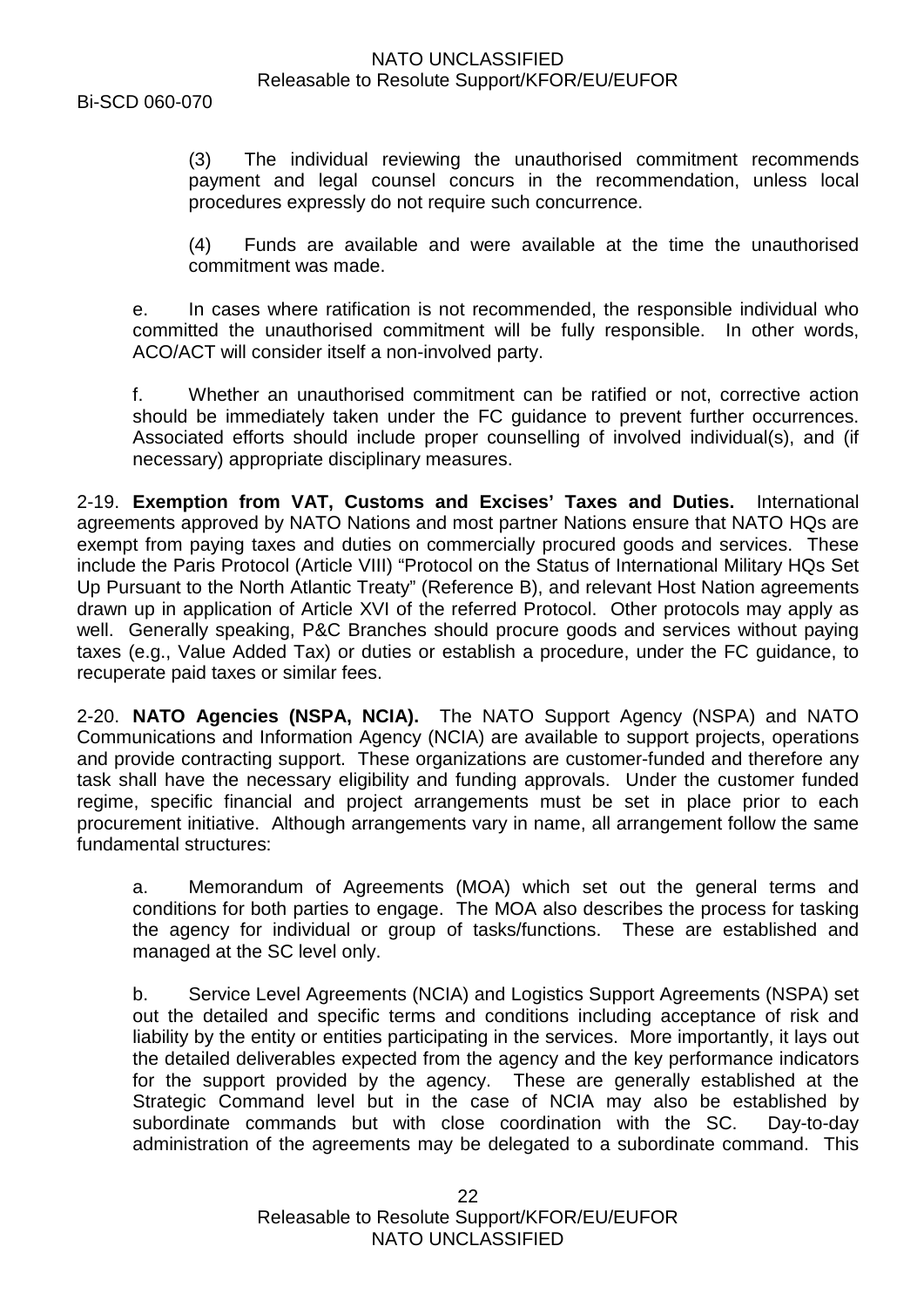(3) The individual reviewing the unauthorised commitment recommends payment and legal counsel concurs in the recommendation, unless local procedures expressly do not require such concurrence.

(4) Funds are available and were available at the time the unauthorised commitment was made.

e. In cases where ratification is not recommended, the responsible individual who committed the unauthorised commitment will be fully responsible. In other words, ACO/ACT will consider itself a non-involved party.

f. Whether an unauthorised commitment can be ratified or not, corrective action should be immediately taken under the FC guidance to prevent further occurrences. Associated efforts should include proper counselling of involved individual(s), and (if necessary) appropriate disciplinary measures.

2-19. **Exemption from VAT, Customs and Excises' Taxes and Duties.** International agreements approved by NATO Nations and most partner Nations ensure that NATO HQs are exempt from paying taxes and duties on commercially procured goods and services. These include the Paris Protocol (Article VIII) "Protocol on the Status of International Military HQs Set Up Pursuant to the North Atlantic Treaty" (Reference B), and relevant Host Nation agreements drawn up in application of Article XVI of the referred Protocol. Other protocols may apply as well. Generally speaking, P&C Branches should procure goods and services without paying taxes (e.g., Value Added Tax) or duties or establish a procedure, under the FC guidance, to recuperate paid taxes or similar fees.

2-20. **NATO Agencies (NSPA, NCIA).** The NATO Support Agency (NSPA) and NATO Communications and Information Agency (NCIA) are available to support projects, operations and provide contracting support. These organizations are customer-funded and therefore any task shall have the necessary eligibility and funding approvals. Under the customer funded regime, specific financial and project arrangements must be set in place prior to each procurement initiative. Although arrangements vary in name, all arrangement follow the same fundamental structures:

a. Memorandum of Agreements (MOA) which set out the general terms and conditions for both parties to engage. The MOA also describes the process for tasking the agency for individual or group of tasks/functions. These are established and managed at the SC level only.

b. Service Level Agreements (NCIA) and Logistics Support Agreements (NSPA) set out the detailed and specific terms and conditions including acceptance of risk and liability by the entity or entities participating in the services. More importantly, it lays out the detailed deliverables expected from the agency and the key performance indicators for the support provided by the agency. These are generally established at the Strategic Command level but in the case of NCIA may also be established by subordinate commands but with close coordination with the SC. Day-to-day administration of the agreements may be delegated to a subordinate command. This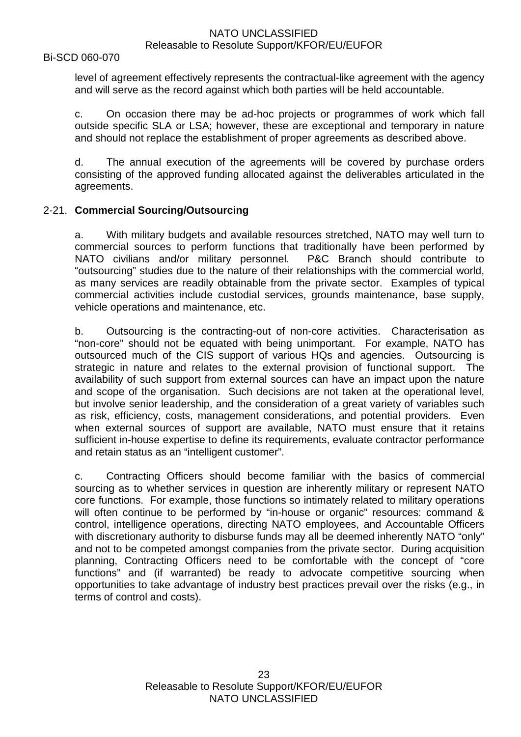level of agreement effectively represents the contractual-like agreement with the agency and will serve as the record against which both parties will be held accountable.

c. On occasion there may be ad-hoc projects or programmes of work which fall outside specific SLA or LSA; however, these are exceptional and temporary in nature and should not replace the establishment of proper agreements as described above.

d. The annual execution of the agreements will be covered by purchase orders consisting of the approved funding allocated against the deliverables articulated in the agreements.

## 2-21. **Commercial Sourcing/Outsourcing**

a. With military budgets and available resources stretched, NATO may well turn to commercial sources to perform functions that traditionally have been performed by NATO civilians and/or military personnel. P&C Branch should contribute to "outsourcing" studies due to the nature of their relationships with the commercial world, as many services are readily obtainable from the private sector. Examples of typical commercial activities include custodial services, grounds maintenance, base supply, vehicle operations and maintenance, etc.

b. Outsourcing is the contracting-out of non-core activities. Characterisation as "non-core" should not be equated with being unimportant. For example, NATO has outsourced much of the CIS support of various HQs and agencies. Outsourcing is strategic in nature and relates to the external provision of functional support. The availability of such support from external sources can have an impact upon the nature and scope of the organisation. Such decisions are not taken at the operational level, but involve senior leadership, and the consideration of a great variety of variables such as risk, efficiency, costs, management considerations, and potential providers. Even when external sources of support are available, NATO must ensure that it retains sufficient in-house expertise to define its requirements, evaluate contractor performance and retain status as an "intelligent customer".

c. Contracting Officers should become familiar with the basics of commercial sourcing as to whether services in question are inherently military or represent NATO core functions. For example, those functions so intimately related to military operations will often continue to be performed by "in-house or organic" resources: command & control, intelligence operations, directing NATO employees, and Accountable Officers with discretionary authority to disburse funds may all be deemed inherently NATO "only" and not to be competed amongst companies from the private sector. During acquisition planning, Contracting Officers need to be comfortable with the concept of "core functions" and (if warranted) be ready to advocate competitive sourcing when opportunities to take advantage of industry best practices prevail over the risks (e.g., in terms of control and costs).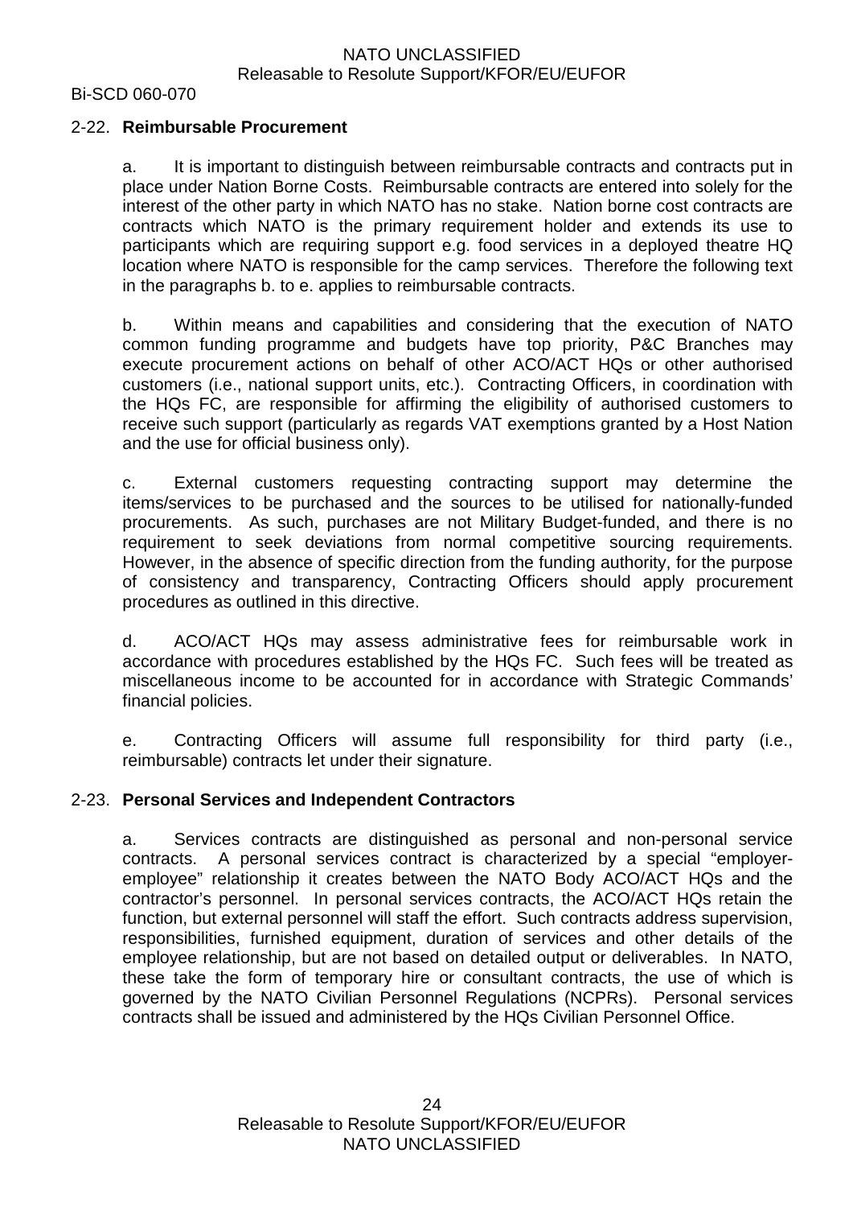## 2-22. **Reimbursable Procurement**

a. It is important to distinguish between reimbursable contracts and contracts put in place under Nation Borne Costs. Reimbursable contracts are entered into solely for the interest of the other party in which NATO has no stake. Nation borne cost contracts are contracts which NATO is the primary requirement holder and extends its use to participants which are requiring support e.g. food services in a deployed theatre HQ location where NATO is responsible for the camp services. Therefore the following text in the paragraphs b. to e. applies to reimbursable contracts.

b. Within means and capabilities and considering that the execution of NATO common funding programme and budgets have top priority, P&C Branches may execute procurement actions on behalf of other ACO/ACT HQs or other authorised customers (i.e., national support units, etc.). Contracting Officers, in coordination with the HQs FC, are responsible for affirming the eligibility of authorised customers to receive such support (particularly as regards VAT exemptions granted by a Host Nation and the use for official business only).

c. External customers requesting contracting support may determine the items/services to be purchased and the sources to be utilised for nationally-funded procurements. As such, purchases are not Military Budget-funded, and there is no requirement to seek deviations from normal competitive sourcing requirements. However, in the absence of specific direction from the funding authority, for the purpose of consistency and transparency, Contracting Officers should apply procurement procedures as outlined in this directive.

d. ACO/ACT HQs may assess administrative fees for reimbursable work in accordance with procedures established by the HQs FC. Such fees will be treated as miscellaneous income to be accounted for in accordance with Strategic Commands' financial policies.

e. Contracting Officers will assume full responsibility for third party (i.e., reimbursable) contracts let under their signature.

## 2-23. **Personal Services and Independent Contractors**

a. Services contracts are distinguished as personal and non-personal service contracts. A personal services contract is characterized by a special "employer-employee" relationship it creates between the NATO Body ACO/ACT HQs and the contractor's personnel. In personal services contracts, the ACO/ACT HQs retain the function, but external personnel will staff the effort. Such contracts address supervision, responsibilities, furnished equipment, duration of services and other details of the employee relationship, but are not based on detailed output or deliverables. In NATO, these take the form of temporary hire or consultant contracts, the use of which is governed by the NATO Civilian Personnel Regulations (NCPRs). Personal services contracts shall be issued and administered by the HQs Civilian Personnel Office.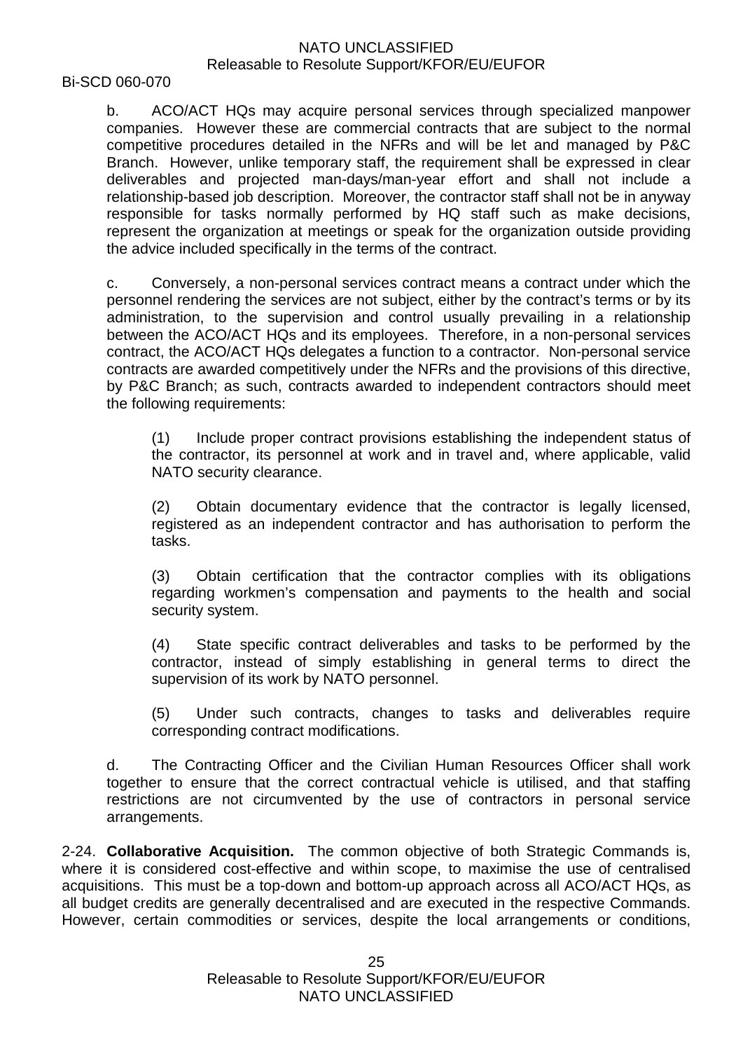b. ACO/ACT HQs may acquire personal services through specialized manpower companies. However these are commercial contracts that are subject to the normal competitive procedures detailed in the NFRs and will be let and managed by P&C Branch. However, unlike temporary staff, the requirement shall be expressed in clear deliverables and projected man-days/man-year effort and shall not include a relationship-based job description. Moreover, the contractor staff shall not be in anyway responsible for tasks normally performed by HQ staff such as make decisions, represent the organization at meetings or speak for the organization outside providing the advice included specifically in the terms of the contract.

c. Conversely, a non-personal services contract means a contract under which the personnel rendering the services are not subject, either by the contract's terms or by its administration, to the supervision and control usually prevailing in a relationship between the ACO/ACT HQs and its employees. Therefore, in a non-personal services contract, the ACO/ACT HQs delegates a function to a contractor. Non-personal service contracts are awarded competitively under the NFRs and the provisions of this directive, by P&C Branch; as such, contracts awarded to independent contractors should meet the following requirements:

(1) Include proper contract provisions establishing the independent status of the contractor, its personnel at work and in travel and, where applicable, valid NATO security clearance.

(2) Obtain documentary evidence that the contractor is legally licensed, registered as an independent contractor and has authorisation to perform the tasks.

(3) Obtain certification that the contractor complies with its obligations regarding workmen's compensation and payments to the health and social security system.

(4) State specific contract deliverables and tasks to be performed by the contractor, instead of simply establishing in general terms to direct the supervision of its work by NATO personnel.

(5) Under such contracts, changes to tasks and deliverables require corresponding contract modifications.

d. The Contracting Officer and the Civilian Human Resources Officer shall work together to ensure that the correct contractual vehicle is utilised, and that staffing restrictions are not circumvented by the use of contractors in personal service arrangements.

2-24. **Collaborative Acquisition.** The common objective of both Strategic Commands is, where it is considered cost-effective and within scope, to maximise the use of centralised acquisitions. This must be a top-down and bottom-up approach across all ACO/ACT HQs, as all budget credits are generally decentralised and are executed in the respective Commands. However, certain commodities or services, despite the local arrangements or conditions,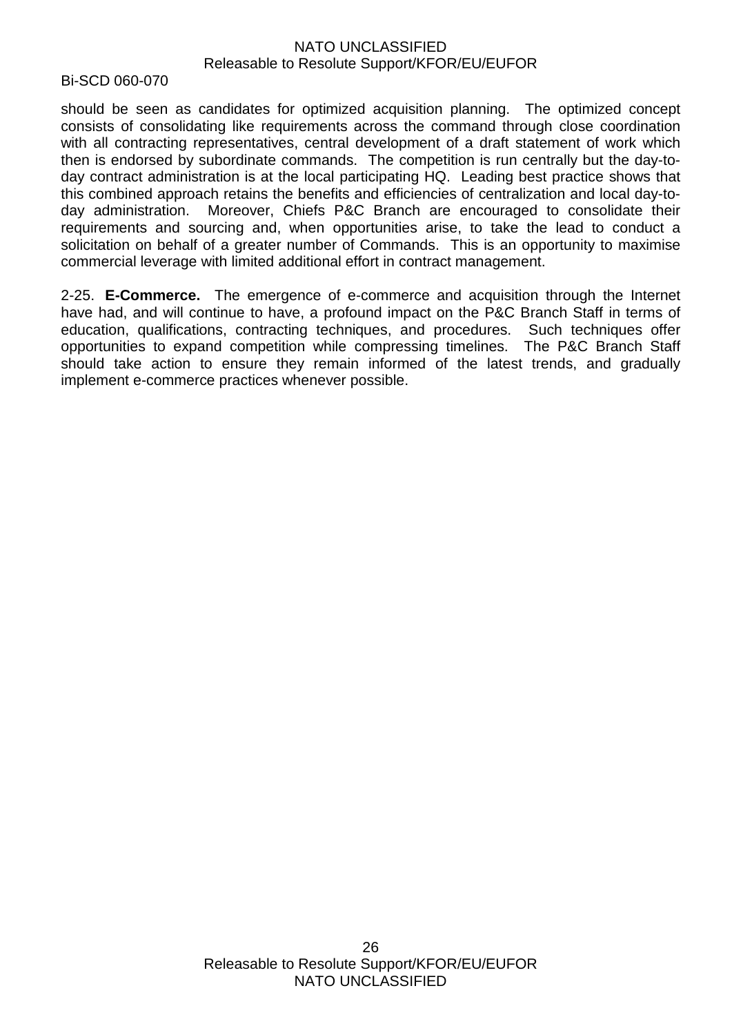should be seen as candidates for optimized acquisition planning. The optimized concept consists of consolidating like requirements across the command through close coordination with all contracting representatives, central development of a draft statement of work which then is endorsed by subordinate commands. The competition is run centrally but the day-to-day contract administration is at the local participating HQ. Leading best practice shows that this combined approach retains the benefits and efficiencies of centralization and local day-to-day administration. Moreover, Chiefs P&C Branch are encouraged to consolidate their requirements and sourcing and, when opportunities arise, to take the lead to conduct a solicitation on behalf of a greater number of Commands. This is an opportunity to maximise commercial leverage with limited additional effort in contract management.

2-25. **E-Commerce.** The emergence of e-commerce and acquisition through the Internet have had, and will continue to have, a profound impact on the P&C Branch Staff in terms of education, qualifications, contracting techniques, and procedures. Such techniques offer opportunities to expand competition while compressing timelines. The P&C Branch Staff should take action to ensure they remain informed of the latest trends, and gradually implement e-commerce practices whenever possible.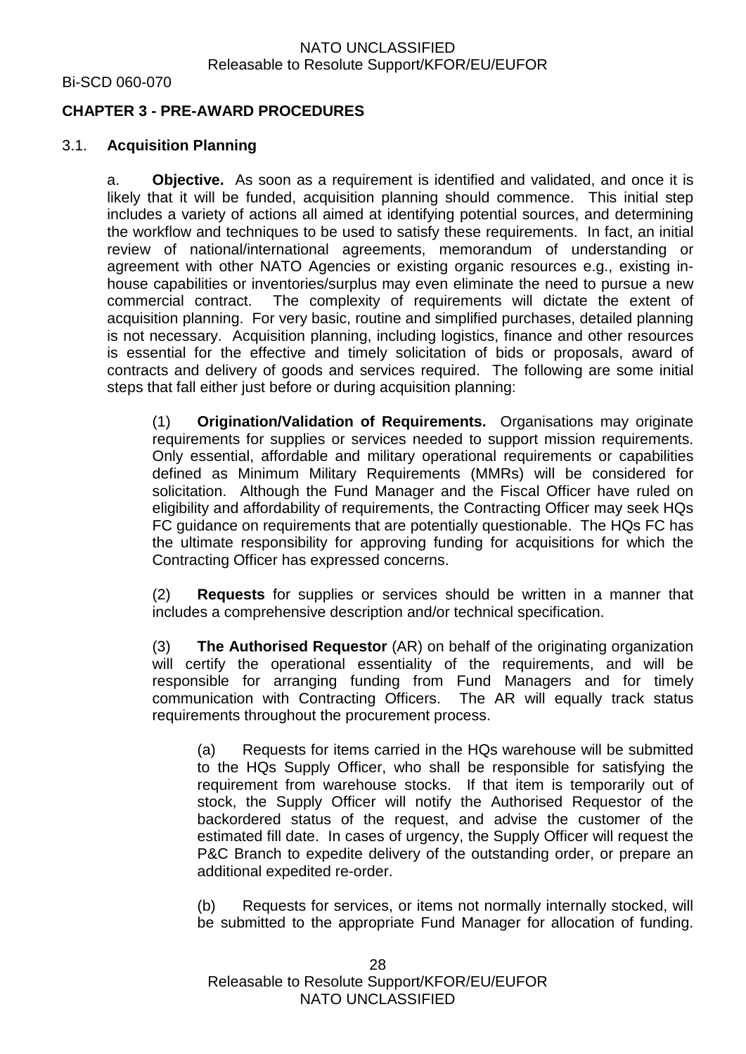## CHAPTER 3 - PRE-AWARD PROCEDURES

### 3.1. Acquisition Planning

a. **Objective.** As soon as a requirement is identified and validated, and once it is likely that it will be funded, acquisition planning should commence. This initial step includes a variety of actions all aimed at identifying potential sources, and determining the workflow and techniques to be used to satisfy these requirements. In fact, an initial review of national/international agreements, memorandum of understanding or agreement with other NATO Agencies or existing organic resources e.g., existing in-house capabilities or inventories/surplus may even eliminate the need to pursue a new commercial contract. The complexity of requirements will dictate the extent of acquisition planning. For very basic, routine and simplified purchases, detailed planning is not necessary. Acquisition planning, including logistics, finance and other resources is essential for the effective and timely solicitation of bids or proposals, award of contracts and delivery of goods and services required. The following are some initial steps that fall either just before or during acquisition planning:

(1) **Origination/Validation of Requirements.** Organisations may originate requirements for supplies or services needed to support mission requirements. Only essential, affordable and military operational requirements or capabilities defined as Minimum Military Requirements (MMRs) will be considered for solicitation. Although the Fund Manager and the Fiscal Officer have ruled on eligibility and affordability of requirements, the Contracting Officer may seek HQs FC guidance on requirements that are potentially questionable. The HQs FC has the ultimate responsibility for approving funding for acquisitions for which the Contracting Officer has expressed concerns.

(2) **Requests** for supplies or services should be written in a manner that includes a comprehensive description and/or technical specification.

(3) **The Authorised Requestor** (AR) on behalf of the originating organization will certify the operational essentiality of the requirements, and will be responsible for arranging funding from Fund Managers and for timely communication with Contracting Officers. The AR will equally track status requirements throughout the procurement process.

(a) Requests for items carried in the HQs warehouse will be submitted to the HQs Supply Officer, who shall be responsible for satisfying the requirement from warehouse stocks. If that item is temporarily out of stock, the Supply Officer will notify the Authorised Requestor of the backordered status of the request, and advise the customer of the estimated fill date. In cases of urgency, the Supply Officer will request the P&C Branch to expedite delivery of the outstanding order, or prepare an additional expedited re-order.

(b) Requests for services, or items not normally internally stocked, will be submitted to the appropriate Fund Manager for allocation of funding.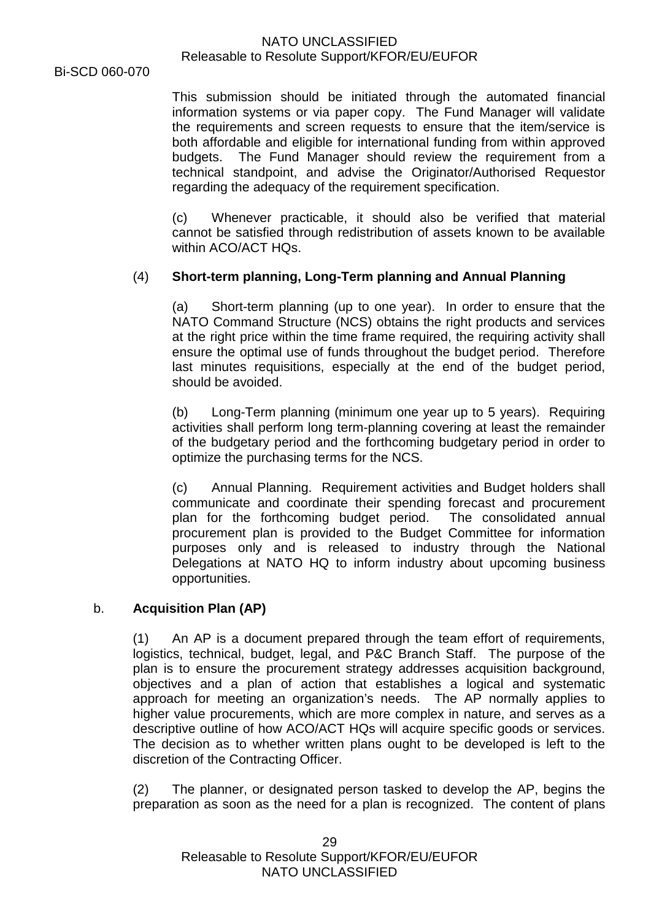This submission should be initiated through the automated financial information systems or via paper copy. The Fund Manager will validate the requirements and screen requests to ensure that the item/service is both affordable and eligible for international funding from within approved budgets. The Fund Manager should review the requirement from a technical standpoint, and advise the Originator/Authorised Requestor regarding the adequacy of the requirement specification.

(c) Whenever practicable, it should also be verified that material cannot be satisfied through redistribution of assets known to be available within ACO/ACT HQs.

(4) **Short-term planning, Long-Term planning and Annual Planning**

(a) Short-term planning (up to one year). In order to ensure that the NATO Command Structure (NCS) obtains the right products and services at the right price within the time frame required, the requiring activity shall ensure the optimal use of funds throughout the budget period. Therefore last minutes requisitions, especially at the end of the budget period, should be avoided.

(b) Long-Term planning (minimum one year up to 5 years). Requiring activities shall perform long term-planning covering at least the remainder of the budgetary period and the forthcoming budgetary period in order to optimize the purchasing terms for the NCS.

(c) Annual Planning. Requirement activities and Budget holders shall communicate and coordinate their spending forecast and procurement plan for the forthcoming budget period. The consolidated annual procurement plan is provided to the Budget Committee for information purposes only and is released to industry through the National Delegations at NATO HQ to inform industry about upcoming business opportunities.

b. **Acquisition Plan (AP)**

(1) An AP is a document prepared through the team effort of requirements, logistics, technical, budget, legal, and P&C Branch Staff. The purpose of the plan is to ensure the procurement strategy addresses acquisition background, objectives and a plan of action that establishes a logical and systematic approach for meeting an organization's needs. The AP normally applies to higher value procurements, which are more complex in nature, and serves as a descriptive outline of how ACO/ACT HQs will acquire specific goods or services. The decision as to whether written plans ought to be developed is left to the discretion of the Contracting Officer.

(2) The planner, or designated person tasked to develop the AP, begins the preparation as soon as the need for a plan is recognized. The content of plans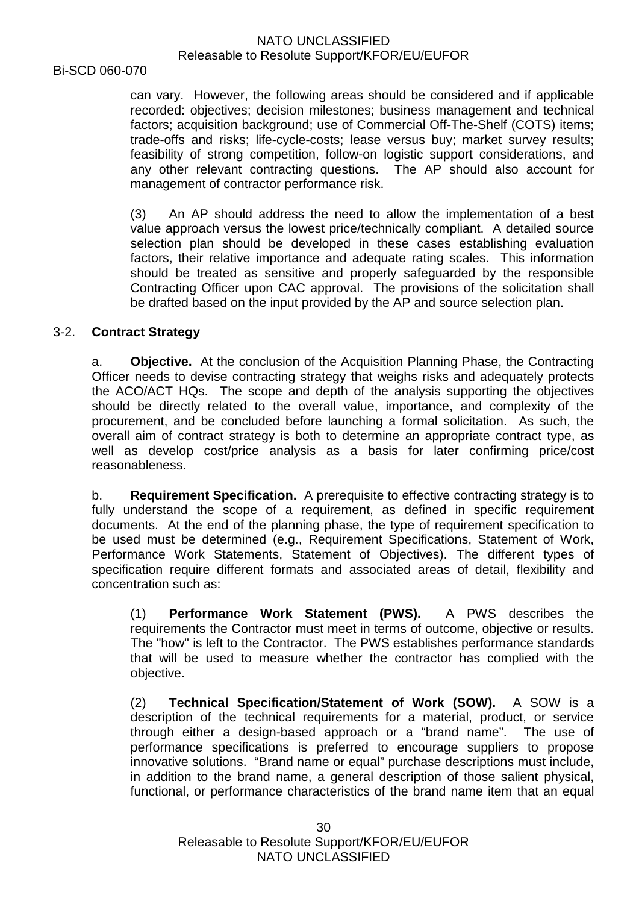can vary. However, the following areas should be considered and if applicable recorded: objectives; decision milestones; business management and technical factors; acquisition background; use of Commercial Off-The-Shelf (COTS) items; trade-offs and risks; life-cycle-costs; lease versus buy; market survey results; feasibility of strong competition, follow-on logistic support considerations, and any other relevant contracting questions. The AP should also account for management of contractor performance risk.

(3) An AP should address the need to allow the implementation of a best value approach versus the lowest price/technically compliant. A detailed source selection plan should be developed in these cases establishing evaluation factors, their relative importance and adequate rating scales. This information should be treated as sensitive and properly safeguarded by the responsible Contracting Officer upon CAC approval. The provisions of the solicitation shall be drafted based on the input provided by the AP and source selection plan.

## 3-2. **Contract Strategy**

a. **Objective.** At the conclusion of the Acquisition Planning Phase, the Contracting Officer needs to devise contracting strategy that weighs risks and adequately protects the ACO/ACT HQs. The scope and depth of the analysis supporting the objectives should be directly related to the overall value, importance, and complexity of the procurement, and be concluded before launching a formal solicitation. As such, the overall aim of contract strategy is both to determine an appropriate contract type, as well as develop cost/price analysis as a basis for later confirming price/cost reasonableness.

b. **Requirement Specification.** A prerequisite to effective contracting strategy is to fully understand the scope of a requirement, as defined in specific requirement documents. At the end of the planning phase, the type of requirement specification to be used must be determined (e.g., Requirement Specifications, Statement of Work, Performance Work Statements, Statement of Objectives). The different types of specification require different formats and associated areas of detail, flexibility and concentration such as:

(1) **Performance Work Statement (PWS).** A PWS describes the requirements the Contractor must meet in terms of outcome, objective or results. The "how" is left to the Contractor. The PWS establishes performance standards that will be used to measure whether the contractor has complied with the objective.

(2) **Technical Specification/Statement of Work (SOW).** A SOW is a description of the technical requirements for a material, product, or service through either a design-based approach or a "brand name". The use of performance specifications is preferred to encourage suppliers to propose innovative solutions. "Brand name or equal" purchase descriptions must include, in addition to the brand name, a general description of those salient physical, functional, or performance characteristics of the brand name item that an equal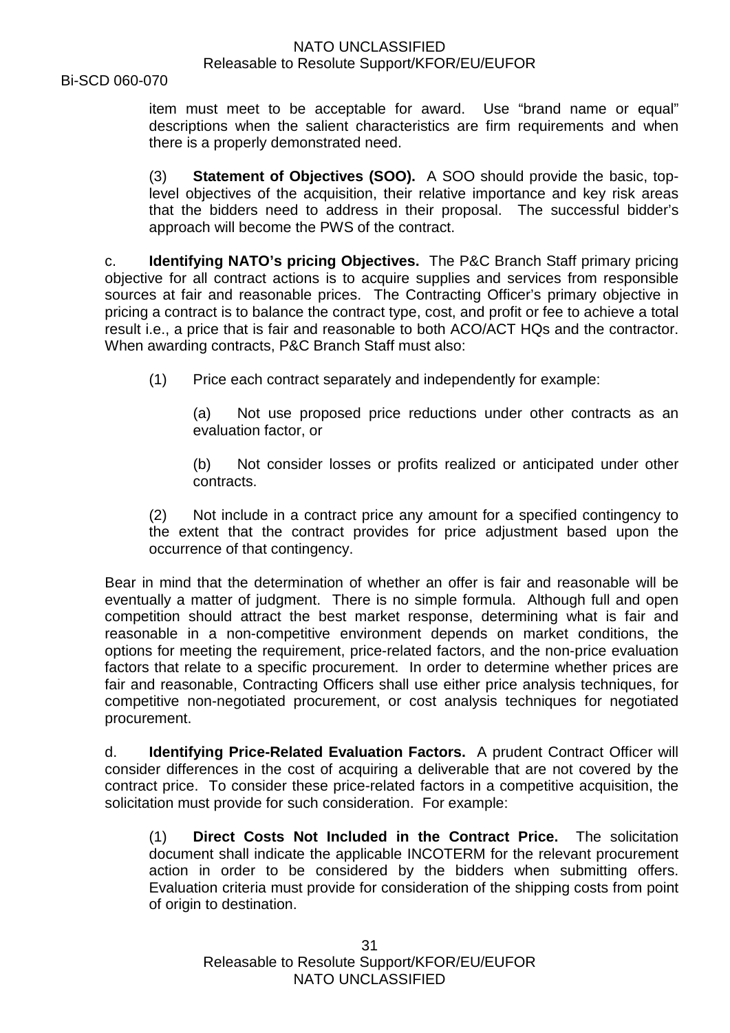item must meet to be acceptable for award. Use "brand name or equal" descriptions when the salient characteristics are firm requirements and when there is a properly demonstrated need.

(3) **Statement of Objectives (SOO).** A SOO should provide the basic, top-level objectives of the acquisition, their relative importance and key risk areas that the bidders need to address in their proposal. The successful bidder's approach will become the PWS of the contract.

c. **Identifying NATO's pricing Objectives.** The P&C Branch Staff primary pricing objective for all contract actions is to acquire supplies and services from responsible sources at fair and reasonable prices. The Contracting Officer's primary objective in pricing a contract is to balance the contract type, cost, and profit or fee to achieve a total result i.e., a price that is fair and reasonable to both ACO/ACT HQs and the contractor. When awarding contracts, P&C Branch Staff must also:

(1) Price each contract separately and independently for example:

(a) Not use proposed price reductions under other contracts as an evaluation factor, or

(b) Not consider losses or profits realized or anticipated under other contracts.

(2) Not include in a contract price any amount for a specified contingency to the extent that the contract provides for price adjustment based upon the occurrence of that contingency.

Bear in mind that the determination of whether an offer is fair and reasonable will be eventually a matter of judgment. There is no simple formula. Although full and open competition should attract the best market response, determining what is fair and reasonable in a non-competitive environment depends on market conditions, the options for meeting the requirement, price-related factors, and the non-price evaluation factors that relate to a specific procurement. In order to determine whether prices are fair and reasonable, Contracting Officers shall use either price analysis techniques, for competitive non-negotiated procurement, or cost analysis techniques for negotiated procurement.

d. **Identifying Price-Related Evaluation Factors.** A prudent Contract Officer will consider differences in the cost of acquiring a deliverable that are not covered by the contract price. To consider these price-related factors in a competitive acquisition, the solicitation must provide for such consideration. For example:

(1) **Direct Costs Not Included in the Contract Price.** The solicitation document shall indicate the applicable INCOTERM for the relevant procurement action in order to be considered by the bidders when submitting offers. Evaluation criteria must provide for consideration of the shipping costs from point of origin to destination.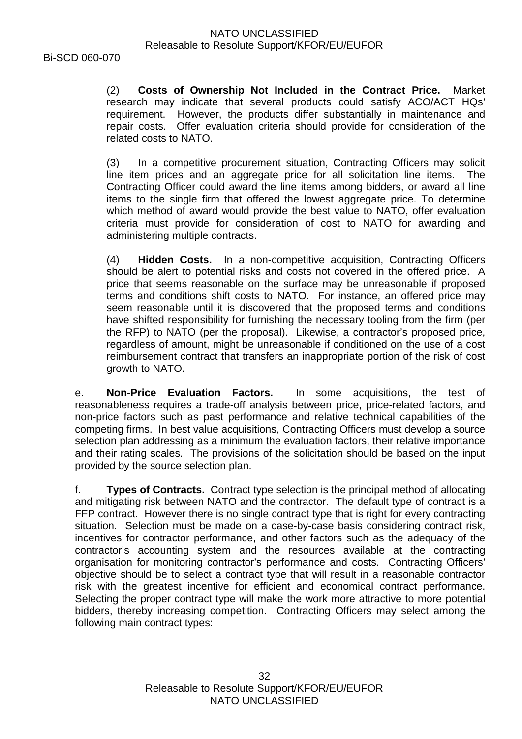(2) **Costs of Ownership Not Included in the Contract Price.** Market research may indicate that several products could satisfy ACO/ACT HQs' requirement. However, the products differ substantially in maintenance and repair costs. Offer evaluation criteria should provide for consideration of the related costs to NATO.

(3) In a competitive procurement situation, Contracting Officers may solicit line item prices and an aggregate price for all solicitation line items. The Contracting Officer could award the line items among bidders, or award all line items to the single firm that offered the lowest aggregate price. To determine which method of award would provide the best value to NATO, offer evaluation criteria must provide for consideration of cost to NATO for awarding and administering multiple contracts.

(4) **Hidden Costs.** In a non-competitive acquisition, Contracting Officers should be alert to potential risks and costs not covered in the offered price. A price that seems reasonable on the surface may be unreasonable if proposed terms and conditions shift costs to NATO. For instance, an offered price may seem reasonable until it is discovered that the proposed terms and conditions have shifted responsibility for furnishing the necessary tooling from the firm (per the RFP) to NATO (per the proposal). Likewise, a contractor's proposed price, regardless of amount, might be unreasonable if conditioned on the use of a cost reimbursement contract that transfers an inappropriate portion of the risk of cost growth to NATO.

e. **Non-Price Evaluation Factors.** In some acquisitions, the test of reasonableness requires a trade-off analysis between price, price-related factors, and non-price factors such as past performance and relative technical capabilities of the competing firms. In best value acquisitions, Contracting Officers must develop a source selection plan addressing as a minimum the evaluation factors, their relative importance and their rating scales. The provisions of the solicitation should be based on the input provided by the source selection plan.

f. **Types of Contracts.** Contract type selection is the principal method of allocating and mitigating risk between NATO and the contractor. The default type of contract is a FFP contract. However there is no single contract type that is right for every contracting situation. Selection must be made on a case-by-case basis considering contract risk, incentives for contractor performance, and other factors such as the adequacy of the contractor's accounting system and the resources available at the contracting organisation for monitoring contractor's performance and costs. Contracting Officers' objective should be to select a contract type that will result in a reasonable contractor risk with the greatest incentive for efficient and economical contract performance. Selecting the proper contract type will make the work more attractive to more potential bidders, thereby increasing competition. Contracting Officers may select among the following main contract types: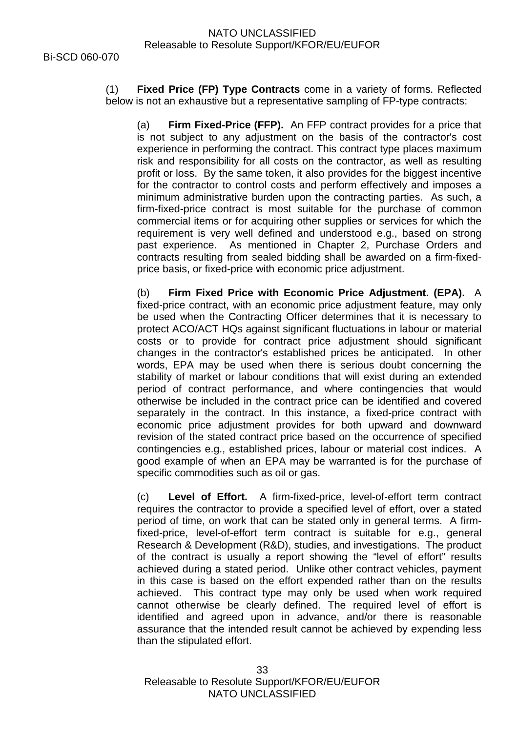(1) **Fixed Price (FP) Type Contracts** come in a variety of forms. Reflected below is not an exhaustive but a representative sampling of FP-type contracts:

(a) **Firm Fixed-Price (FFP).** An FFP contract provides for a price that is not subject to any adjustment on the basis of the contractor's cost experience in performing the contract. This contract type places maximum risk and responsibility for all costs on the contractor, as well as resulting profit or loss. By the same token, it also provides for the biggest incentive for the contractor to control costs and perform effectively and imposes a minimum administrative burden upon the contracting parties. As such, a firm-fixed-price contract is most suitable for the purchase of common commercial items or for acquiring other supplies or services for which the requirement is very well defined and understood e.g., based on strong past experience. As mentioned in Chapter 2, Purchase Orders and contracts resulting from sealed bidding shall be awarded on a firm-fixed-price basis, or fixed-price with economic price adjustment.

(b) **Firm Fixed Price with Economic Price Adjustment. (EPA).** A fixed-price contract, with an economic price adjustment feature, may only be used when the Contracting Officer determines that it is necessary to protect ACO/ACT HQs against significant fluctuations in labour or material costs or to provide for contract price adjustment should significant changes in the contractor's established prices be anticipated. In other words, EPA may be used when there is serious doubt concerning the stability of market or labour conditions that will exist during an extended period of contract performance, and where contingencies that would otherwise be included in the contract price can be identified and covered separately in the contract. In this instance, a fixed-price contract with economic price adjustment provides for both upward and downward revision of the stated contract price based on the occurrence of specified contingencies e.g., established prices, labour or material cost indices. A good example of when an EPA may be warranted is for the purchase of specific commodities such as oil or gas.

(c) **Level of Effort.** A firm-fixed-price, level-of-effort term contract requires the contractor to provide a specified level of effort, over a stated period of time, on work that can be stated only in general terms. A firm-fixed-price, level-of-effort term contract is suitable for e.g., general Research & Development (R&D), studies, and investigations. The product of the contract is usually a report showing the "level of effort" results achieved during a stated period. Unlike other contract vehicles, payment in this case is based on the effort expended rather than on the results achieved. This contract type may only be used when work required cannot otherwise be clearly defined. The required level of effort is identified and agreed upon in advance, and/or there is reasonable assurance that the intended result cannot be achieved by expending less than the stipulated effort.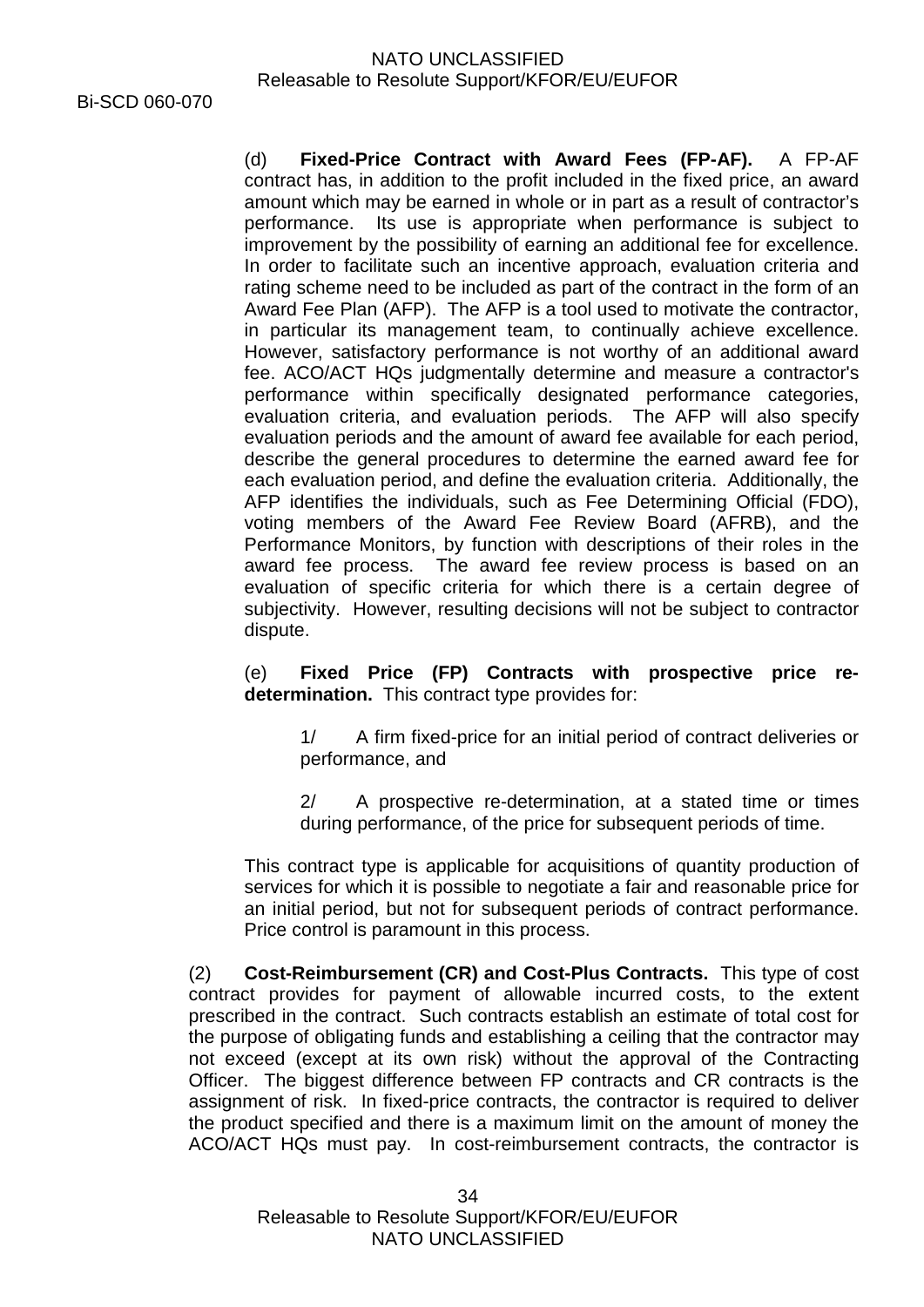(d) **Fixed-Price Contract with Award Fees (FP-AF).** A FP-AF contract has, in addition to the profit included in the fixed price, an award amount which may be earned in whole or in part as a result of contractor's performance. Its use is appropriate when performance is subject to improvement by the possibility of earning an additional fee for excellence. In order to facilitate such an incentive approach, evaluation criteria and rating scheme need to be included as part of the contract in the form of an Award Fee Plan (AFP). The AFP is a tool used to motivate the contractor, in particular its management team, to continually achieve excellence. However, satisfactory performance is not worthy of an additional award fee. ACO/ACT HQs judgmentally determine and measure a contractor's performance within specifically designated performance categories, evaluation criteria, and evaluation periods. The AFP will also specify evaluation periods and the amount of award fee available for each period, describe the general procedures to determine the earned award fee for each evaluation period, and define the evaluation criteria. Additionally, the AFP identifies the individuals, such as Fee Determining Official (FDO), voting members of the Award Fee Review Board (AFRB), and the Performance Monitors, by function with descriptions of their roles in the award fee process. The award fee review process is based on an evaluation of specific criteria for which there is a certain degree of subjectivity. However, resulting decisions will not be subject to contractor dispute.

(e) **Fixed Price (FP) Contracts with prospective price re-determination.** This contract type provides for:

1/ A firm fixed-price for an initial period of contract deliveries or performance, and

2/ A prospective re-determination, at a stated time or times during performance, of the price for subsequent periods of time.

This contract type is applicable for acquisitions of quantity production of services for which it is possible to negotiate a fair and reasonable price for an initial period, but not for subsequent periods of contract performance. Price control is paramount in this process.

(2) **Cost-Reimbursement (CR) and Cost-Plus Contracts.** This type of cost contract provides for payment of allowable incurred costs, to the extent prescribed in the contract. Such contracts establish an estimate of total cost for the purpose of obligating funds and establishing a ceiling that the contractor may not exceed (except at its own risk) without the approval of the Contracting Officer. The biggest difference between FP contracts and CR contracts is the assignment of risk. In fixed-price contracts, the contractor is required to deliver the product specified and there is a maximum limit on the amount of money the ACO/ACT HQs must pay. In cost-reimbursement contracts, the contractor is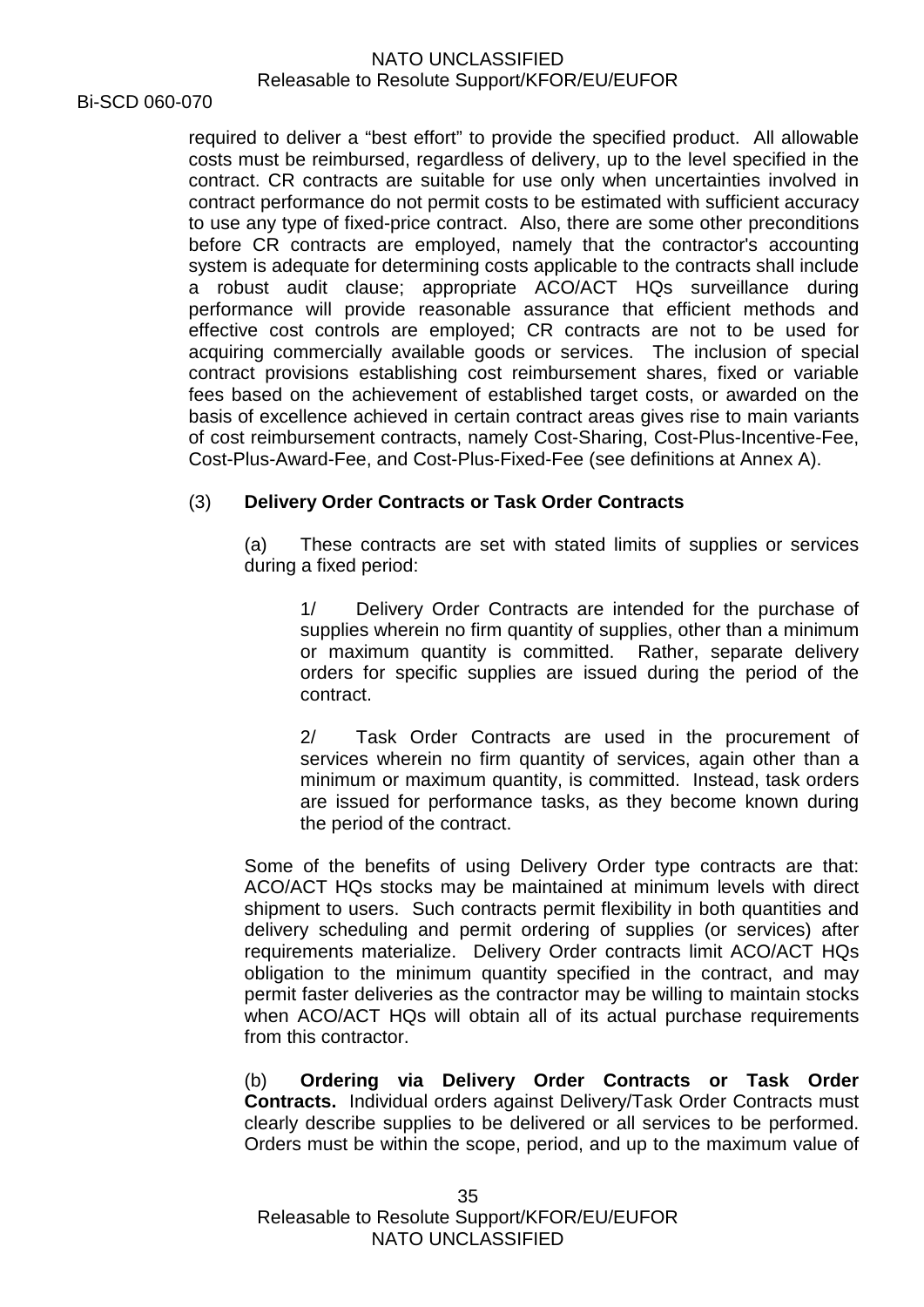required to deliver a "best effort" to provide the specified product. All allowable costs must be reimbursed, regardless of delivery, up to the level specified in the contract. CR contracts are suitable for use only when uncertainties involved in contract performance do not permit costs to be estimated with sufficient accuracy to use any type of fixed-price contract. Also, there are some other preconditions before CR contracts are employed, namely that the contractor's accounting system is adequate for determining costs applicable to the contracts shall include a robust audit clause; appropriate ACO/ACT HQs surveillance during performance will provide reasonable assurance that efficient methods and effective cost controls are employed; CR contracts are not to be used for acquiring commercially available goods or services. The inclusion of special contract provisions establishing cost reimbursement shares, fixed or variable fees based on the achievement of established target costs, or awarded on the basis of excellence achieved in certain contract areas gives rise to main variants of cost reimbursement contracts, namely Cost-Sharing, Cost-Plus-Incentive-Fee, Cost-Plus-Award-Fee, and Cost-Plus-Fixed-Fee (see definitions at Annex A).

(3) **Delivery Order Contracts or Task Order Contracts**

(a) These contracts are set with stated limits of supplies or services during a fixed period:

1/ Delivery Order Contracts are intended for the purchase of supplies wherein no firm quantity of supplies, other than a minimum or maximum quantity is committed. Rather, separate delivery orders for specific supplies are issued during the period of the contract.

2/ Task Order Contracts are used in the procurement of services wherein no firm quantity of services, again other than a minimum or maximum quantity, is committed. Instead, task orders are issued for performance tasks, as they become known during the period of the contract.

Some of the benefits of using Delivery Order type contracts are that: ACO/ACT HQs stocks may be maintained at minimum levels with direct shipment to users. Such contracts permit flexibility in both quantities and delivery scheduling and permit ordering of supplies (or services) after requirements materialize. Delivery Order contracts limit ACO/ACT HQs obligation to the minimum quantity specified in the contract, and may permit faster deliveries as the contractor may be willing to maintain stocks when ACO/ACT HQs will obtain all of its actual purchase requirements from this contractor.

(b) **Ordering via Delivery Order Contracts or Task Order Contracts.** Individual orders against Delivery/Task Order Contracts must clearly describe supplies to be delivered or all services to be performed. Orders must be within the scope, period, and up to the maximum value of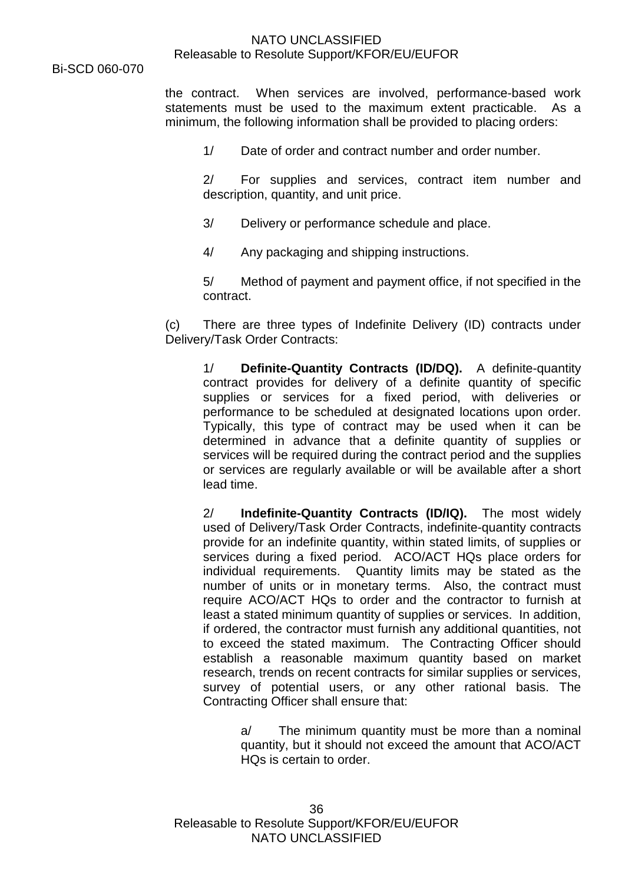the contract. When services are involved, performance-based work statements must be used to the maximum extent practicable. As a minimum, the following information shall be provided to placing orders:

1/ Date of order and contract number and order number.

2/ For supplies and services, contract item number and description, quantity, and unit price.

3/ Delivery or performance schedule and place.

4/ Any packaging and shipping instructions.

5/ Method of payment and payment office, if not specified in the contract.

(c) There are three types of Indefinite Delivery (ID) contracts under Delivery/Task Order Contracts:

1/ **Definite-Quantity Contracts (ID/DQ).** A definite-quantity contract provides for delivery of a definite quantity of specific supplies or services for a fixed period, with deliveries or performance to be scheduled at designated locations upon order. Typically, this type of contract may be used when it can be determined in advance that a definite quantity of supplies or services will be required during the contract period and the supplies or services are regularly available or will be available after a short lead time.

2/ **Indefinite-Quantity Contracts (ID/IQ).** The most widely used of Delivery/Task Order Contracts, indefinite-quantity contracts provide for an indefinite quantity, within stated limits, of supplies or services during a fixed period. ACO/ACT HQs place orders for individual requirements. Quantity limits may be stated as the number of units or in monetary terms. Also, the contract must require ACO/ACT HQs to order and the contractor to furnish at least a stated minimum quantity of supplies or services. In addition, if ordered, the contractor must furnish any additional quantities, not to exceed the stated maximum. The Contracting Officer should establish a reasonable maximum quantity based on market research, trends on recent contracts for similar supplies or services, survey of potential users, or any other rational basis. The Contracting Officer shall ensure that:

a/ The minimum quantity must be more than a nominal quantity, but it should not exceed the amount that ACO/ACT HQs is certain to order.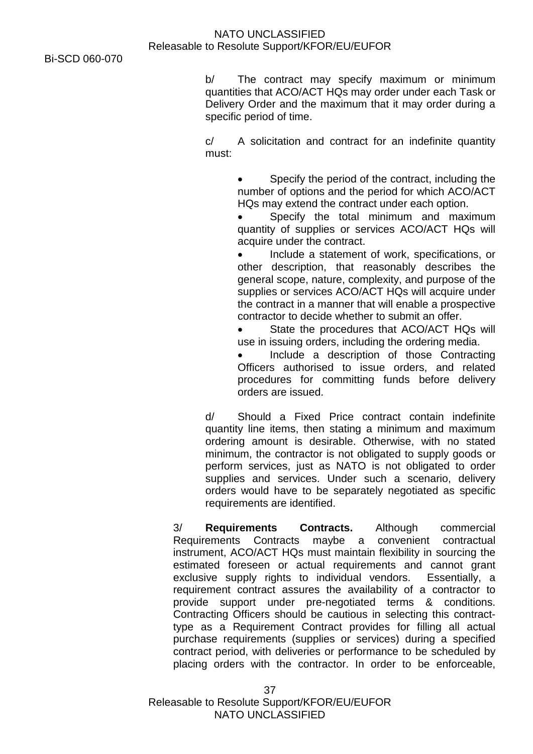b/ The contract may specify maximum or minimum quantities that ACO/ACT HQs may order under each Task or Delivery Order and the maximum that it may order during a specific period of time.

c/ A solicitation and contract for an indefinite quantity must:

- Specify the period of the contract, including the number of options and the period for which ACO/ACT HQs may extend the contract under each option.
- Specify the total minimum and maximum quantity of supplies or services ACO/ACT HQs will acquire under the contract.
- Include a statement of work, specifications, or other description, that reasonably describes the general scope, nature, complexity, and purpose of the supplies or services ACO/ACT HQs will acquire under the contract in a manner that will enable a prospective contractor to decide whether to submit an offer.
- State the procedures that ACO/ACT HQs will use in issuing orders, including the ordering media.
- Include a description of those Contracting Officers authorised to issue orders, and related procedures for committing funds before delivery orders are issued.

d/ Should a Fixed Price contract contain indefinite quantity line items, then stating a minimum and maximum ordering amount is desirable. Otherwise, with no stated minimum, the contractor is not obligated to supply goods or perform services, just as NATO is not obligated to order supplies and services. Under such a scenario, delivery orders would have to be separately negotiated as specific requirements are identified.

3/ **Requirements Contracts.** Although commercial Requirements Contracts maybe a convenient contractual instrument, ACO/ACT HQs must maintain flexibility in sourcing the estimated foreseen or actual requirements and cannot grant exclusive supply rights to individual vendors. Essentially, a requirement contract assures the availability of a contractor to provide support under pre-negotiated terms & conditions. Contracting Officers should be cautious in selecting this contract-type as a Requirement Contract provides for filling all actual purchase requirements (supplies or services) during a specified contract period, with deliveries or performance to be scheduled by placing orders with the contractor. In order to be enforceable,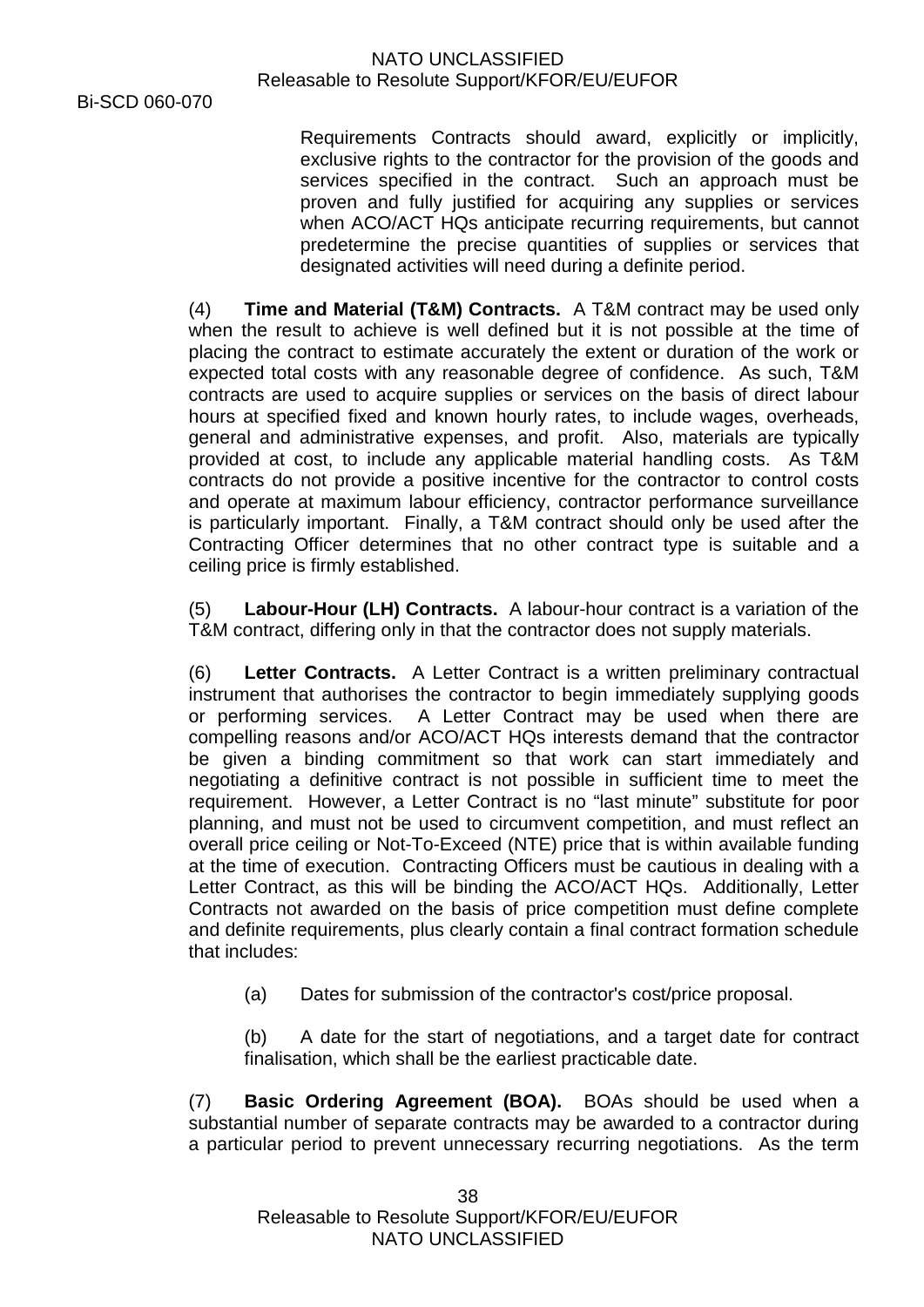Requirements Contracts should award, explicitly or implicitly, exclusive rights to the contractor for the provision of the goods and services specified in the contract. Such an approach must be proven and fully justified for acquiring any supplies or services when ACO/ACT HQs anticipate recurring requirements, but cannot predetermine the precise quantities of supplies or services that designated activities will need during a definite period.

(4) **Time and Material (T&M) Contracts.** A T&M contract may be used only when the result to achieve is well defined but it is not possible at the time of placing the contract to estimate accurately the extent or duration of the work or expected total costs with any reasonable degree of confidence. As such, T&M contracts are used to acquire supplies or services on the basis of direct labour hours at specified fixed and known hourly rates, to include wages, overheads, general and administrative expenses, and profit. Also, materials are typically provided at cost, to include any applicable material handling costs. As T&M contracts do not provide a positive incentive for the contractor to control costs and operate at maximum labour efficiency, contractor performance surveillance is particularly important. Finally, a T&M contract should only be used after the Contracting Officer determines that no other contract type is suitable and a ceiling price is firmly established.

(5) **Labour-Hour (LH) Contracts.** A labour-hour contract is a variation of the T&M contract, differing only in that the contractor does not supply materials.

(6) **Letter Contracts.** A Letter Contract is a written preliminary contractual instrument that authorises the contractor to begin immediately supplying goods or performing services. A Letter Contract may be used when there are compelling reasons and/or ACO/ACT HQs interests demand that the contractor be given a binding commitment so that work can start immediately and negotiating a definitive contract is not possible in sufficient time to meet the requirement. However, a Letter Contract is no "last minute" substitute for poor planning, and must not be used to circumvent competition, and must reflect an overall price ceiling or Not-To-Exceed (NTE) price that is within available funding at the time of execution. Contracting Officers must be cautious in dealing with a Letter Contract, as this will be binding the ACO/ACT HQs. Additionally, Letter Contracts not awarded on the basis of price competition must define complete and definite requirements, plus clearly contain a final contract formation schedule that includes:

(a) Dates for submission of the contractor's cost/price proposal.

(b) A date for the start of negotiations, and a target date for contract finalisation, which shall be the earliest practicable date.

(7) **Basic Ordering Agreement (BOA).** BOAs should be used when a substantial number of separate contracts may be awarded to a contractor during a particular period to prevent unnecessary recurring negotiations. As the term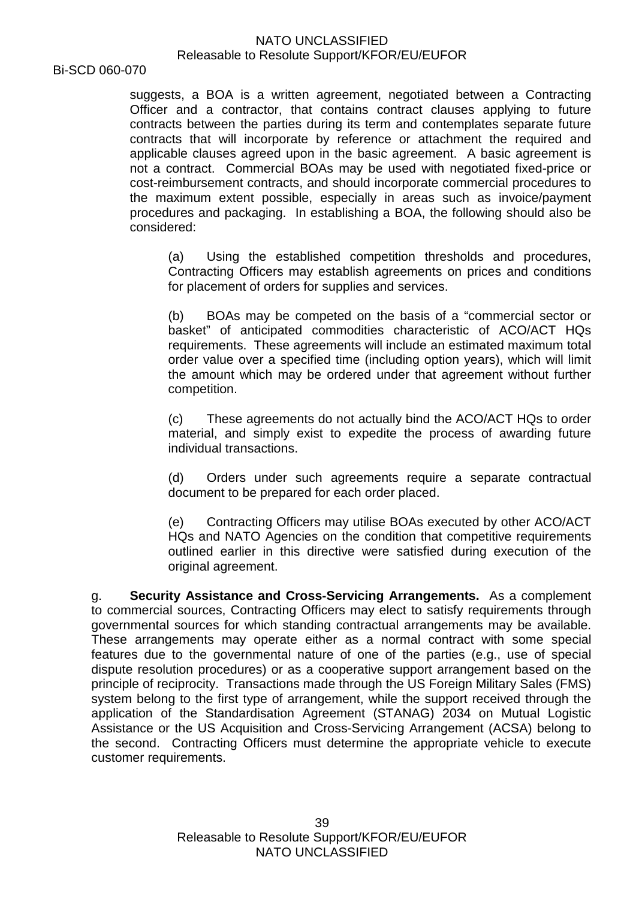suggests, a BOA is a written agreement, negotiated between a Contracting Officer and a contractor, that contains contract clauses applying to future contracts between the parties during its term and contemplates separate future contracts that will incorporate by reference or attachment the required and applicable clauses agreed upon in the basic agreement. A basic agreement is not a contract. Commercial BOAs may be used with negotiated fixed-price or cost-reimbursement contracts, and should incorporate commercial procedures to the maximum extent possible, especially in areas such as invoice/payment procedures and packaging. In establishing a BOA, the following should also be considered:

(a) Using the established competition thresholds and procedures, Contracting Officers may establish agreements on prices and conditions for placement of orders for supplies and services.

(b) BOAs may be competed on the basis of a "commercial sector or basket" of anticipated commodities characteristic of ACO/ACT HQs requirements. These agreements will include an estimated maximum total order value over a specified time (including option years), which will limit the amount which may be ordered under that agreement without further competition.

(c) These agreements do not actually bind the ACO/ACT HQs to order material, and simply exist to expedite the process of awarding future individual transactions.

(d) Orders under such agreements require a separate contractual document to be prepared for each order placed.

(e) Contracting Officers may utilise BOAs executed by other ACO/ACT HQs and NATO Agencies on the condition that competitive requirements outlined earlier in this directive were satisfied during execution of the original agreement.

g. **Security Assistance and Cross-Servicing Arrangements.** As a complement to commercial sources, Contracting Officers may elect to satisfy requirements through governmental sources for which standing contractual arrangements may be available. These arrangements may operate either as a normal contract with some special features due to the governmental nature of one of the parties (e.g., use of special dispute resolution procedures) or as a cooperative support arrangement based on the principle of reciprocity. Transactions made through the US Foreign Military Sales (FMS) system belong to the first type of arrangement, while the support received through the application of the Standardisation Agreement (STANAG) 2034 on Mutual Logistic Assistance or the US Acquisition and Cross-Servicing Arrangement (ACSA) belong to the second. Contracting Officers must determine the appropriate vehicle to execute customer requirements.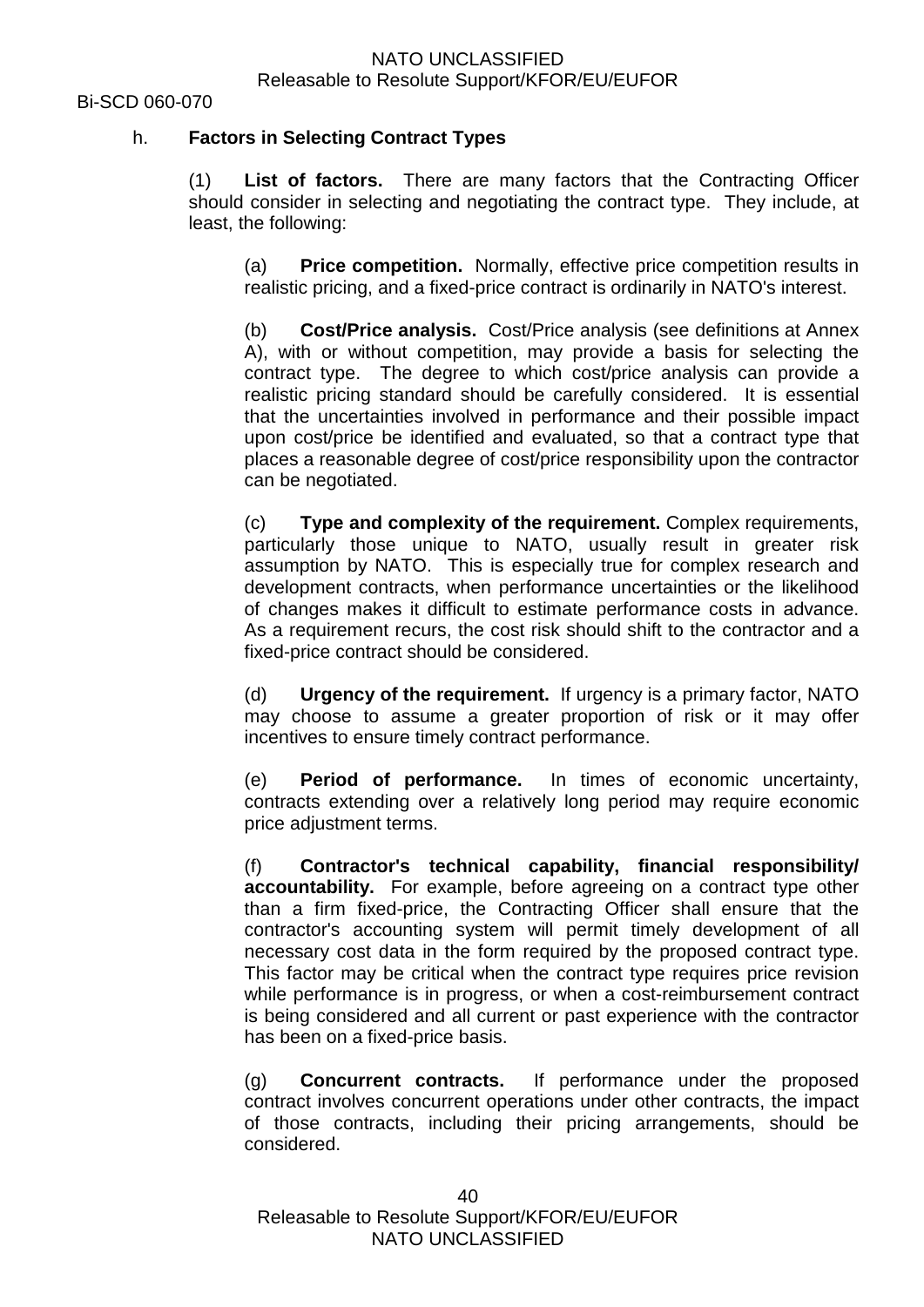h. **Factors in Selecting Contract Types**

(1) **List of factors.** There are many factors that the Contracting Officer should consider in selecting and negotiating the contract type. They include, at least, the following:

(a) **Price competition.** Normally, effective price competition results in realistic pricing, and a fixed-price contract is ordinarily in NATO's interest.

(b) **Cost/Price analysis.** Cost/Price analysis (see definitions at Annex A), with or without competition, may provide a basis for selecting the contract type. The degree to which cost/price analysis can provide a realistic pricing standard should be carefully considered. It is essential that the uncertainties involved in performance and their possible impact upon cost/price be identified and evaluated, so that a contract type that places a reasonable degree of cost/price responsibility upon the contractor can be negotiated.

(c) **Type and complexity of the requirement.** Complex requirements, particularly those unique to NATO, usually result in greater risk assumption by NATO. This is especially true for complex research and development contracts, when performance uncertainties or the likelihood of changes makes it difficult to estimate performance costs in advance. As a requirement recurs, the cost risk should shift to the contractor and a fixed-price contract should be considered.

(d) **Urgency of the requirement.** If urgency is a primary factor, NATO may choose to assume a greater proportion of risk or it may offer incentives to ensure timely contract performance.

(e) **Period of performance.** In times of economic uncertainty, contracts extending over a relatively long period may require economic price adjustment terms.

(f) **Contractor's technical capability, financial responsibility/ accountability.** For example, before agreeing on a contract type other than a firm fixed-price, the Contracting Officer shall ensure that the contractor's accounting system will permit timely development of all necessary cost data in the form required by the proposed contract type. This factor may be critical when the contract type requires price revision while performance is in progress, or when a cost-reimbursement contract is being considered and all current or past experience with the contractor has been on a fixed-price basis.

(g) **Concurrent contracts.** If performance under the proposed contract involves concurrent operations under other contracts, the impact of those contracts, including their pricing arrangements, should be considered.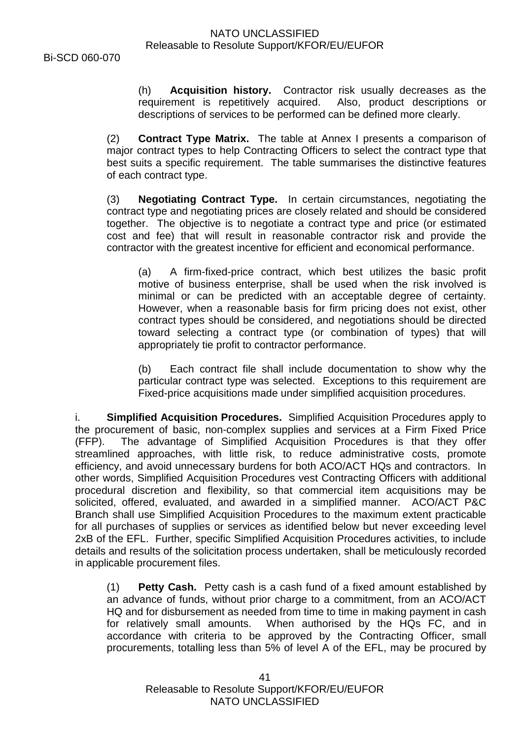(h) **Acquisition history.** Contractor risk usually decreases as the requirement is repetitively acquired. Also, product descriptions or descriptions of services to be performed can be defined more clearly.

(2) **Contract Type Matrix.** The table at Annex I presents a comparison of major contract types to help Contracting Officers to select the contract type that best suits a specific requirement. The table summarises the distinctive features of each contract type.

(3) **Negotiating Contract Type.** In certain circumstances, negotiating the contract type and negotiating prices are closely related and should be considered together. The objective is to negotiate a contract type and price (or estimated cost and fee) that will result in reasonable contractor risk and provide the contractor with the greatest incentive for efficient and economical performance.

(a) A firm-fixed-price contract, which best utilizes the basic profit motive of business enterprise, shall be used when the risk involved is minimal or can be predicted with an acceptable degree of certainty. However, when a reasonable basis for firm pricing does not exist, other contract types should be considered, and negotiations should be directed toward selecting a contract type (or combination of types) that will appropriately tie profit to contractor performance.

(b) Each contract file shall include documentation to show why the particular contract type was selected. Exceptions to this requirement are Fixed-price acquisitions made under simplified acquisition procedures.

i. **Simplified Acquisition Procedures.** Simplified Acquisition Procedures apply to the procurement of basic, non-complex supplies and services at a Firm Fixed Price (FFP). The advantage of Simplified Acquisition Procedures is that they offer streamlined approaches, with little risk, to reduce administrative costs, promote efficiency, and avoid unnecessary burdens for both ACO/ACT HQs and contractors. In other words, Simplified Acquisition Procedures vest Contracting Officers with additional procedural discretion and flexibility, so that commercial item acquisitions may be solicited, offered, evaluated, and awarded in a simplified manner. ACO/ACT P&C Branch shall use Simplified Acquisition Procedures to the maximum extent practicable for all purchases of supplies or services as identified below but never exceeding level 2xB of the EFL. Further, specific Simplified Acquisition Procedures activities, to include details and results of the solicitation process undertaken, shall be meticulously recorded in applicable procurement files.

(1) **Petty Cash.** Petty cash is a cash fund of a fixed amount established by an advance of funds, without prior charge to a commitment, from an ACO/ACT HQ and for disbursement as needed from time to time in making payment in cash for relatively small amounts. When authorised by the HQs FC, and in accordance with criteria to be approved by the Contracting Officer, small procurements, totalling less than 5% of level A of the EFL, may be procured by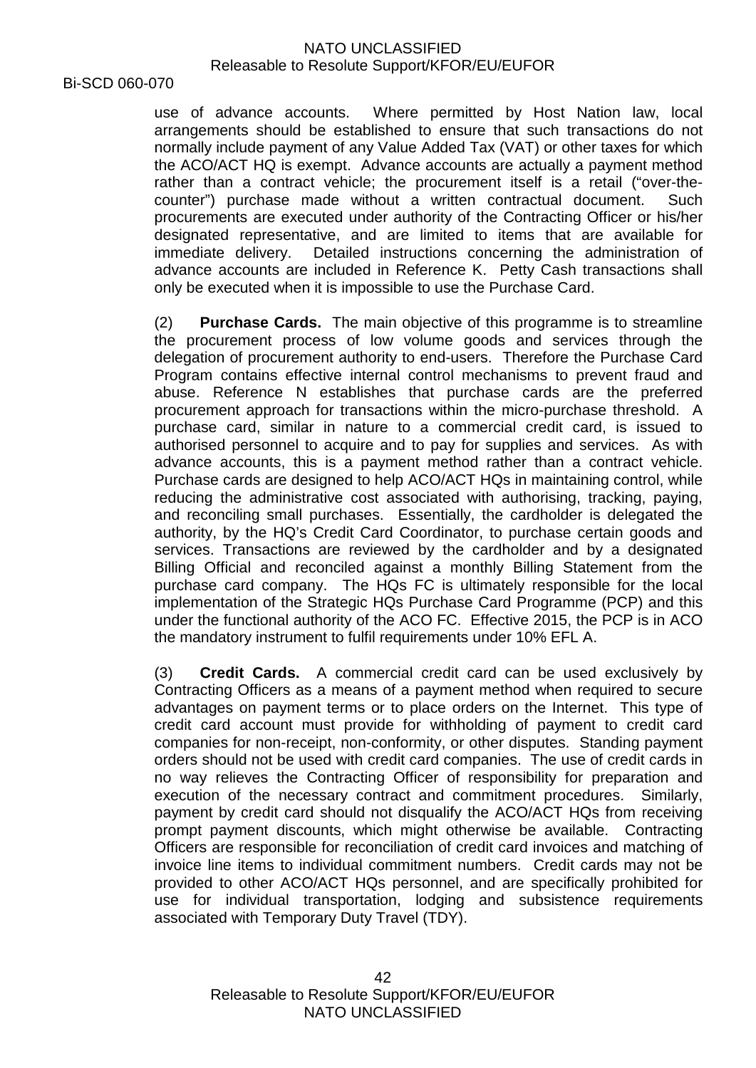use of advance accounts. Where permitted by Host Nation law, local arrangements should be established to ensure that such transactions do not normally include payment of any Value Added Tax (VAT) or other taxes for which the ACO/ACT HQ is exempt. Advance accounts are actually a payment method rather than a contract vehicle; the procurement itself is a retail ("over-the-counter") purchase made without a written contractual document. Such procurements are executed under authority of the Contracting Officer or his/her designated representative, and are limited to items that are available for immediate delivery. Detailed instructions concerning the administration of advance accounts are included in Reference K. Petty Cash transactions shall only be executed when it is impossible to use the Purchase Card.

(2) **Purchase Cards.** The main objective of this programme is to streamline the procurement process of low volume goods and services through the delegation of procurement authority to end-users. Therefore the Purchase Card Program contains effective internal control mechanisms to prevent fraud and abuse. Reference N establishes that purchase cards are the preferred procurement approach for transactions within the micro-purchase threshold. A purchase card, similar in nature to a commercial credit card, is issued to authorised personnel to acquire and to pay for supplies and services. As with advance accounts, this is a payment method rather than a contract vehicle. Purchase cards are designed to help ACO/ACT HQs in maintaining control, while reducing the administrative cost associated with authorising, tracking, paying, and reconciling small purchases. Essentially, the cardholder is delegated the authority, by the HQ's Credit Card Coordinator, to purchase certain goods and services. Transactions are reviewed by the cardholder and by a designated Billing Official and reconciled against a monthly Billing Statement from the purchase card company. The HQs FC is ultimately responsible for the local implementation of the Strategic HQs Purchase Card Programme (PCP) and this under the functional authority of the ACO FC. Effective 2015, the PCP is in ACO the mandatory instrument to fulfil requirements under 10% EFL A.

(3) **Credit Cards.** A commercial credit card can be used exclusively by Contracting Officers as a means of a payment method when required to secure advantages on payment terms or to place orders on the Internet. This type of credit card account must provide for withholding of payment to credit card companies for non-receipt, non-conformity, or other disputes. Standing payment orders should not be used with credit card companies. The use of credit cards in no way relieves the Contracting Officer of responsibility for preparation and execution of the necessary contract and commitment procedures. Similarly, payment by credit card should not disqualify the ACO/ACT HQs from receiving prompt payment discounts, which might otherwise be available. Contracting Officers are responsible for reconciliation of credit card invoices and matching of invoice line items to individual commitment numbers. Credit cards may not be provided to other ACO/ACT HQs personnel, and are specifically prohibited for use for individual transportation, lodging and subsistence requirements associated with Temporary Duty Travel (TDY).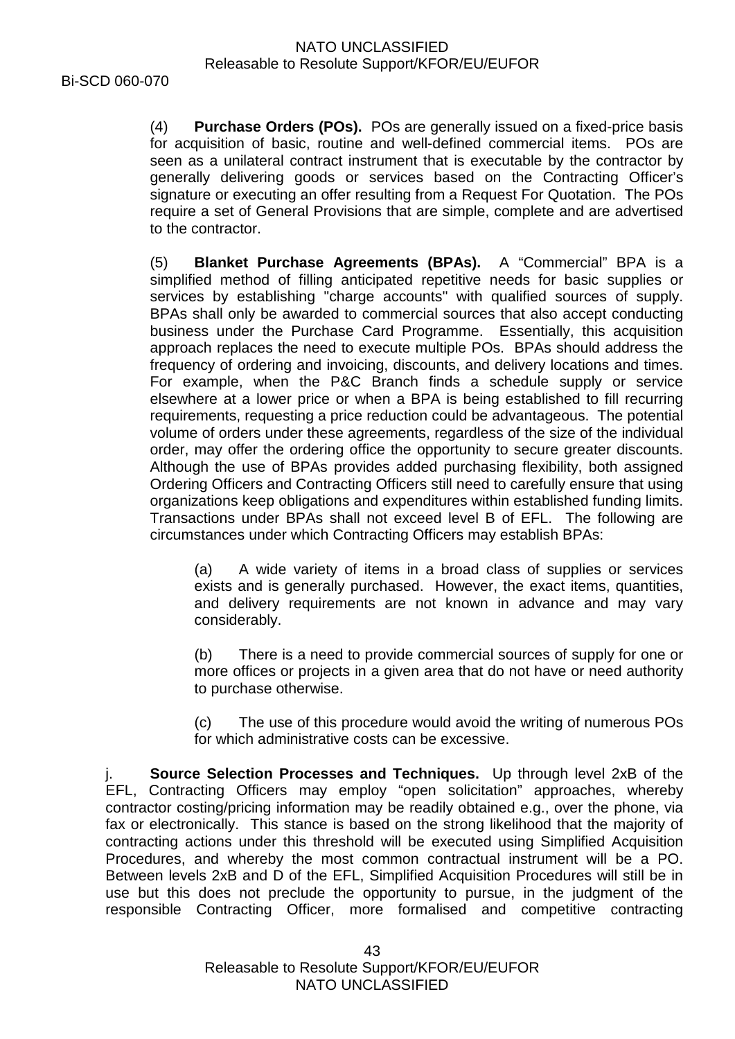(4) **Purchase Orders (POs).** POs are generally issued on a fixed-price basis for acquisition of basic, routine and well-defined commercial items. POs are seen as a unilateral contract instrument that is executable by the contractor by generally delivering goods or services based on the Contracting Officer's signature or executing an offer resulting from a Request For Quotation. The POs require a set of General Provisions that are simple, complete and are advertised to the contractor.

(5) **Blanket Purchase Agreements (BPAs).** A "Commercial" BPA is a simplified method of filling anticipated repetitive needs for basic supplies or services by establishing "charge accounts" with qualified sources of supply. BPAs shall only be awarded to commercial sources that also accept conducting business under the Purchase Card Programme. Essentially, this acquisition approach replaces the need to execute multiple POs. BPAs should address the frequency of ordering and invoicing, discounts, and delivery locations and times. For example, when the P&C Branch finds a schedule supply or service elsewhere at a lower price or when a BPA is being established to fill recurring requirements, requesting a price reduction could be advantageous. The potential volume of orders under these agreements, regardless of the size of the individual order, may offer the ordering office the opportunity to secure greater discounts. Although the use of BPAs provides added purchasing flexibility, both assigned Ordering Officers and Contracting Officers still need to carefully ensure that using organizations keep obligations and expenditures within established funding limits. Transactions under BPAs shall not exceed level B of EFL. The following are circumstances under which Contracting Officers may establish BPAs:

(a) A wide variety of items in a broad class of supplies or services exists and is generally purchased. However, the exact items, quantities, and delivery requirements are not known in advance and may vary considerably.

(b) There is a need to provide commercial sources of supply for one or more offices or projects in a given area that do not have or need authority to purchase otherwise.

(c) The use of this procedure would avoid the writing of numerous POs for which administrative costs can be excessive.

j. **Source Selection Processes and Techniques.** Up through level 2xB of the EFL, Contracting Officers may employ "open solicitation" approaches, whereby contractor costing/pricing information may be readily obtained e.g., over the phone, via fax or electronically. This stance is based on the strong likelihood that the majority of contracting actions under this threshold will be executed using Simplified Acquisition Procedures, and whereby the most common contractual instrument will be a PO. Between levels 2xB and D of the EFL, Simplified Acquisition Procedures will still be in use but this does not preclude the opportunity to pursue, in the judgment of the responsible Contracting Officer, more formalised and competitive contracting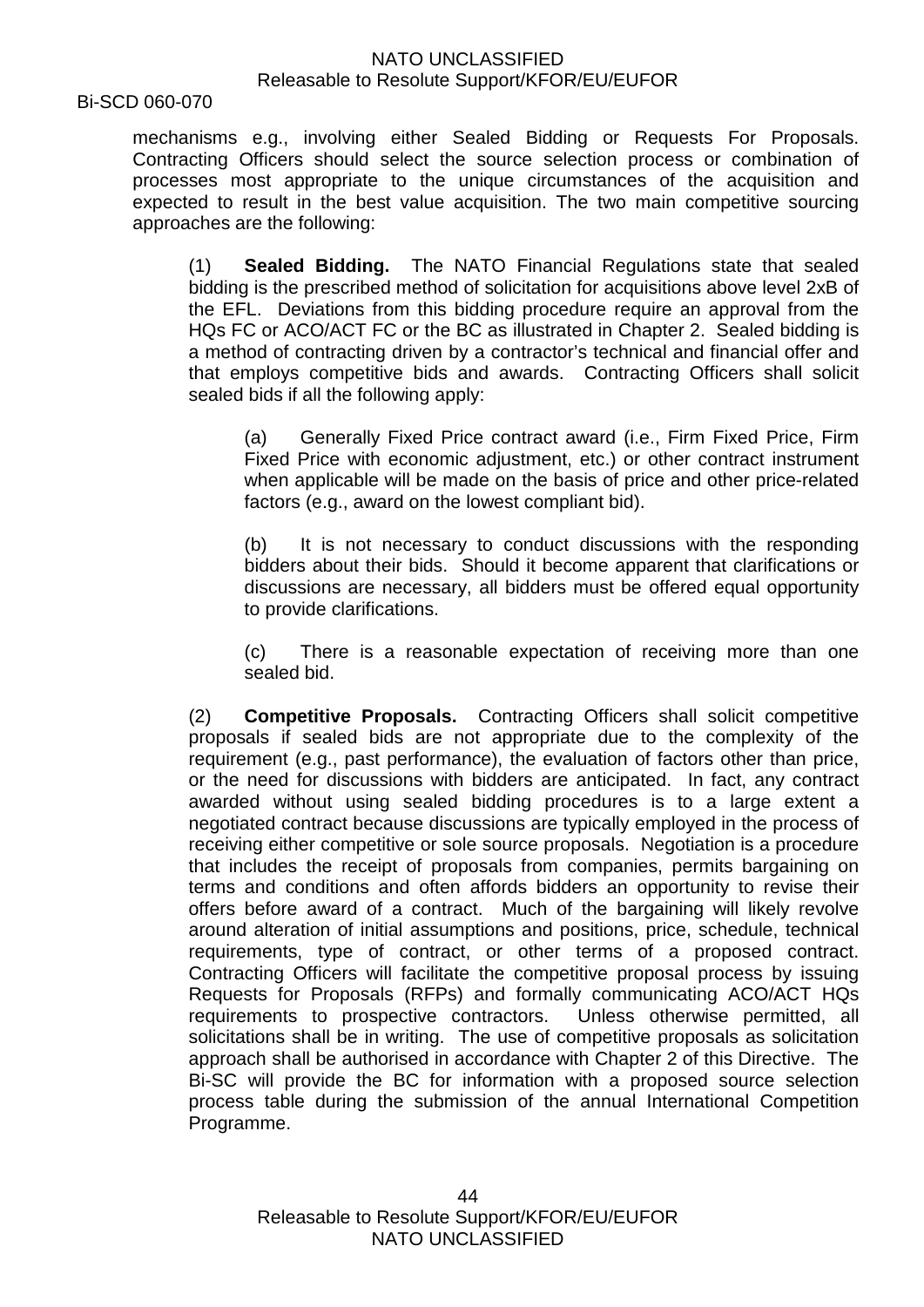mechanisms e.g., involving either Sealed Bidding or Requests For Proposals. Contracting Officers should select the source selection process or combination of processes most appropriate to the unique circumstances of the acquisition and expected to result in the best value acquisition. The two main competitive sourcing approaches are the following:

(1) **Sealed Bidding.** The NATO Financial Regulations state that sealed bidding is the prescribed method of solicitation for acquisitions above level 2xB of the EFL. Deviations from this bidding procedure require an approval from the HQs FC or ACO/ACT FC or the BC as illustrated in Chapter 2. Sealed bidding is a method of contracting driven by a contractor's technical and financial offer and that employs competitive bids and awards. Contracting Officers shall solicit sealed bids if all the following apply:

(a) Generally Fixed Price contract award (i.e., Firm Fixed Price, Firm Fixed Price with economic adjustment, etc.) or other contract instrument when applicable will be made on the basis of price and other price-related factors (e.g., award on the lowest compliant bid).

(b) It is not necessary to conduct discussions with the responding bidders about their bids. Should it become apparent that clarifications or discussions are necessary, all bidders must be offered equal opportunity to provide clarifications.

(c) There is a reasonable expectation of receiving more than one sealed bid.

(2) **Competitive Proposals.** Contracting Officers shall solicit competitive proposals if sealed bids are not appropriate due to the complexity of the requirement (e.g., past performance), the evaluation of factors other than price, or the need for discussions with bidders are anticipated. In fact, any contract awarded without using sealed bidding procedures is to a large extent a negotiated contract because discussions are typically employed in the process of receiving either competitive or sole source proposals. Negotiation is a procedure that includes the receipt of proposals from companies, permits bargaining on terms and conditions and often affords bidders an opportunity to revise their offers before award of a contract. Much of the bargaining will likely revolve around alteration of initial assumptions and positions, price, schedule, technical requirements, type of contract, or other terms of a proposed contract. Contracting Officers will facilitate the competitive proposal process by issuing Requests for Proposals (RFPs) and formally communicating ACO/ACT HQs requirements to prospective contractors. Unless otherwise permitted, all solicitations shall be in writing. The use of competitive proposals as solicitation approach shall be authorised in accordance with Chapter 2 of this Directive. The Bi-SC will provide the BC for information with a proposed source selection process table during the submission of the annual International Competition Programme.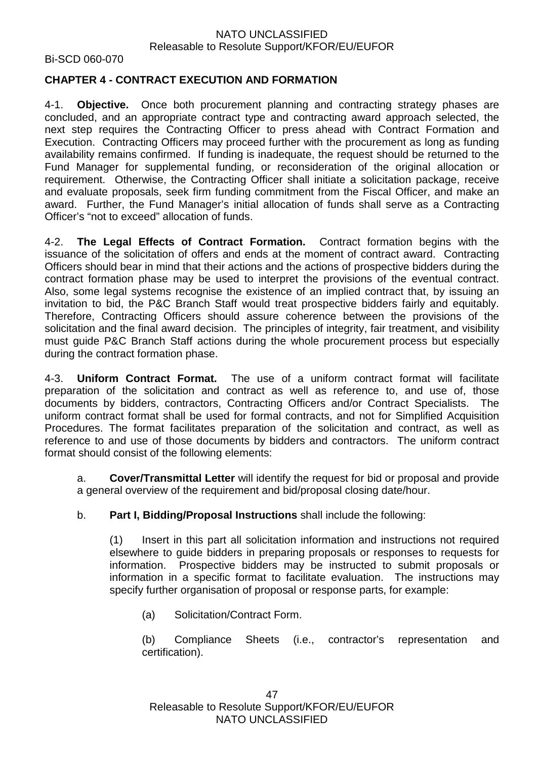## CHAPTER 4 - CONTRACT EXECUTION AND FORMATION

4-1. **Objective.** Once both procurement planning and contracting strategy phases are concluded, and an appropriate contract type and contracting award approach selected, the next step requires the Contracting Officer to press ahead with Contract Formation and Execution. Contracting Officers may proceed further with the procurement as long as funding availability remains confirmed. If funding is inadequate, the request should be returned to the Fund Manager for supplemental funding, or reconsideration of the original allocation or requirement. Otherwise, the Contracting Officer shall initiate a solicitation package, receive and evaluate proposals, seek firm funding commitment from the Fiscal Officer, and make an award. Further, the Fund Manager's initial allocation of funds shall serve as a Contracting Officer's "not to exceed" allocation of funds.

4-2. **The Legal Effects of Contract Formation.** Contract formation begins with the issuance of the solicitation of offers and ends at the moment of contract award. Contracting Officers should bear in mind that their actions and the actions of prospective bidders during the contract formation phase may be used to interpret the provisions of the eventual contract. Also, some legal systems recognise the existence of an implied contract that, by issuing an invitation to bid, the P&C Branch Staff would treat prospective bidders fairly and equitably. Therefore, Contracting Officers should assure coherence between the provisions of the solicitation and the final award decision. The principles of integrity, fair treatment, and visibility must guide P&C Branch Staff actions during the whole procurement process but especially during the contract formation phase.

4-3. **Uniform Contract Format.** The use of a uniform contract format will facilitate preparation of the solicitation and contract as well as reference to, and use of, those documents by bidders, contractors, Contracting Officers and/or Contract Specialists. The uniform contract format shall be used for formal contracts, and not for Simplified Acquisition Procedures. The format facilitates preparation of the solicitation and contract, as well as reference to and use of those documents by bidders and contractors. The uniform contract format should consist of the following elements:

a. **Cover/Transmittal Letter** will identify the request for bid or proposal and provide a general overview of the requirement and bid/proposal closing date/hour.

b. **Part I, Bidding/Proposal Instructions** shall include the following:

(1) Insert in this part all solicitation information and instructions not required elsewhere to guide bidders in preparing proposals or responses to requests for information. Prospective bidders may be instructed to submit proposals or information in a specific format to facilitate evaluation. The instructions may specify further organisation of proposal or response parts, for example:

(a) Solicitation/Contract Form.

(b) Compliance Sheets (i.e., contractor's representation and certification).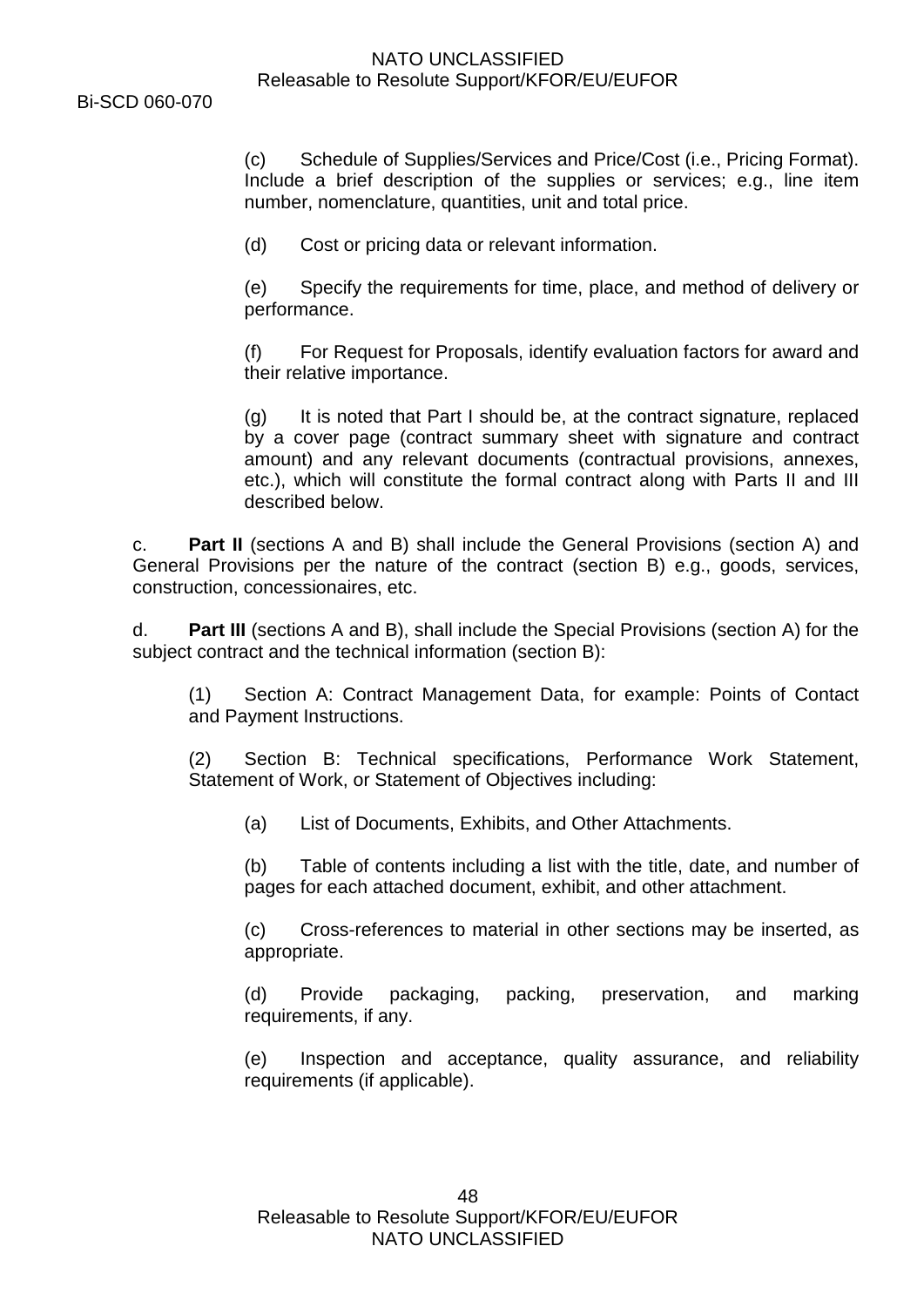(c) Schedule of Supplies/Services and Price/Cost (i.e., Pricing Format). Include a brief description of the supplies or services; e.g., line item number, nomenclature, quantities, unit and total price.

(d) Cost or pricing data or relevant information.

(e) Specify the requirements for time, place, and method of delivery or performance.

(f) For Request for Proposals, identify evaluation factors for award and their relative importance.

(g) It is noted that Part I should be, at the contract signature, replaced by a cover page (contract summary sheet with signature and contract amount) and any relevant documents (contractual provisions, annexes, etc.), which will constitute the formal contract along with Parts II and III described below.

c. **Part II** (sections A and B) shall include the General Provisions (section A) and General Provisions per the nature of the contract (section B) e.g., goods, services, construction, concessionaires, etc.

d. **Part III** (sections A and B), shall include the Special Provisions (section A) for the subject contract and the technical information (section B):

(1) Section A: Contract Management Data, for example: Points of Contact and Payment Instructions.

(2) Section B: Technical specifications, Performance Work Statement, Statement of Work, or Statement of Objectives including:

(a) List of Documents, Exhibits, and Other Attachments.

(b) Table of contents including a list with the title, date, and number of pages for each attached document, exhibit, and other attachment.

(c) Cross-references to material in other sections may be inserted, as appropriate.

(d) Provide packaging, packing, preservation, and marking requirements, if any.

(e) Inspection and acceptance, quality assurance, and reliability requirements (if applicable).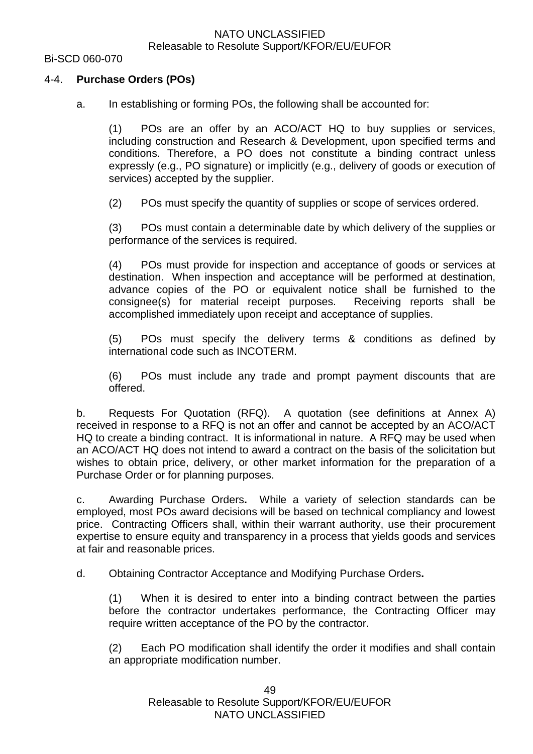4-4. **Purchase Orders (POs)**

a. In establishing or forming POs, the following shall be accounted for:

(1) POs are an offer by an ACO/ACT HQ to buy supplies or services, including construction and Research & Development, upon specified terms and conditions. Therefore, a PO does not constitute a binding contract unless expressly (e.g., PO signature) or implicitly (e.g., delivery of goods or execution of services) accepted by the supplier.

(2) POs must specify the quantity of supplies or scope of services ordered.

(3) POs must contain a determinable date by which delivery of the supplies or performance of the services is required.

(4) POs must provide for inspection and acceptance of goods or services at destination. When inspection and acceptance will be performed at destination, advance copies of the PO or equivalent notice shall be furnished to the consignee(s) for material receipt purposes. Receiving reports shall be accomplished immediately upon receipt and acceptance of supplies.

(5) POs must specify the delivery terms & conditions as defined by international code such as INCOTERM.

(6) POs must include any trade and prompt payment discounts that are offered.

b. Requests For Quotation (RFQ). A quotation (see definitions at Annex A) received in response to a RFQ is not an offer and cannot be accepted by an ACO/ACT HQ to create a binding contract. It is informational in nature. A RFQ may be used when an ACO/ACT HQ does not intend to award a contract on the basis of the solicitation but wishes to obtain price, delivery, or other market information for the preparation of a Purchase Order or for planning purposes.

c. Awarding Purchase Orders**.** While a variety of selection standards can be employed, most POs award decisions will be based on technical compliancy and lowest price. Contracting Officers shall, within their warrant authority, use their procurement expertise to ensure equity and transparency in a process that yields goods and services at fair and reasonable prices.

d. Obtaining Contractor Acceptance and Modifying Purchase Orders**.**

(1) When it is desired to enter into a binding contract between the parties before the contractor undertakes performance, the Contracting Officer may require written acceptance of the PO by the contractor.

(2) Each PO modification shall identify the order it modifies and shall contain an appropriate modification number.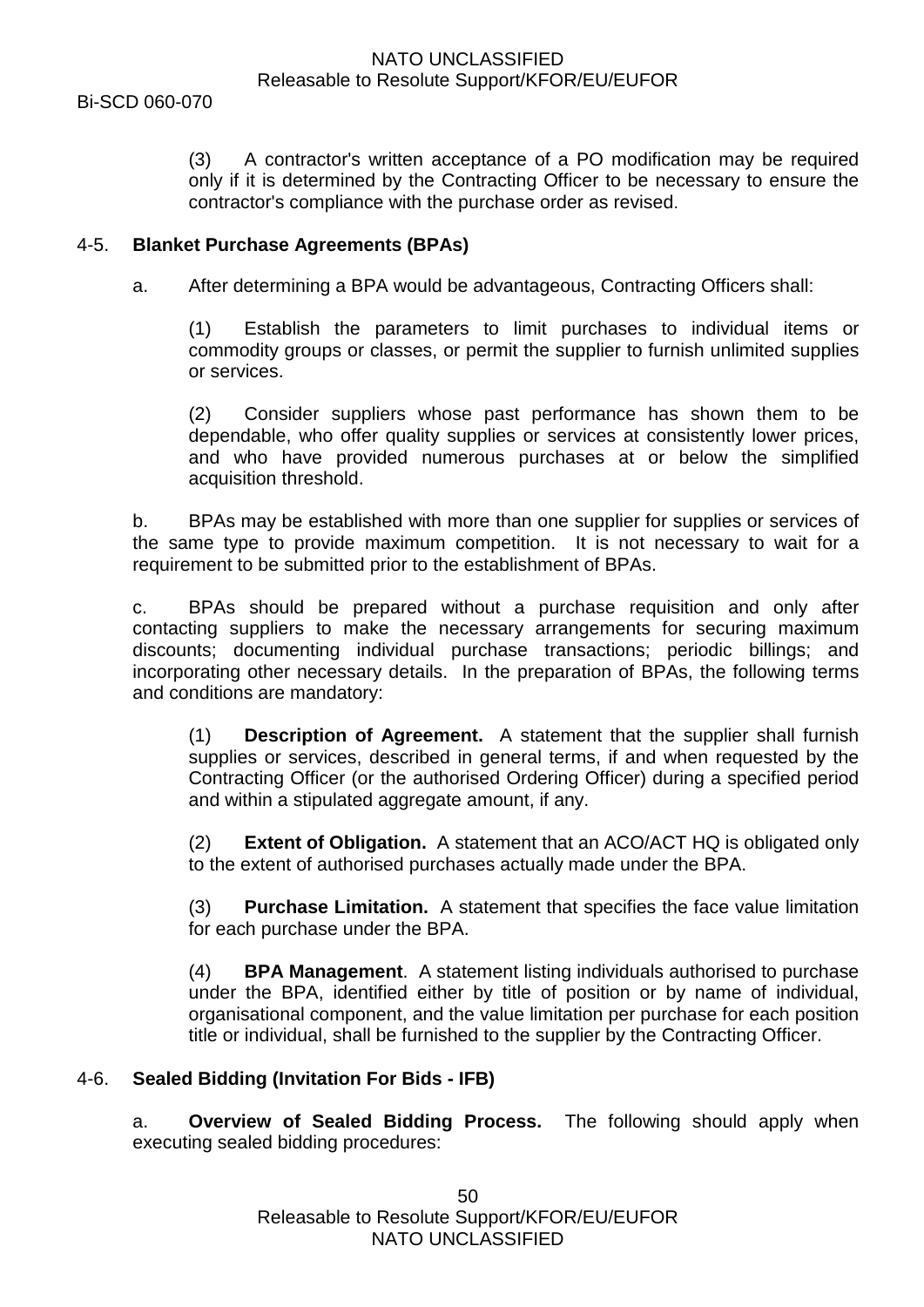(3) A contractor's written acceptance of a PO modification may be required only if it is determined by the Contracting Officer to be necessary to ensure the contractor's compliance with the purchase order as revised.

## 4-5. Blanket Purchase Agreements (BPAs)

a. After determining a BPA would be advantageous, Contracting Officers shall:

(1) Establish the parameters to limit purchases to individual items or commodity groups or classes, or permit the supplier to furnish unlimited supplies or services.

(2) Consider suppliers whose past performance has shown them to be dependable, who offer quality supplies or services at consistently lower prices, and who have provided numerous purchases at or below the simplified acquisition threshold.

b. BPAs may be established with more than one supplier for supplies or services of the same type to provide maximum competition. It is not necessary to wait for a requirement to be submitted prior to the establishment of BPAs.

c. BPAs should be prepared without a purchase requisition and only after contacting suppliers to make the necessary arrangements for securing maximum discounts; documenting individual purchase transactions; periodic billings; and incorporating other necessary details. In the preparation of BPAs, the following terms and conditions are mandatory:

(1) **Description of Agreement.** A statement that the supplier shall furnish supplies or services, described in general terms, if and when requested by the Contracting Officer (or the authorised Ordering Officer) during a specified period and within a stipulated aggregate amount, if any.

(2) **Extent of Obligation.** A statement that an ACO/ACT HQ is obligated only to the extent of authorised purchases actually made under the BPA.

(3) **Purchase Limitation.** A statement that specifies the face value limitation for each purchase under the BPA.

(4) **BPA Management**. A statement listing individuals authorised to purchase under the BPA, identified either by title of position or by name of individual, organisational component, and the value limitation per purchase for each position title or individual, shall be furnished to the supplier by the Contracting Officer.

## 4-6. Sealed Bidding (Invitation For Bids - IFB)

a. **Overview of Sealed Bidding Process.** The following should apply when executing sealed bidding procedures: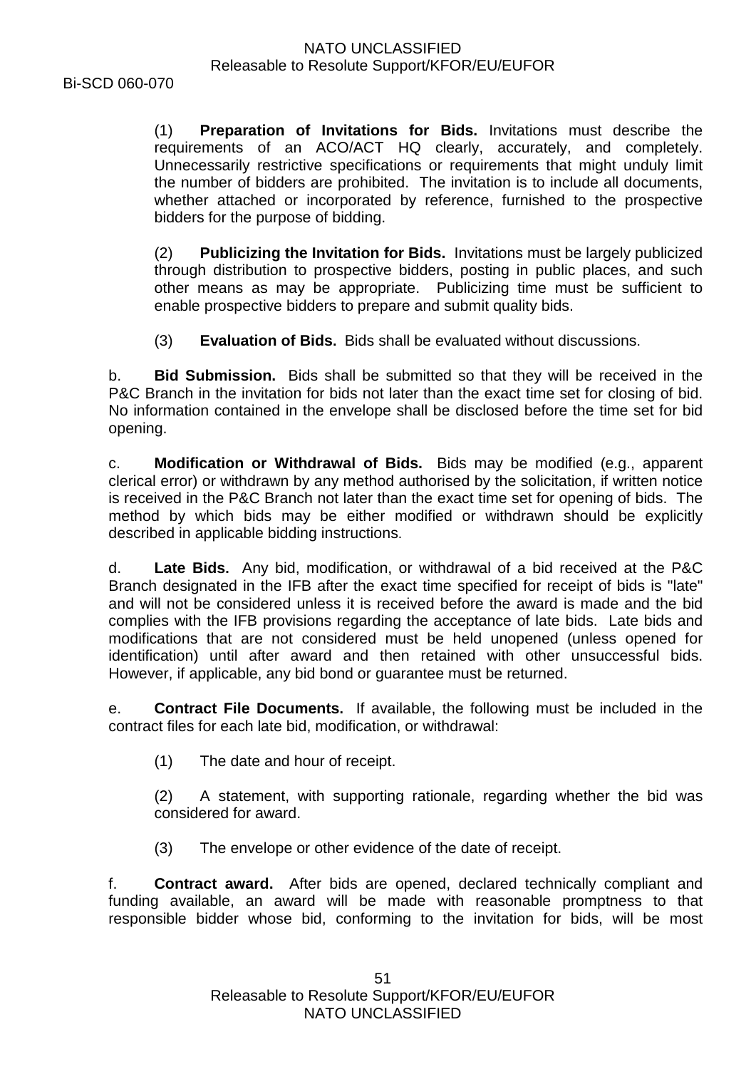(1) **Preparation of Invitations for Bids.** Invitations must describe the requirements of an ACO/ACT HQ clearly, accurately, and completely. Unnecessarily restrictive specifications or requirements that might unduly limit the number of bidders are prohibited. The invitation is to include all documents, whether attached or incorporated by reference, furnished to the prospective bidders for the purpose of bidding.

(2) **Publicizing the Invitation for Bids.** Invitations must be largely publicized through distribution to prospective bidders, posting in public places, and such other means as may be appropriate. Publicizing time must be sufficient to enable prospective bidders to prepare and submit quality bids.

(3) **Evaluation of Bids.** Bids shall be evaluated without discussions.

b. **Bid Submission.** Bids shall be submitted so that they will be received in the P&C Branch in the invitation for bids not later than the exact time set for closing of bid. No information contained in the envelope shall be disclosed before the time set for bid opening.

c. **Modification or Withdrawal of Bids.** Bids may be modified (e.g., apparent clerical error) or withdrawn by any method authorised by the solicitation, if written notice is received in the P&C Branch not later than the exact time set for opening of bids. The method by which bids may be either modified or withdrawn should be explicitly described in applicable bidding instructions.

d. **Late Bids.** Any bid, modification, or withdrawal of a bid received at the P&C Branch designated in the IFB after the exact time specified for receipt of bids is "late" and will not be considered unless it is received before the award is made and the bid complies with the IFB provisions regarding the acceptance of late bids. Late bids and modifications that are not considered must be held unopened (unless opened for identification) until after award and then retained with other unsuccessful bids. However, if applicable, any bid bond or guarantee must be returned.

e. **Contract File Documents.** If available, the following must be included in the contract files for each late bid, modification, or withdrawal:

(1) The date and hour of receipt.

(2) A statement, with supporting rationale, regarding whether the bid was considered for award.

(3) The envelope or other evidence of the date of receipt.

f. **Contract award.** After bids are opened, declared technically compliant and funding available, an award will be made with reasonable promptness to that responsible bidder whose bid, conforming to the invitation for bids, will be most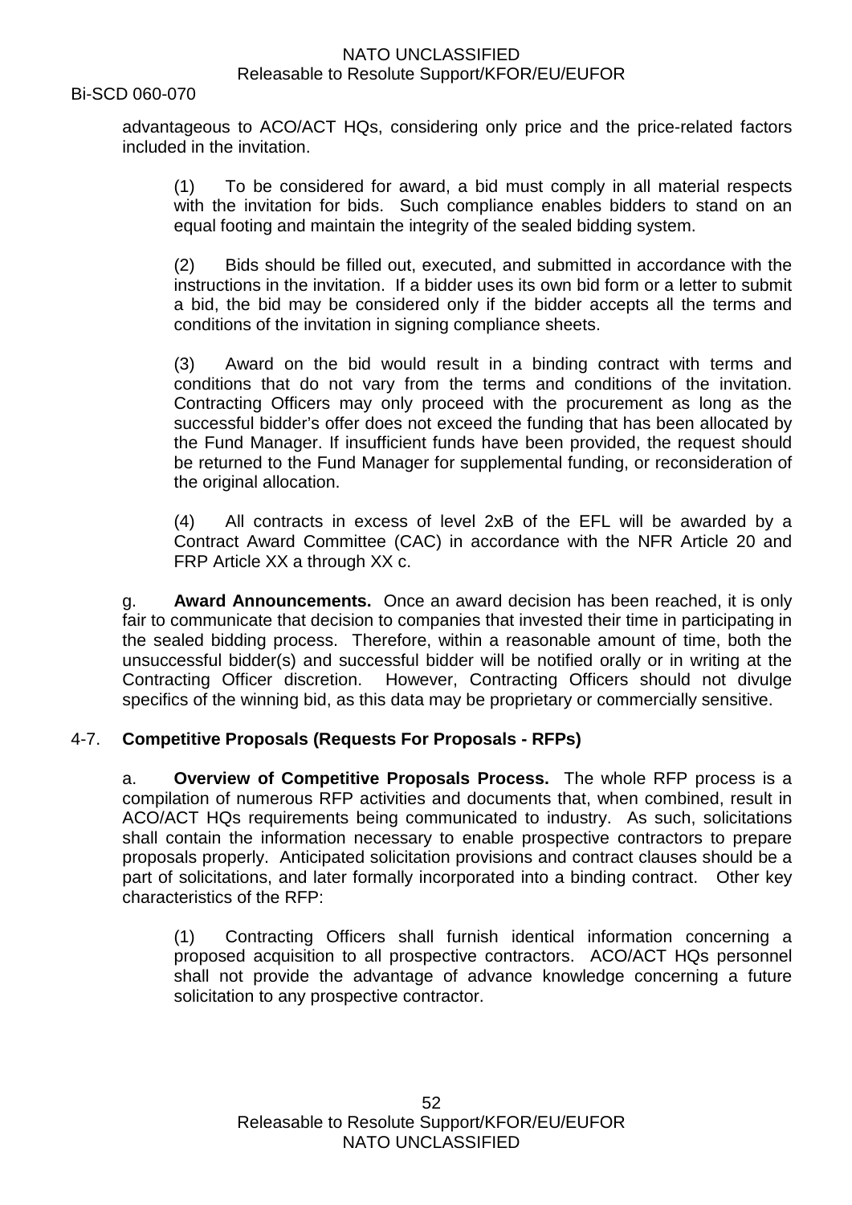advantageous to ACO/ACT HQs, considering only price and the price-related factors included in the invitation.

(1) To be considered for award, a bid must comply in all material respects with the invitation for bids. Such compliance enables bidders to stand on an equal footing and maintain the integrity of the sealed bidding system.

(2) Bids should be filled out, executed, and submitted in accordance with the instructions in the invitation. If a bidder uses its own bid form or a letter to submit a bid, the bid may be considered only if the bidder accepts all the terms and conditions of the invitation in signing compliance sheets.

(3) Award on the bid would result in a binding contract with terms and conditions that do not vary from the terms and conditions of the invitation. Contracting Officers may only proceed with the procurement as long as the successful bidder's offer does not exceed the funding that has been allocated by the Fund Manager. If insufficient funds have been provided, the request should be returned to the Fund Manager for supplemental funding, or reconsideration of the original allocation.

(4) All contracts in excess of level 2xB of the EFL will be awarded by a Contract Award Committee (CAC) in accordance with the NFR Article 20 and FRP Article XX a through XX c.

g. **Award Announcements.** Once an award decision has been reached, it is only fair to communicate that decision to companies that invested their time in participating in the sealed bidding process. Therefore, within a reasonable amount of time, both the unsuccessful bidder(s) and successful bidder will be notified orally or in writing at the Contracting Officer discretion. However, Contracting Officers should not divulge specifics of the winning bid, as this data may be proprietary or commercially sensitive.

## 4-7. Competitive Proposals (Requests For Proposals - RFPs)

a. **Overview of Competitive Proposals Process.** The whole RFP process is a compilation of numerous RFP activities and documents that, when combined, result in ACO/ACT HQs requirements being communicated to industry. As such, solicitations shall contain the information necessary to enable prospective contractors to prepare proposals properly. Anticipated solicitation provisions and contract clauses should be a part of solicitations, and later formally incorporated into a binding contract. Other key characteristics of the RFP:

(1) Contracting Officers shall furnish identical information concerning a proposed acquisition to all prospective contractors. ACO/ACT HQs personnel shall not provide the advantage of advance knowledge concerning a future solicitation to any prospective contractor.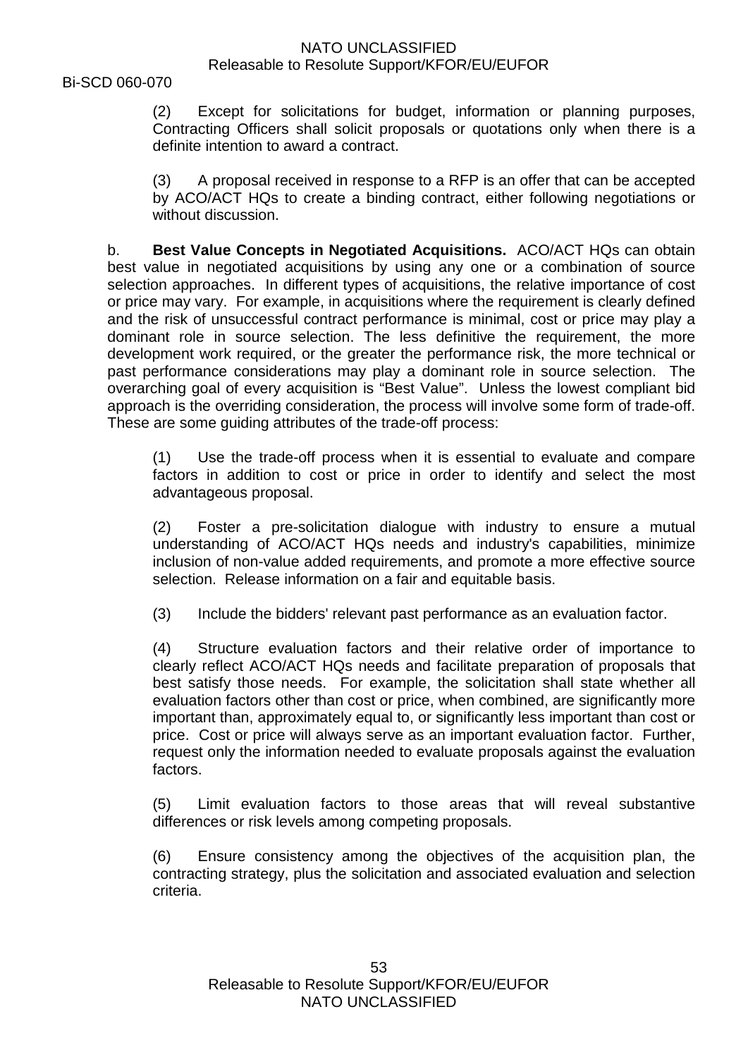(2) Except for solicitations for budget, information or planning purposes, Contracting Officers shall solicit proposals or quotations only when there is a definite intention to award a contract.

(3) A proposal received in response to a RFP is an offer that can be accepted by ACO/ACT HQs to create a binding contract, either following negotiations or without discussion.

b. **Best Value Concepts in Negotiated Acquisitions.** ACO/ACT HQs can obtain best value in negotiated acquisitions by using any one or a combination of source selection approaches. In different types of acquisitions, the relative importance of cost or price may vary. For example, in acquisitions where the requirement is clearly defined and the risk of unsuccessful contract performance is minimal, cost or price may play a dominant role in source selection. The less definitive the requirement, the more development work required, or the greater the performance risk, the more technical or past performance considerations may play a dominant role in source selection. The overarching goal of every acquisition is "Best Value". Unless the lowest compliant bid approach is the overriding consideration, the process will involve some form of trade-off. These are some guiding attributes of the trade-off process:

(1) Use the trade-off process when it is essential to evaluate and compare factors in addition to cost or price in order to identify and select the most advantageous proposal.

(2) Foster a pre-solicitation dialogue with industry to ensure a mutual understanding of ACO/ACT HQs needs and industry's capabilities, minimize inclusion of non-value added requirements, and promote a more effective source selection. Release information on a fair and equitable basis.

(3) Include the bidders' relevant past performance as an evaluation factor.

(4) Structure evaluation factors and their relative order of importance to clearly reflect ACO/ACT HQs needs and facilitate preparation of proposals that best satisfy those needs. For example, the solicitation shall state whether all evaluation factors other than cost or price, when combined, are significantly more important than, approximately equal to, or significantly less important than cost or price. Cost or price will always serve as an important evaluation factor. Further, request only the information needed to evaluate proposals against the evaluation factors.

(5) Limit evaluation factors to those areas that will reveal substantive differences or risk levels among competing proposals.

(6) Ensure consistency among the objectives of the acquisition plan, the contracting strategy, plus the solicitation and associated evaluation and selection criteria.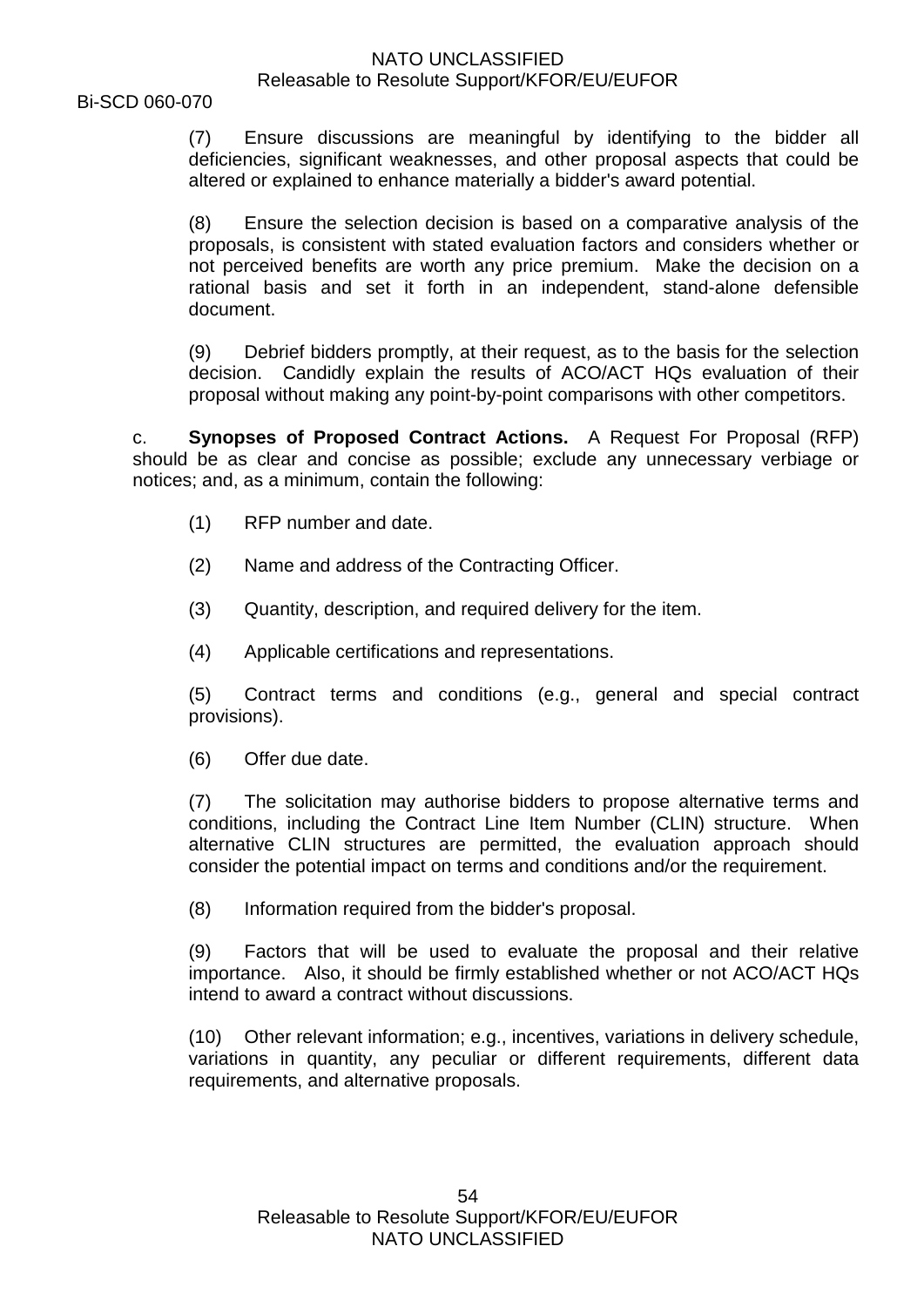(7) Ensure discussions are meaningful by identifying to the bidder all deficiencies, significant weaknesses, and other proposal aspects that could be altered or explained to enhance materially a bidder's award potential.

(8) Ensure the selection decision is based on a comparative analysis of the proposals, is consistent with stated evaluation factors and considers whether or not perceived benefits are worth any price premium. Make the decision on a rational basis and set it forth in an independent, stand-alone defensible document.

(9) Debrief bidders promptly, at their request, as to the basis for the selection decision. Candidly explain the results of ACO/ACT HQs evaluation of their proposal without making any point-by-point comparisons with other competitors.

c. **Synopses of Proposed Contract Actions.** A Request For Proposal (RFP) should be as clear and concise as possible; exclude any unnecessary verbiage or notices; and, as a minimum, contain the following:

(1) RFP number and date.

(2) Name and address of the Contracting Officer.

(3) Quantity, description, and required delivery for the item.

(4) Applicable certifications and representations.

(5) Contract terms and conditions (e.g., general and special contract provisions).

(6) Offer due date.

(7) The solicitation may authorise bidders to propose alternative terms and conditions, including the Contract Line Item Number (CLIN) structure. When alternative CLIN structures are permitted, the evaluation approach should consider the potential impact on terms and conditions and/or the requirement.

(8) Information required from the bidder's proposal.

(9) Factors that will be used to evaluate the proposal and their relative importance. Also, it should be firmly established whether or not ACO/ACT HQs intend to award a contract without discussions.

(10) Other relevant information; e.g., incentives, variations in delivery schedule, variations in quantity, any peculiar or different requirements, different data requirements, and alternative proposals.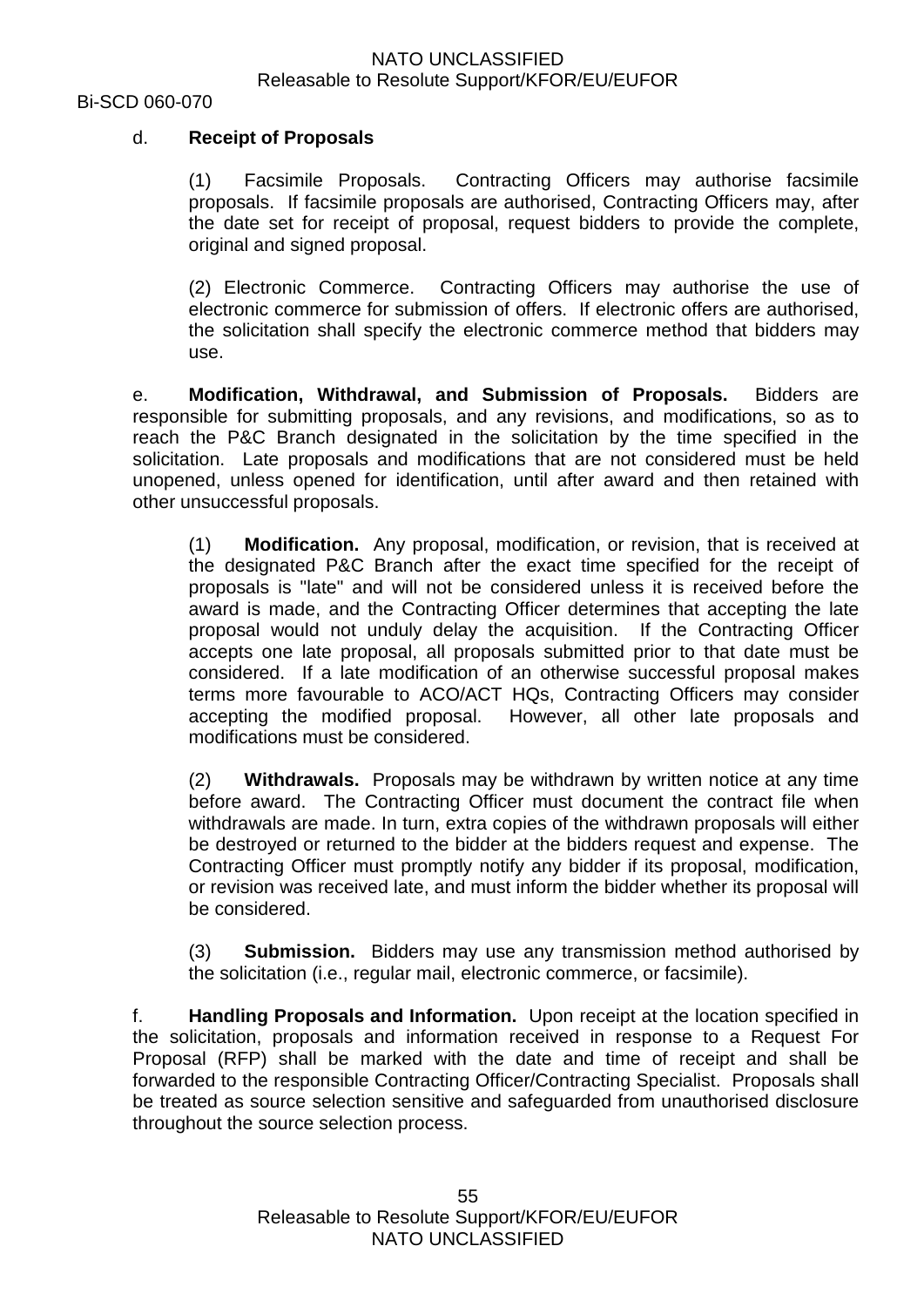d. **Receipt of Proposals**

(1) Facsimile Proposals. Contracting Officers may authorise facsimile proposals. If facsimile proposals are authorised, Contracting Officers may, after the date set for receipt of proposal, request bidders to provide the complete, original and signed proposal.

(2) Electronic Commerce. Contracting Officers may authorise the use of electronic commerce for submission of offers. If electronic offers are authorised, the solicitation shall specify the electronic commerce method that bidders may use.

e. **Modification, Withdrawal, and Submission of Proposals.** Bidders are responsible for submitting proposals, and any revisions, and modifications, so as to reach the P&C Branch designated in the solicitation by the time specified in the solicitation. Late proposals and modifications that are not considered must be held unopened, unless opened for identification, until after award and then retained with other unsuccessful proposals.

(1) **Modification.** Any proposal, modification, or revision, that is received at the designated P&C Branch after the exact time specified for the receipt of proposals is "late" and will not be considered unless it is received before the award is made, and the Contracting Officer determines that accepting the late proposal would not unduly delay the acquisition. If the Contracting Officer accepts one late proposal, all proposals submitted prior to that date must be considered. If a late modification of an otherwise successful proposal makes terms more favourable to ACO/ACT HQs, Contracting Officers may consider accepting the modified proposal. However, all other late proposals and modifications must be considered.

(2) **Withdrawals.** Proposals may be withdrawn by written notice at any time before award. The Contracting Officer must document the contract file when withdrawals are made. In turn, extra copies of the withdrawn proposals will either be destroyed or returned to the bidder at the bidders request and expense. The Contracting Officer must promptly notify any bidder if its proposal, modification, or revision was received late, and must inform the bidder whether its proposal will be considered.

(3) **Submission.** Bidders may use any transmission method authorised by the solicitation (i.e., regular mail, electronic commerce, or facsimile).

f. **Handling Proposals and Information.** Upon receipt at the location specified in the solicitation, proposals and information received in response to a Request For Proposal (RFP) shall be marked with the date and time of receipt and shall be forwarded to the responsible Contracting Officer/Contracting Specialist. Proposals shall be treated as source selection sensitive and safeguarded from unauthorised disclosure throughout the source selection process.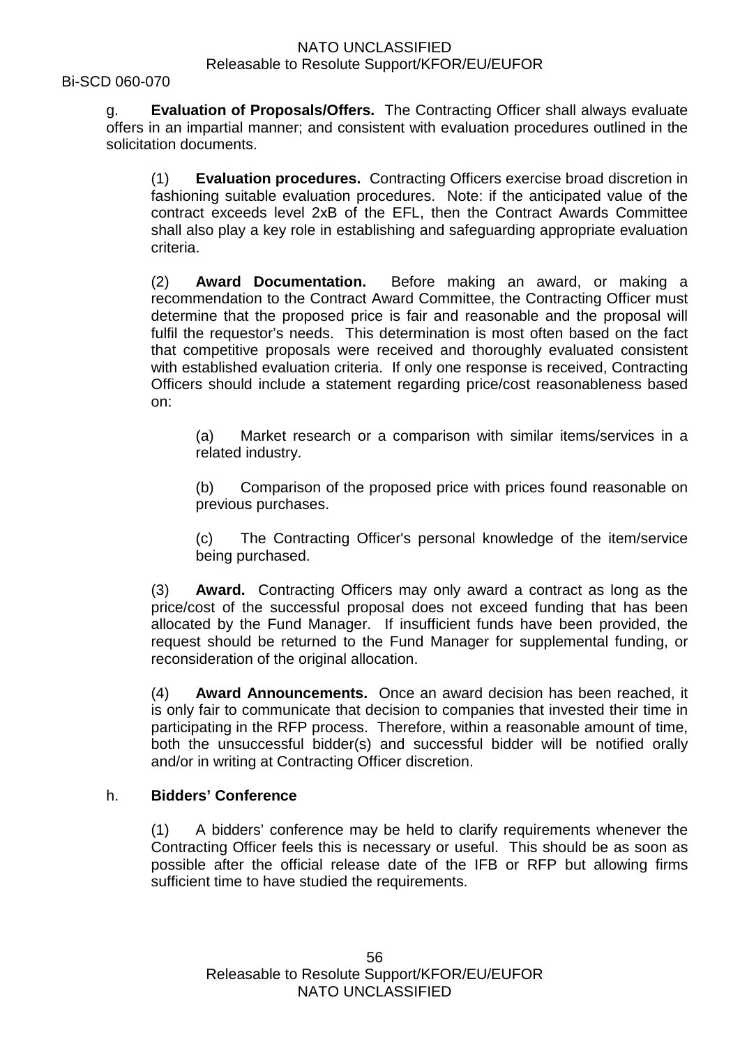g. **Evaluation of Proposals/Offers.** The Contracting Officer shall always evaluate offers in an impartial manner; and consistent with evaluation procedures outlined in the solicitation documents.

(1) **Evaluation procedures.** Contracting Officers exercise broad discretion in fashioning suitable evaluation procedures. Note: if the anticipated value of the contract exceeds level 2xB of the EFL, then the Contract Awards Committee shall also play a key role in establishing and safeguarding appropriate evaluation criteria.

(2) **Award Documentation.** Before making an award, or making a recommendation to the Contract Award Committee, the Contracting Officer must determine that the proposed price is fair and reasonable and the proposal will fulfil the requestor's needs. This determination is most often based on the fact that competitive proposals were received and thoroughly evaluated consistent with established evaluation criteria. If only one response is received, Contracting Officers should include a statement regarding price/cost reasonableness based on:

(a) Market research or a comparison with similar items/services in a related industry.

(b) Comparison of the proposed price with prices found reasonable on previous purchases.

(c) The Contracting Officer's personal knowledge of the item/service being purchased.

(3) **Award.** Contracting Officers may only award a contract as long as the price/cost of the successful proposal does not exceed funding that has been allocated by the Fund Manager. If insufficient funds have been provided, the request should be returned to the Fund Manager for supplemental funding, or reconsideration of the original allocation.

(4) **Award Announcements.** Once an award decision has been reached, it is only fair to communicate that decision to companies that invested their time in participating in the RFP process. Therefore, within a reasonable amount of time, both the unsuccessful bidder(s) and successful bidder will be notified orally and/or in writing at Contracting Officer discretion.

h. **Bidders' Conference**

(1) A bidders' conference may be held to clarify requirements whenever the Contracting Officer feels this is necessary or useful. This should be as soon as possible after the official release date of the IFB or RFP but allowing firms sufficient time to have studied the requirements.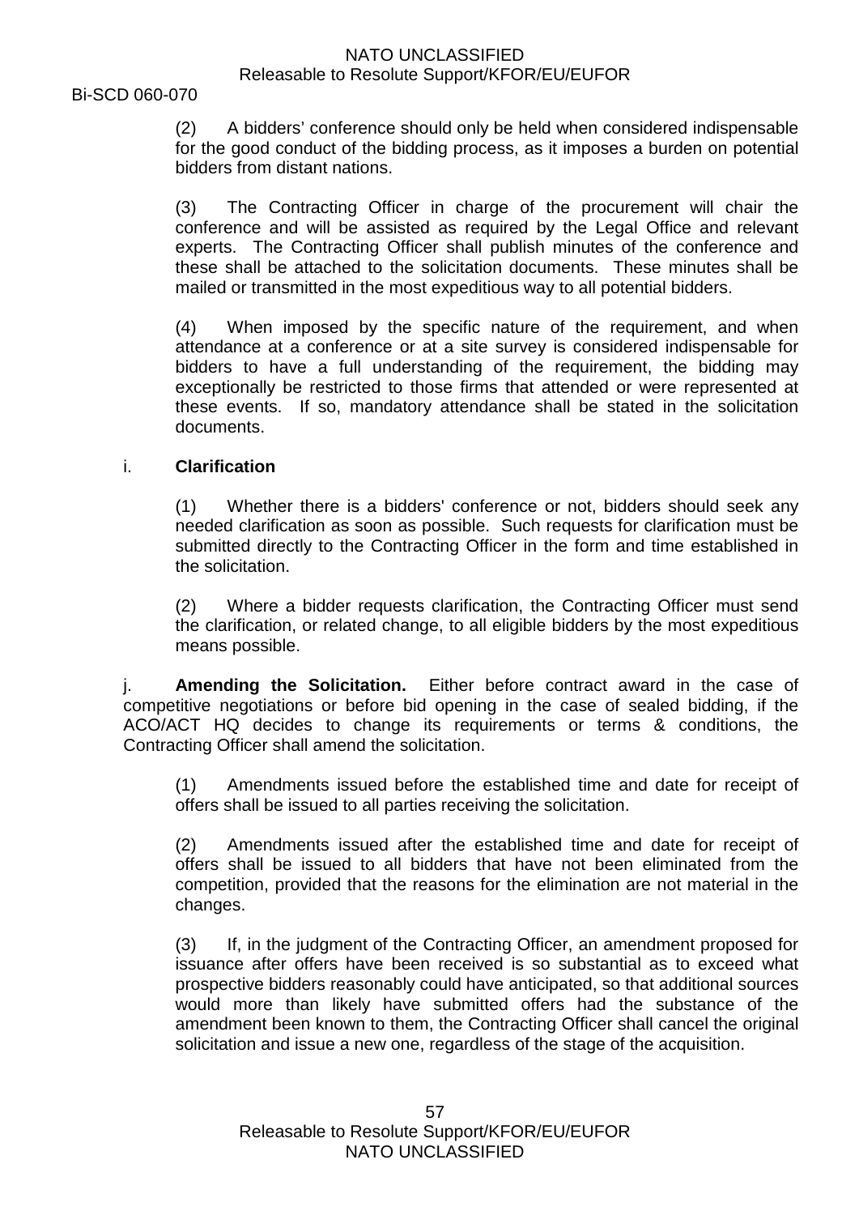(2) A bidders' conference should only be held when considered indispensable for the good conduct of the bidding process, as it imposes a burden on potential bidders from distant nations.

(3) The Contracting Officer in charge of the procurement will chair the conference and will be assisted as required by the Legal Office and relevant experts. The Contracting Officer shall publish minutes of the conference and these shall be attached to the solicitation documents. These minutes shall be mailed or transmitted in the most expeditious way to all potential bidders.

(4) When imposed by the specific nature of the requirement, and when attendance at a conference or at a site survey is considered indispensable for bidders to have a full understanding of the requirement, the bidding may exceptionally be restricted to those firms that attended or were represented at these events. If so, mandatory attendance shall be stated in the solicitation documents.

i. **Clarification**

(1) Whether there is a bidders' conference or not, bidders should seek any needed clarification as soon as possible. Such requests for clarification must be submitted directly to the Contracting Officer in the form and time established in the solicitation.

(2) Where a bidder requests clarification, the Contracting Officer must send the clarification, or related change, to all eligible bidders by the most expeditious means possible.

j. **Amending the Solicitation.** Either before contract award in the case of competitive negotiations or before bid opening in the case of sealed bidding, if the ACO/ACT HQ decides to change its requirements or terms & conditions, the Contracting Officer shall amend the solicitation.

(1) Amendments issued before the established time and date for receipt of offers shall be issued to all parties receiving the solicitation.

(2) Amendments issued after the established time and date for receipt of offers shall be issued to all bidders that have not been eliminated from the competition, provided that the reasons for the elimination are not material in the changes.

(3) If, in the judgment of the Contracting Officer, an amendment proposed for issuance after offers have been received is so substantial as to exceed what prospective bidders reasonably could have anticipated, so that additional sources would more than likely have submitted offers had the substance of the amendment been known to them, the Contracting Officer shall cancel the original solicitation and issue a new one, regardless of the stage of the acquisition.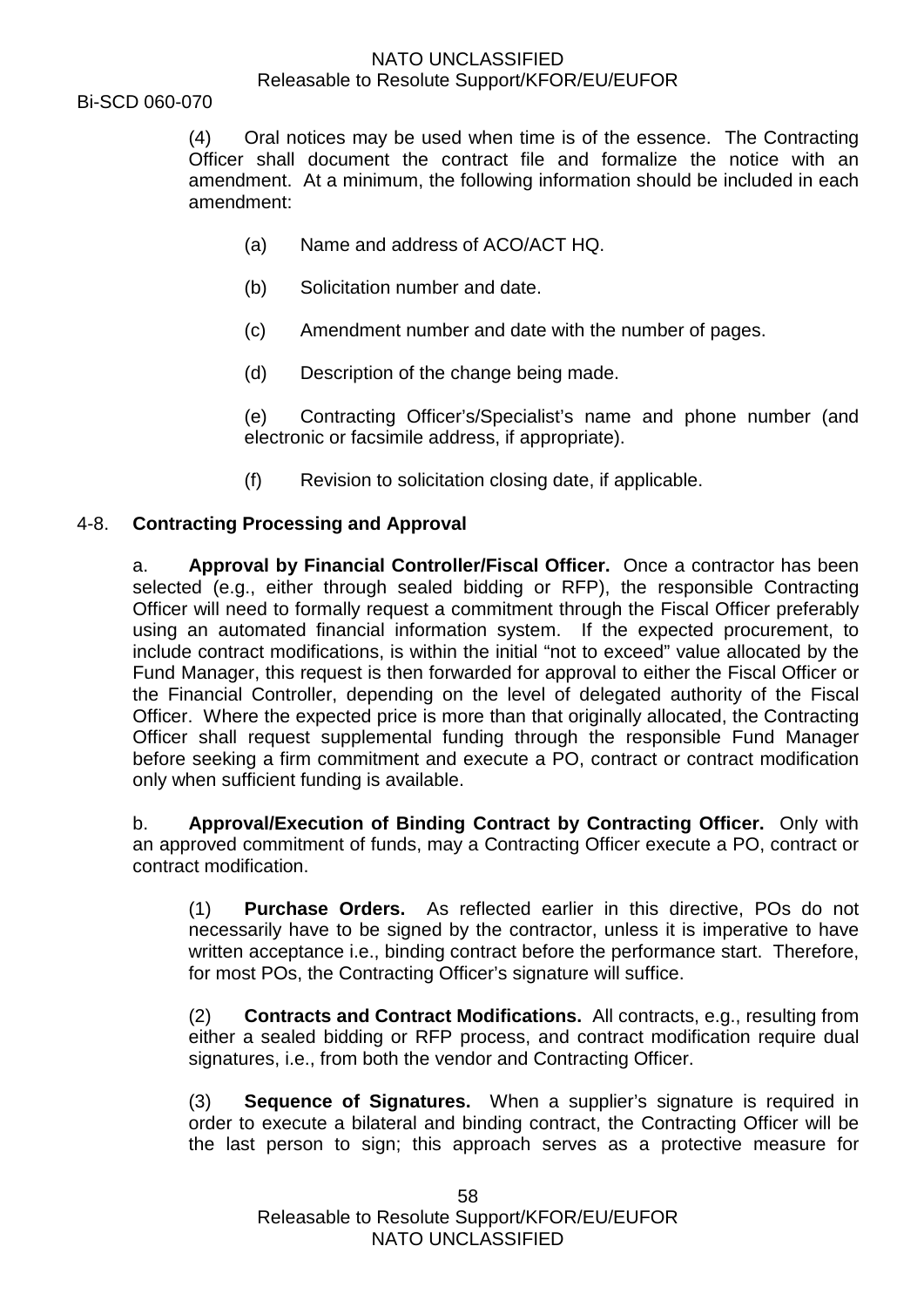(4) Oral notices may be used when time is of the essence. The Contracting Officer shall document the contract file and formalize the notice with an amendment. At a minimum, the following information should be included in each amendment:

(a) Name and address of ACO/ACT HQ.

(b) Solicitation number and date.

(c) Amendment number and date with the number of pages.

(d) Description of the change being made.

(e) Contracting Officer's/Specialist's name and phone number (and electronic or facsimile address, if appropriate).

(f) Revision to solicitation closing date, if applicable.

## 4-8. **Contracting Processing and Approval**

a. **Approval by Financial Controller/Fiscal Officer.** Once a contractor has been selected (e.g., either through sealed bidding or RFP), the responsible Contracting Officer will need to formally request a commitment through the Fiscal Officer preferably using an automated financial information system. If the expected procurement, to include contract modifications, is within the initial "not to exceed" value allocated by the Fund Manager, this request is then forwarded for approval to either the Fiscal Officer or the Financial Controller, depending on the level of delegated authority of the Fiscal Officer. Where the expected price is more than that originally allocated, the Contracting Officer shall request supplemental funding through the responsible Fund Manager before seeking a firm commitment and execute a PO, contract or contract modification only when sufficient funding is available.

b. **Approval/Execution of Binding Contract by Contracting Officer.** Only with an approved commitment of funds, may a Contracting Officer execute a PO, contract or contract modification.

(1) **Purchase Orders.** As reflected earlier in this directive, POs do not necessarily have to be signed by the contractor, unless it is imperative to have written acceptance i.e., binding contract before the performance start. Therefore, for most POs, the Contracting Officer's signature will suffice.

(2) **Contracts and Contract Modifications.** All contracts, e.g., resulting from either a sealed bidding or RFP process, and contract modification require dual signatures, i.e., from both the vendor and Contracting Officer.

(3) **Sequence of Signatures.** When a supplier's signature is required in order to execute a bilateral and binding contract, the Contracting Officer will be the last person to sign; this approach serves as a protective measure for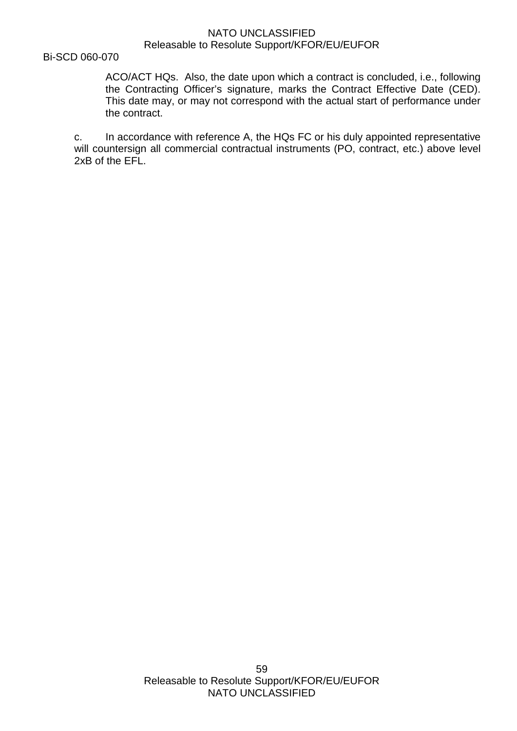ACO/ACT HQs.  Also, the date upon which a contract is concluded, i.e., following the Contracting Officer's signature, marks the Contract Effective Date (CED). This date may, or may not correspond with the actual start of performance under the contract.

c. In accordance with reference A, the HQs FC or his duly appointed representative will countersign all commercial contractual instruments (PO, contract, etc.) above level 2xB of the EFL.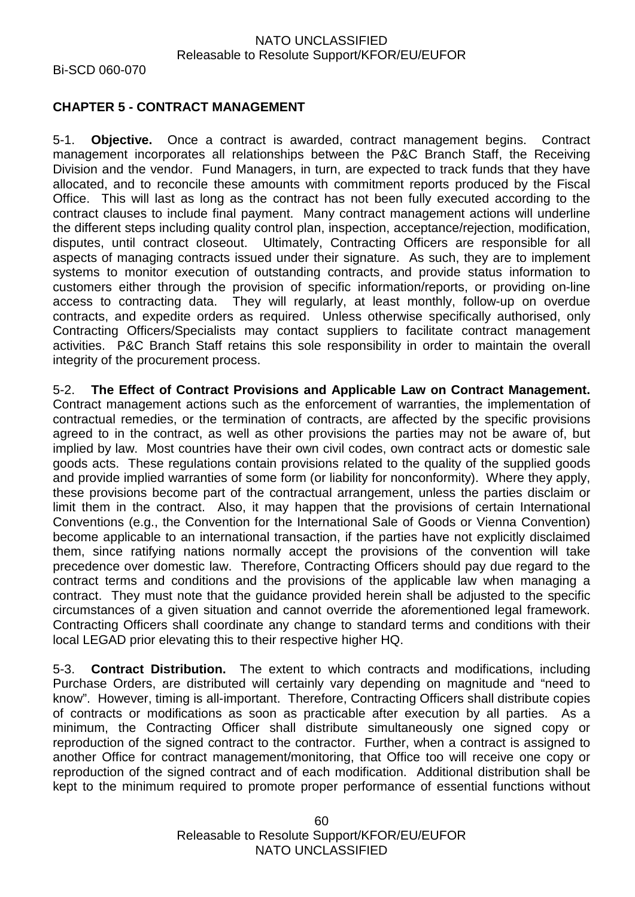## CHAPTER 5 - CONTRACT MANAGEMENT

5-1. **Objective.** Once a contract is awarded, contract management begins. Contract management incorporates all relationships between the P&C Branch Staff, the Receiving Division and the vendor. Fund Managers, in turn, are expected to track funds that they have allocated, and to reconcile these amounts with commitment reports produced by the Fiscal Office. This will last as long as the contract has not been fully executed according to the contract clauses to include final payment. Many contract management actions will underline the different steps including quality control plan, inspection, acceptance/rejection, modification, disputes, until contract closeout. Ultimately, Contracting Officers are responsible for all aspects of managing contracts issued under their signature. As such, they are to implement systems to monitor execution of outstanding contracts, and provide status information to customers either through the provision of specific information/reports, or providing on-line access to contracting data. They will regularly, at least monthly, follow-up on overdue contracts, and expedite orders as required. Unless otherwise specifically authorised, only Contracting Officers/Specialists may contact suppliers to facilitate contract management activities. P&C Branch Staff retains this sole responsibility in order to maintain the overall integrity of the procurement process.

5-2. **The Effect of Contract Provisions and Applicable Law on Contract Management.** Contract management actions such as the enforcement of warranties, the implementation of contractual remedies, or the termination of contracts, are affected by the specific provisions agreed to in the contract, as well as other provisions the parties may not be aware of, but implied by law. Most countries have their own civil codes, own contract acts or domestic sale goods acts. These regulations contain provisions related to the quality of the supplied goods and provide implied warranties of some form (or liability for nonconformity). Where they apply, these provisions become part of the contractual arrangement, unless the parties disclaim or limit them in the contract. Also, it may happen that the provisions of certain International Conventions (e.g., the Convention for the International Sale of Goods or Vienna Convention) become applicable to an international transaction, if the parties have not explicitly disclaimed them, since ratifying nations normally accept the provisions of the convention will take precedence over domestic law. Therefore, Contracting Officers should pay due regard to the contract terms and conditions and the provisions of the applicable law when managing a contract. They must note that the guidance provided herein shall be adjusted to the specific circumstances of a given situation and cannot override the aforementioned legal framework. Contracting Officers shall coordinate any change to standard terms and conditions with their local LEGAD prior elevating this to their respective higher HQ.

5-3. **Contract Distribution.** The extent to which contracts and modifications, including Purchase Orders, are distributed will certainly vary depending on magnitude and "need to know". However, timing is all-important. Therefore, Contracting Officers shall distribute copies of contracts or modifications as soon as practicable after execution by all parties. As a minimum, the Contracting Officer shall distribute simultaneously one signed copy or reproduction of the signed contract to the contractor. Further, when a contract is assigned to another Office for contract management/monitoring, that Office too will receive one copy or reproduction of the signed contract and of each modification. Additional distribution shall be kept to the minimum required to promote proper performance of essential functions without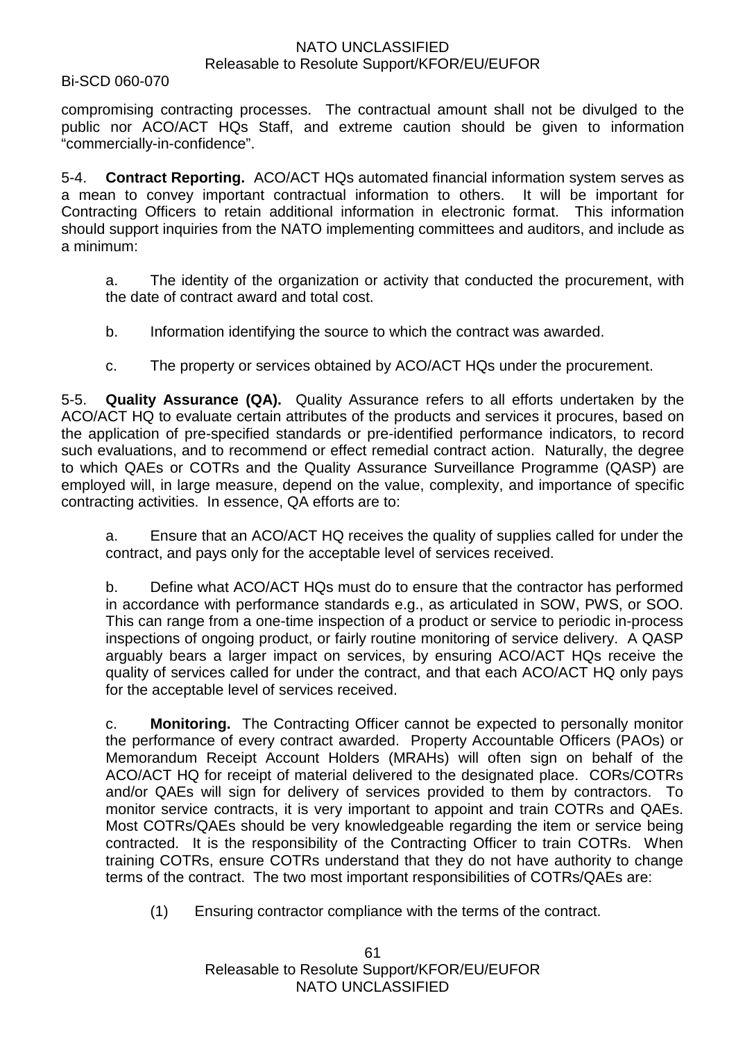compromising contracting processes. The contractual amount shall not be divulged to the public nor ACO/ACT HQs Staff, and extreme caution should be given to information "commercially-in-confidence".

5-4. **Contract Reporting.** ACO/ACT HQs automated financial information system serves as a mean to convey important contractual information to others. It will be important for Contracting Officers to retain additional information in electronic format. This information should support inquiries from the NATO implementing committees and auditors, and include as a minimum:

a. The identity of the organization or activity that conducted the procurement, with the date of contract award and total cost.

b. Information identifying the source to which the contract was awarded.

c. The property or services obtained by ACO/ACT HQs under the procurement.

5-5. **Quality Assurance (QA).** Quality Assurance refers to all efforts undertaken by the ACO/ACT HQ to evaluate certain attributes of the products and services it procures, based on the application of pre-specified standards or pre-identified performance indicators, to record such evaluations, and to recommend or effect remedial contract action. Naturally, the degree to which QAEs or COTRs and the Quality Assurance Surveillance Programme (QASP) are employed will, in large measure, depend on the value, complexity, and importance of specific contracting activities. In essence, QA efforts are to:

a. Ensure that an ACO/ACT HQ receives the quality of supplies called for under the contract, and pays only for the acceptable level of services received.

b. Define what ACO/ACT HQs must do to ensure that the contractor has performed in accordance with performance standards e.g., as articulated in SOW, PWS, or SOO. This can range from a one-time inspection of a product or service to periodic in-process inspections of ongoing product, or fairly routine monitoring of service delivery. A QASP arguably bears a larger impact on services, by ensuring ACO/ACT HQs receive the quality of services called for under the contract, and that each ACO/ACT HQ only pays for the acceptable level of services received.

c. **Monitoring.** The Contracting Officer cannot be expected to personally monitor the performance of every contract awarded. Property Accountable Officers (PAOs) or Memorandum Receipt Account Holders (MRAHs) will often sign on behalf of the ACO/ACT HQ for receipt of material delivered to the designated place. CORs/COTRs and/or QAEs will sign for delivery of services provided to them by contractors. To monitor service contracts, it is very important to appoint and train COTRs and QAEs. Most COTRs/QAEs should be very knowledgeable regarding the item or service being contracted. It is the responsibility of the Contracting Officer to train COTRs. When training COTRs, ensure COTRs understand that they do not have authority to change terms of the contract. The two most important responsibilities of COTRs/QAEs are:

(1) Ensuring contractor compliance with the terms of the contract.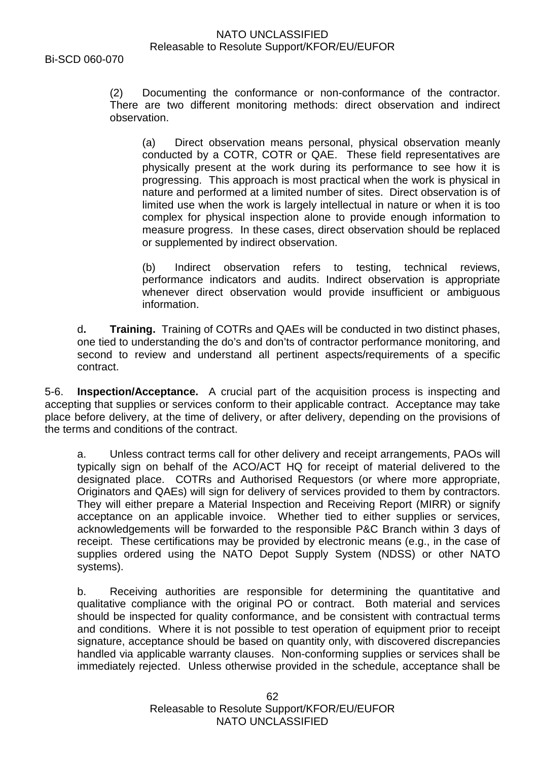(2) Documenting the conformance or non-conformance of the contractor. There are two different monitoring methods: direct observation and indirect observation.

(a) Direct observation means personal, physical observation meanly conducted by a COTR, COTR or QAE. These field representatives are physically present at the work during its performance to see how it is progressing. This approach is most practical when the work is physical in nature and performed at a limited number of sites. Direct observation is of limited use when the work is largely intellectual in nature or when it is too complex for physical inspection alone to provide enough information to measure progress. In these cases, direct observation should be replaced or supplemented by indirect observation.

(b) Indirect observation refers to testing, technical reviews, performance indicators and audits. Indirect observation is appropriate whenever direct observation would provide insufficient or ambiguous information.

d**.** **Training.** Training of COTRs and QAEs will be conducted in two distinct phases, one tied to understanding the do's and don'ts of contractor performance monitoring, and second to review and understand all pertinent aspects/requirements of a specific contract.

5-6. **Inspection/Acceptance.** A crucial part of the acquisition process is inspecting and accepting that supplies or services conform to their applicable contract. Acceptance may take place before delivery, at the time of delivery, or after delivery, depending on the provisions of the terms and conditions of the contract.

a. Unless contract terms call for other delivery and receipt arrangements, PAOs will typically sign on behalf of the ACO/ACT HQ for receipt of material delivered to the designated place. COTRs and Authorised Requestors (or where more appropriate, Originators and QAEs) will sign for delivery of services provided to them by contractors. They will either prepare a Material Inspection and Receiving Report (MIRR) or signify acceptance on an applicable invoice. Whether tied to either supplies or services, acknowledgements will be forwarded to the responsible P&C Branch within 3 days of receipt. These certifications may be provided by electronic means (e.g., in the case of supplies ordered using the NATO Depot Supply System (NDSS) or other NATO systems).

b. Receiving authorities are responsible for determining the quantitative and qualitative compliance with the original PO or contract. Both material and services should be inspected for quality conformance, and be consistent with contractual terms and conditions. Where it is not possible to test operation of equipment prior to receipt signature, acceptance should be based on quantity only, with discovered discrepancies handled via applicable warranty clauses. Non-conforming supplies or services shall be immediately rejected. Unless otherwise provided in the schedule, acceptance shall be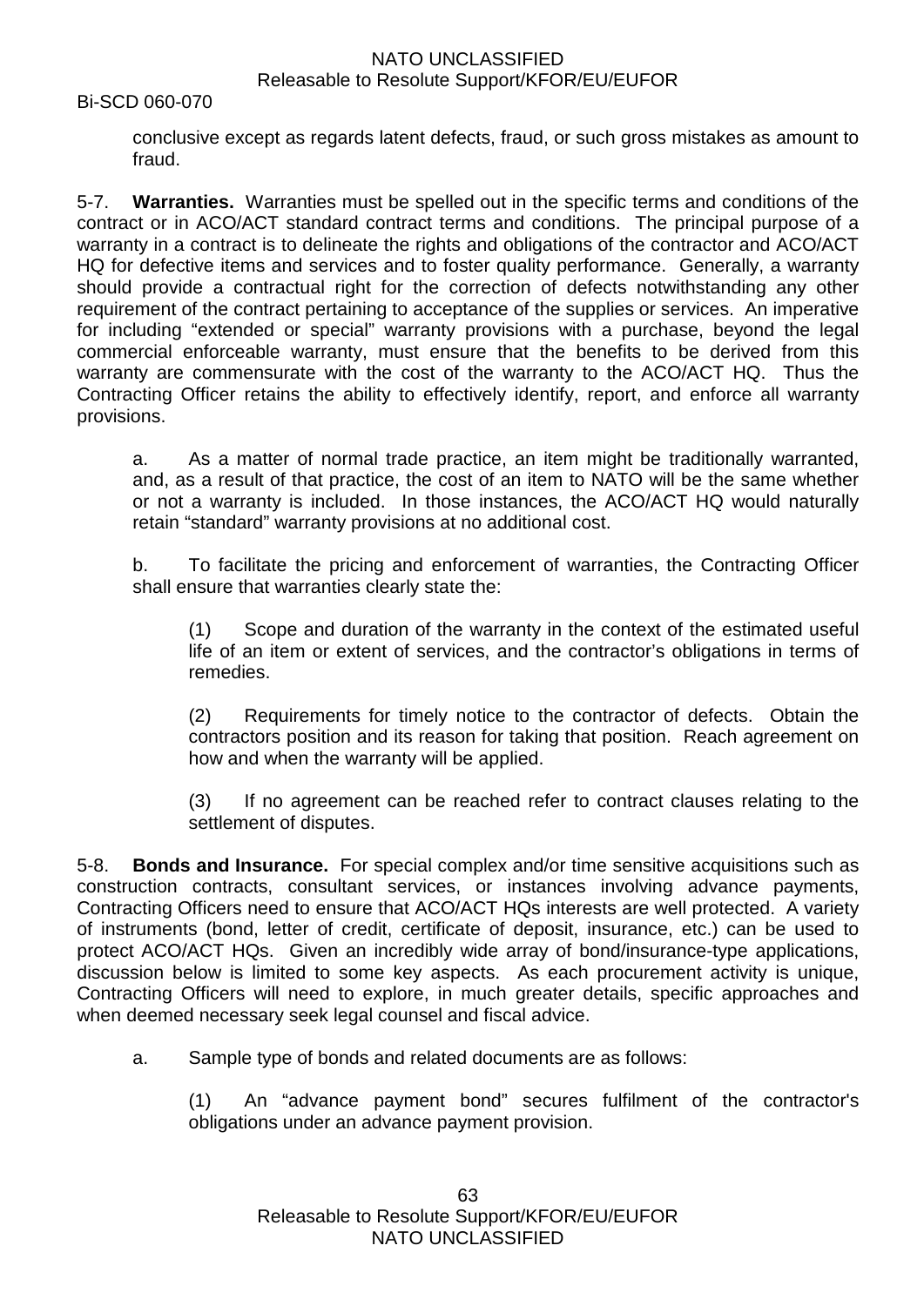conclusive except as regards latent defects, fraud, or such gross mistakes as amount to fraud.

5-7. **Warranties.** Warranties must be spelled out in the specific terms and conditions of the contract or in ACO/ACT standard contract terms and conditions. The principal purpose of a warranty in a contract is to delineate the rights and obligations of the contractor and ACO/ACT HQ for defective items and services and to foster quality performance. Generally, a warranty should provide a contractual right for the correction of defects notwithstanding any other requirement of the contract pertaining to acceptance of the supplies or services. An imperative for including "extended or special" warranty provisions with a purchase, beyond the legal commercial enforceable warranty, must ensure that the benefits to be derived from this warranty are commensurate with the cost of the warranty to the ACO/ACT HQ. Thus the Contracting Officer retains the ability to effectively identify, report, and enforce all warranty provisions.

a. As a matter of normal trade practice, an item might be traditionally warranted, and, as a result of that practice, the cost of an item to NATO will be the same whether or not a warranty is included. In those instances, the ACO/ACT HQ would naturally retain "standard" warranty provisions at no additional cost.

b. To facilitate the pricing and enforcement of warranties, the Contracting Officer shall ensure that warranties clearly state the:

(1) Scope and duration of the warranty in the context of the estimated useful life of an item or extent of services, and the contractor's obligations in terms of remedies.

(2) Requirements for timely notice to the contractor of defects. Obtain the contractors position and its reason for taking that position. Reach agreement on how and when the warranty will be applied.

(3) If no agreement can be reached refer to contract clauses relating to the settlement of disputes.

5-8. **Bonds and Insurance.** For special complex and/or time sensitive acquisitions such as construction contracts, consultant services, or instances involving advance payments, Contracting Officers need to ensure that ACO/ACT HQs interests are well protected. A variety of instruments (bond, letter of credit, certificate of deposit, insurance, etc.) can be used to protect ACO/ACT HQs. Given an incredibly wide array of bond/insurance-type applications, discussion below is limited to some key aspects. As each procurement activity is unique, Contracting Officers will need to explore, in much greater details, specific approaches and when deemed necessary seek legal counsel and fiscal advice.

a. Sample type of bonds and related documents are as follows:

(1) An "advance payment bond" secures fulfilment of the contractor's obligations under an advance payment provision.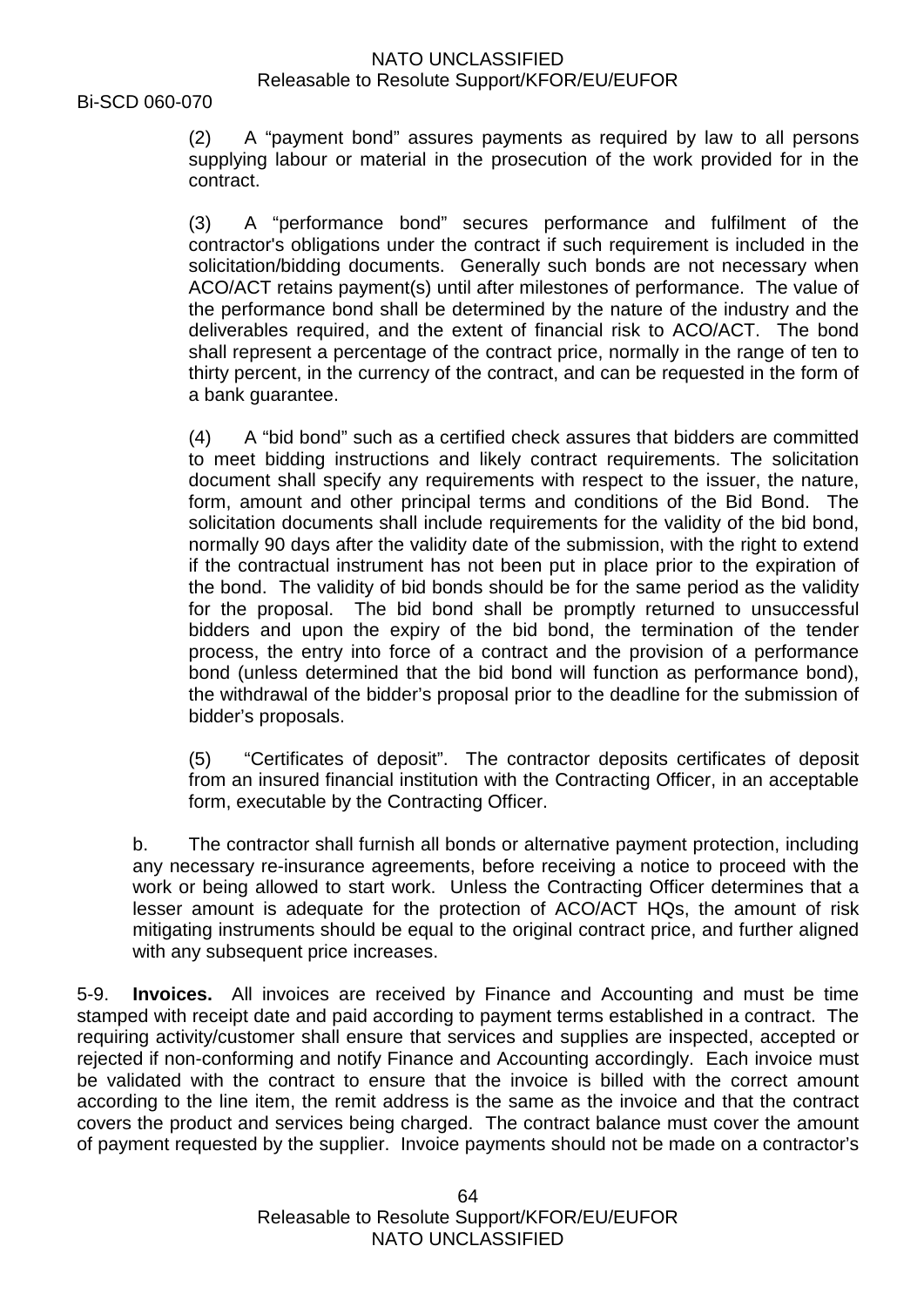(2) A “payment bond” assures payments as required by law to all persons supplying labour or material in the prosecution of the work provided for in the contract.

(3) A “performance bond” secures performance and fulfilment of the contractor's obligations under the contract if such requirement is included in the solicitation/bidding documents. Generally such bonds are not necessary when ACO/ACT retains payment(s) until after milestones of performance. The value of the performance bond shall be determined by the nature of the industry and the deliverables required, and the extent of financial risk to ACO/ACT. The bond shall represent a percentage of the contract price, normally in the range of ten to thirty percent, in the currency of the contract, and can be requested in the form of a bank guarantee.

(4) A “bid bond” such as a certified check assures that bidders are committed to meet bidding instructions and likely contract requirements. The solicitation document shall specify any requirements with respect to the issuer, the nature, form, amount and other principal terms and conditions of the Bid Bond. The solicitation documents shall include requirements for the validity of the bid bond, normally 90 days after the validity date of the submission, with the right to extend if the contractual instrument has not been put in place prior to the expiration of the bond. The validity of bid bonds should be for the same period as the validity for the proposal. The bid bond shall be promptly returned to unsuccessful bidders and upon the expiry of the bid bond, the termination of the tender process, the entry into force of a contract and the provision of a performance bond (unless determined that the bid bond will function as performance bond), the withdrawal of the bidder’s proposal prior to the deadline for the submission of bidder’s proposals.

(5) “Certificates of deposit”. The contractor deposits certificates of deposit from an insured financial institution with the Contracting Officer, in an acceptable form, executable by the Contracting Officer.

b. The contractor shall furnish all bonds or alternative payment protection, including any necessary re-insurance agreements, before receiving a notice to proceed with the work or being allowed to start work. Unless the Contracting Officer determines that a lesser amount is adequate for the protection of ACO/ACT HQs, the amount of risk mitigating instruments should be equal to the original contract price, and further aligned with any subsequent price increases.

5-9. **Invoices.** All invoices are received by Finance and Accounting and must be time stamped with receipt date and paid according to payment terms established in a contract. The requiring activity/customer shall ensure that services and supplies are inspected, accepted or rejected if non-conforming and notify Finance and Accounting accordingly. Each invoice must be validated with the contract to ensure that the invoice is billed with the correct amount according to the line item, the remit address is the same as the invoice and that the contract covers the product and services being charged. The contract balance must cover the amount of payment requested by the supplier. Invoice payments should not be made on a contractor’s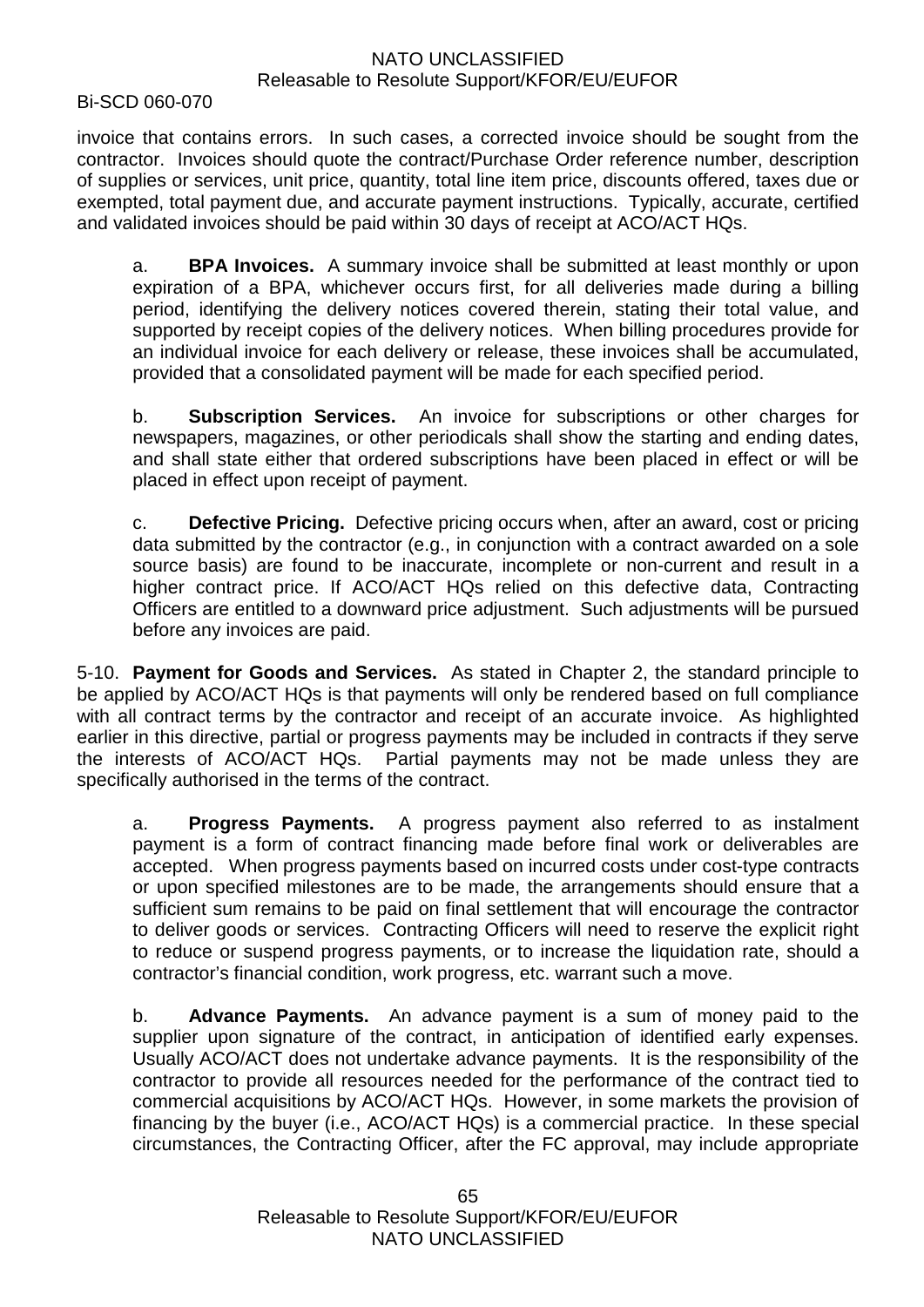invoice that contains errors. In such cases, a corrected invoice should be sought from the contractor. Invoices should quote the contract/Purchase Order reference number, description of supplies or services, unit price, quantity, total line item price, discounts offered, taxes due or exempted, total payment due, and accurate payment instructions. Typically, accurate, certified and validated invoices should be paid within 30 days of receipt at ACO/ACT HQs.

a. **BPA Invoices.** A summary invoice shall be submitted at least monthly or upon expiration of a BPA, whichever occurs first, for all deliveries made during a billing period, identifying the delivery notices covered therein, stating their total value, and supported by receipt copies of the delivery notices. When billing procedures provide for an individual invoice for each delivery or release, these invoices shall be accumulated, provided that a consolidated payment will be made for each specified period.

b. **Subscription Services.** An invoice for subscriptions or other charges for newspapers, magazines, or other periodicals shall show the starting and ending dates, and shall state either that ordered subscriptions have been placed in effect or will be placed in effect upon receipt of payment.

c. **Defective Pricing.** Defective pricing occurs when, after an award, cost or pricing data submitted by the contractor (e.g., in conjunction with a contract awarded on a sole source basis) are found to be inaccurate, incomplete or non-current and result in a higher contract price. If ACO/ACT HQs relied on this defective data, Contracting Officers are entitled to a downward price adjustment. Such adjustments will be pursued before any invoices are paid.

5-10. **Payment for Goods and Services.** As stated in Chapter 2, the standard principle to be applied by ACO/ACT HQs is that payments will only be rendered based on full compliance with all contract terms by the contractor and receipt of an accurate invoice. As highlighted earlier in this directive, partial or progress payments may be included in contracts if they serve the interests of ACO/ACT HQs. Partial payments may not be made unless they are specifically authorised in the terms of the contract.

a. **Progress Payments.** A progress payment also referred to as instalment payment is a form of contract financing made before final work or deliverables are accepted. When progress payments based on incurred costs under cost-type contracts or upon specified milestones are to be made, the arrangements should ensure that a sufficient sum remains to be paid on final settlement that will encourage the contractor to deliver goods or services. Contracting Officers will need to reserve the explicit right to reduce or suspend progress payments, or to increase the liquidation rate, should a contractor's financial condition, work progress, etc. warrant such a move.

b. **Advance Payments.** An advance payment is a sum of money paid to the supplier upon signature of the contract, in anticipation of identified early expenses. Usually ACO/ACT does not undertake advance payments. It is the responsibility of the contractor to provide all resources needed for the performance of the contract tied to commercial acquisitions by ACO/ACT HQs. However, in some markets the provision of financing by the buyer (i.e., ACO/ACT HQs) is a commercial practice. In these special circumstances, the Contracting Officer, after the FC approval, may include appropriate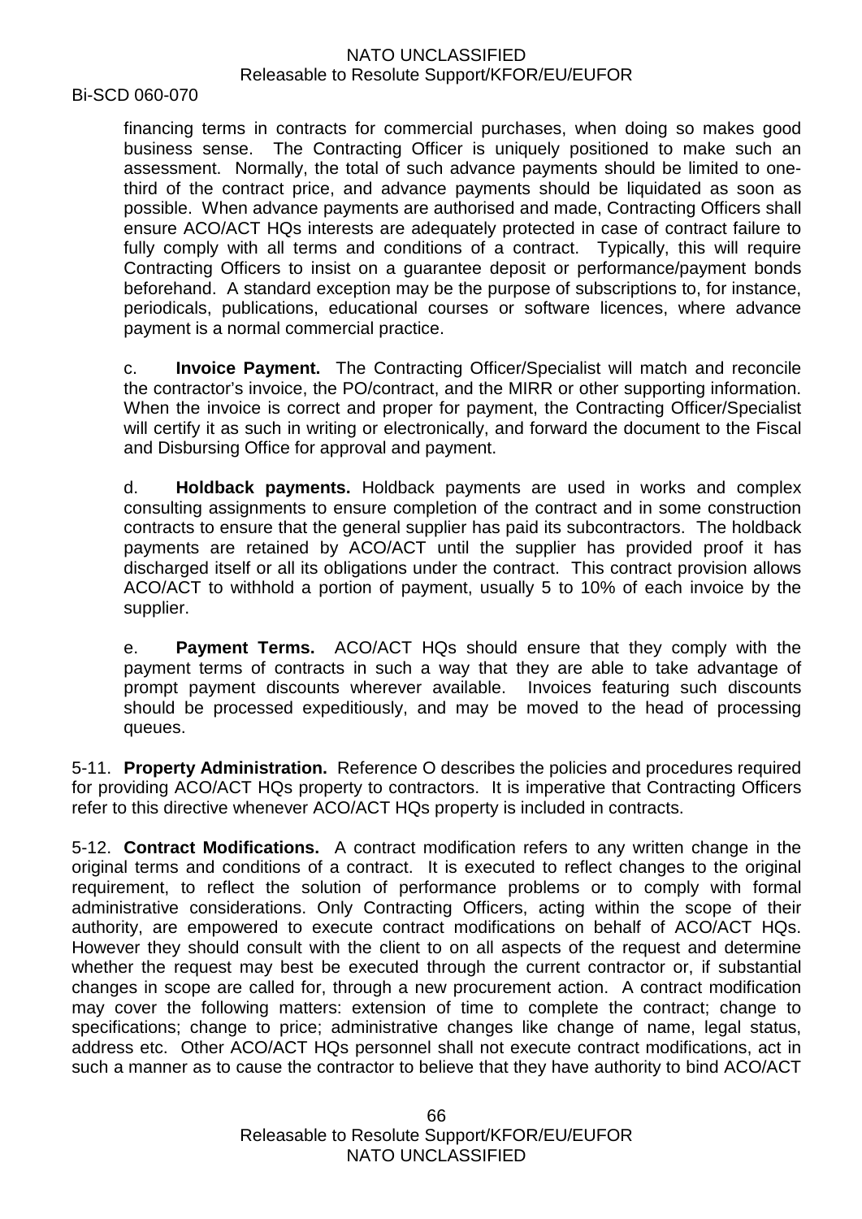financing terms in contracts for commercial purchases, when doing so makes good business sense. The Contracting Officer is uniquely positioned to make such an assessment. Normally, the total of such advance payments should be limited to one-third of the contract price, and advance payments should be liquidated as soon as possible. When advance payments are authorised and made, Contracting Officers shall ensure ACO/ACT HQs interests are adequately protected in case of contract failure to fully comply with all terms and conditions of a contract. Typically, this will require Contracting Officers to insist on a guarantee deposit or performance/payment bonds beforehand. A standard exception may be the purpose of subscriptions to, for instance, periodicals, publications, educational courses or software licences, where advance payment is a normal commercial practice.

c. **Invoice Payment.** The Contracting Officer/Specialist will match and reconcile the contractor's invoice, the PO/contract, and the MIRR or other supporting information. When the invoice is correct and proper for payment, the Contracting Officer/Specialist will certify it as such in writing or electronically, and forward the document to the Fiscal and Disbursing Office for approval and payment.

d. **Holdback payments.** Holdback payments are used in works and complex consulting assignments to ensure completion of the contract and in some construction contracts to ensure that the general supplier has paid its subcontractors. The holdback payments are retained by ACO/ACT until the supplier has provided proof it has discharged itself or all its obligations under the contract. This contract provision allows ACO/ACT to withhold a portion of payment, usually 5 to 10% of each invoice by the supplier.

e. **Payment Terms.** ACO/ACT HQs should ensure that they comply with the payment terms of contracts in such a way that they are able to take advantage of prompt payment discounts wherever available. Invoices featuring such discounts should be processed expeditiously, and may be moved to the head of processing queues.

5-11. **Property Administration.** Reference O describes the policies and procedures required for providing ACO/ACT HQs property to contractors. It is imperative that Contracting Officers refer to this directive whenever ACO/ACT HQs property is included in contracts.

5-12. **Contract Modifications.** A contract modification refers to any written change in the original terms and conditions of a contract. It is executed to reflect changes to the original requirement, to reflect the solution of performance problems or to comply with formal administrative considerations. Only Contracting Officers, acting within the scope of their authority, are empowered to execute contract modifications on behalf of ACO/ACT HQs. However they should consult with the client to on all aspects of the request and determine whether the request may best be executed through the current contractor or, if substantial changes in scope are called for, through a new procurement action. A contract modification may cover the following matters: extension of time to complete the contract; change to specifications; change to price; administrative changes like change of name, legal status, address etc. Other ACO/ACT HQs personnel shall not execute contract modifications, act in such a manner as to cause the contractor to believe that they have authority to bind ACO/ACT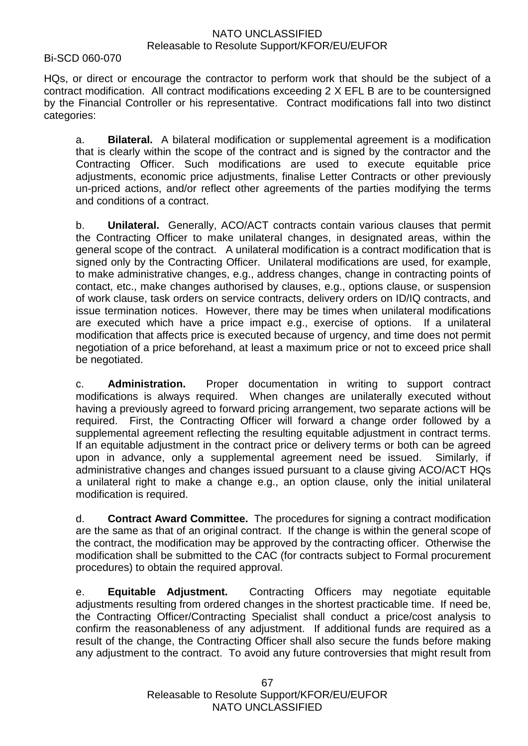HQs, or direct or encourage the contractor to perform work that should be the subject of a contract modification. All contract modifications exceeding 2 X EFL B are to be countersigned by the Financial Controller or his representative. Contract modifications fall into two distinct categories:

a. **Bilateral.** A bilateral modification or supplemental agreement is a modification that is clearly within the scope of the contract and is signed by the contractor and the Contracting Officer. Such modifications are used to execute equitable price adjustments, economic price adjustments, finalise Letter Contracts or other previously un-priced actions, and/or reflect other agreements of the parties modifying the terms and conditions of a contract.

b. **Unilateral.** Generally, ACO/ACT contracts contain various clauses that permit the Contracting Officer to make unilateral changes, in designated areas, within the general scope of the contract. A unilateral modification is a contract modification that is signed only by the Contracting Officer. Unilateral modifications are used, for example, to make administrative changes, e.g., address changes, change in contracting points of contact, etc., make changes authorised by clauses, e.g., options clause, or suspension of work clause, task orders on service contracts, delivery orders on ID/IQ contracts, and issue termination notices. However, there may be times when unilateral modifications are executed which have a price impact e.g., exercise of options. If a unilateral modification that affects price is executed because of urgency, and time does not permit negotiation of a price beforehand, at least a maximum price or not to exceed price shall be negotiated.

c. **Administration.** Proper documentation in writing to support contract modifications is always required. When changes are unilaterally executed without having a previously agreed to forward pricing arrangement, two separate actions will be required. First, the Contracting Officer will forward a change order followed by a supplemental agreement reflecting the resulting equitable adjustment in contract terms. If an equitable adjustment in the contract price or delivery terms or both can be agreed upon in advance, only a supplemental agreement need be issued. Similarly, if administrative changes and changes issued pursuant to a clause giving ACO/ACT HQs a unilateral right to make a change e.g., an option clause, only the initial unilateral modification is required.

d. **Contract Award Committee.** The procedures for signing a contract modification are the same as that of an original contract. If the change is within the general scope of the contract, the modification may be approved by the contracting officer. Otherwise the modification shall be submitted to the CAC (for contracts subject to Formal procurement procedures) to obtain the required approval.

e. **Equitable Adjustment.** Contracting Officers may negotiate equitable adjustments resulting from ordered changes in the shortest practicable time. If need be, the Contracting Officer/Contracting Specialist shall conduct a price/cost analysis to confirm the reasonableness of any adjustment. If additional funds are required as a result of the change, the Contracting Officer shall also secure the funds before making any adjustment to the contract. To avoid any future controversies that might result from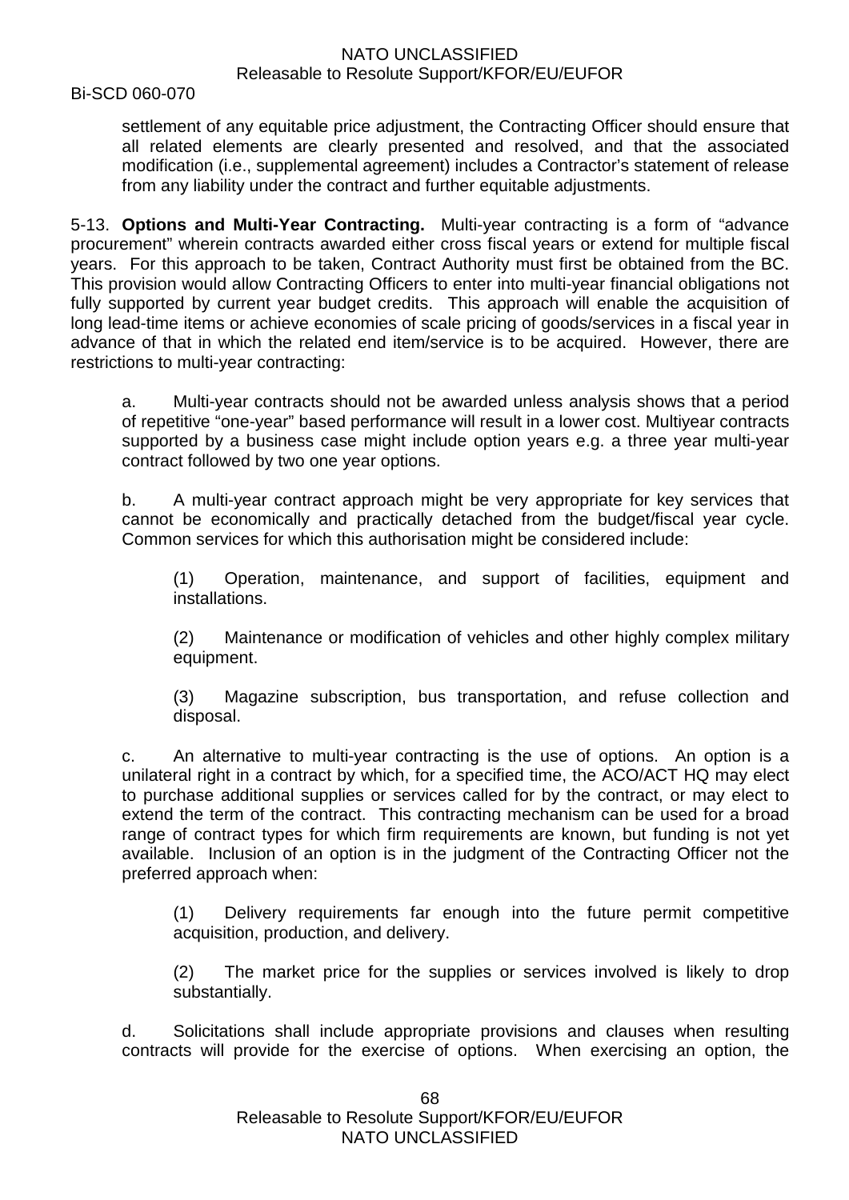settlement of any equitable price adjustment, the Contracting Officer should ensure that all related elements are clearly presented and resolved, and that the associated modification (i.e., supplemental agreement) includes a Contractor's statement of release from any liability under the contract and further equitable adjustments.

5-13. **Options and Multi-Year Contracting.** Multi-year contracting is a form of "advance procurement" wherein contracts awarded either cross fiscal years or extend for multiple fiscal years. For this approach to be taken, Contract Authority must first be obtained from the BC. This provision would allow Contracting Officers to enter into multi-year financial obligations not fully supported by current year budget credits. This approach will enable the acquisition of long lead-time items or achieve economies of scale pricing of goods/services in a fiscal year in advance of that in which the related end item/service is to be acquired. However, there are restrictions to multi-year contracting:

a. Multi-year contracts should not be awarded unless analysis shows that a period of repetitive "one-year" based performance will result in a lower cost. Multiyear contracts supported by a business case might include option years e.g. a three year multi-year contract followed by two one year options.

b. A multi-year contract approach might be very appropriate for key services that cannot be economically and practically detached from the budget/fiscal year cycle. Common services for which this authorisation might be considered include:

(1) Operation, maintenance, and support of facilities, equipment and installations.

(2) Maintenance or modification of vehicles and other highly complex military equipment.

(3) Magazine subscription, bus transportation, and refuse collection and disposal.

c. An alternative to multi-year contracting is the use of options. An option is a unilateral right in a contract by which, for a specified time, the ACO/ACT HQ may elect to purchase additional supplies or services called for by the contract, or may elect to extend the term of the contract. This contracting mechanism can be used for a broad range of contract types for which firm requirements are known, but funding is not yet available. Inclusion of an option is in the judgment of the Contracting Officer not the preferred approach when:

(1) Delivery requirements far enough into the future permit competitive acquisition, production, and delivery.

(2) The market price for the supplies or services involved is likely to drop substantially.

d. Solicitations shall include appropriate provisions and clauses when resulting contracts will provide for the exercise of options. When exercising an option, the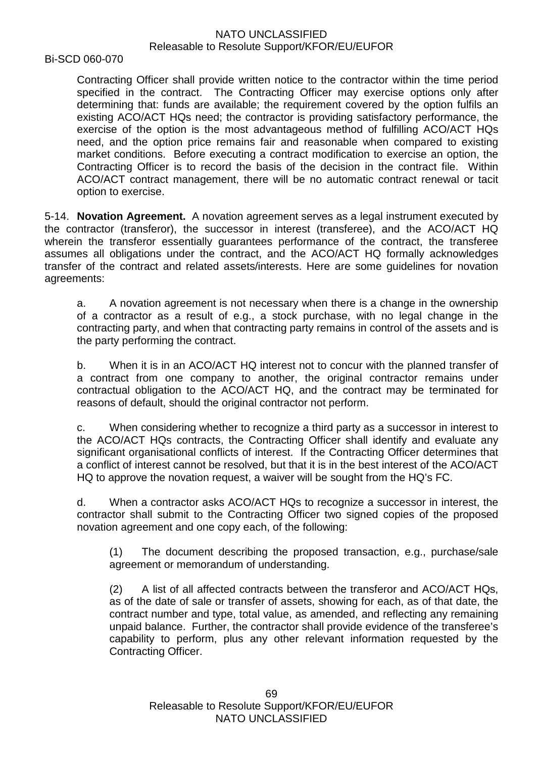Contracting Officer shall provide written notice to the contractor within the time period specified in the contract. The Contracting Officer may exercise options only after determining that: funds are available; the requirement covered by the option fulfils an existing ACO/ACT HQs need; the contractor is providing satisfactory performance, the exercise of the option is the most advantageous method of fulfilling ACO/ACT HQs need, and the option price remains fair and reasonable when compared to existing market conditions. Before executing a contract modification to exercise an option, the Contracting Officer is to record the basis of the decision in the contract file. Within ACO/ACT contract management, there will be no automatic contract renewal or tacit option to exercise.

5-14. **Novation Agreement.** A novation agreement serves as a legal instrument executed by the contractor (transferor), the successor in interest (transferee), and the ACO/ACT HQ wherein the transferor essentially guarantees performance of the contract, the transferee assumes all obligations under the contract, and the ACO/ACT HQ formally acknowledges transfer of the contract and related assets/interests. Here are some guidelines for novation agreements:

a. A novation agreement is not necessary when there is a change in the ownership of a contractor as a result of e.g., a stock purchase, with no legal change in the contracting party, and when that contracting party remains in control of the assets and is the party performing the contract.

b. When it is in an ACO/ACT HQ interest not to concur with the planned transfer of a contract from one company to another, the original contractor remains under contractual obligation to the ACO/ACT HQ, and the contract may be terminated for reasons of default, should the original contractor not perform.

c. When considering whether to recognize a third party as a successor in interest to the ACO/ACT HQs contracts, the Contracting Officer shall identify and evaluate any significant organisational conflicts of interest. If the Contracting Officer determines that a conflict of interest cannot be resolved, but that it is in the best interest of the ACO/ACT HQ to approve the novation request, a waiver will be sought from the HQ's FC.

d. When a contractor asks ACO/ACT HQs to recognize a successor in interest, the contractor shall submit to the Contracting Officer two signed copies of the proposed novation agreement and one copy each, of the following:

(1) The document describing the proposed transaction, e.g., purchase/sale agreement or memorandum of understanding.

(2) A list of all affected contracts between the transferor and ACO/ACT HQs, as of the date of sale or transfer of assets, showing for each, as of that date, the contract number and type, total value, as amended, and reflecting any remaining unpaid balance. Further, the contractor shall provide evidence of the transferee's capability to perform, plus any other relevant information requested by the Contracting Officer.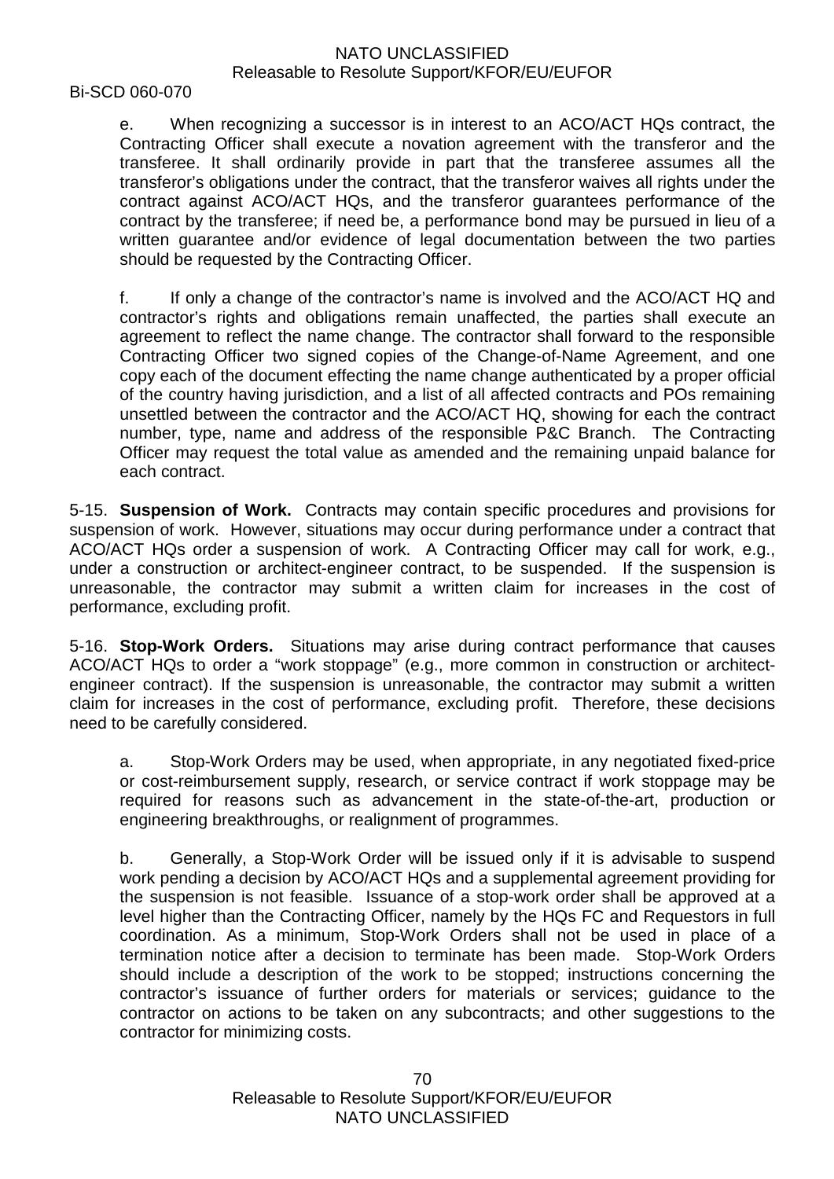e. When recognizing a successor is in interest to an ACO/ACT HQs contract, the Contracting Officer shall execute a novation agreement with the transferor and the transferee. It shall ordinarily provide in part that the transferee assumes all the transferor's obligations under the contract, that the transferor waives all rights under the contract against ACO/ACT HQs, and the transferor guarantees performance of the contract by the transferee; if need be, a performance bond may be pursued in lieu of a written guarantee and/or evidence of legal documentation between the two parties should be requested by the Contracting Officer.

f. If only a change of the contractor's name is involved and the ACO/ACT HQ and contractor's rights and obligations remain unaffected, the parties shall execute an agreement to reflect the name change. The contractor shall forward to the responsible Contracting Officer two signed copies of the Change-of-Name Agreement, and one copy each of the document effecting the name change authenticated by a proper official of the country having jurisdiction, and a list of all affected contracts and POs remaining unsettled between the contractor and the ACO/ACT HQ, showing for each the contract number, type, name and address of the responsible P&C Branch. The Contracting Officer may request the total value as amended and the remaining unpaid balance for each contract.

5-15. **Suspension of Work.** Contracts may contain specific procedures and provisions for suspension of work. However, situations may occur during performance under a contract that ACO/ACT HQs order a suspension of work. A Contracting Officer may call for work, e.g., under a construction or architect-engineer contract, to be suspended. If the suspension is unreasonable, the contractor may submit a written claim for increases in the cost of performance, excluding profit.

5-16. **Stop-Work Orders.** Situations may arise during contract performance that causes ACO/ACT HQs to order a "work stoppage" (e.g., more common in construction or architect-engineer contract). If the suspension is unreasonable, the contractor may submit a written claim for increases in the cost of performance, excluding profit. Therefore, these decisions need to be carefully considered.

a. Stop-Work Orders may be used, when appropriate, in any negotiated fixed-price or cost-reimbursement supply, research, or service contract if work stoppage may be required for reasons such as advancement in the state-of-the-art, production or engineering breakthroughs, or realignment of programmes.

b. Generally, a Stop-Work Order will be issued only if it is advisable to suspend work pending a decision by ACO/ACT HQs and a supplemental agreement providing for the suspension is not feasible. Issuance of a stop-work order shall be approved at a level higher than the Contracting Officer, namely by the HQs FC and Requestors in full coordination. As a minimum, Stop-Work Orders shall not be used in place of a termination notice after a decision to terminate has been made. Stop-Work Orders should include a description of the work to be stopped; instructions concerning the contractor's issuance of further orders for materials or services; guidance to the contractor on actions to be taken on any subcontracts; and other suggestions to the contractor for minimizing costs.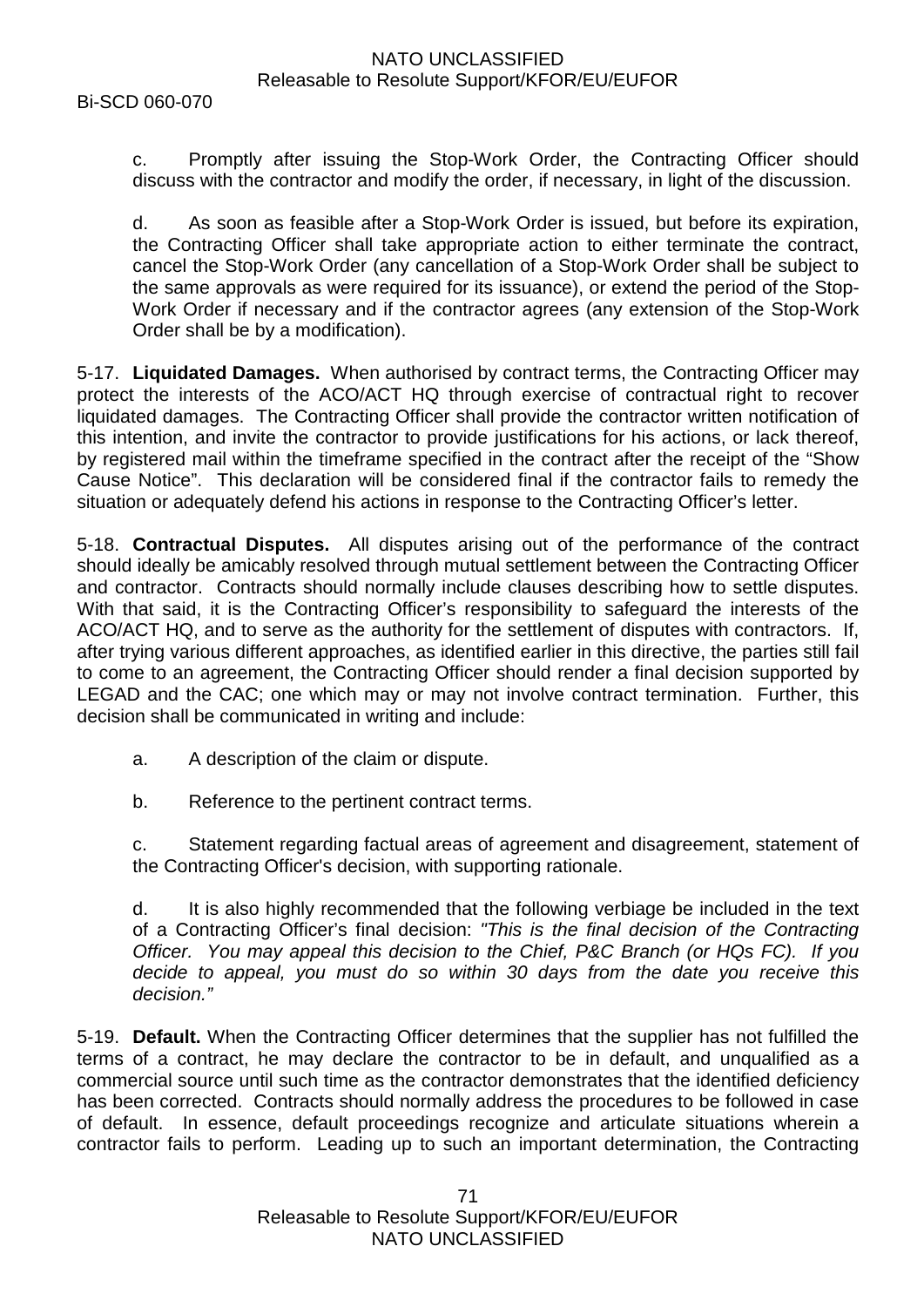c. Promptly after issuing the Stop-Work Order, the Contracting Officer should discuss with the contractor and modify the order, if necessary, in light of the discussion.

d. As soon as feasible after a Stop-Work Order is issued, but before its expiration, the Contracting Officer shall take appropriate action to either terminate the contract, cancel the Stop-Work Order (any cancellation of a Stop-Work Order shall be subject to the same approvals as were required for its issuance), or extend the period of the Stop-Work Order if necessary and if the contractor agrees (any extension of the Stop-Work Order shall be by a modification).

5-17. **Liquidated Damages.** When authorised by contract terms, the Contracting Officer may protect the interests of the ACO/ACT HQ through exercise of contractual right to recover liquidated damages. The Contracting Officer shall provide the contractor written notification of this intention, and invite the contractor to provide justifications for his actions, or lack thereof, by registered mail within the timeframe specified in the contract after the receipt of the "Show Cause Notice". This declaration will be considered final if the contractor fails to remedy the situation or adequately defend his actions in response to the Contracting Officer's letter.

5-18. **Contractual Disputes.** All disputes arising out of the performance of the contract should ideally be amicably resolved through mutual settlement between the Contracting Officer and contractor. Contracts should normally include clauses describing how to settle disputes. With that said, it is the Contracting Officer's responsibility to safeguard the interests of the ACO/ACT HQ, and to serve as the authority for the settlement of disputes with contractors. If, after trying various different approaches, as identified earlier in this directive, the parties still fail to come to an agreement, the Contracting Officer should render a final decision supported by LEGAD and the CAC; one which may or may not involve contract termination. Further, this decision shall be communicated in writing and include:

a. A description of the claim or dispute.

b. Reference to the pertinent contract terms.

c. Statement regarding factual areas of agreement and disagreement, statement of the Contracting Officer's decision, with supporting rationale.

d. It is also highly recommended that the following verbiage be included in the text of a Contracting Officer's final decision: *"This is the final decision of the Contracting Officer. You may appeal this decision to the Chief, P&C Branch (or HQs FC). If you decide to appeal, you must do so within 30 days from the date you receive this decision."*

5-19. **Default.** When the Contracting Officer determines that the supplier has not fulfilled the terms of a contract, he may declare the contractor to be in default, and unqualified as a commercial source until such time as the contractor demonstrates that the identified deficiency has been corrected. Contracts should normally address the procedures to be followed in case of default. In essence, default proceedings recognize and articulate situations wherein a contractor fails to perform. Leading up to such an important determination, the Contracting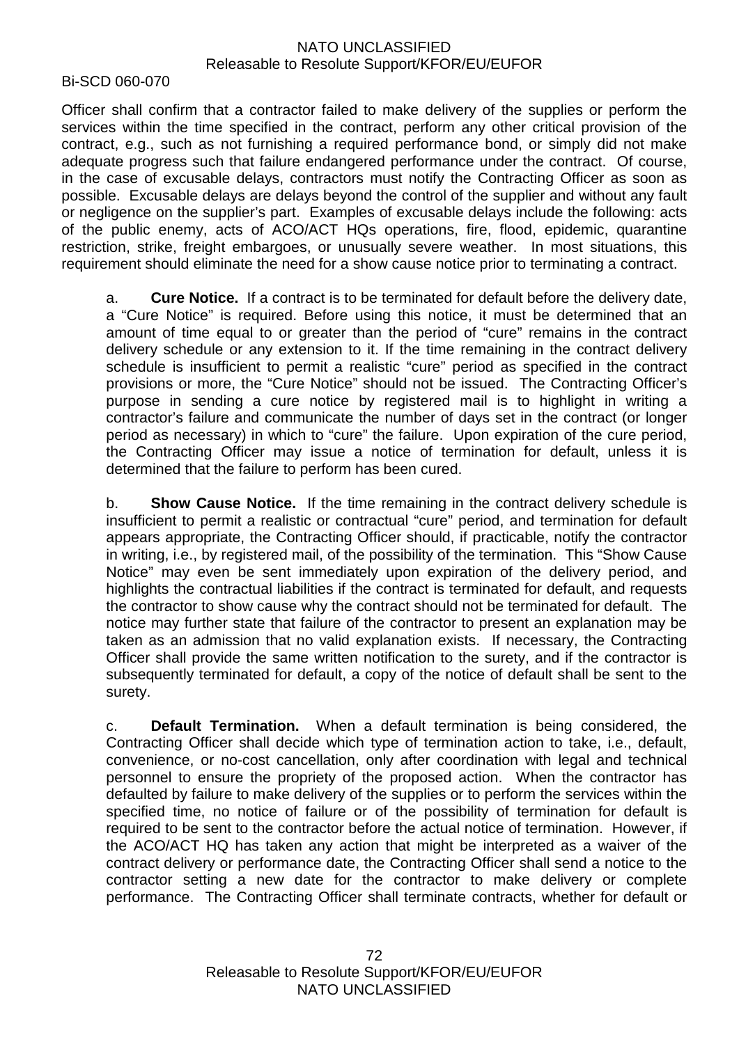Officer shall confirm that a contractor failed to make delivery of the supplies or perform the services within the time specified in the contract, perform any other critical provision of the contract, e.g., such as not furnishing a required performance bond, or simply did not make adequate progress such that failure endangered performance under the contract. Of course, in the case of excusable delays, contractors must notify the Contracting Officer as soon as possible. Excusable delays are delays beyond the control of the supplier and without any fault or negligence on the supplier's part. Examples of excusable delays include the following: acts of the public enemy, acts of ACO/ACT HQs operations, fire, flood, epidemic, quarantine restriction, strike, freight embargoes, or unusually severe weather. In most situations, this requirement should eliminate the need for a show cause notice prior to terminating a contract.

a. **Cure Notice.** If a contract is to be terminated for default before the delivery date, a "Cure Notice" is required. Before using this notice, it must be determined that an amount of time equal to or greater than the period of "cure" remains in the contract delivery schedule or any extension to it. If the time remaining in the contract delivery schedule is insufficient to permit a realistic "cure" period as specified in the contract provisions or more, the "Cure Notice" should not be issued. The Contracting Officer's purpose in sending a cure notice by registered mail is to highlight in writing a contractor's failure and communicate the number of days set in the contract (or longer period as necessary) in which to "cure" the failure. Upon expiration of the cure period, the Contracting Officer may issue a notice of termination for default, unless it is determined that the failure to perform has been cured.

b. **Show Cause Notice.** If the time remaining in the contract delivery schedule is insufficient to permit a realistic or contractual "cure" period, and termination for default appears appropriate, the Contracting Officer should, if practicable, notify the contractor in writing, i.e., by registered mail, of the possibility of the termination. This "Show Cause Notice" may even be sent immediately upon expiration of the delivery period, and highlights the contractual liabilities if the contract is terminated for default, and requests the contractor to show cause why the contract should not be terminated for default. The notice may further state that failure of the contractor to present an explanation may be taken as an admission that no valid explanation exists. If necessary, the Contracting Officer shall provide the same written notification to the surety, and if the contractor is subsequently terminated for default, a copy of the notice of default shall be sent to the surety.

c. **Default Termination.** When a default termination is being considered, the Contracting Officer shall decide which type of termination action to take, i.e., default, convenience, or no-cost cancellation, only after coordination with legal and technical personnel to ensure the propriety of the proposed action. When the contractor has defaulted by failure to make delivery of the supplies or to perform the services within the specified time, no notice of failure or of the possibility of termination for default is required to be sent to the contractor before the actual notice of termination. However, if the ACO/ACT HQ has taken any action that might be interpreted as a waiver of the contract delivery or performance date, the Contracting Officer shall send a notice to the contractor setting a new date for the contractor to make delivery or complete performance. The Contracting Officer shall terminate contracts, whether for default or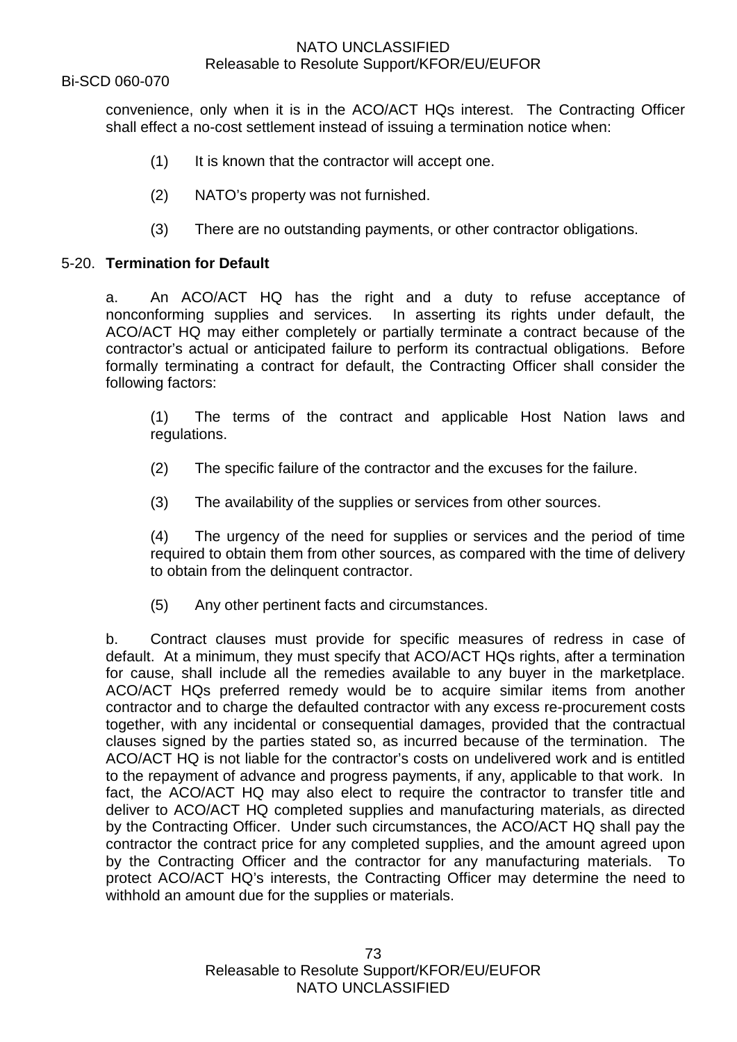convenience, only when it is in the ACO/ACT HQs interest. The Contracting Officer shall effect a no-cost settlement instead of issuing a termination notice when:

(1) It is known that the contractor will accept one.

(2) NATO's property was not furnished.

(3) There are no outstanding payments, or other contractor obligations.

### 5-20. **Termination for Default**

a. An ACO/ACT HQ has the right and a duty to refuse acceptance of nonconforming supplies and services. In asserting its rights under default, the ACO/ACT HQ may either completely or partially terminate a contract because of the contractor's actual or anticipated failure to perform its contractual obligations. Before formally terminating a contract for default, the Contracting Officer shall consider the following factors:

(1) The terms of the contract and applicable Host Nation laws and regulations.

(2) The specific failure of the contractor and the excuses for the failure.

(3) The availability of the supplies or services from other sources.

(4) The urgency of the need for supplies or services and the period of time required to obtain them from other sources, as compared with the time of delivery to obtain from the delinquent contractor.

(5) Any other pertinent facts and circumstances.

b. Contract clauses must provide for specific measures of redress in case of default. At a minimum, they must specify that ACO/ACT HQs rights, after a termination for cause, shall include all the remedies available to any buyer in the marketplace. ACO/ACT HQs preferred remedy would be to acquire similar items from another contractor and to charge the defaulted contractor with any excess re-procurement costs together, with any incidental or consequential damages, provided that the contractual clauses signed by the parties stated so, as incurred because of the termination. The ACO/ACT HQ is not liable for the contractor's costs on undelivered work and is entitled to the repayment of advance and progress payments, if any, applicable to that work. In fact, the ACO/ACT HQ may also elect to require the contractor to transfer title and deliver to ACO/ACT HQ completed supplies and manufacturing materials, as directed by the Contracting Officer. Under such circumstances, the ACO/ACT HQ shall pay the contractor the contract price for any completed supplies, and the amount agreed upon by the Contracting Officer and the contractor for any manufacturing materials. To protect ACO/ACT HQ's interests, the Contracting Officer may determine the need to withhold an amount due for the supplies or materials.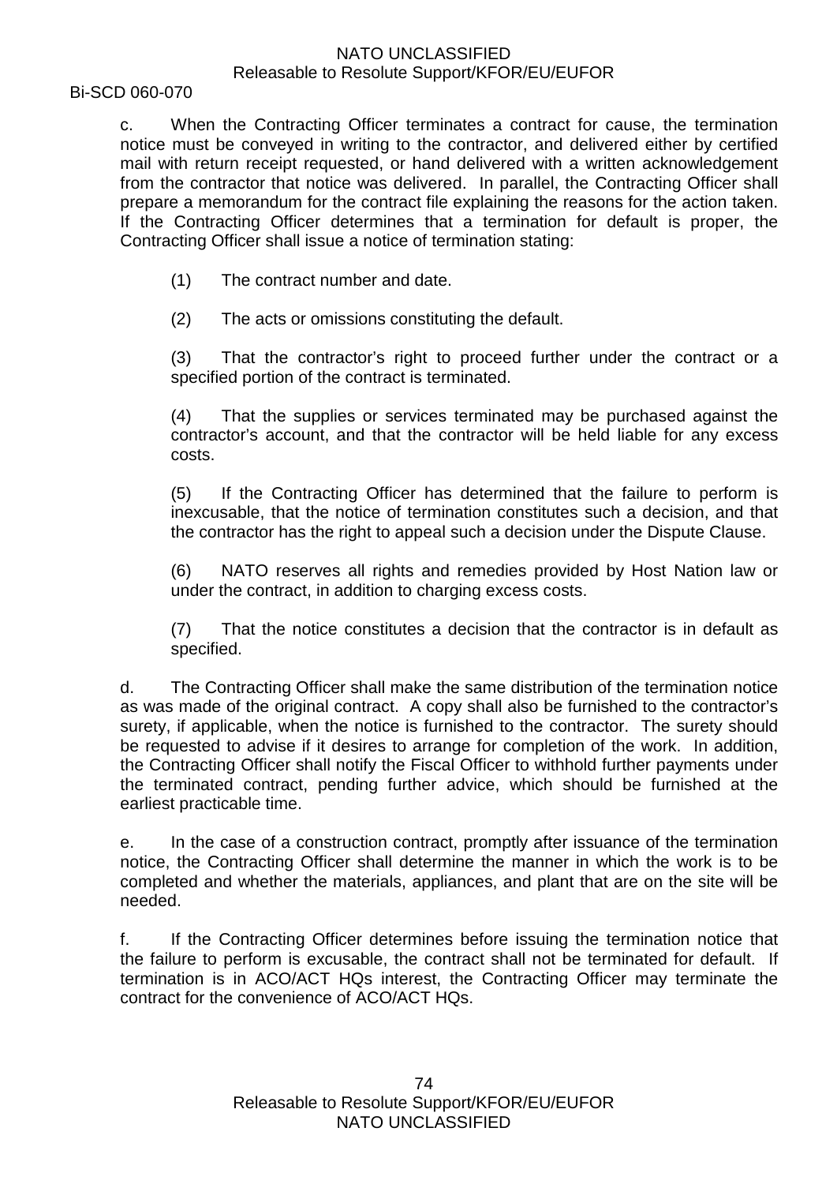c. When the Contracting Officer terminates a contract for cause, the termination notice must be conveyed in writing to the contractor, and delivered either by certified mail with return receipt requested, or hand delivered with a written acknowledgement from the contractor that notice was delivered. In parallel, the Contracting Officer shall prepare a memorandum for the contract file explaining the reasons for the action taken. If the Contracting Officer determines that a termination for default is proper, the Contracting Officer shall issue a notice of termination stating:

(1) The contract number and date.

(2) The acts or omissions constituting the default.

(3) That the contractor's right to proceed further under the contract or a specified portion of the contract is terminated.

(4) That the supplies or services terminated may be purchased against the contractor's account, and that the contractor will be held liable for any excess costs.

(5) If the Contracting Officer has determined that the failure to perform is inexcusable, that the notice of termination constitutes such a decision, and that the contractor has the right to appeal such a decision under the Dispute Clause.

(6) NATO reserves all rights and remedies provided by Host Nation law or under the contract, in addition to charging excess costs.

(7) That the notice constitutes a decision that the contractor is in default as specified.

d. The Contracting Officer shall make the same distribution of the termination notice as was made of the original contract. A copy shall also be furnished to the contractor's surety, if applicable, when the notice is furnished to the contractor. The surety should be requested to advise if it desires to arrange for completion of the work. In addition, the Contracting Officer shall notify the Fiscal Officer to withhold further payments under the terminated contract, pending further advice, which should be furnished at the earliest practicable time.

e. In the case of a construction contract, promptly after issuance of the termination notice, the Contracting Officer shall determine the manner in which the work is to be completed and whether the materials, appliances, and plant that are on the site will be needed.

f. If the Contracting Officer determines before issuing the termination notice that the failure to perform is excusable, the contract shall not be terminated for default. If termination is in ACO/ACT HQs interest, the Contracting Officer may terminate the contract for the convenience of ACO/ACT HQs.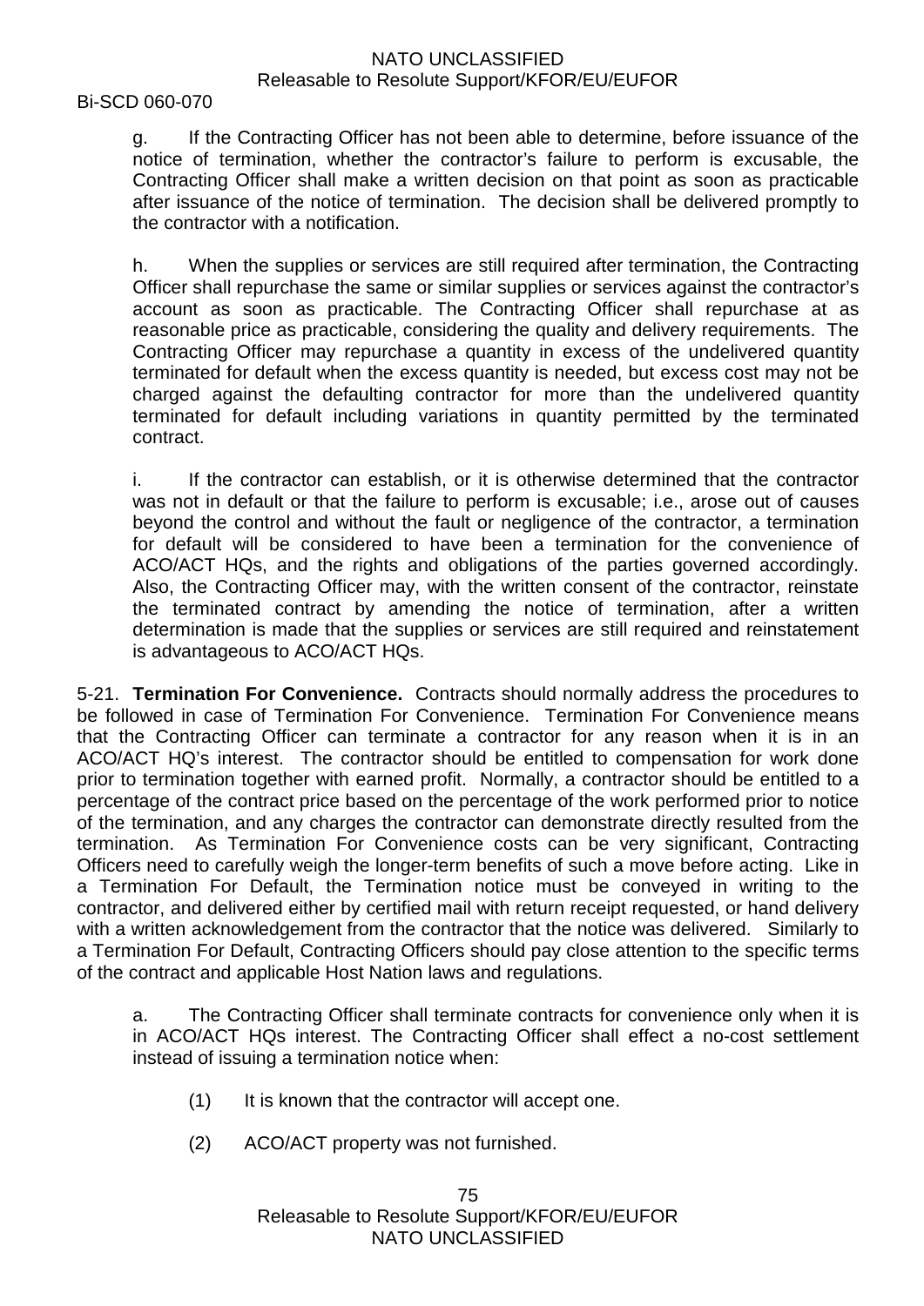g. If the Contracting Officer has not been able to determine, before issuance of the notice of termination, whether the contractor's failure to perform is excusable, the Contracting Officer shall make a written decision on that point as soon as practicable after issuance of the notice of termination. The decision shall be delivered promptly to the contractor with a notification.

h. When the supplies or services are still required after termination, the Contracting Officer shall repurchase the same or similar supplies or services against the contractor's account as soon as practicable. The Contracting Officer shall repurchase at as reasonable price as practicable, considering the quality and delivery requirements. The Contracting Officer may repurchase a quantity in excess of the undelivered quantity terminated for default when the excess quantity is needed, but excess cost may not be charged against the defaulting contractor for more than the undelivered quantity terminated for default including variations in quantity permitted by the terminated contract.

i. If the contractor can establish, or it is otherwise determined that the contractor was not in default or that the failure to perform is excusable; i.e., arose out of causes beyond the control and without the fault or negligence of the contractor, a termination for default will be considered to have been a termination for the convenience of ACO/ACT HQs, and the rights and obligations of the parties governed accordingly. Also, the Contracting Officer may, with the written consent of the contractor, reinstate the terminated contract by amending the notice of termination, after a written determination is made that the supplies or services are still required and reinstatement is advantageous to ACO/ACT HQs.

5-21. **Termination For Convenience.** Contracts should normally address the procedures to be followed in case of Termination For Convenience. Termination For Convenience means that the Contracting Officer can terminate a contractor for any reason when it is in an ACO/ACT HQ's interest. The contractor should be entitled to compensation for work done prior to termination together with earned profit. Normally, a contractor should be entitled to a percentage of the contract price based on the percentage of the work performed prior to notice of the termination, and any charges the contractor can demonstrate directly resulted from the termination. As Termination For Convenience costs can be very significant, Contracting Officers need to carefully weigh the longer-term benefits of such a move before acting. Like in a Termination For Default, the Termination notice must be conveyed in writing to the contractor, and delivered either by certified mail with return receipt requested, or hand delivery with a written acknowledgement from the contractor that the notice was delivered. Similarly to a Termination For Default, Contracting Officers should pay close attention to the specific terms of the contract and applicable Host Nation laws and regulations.

a. The Contracting Officer shall terminate contracts for convenience only when it is in ACO/ACT HQs interest. The Contracting Officer shall effect a no-cost settlement instead of issuing a termination notice when:

(1) It is known that the contractor will accept one.

(2) ACO/ACT property was not furnished.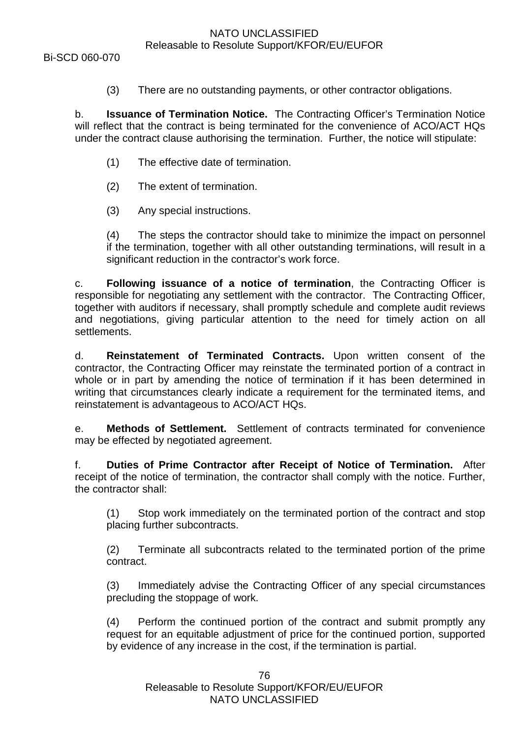(3) There are no outstanding payments, or other contractor obligations.

b. **Issuance of Termination Notice.** The Contracting Officer's Termination Notice will reflect that the contract is being terminated for the convenience of ACO/ACT HQs under the contract clause authorising the termination. Further, the notice will stipulate:

(1) The effective date of termination.

(2) The extent of termination.

(3) Any special instructions.

(4) The steps the contractor should take to minimize the impact on personnel if the termination, together with all other outstanding terminations, will result in a significant reduction in the contractor's work force.

c. **Following issuance of a notice of termination**, the Contracting Officer is responsible for negotiating any settlement with the contractor. The Contracting Officer, together with auditors if necessary, shall promptly schedule and complete audit reviews and negotiations, giving particular attention to the need for timely action on all settlements.

d. **Reinstatement of Terminated Contracts.** Upon written consent of the contractor, the Contracting Officer may reinstate the terminated portion of a contract in whole or in part by amending the notice of termination if it has been determined in writing that circumstances clearly indicate a requirement for the terminated items, and reinstatement is advantageous to ACO/ACT HQs.

e. **Methods of Settlement.** Settlement of contracts terminated for convenience may be effected by negotiated agreement.

f. **Duties of Prime Contractor after Receipt of Notice of Termination.** After receipt of the notice of termination, the contractor shall comply with the notice. Further, the contractor shall:

(1) Stop work immediately on the terminated portion of the contract and stop placing further subcontracts.

(2) Terminate all subcontracts related to the terminated portion of the prime contract.

(3) Immediately advise the Contracting Officer of any special circumstances precluding the stoppage of work.

(4) Perform the continued portion of the contract and submit promptly any request for an equitable adjustment of price for the continued portion, supported by evidence of any increase in the cost, if the termination is partial.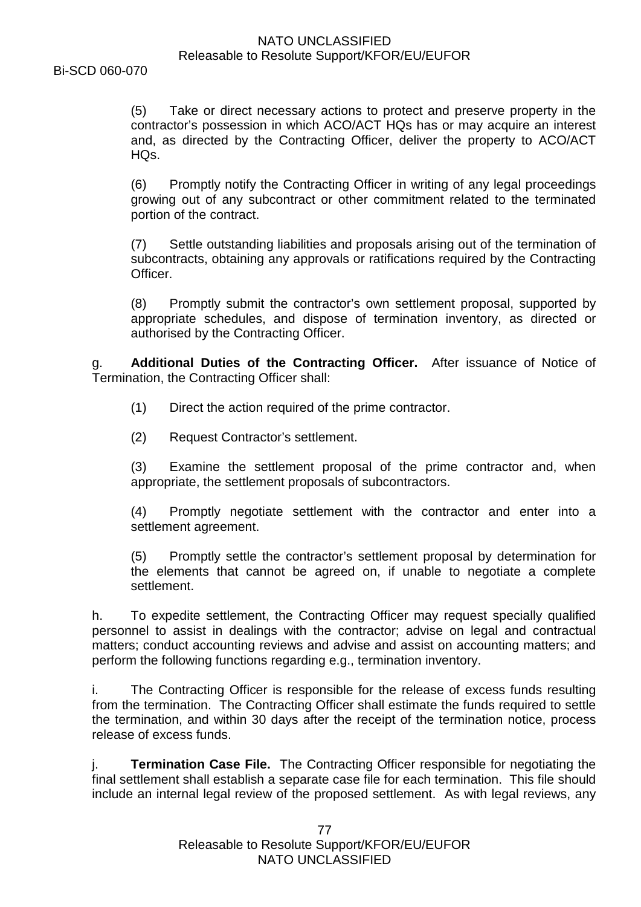(5) Take or direct necessary actions to protect and preserve property in the contractor's possession in which ACO/ACT HQs has or may acquire an interest and, as directed by the Contracting Officer, deliver the property to ACO/ACT HQs.

(6) Promptly notify the Contracting Officer in writing of any legal proceedings growing out of any subcontract or other commitment related to the terminated portion of the contract.

(7) Settle outstanding liabilities and proposals arising out of the termination of subcontracts, obtaining any approvals or ratifications required by the Contracting Officer.

(8) Promptly submit the contractor's own settlement proposal, supported by appropriate schedules, and dispose of termination inventory, as directed or authorised by the Contracting Officer.

g. **Additional Duties of the Contracting Officer.** After issuance of Notice of Termination, the Contracting Officer shall:

(1) Direct the action required of the prime contractor.

(2) Request Contractor's settlement.

(3) Examine the settlement proposal of the prime contractor and, when appropriate, the settlement proposals of subcontractors.

(4) Promptly negotiate settlement with the contractor and enter into a settlement agreement.

(5) Promptly settle the contractor's settlement proposal by determination for the elements that cannot be agreed on, if unable to negotiate a complete settlement.

h. To expedite settlement, the Contracting Officer may request specially qualified personnel to assist in dealings with the contractor; advise on legal and contractual matters; conduct accounting reviews and advise and assist on accounting matters; and perform the following functions regarding e.g., termination inventory.

i. The Contracting Officer is responsible for the release of excess funds resulting from the termination. The Contracting Officer shall estimate the funds required to settle the termination, and within 30 days after the receipt of the termination notice, process release of excess funds.

j. **Termination Case File.** The Contracting Officer responsible for negotiating the final settlement shall establish a separate case file for each termination. This file should include an internal legal review of the proposed settlement. As with legal reviews, any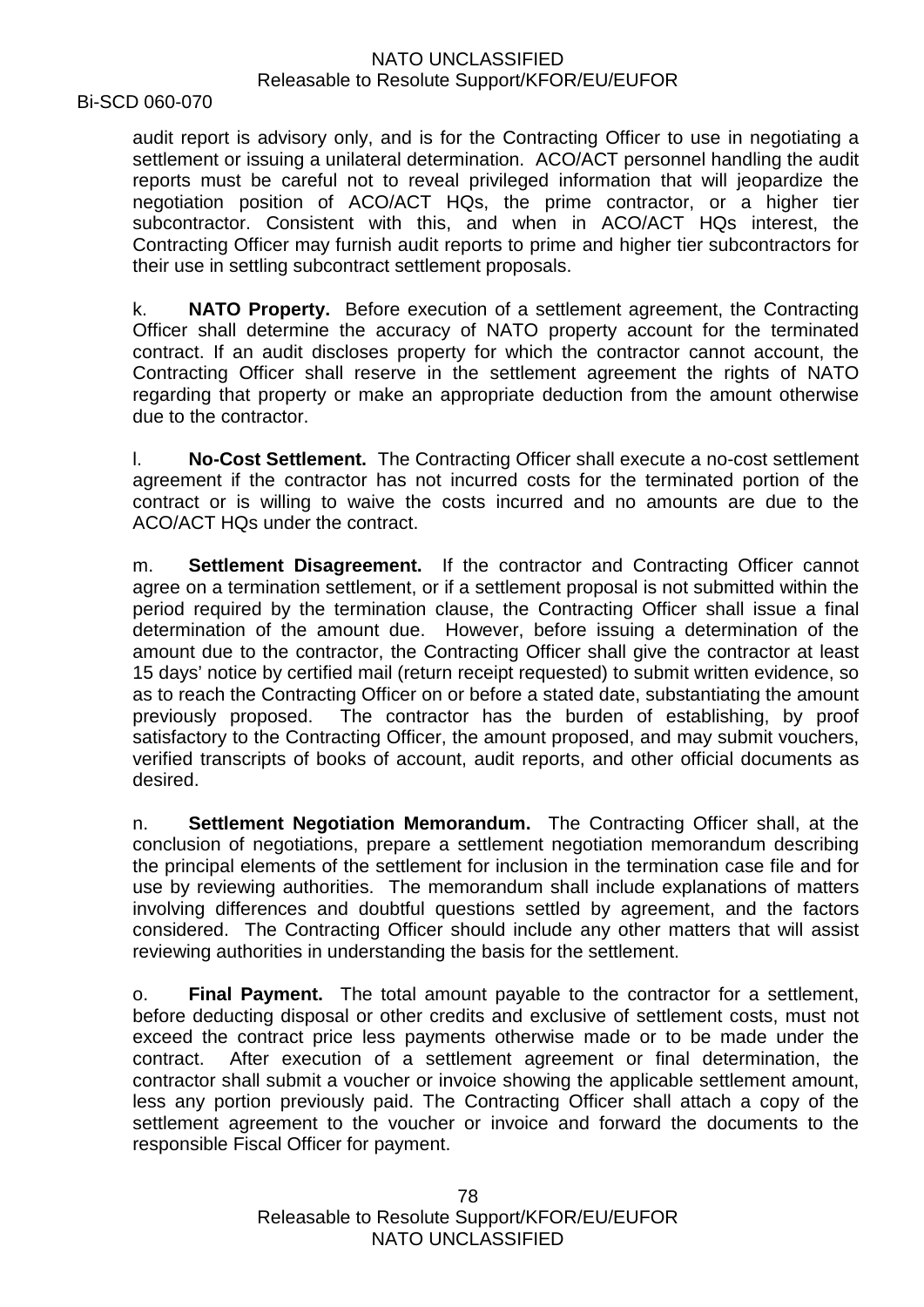audit report is advisory only, and is for the Contracting Officer to use in negotiating a settlement or issuing a unilateral determination. ACO/ACT personnel handling the audit reports must be careful not to reveal privileged information that will jeopardize the negotiation position of ACO/ACT HQs, the prime contractor, or a higher tier subcontractor. Consistent with this, and when in ACO/ACT HQs interest, the Contracting Officer may furnish audit reports to prime and higher tier subcontractors for their use in settling subcontract settlement proposals.

k. **NATO Property.** Before execution of a settlement agreement, the Contracting Officer shall determine the accuracy of NATO property account for the terminated contract. If an audit discloses property for which the contractor cannot account, the Contracting Officer shall reserve in the settlement agreement the rights of NATO regarding that property or make an appropriate deduction from the amount otherwise due to the contractor.

l. **No-Cost Settlement.** The Contracting Officer shall execute a no-cost settlement agreement if the contractor has not incurred costs for the terminated portion of the contract or is willing to waive the costs incurred and no amounts are due to the ACO/ACT HQs under the contract.

m. **Settlement Disagreement.** If the contractor and Contracting Officer cannot agree on a termination settlement, or if a settlement proposal is not submitted within the period required by the termination clause, the Contracting Officer shall issue a final determination of the amount due. However, before issuing a determination of the amount due to the contractor, the Contracting Officer shall give the contractor at least 15 days' notice by certified mail (return receipt requested) to submit written evidence, so as to reach the Contracting Officer on or before a stated date, substantiating the amount previously proposed. The contractor has the burden of establishing, by proof satisfactory to the Contracting Officer, the amount proposed, and may submit vouchers, verified transcripts of books of account, audit reports, and other official documents as desired.

n. **Settlement Negotiation Memorandum.** The Contracting Officer shall, at the conclusion of negotiations, prepare a settlement negotiation memorandum describing the principal elements of the settlement for inclusion in the termination case file and for use by reviewing authorities. The memorandum shall include explanations of matters involving differences and doubtful questions settled by agreement, and the factors considered. The Contracting Officer should include any other matters that will assist reviewing authorities in understanding the basis for the settlement.

o. **Final Payment.** The total amount payable to the contractor for a settlement, before deducting disposal or other credits and exclusive of settlement costs, must not exceed the contract price less payments otherwise made or to be made under the contract. After execution of a settlement agreement or final determination, the contractor shall submit a voucher or invoice showing the applicable settlement amount, less any portion previously paid. The Contracting Officer shall attach a copy of the settlement agreement to the voucher or invoice and forward the documents to the responsible Fiscal Officer for payment.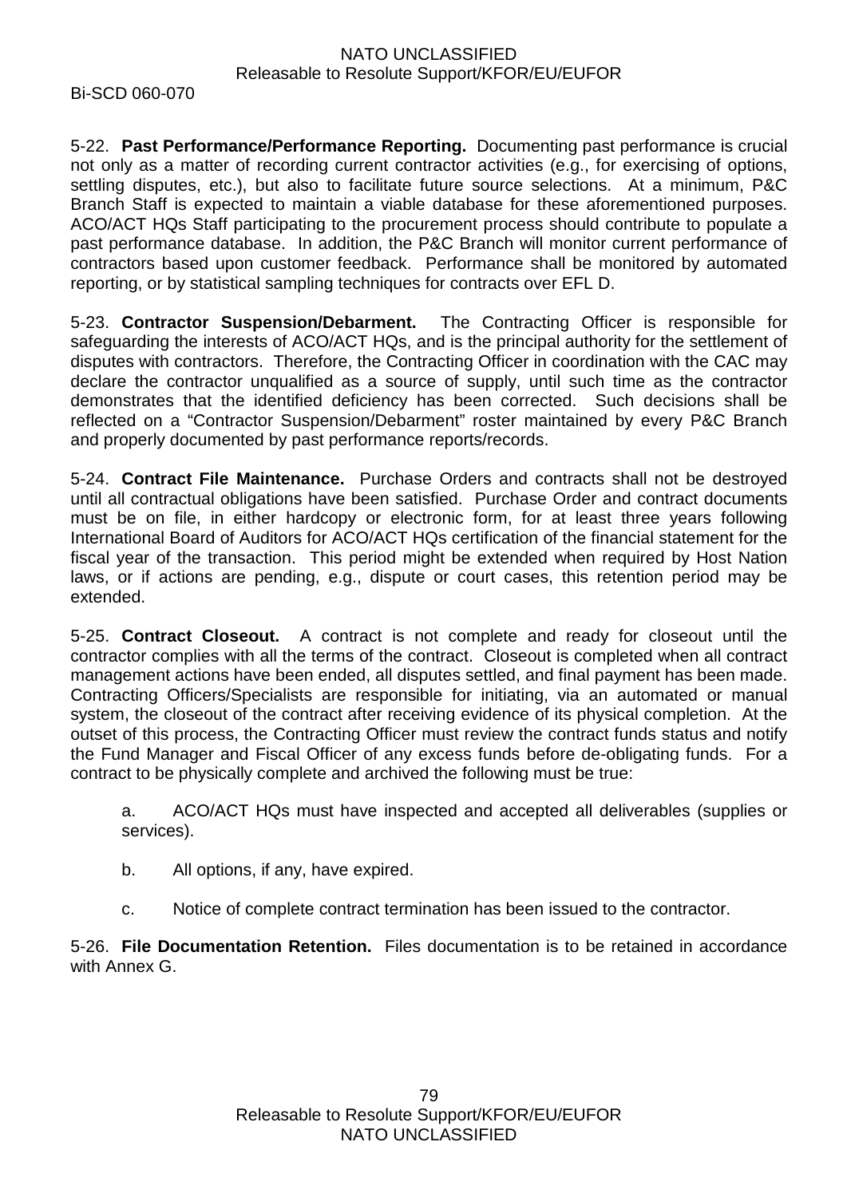5-22. **Past Performance/Performance Reporting.** Documenting past performance is crucial not only as a matter of recording current contractor activities (e.g., for exercising of options, settling disputes, etc.), but also to facilitate future source selections. At a minimum, P&C Branch Staff is expected to maintain a viable database for these aforementioned purposes. ACO/ACT HQs Staff participating to the procurement process should contribute to populate a past performance database. In addition, the P&C Branch will monitor current performance of contractors based upon customer feedback. Performance shall be monitored by automated reporting, or by statistical sampling techniques for contracts over EFL D.

5-23. **Contractor Suspension/Debarment.** The Contracting Officer is responsible for safeguarding the interests of ACO/ACT HQs, and is the principal authority for the settlement of disputes with contractors. Therefore, the Contracting Officer in coordination with the CAC may declare the contractor unqualified as a source of supply, until such time as the contractor demonstrates that the identified deficiency has been corrected. Such decisions shall be reflected on a "Contractor Suspension/Debarment" roster maintained by every P&C Branch and properly documented by past performance reports/records.

5-24. **Contract File Maintenance.** Purchase Orders and contracts shall not be destroyed until all contractual obligations have been satisfied. Purchase Order and contract documents must be on file, in either hardcopy or electronic form, for at least three years following International Board of Auditors for ACO/ACT HQs certification of the financial statement for the fiscal year of the transaction. This period might be extended when required by Host Nation laws, or if actions are pending, e.g., dispute or court cases, this retention period may be extended.

5-25. **Contract Closeout.** A contract is not complete and ready for closeout until the contractor complies with all the terms of the contract. Closeout is completed when all contract management actions have been ended, all disputes settled, and final payment has been made. Contracting Officers/Specialists are responsible for initiating, via an automated or manual system, the closeout of the contract after receiving evidence of its physical completion. At the outset of this process, the Contracting Officer must review the contract funds status and notify the Fund Manager and Fiscal Officer of any excess funds before de-obligating funds. For a contract to be physically complete and archived the following must be true:

a. ACO/ACT HQs must have inspected and accepted all deliverables (supplies or services).

b. All options, if any, have expired.

c. Notice of complete contract termination has been issued to the contractor.

5-26. **File Documentation Retention.** Files documentation is to be retained in accordance with Annex G.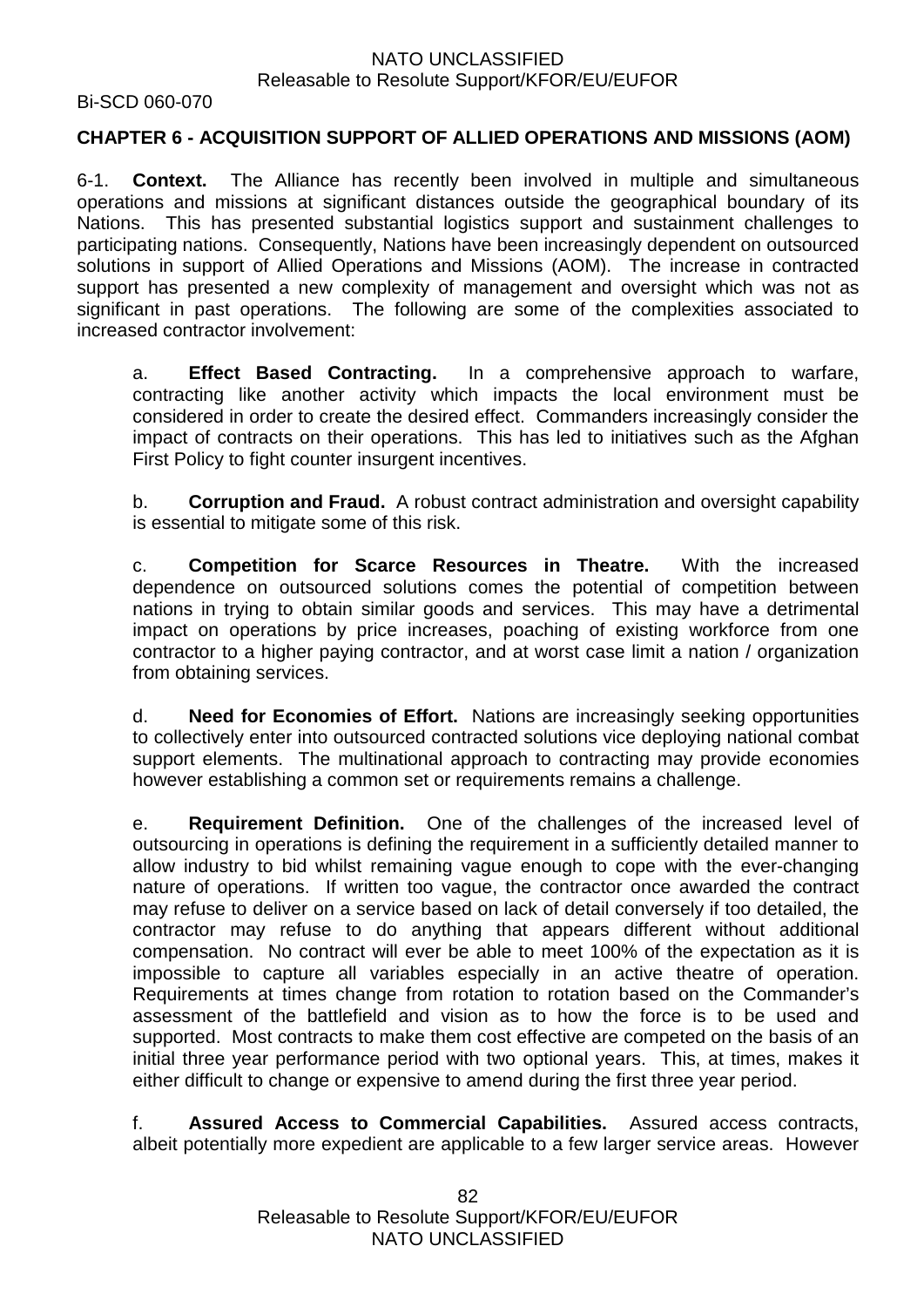## CHAPTER 6 - ACQUISITION SUPPORT OF ALLIED OPERATIONS AND MISSIONS (AOM)

6-1. **Context.** The Alliance has recently been involved in multiple and simultaneous operations and missions at significant distances outside the geographical boundary of its Nations. This has presented substantial logistics support and sustainment challenges to participating nations. Consequently, Nations have been increasingly dependent on outsourced solutions in support of Allied Operations and Missions (AOM). The increase in contracted support has presented a new complexity of management and oversight which was not as significant in past operations. The following are some of the complexities associated to increased contractor involvement:

a. **Effect Based Contracting.** In a comprehensive approach to warfare, contracting like another activity which impacts the local environment must be considered in order to create the desired effect. Commanders increasingly consider the impact of contracts on their operations. This has led to initiatives such as the Afghan First Policy to fight counter insurgent incentives.

b. **Corruption and Fraud.** A robust contract administration and oversight capability is essential to mitigate some of this risk.

c. **Competition for Scarce Resources in Theatre.** With the increased dependence on outsourced solutions comes the potential of competition between nations in trying to obtain similar goods and services. This may have a detrimental impact on operations by price increases, poaching of existing workforce from one contractor to a higher paying contractor, and at worst case limit a nation / organization from obtaining services.

d. **Need for Economies of Effort.** Nations are increasingly seeking opportunities to collectively enter into outsourced contracted solutions vice deploying national combat support elements. The multinational approach to contracting may provide economies however establishing a common set or requirements remains a challenge.

e. **Requirement Definition.** One of the challenges of the increased level of outsourcing in operations is defining the requirement in a sufficiently detailed manner to allow industry to bid whilst remaining vague enough to cope with the ever-changing nature of operations. If written too vague, the contractor once awarded the contract may refuse to deliver on a service based on lack of detail conversely if too detailed, the contractor may refuse to do anything that appears different without additional compensation. No contract will ever be able to meet 100% of the expectation as it is impossible to capture all variables especially in an active theatre of operation. Requirements at times change from rotation to rotation based on the Commander's assessment of the battlefield and vision as to how the force is to be used and supported. Most contracts to make them cost effective are competed on the basis of an initial three year performance period with two optional years. This, at times, makes it either difficult to change or expensive to amend during the first three year period.

f. **Assured Access to Commercial Capabilities.** Assured access contracts, albeit potentially more expedient are applicable to a few larger service areas. However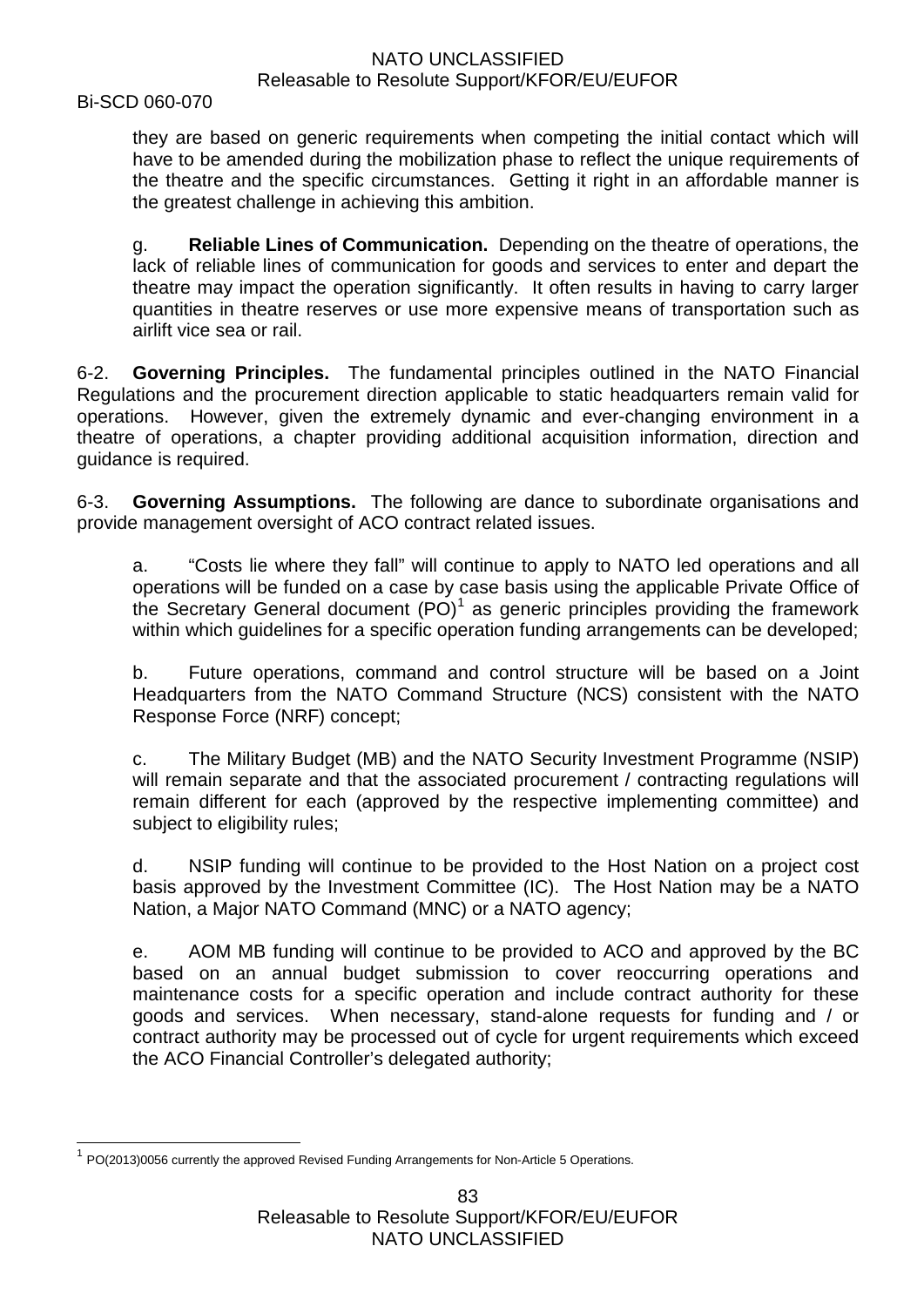they are based on generic requirements when competing the initial contact which will have to be amended during the mobilization phase to reflect the unique requirements of the theatre and the specific circumstances. Getting it right in an affordable manner is the greatest challenge in achieving this ambition.

g. **Reliable Lines of Communication.** Depending on the theatre of operations, the lack of reliable lines of communication for goods and services to enter and depart the theatre may impact the operation significantly. It often results in having to carry larger quantities in theatre reserves or use more expensive means of transportation such as airlift vice sea or rail.

6-2. **Governing Principles.** The fundamental principles outlined in the NATO Financial Regulations and the procurement direction applicable to static headquarters remain valid for operations. However, given the extremely dynamic and ever-changing environment in a theatre of operations, a chapter providing additional acquisition information, direction and guidance is required.

6-3. **Governing Assumptions.** The following are dance to subordinate organisations and provide management oversight of ACO contract related issues.

a. "Costs lie where they fall" will continue to apply to NATO led operations and all operations will be funded on a case by case basis using the applicable Private Office of the Secretary General document (PO)[1] as generic principles providing the framework within which guidelines for a specific operation funding arrangements can be developed;

b. Future operations, command and control structure will be based on a Joint Headquarters from the NATO Command Structure (NCS) consistent with the NATO Response Force (NRF) concept;

c. The Military Budget (MB) and the NATO Security Investment Programme (NSIP) will remain separate and that the associated procurement / contracting regulations will remain different for each (approved by the respective implementing committee) and subject to eligibility rules;

d. NSIP funding will continue to be provided to the Host Nation on a project cost basis approved by the Investment Committee (IC). The Host Nation may be a NATO Nation, a Major NATO Command (MNC) or a NATO agency;

e. AOM MB funding will continue to be provided to ACO and approved by the BC based on an annual budget submission to cover reoccurring operations and maintenance costs for a specific operation and include contract authority for these goods and services. When necessary, stand-alone requests for funding and / or contract authority may be processed out of cycle for urgent requirements which exceed the ACO Financial Controller's delegated authority;

---

[1] PO(2013)0056 currently the approved Revised Funding Arrangements for Non-Article 5 Operations.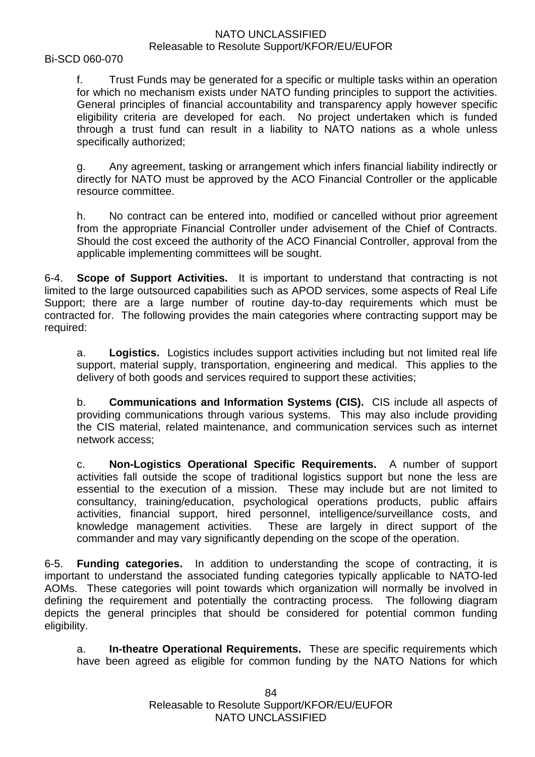f. Trust Funds may be generated for a specific or multiple tasks within an operation for which no mechanism exists under NATO funding principles to support the activities. General principles of financial accountability and transparency apply however specific eligibility criteria are developed for each. No project undertaken which is funded through a trust fund can result in a liability to NATO nations as a whole unless specifically authorized;

g. Any agreement, tasking or arrangement which infers financial liability indirectly or directly for NATO must be approved by the ACO Financial Controller or the applicable resource committee.

h. No contract can be entered into, modified or cancelled without prior agreement from the appropriate Financial Controller under advisement of the Chief of Contracts. Should the cost exceed the authority of the ACO Financial Controller, approval from the applicable implementing committees will be sought.

6-4. **Scope of Support Activities.** It is important to understand that contracting is not limited to the large outsourced capabilities such as APOD services, some aspects of Real Life Support; there are a large number of routine day-to-day requirements which must be contracted for. The following provides the main categories where contracting support may be required:

a. **Logistics.** Logistics includes support activities including but not limited real life support, material supply, transportation, engineering and medical. This applies to the delivery of both goods and services required to support these activities;

b. **Communications and Information Systems (CIS).** CIS include all aspects of providing communications through various systems. This may also include providing the CIS material, related maintenance, and communication services such as internet network access;

c. **Non-Logistics Operational Specific Requirements.** A number of support activities fall outside the scope of traditional logistics support but none the less are essential to the execution of a mission. These may include but are not limited to consultancy, training/education, psychological operations products, public affairs activities, financial support, hired personnel, intelligence/surveillance costs, and knowledge management activities. These are largely in direct support of the commander and may vary significantly depending on the scope of the operation.

6-5. **Funding categories.** In addition to understanding the scope of contracting, it is important to understand the associated funding categories typically applicable to NATO-led AOMs. These categories will point towards which organization will normally be involved in defining the requirement and potentially the contracting process. The following diagram depicts the general principles that should be considered for potential common funding eligibility.

a. **In-theatre Operational Requirements.** These are specific requirements which have been agreed as eligible for common funding by the NATO Nations for which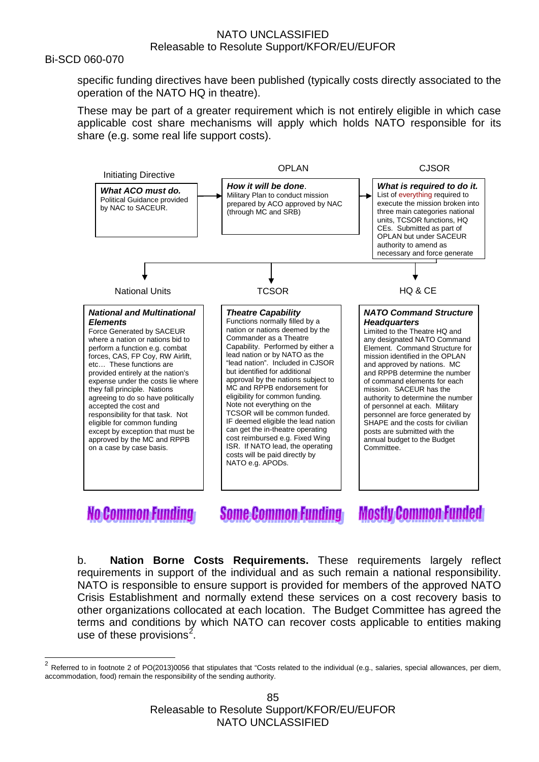specific funding directives have been published (typically costs directly associated to the operation of the NATO HQ in theatre).

These may be part of a greater requirement which is not entirely eligible in which case applicable cost share mechanisms will apply which holds NATO responsible for its share (e.g. some real life support costs).

Initiating Directive

***What ACO must do.*** Political Guidance provided by NAC to SACEUR.

OPLAN

***How it will be done***. Military Plan to conduct mission prepared by ACO approved by NAC (through MC and SRB)

CJSOR

***What is required to do it.*** List of everything required to execute the mission broken into three main categories national units, TCSOR functions, HQ CEs. Submitted as part of OPLAN but under SACEUR authority to amend as necessary and force generate

National Units

***National and Multinational Elements***
Force Generated by SACEUR where a nation or nations bid to perform a function e.g. combat forces, CAS, FP Coy, RW Airlift, etc… These functions are provided entirely at the nation's expense under the costs lie where they fall principle. Nations agreeing to do so have politically accepted the cost and responsibility for that task. Not eligible for common funding except by exception that must be approved by the MC and RPPB on a case by case basis.

**No Common Funding**

TCSOR

***Theatre Capability***
Functions normally filled by a nation or nations deemed by the Commander as a Theatre Capability. Performed by either a lead nation or by NATO as the "lead nation". Included in CJSOR but identified for additional approval by the nations subject to MC and RPPB endorsement for eligibility for common funding. Note not everything on the TCSOR will be common funded. IF deemed eligible the lead nation can get the in-theatre operating cost reimbursed e.g. Fixed Wing ISR. If NATO lead, the operating costs will be paid directly by NATO e.g. APODs.

**Some Common Funding**

HQ & CE

***NATO Command Structure Headquarters***
Limited to the Theatre HQ and any designated NATO Command Element. Command Structure for mission identified in the OPLAN and approved by nations. MC and RPPB determine the number of command elements for each mission. SACEUR has the authority to determine the number of personnel at each. Military personnel are force generated by SHAPE and the costs for civilian posts are submitted with the annual budget to the Budget Committee.

**Mostly Common Funded**

b. **Nation Borne Costs Requirements.** These requirements largely reflect requirements in support of the individual and as such remain a national responsibility. NATO is responsible to ensure support is provided for members of the approved NATO Crisis Establishment and normally extend these services on a cost recovery basis to other organizations collocated at each location. The Budget Committee has agreed the terms and conditions by which NATO can recover costs applicable to entities making use of these provisions[2].

---

[2] Referred to in footnote 2 of PO(2013)0056 that stipulates that "Costs related to the individual (e.g., salaries, special allowances, per diem, accommodation, food) remain the responsibility of the sending authority.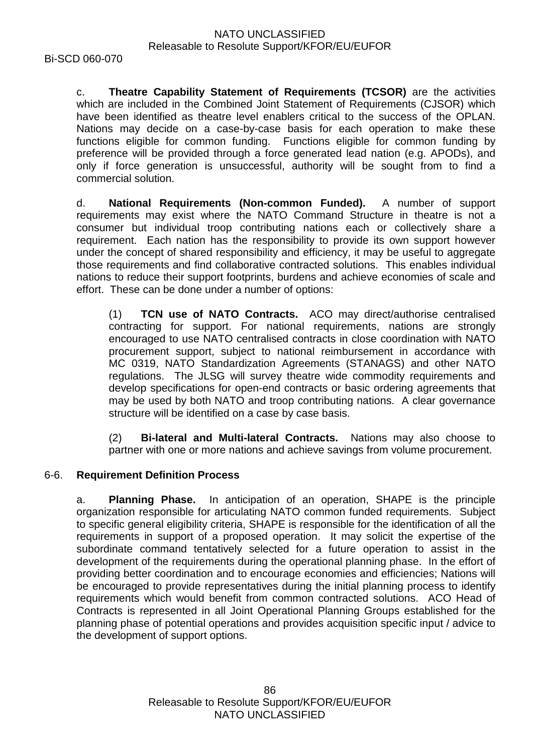c. **Theatre Capability Statement of Requirements (TCSOR)** are the activities which are included in the Combined Joint Statement of Requirements (CJSOR) which have been identified as theatre level enablers critical to the success of the OPLAN. Nations may decide on a case-by-case basis for each operation to make these functions eligible for common funding. Functions eligible for common funding by preference will be provided through a force generated lead nation (e.g. APODs), and only if force generation is unsuccessful, authority will be sought from to find a commercial solution.

d. **National Requirements (Non-common Funded).** A number of support requirements may exist where the NATO Command Structure in theatre is not a consumer but individual troop contributing nations each or collectively share a requirement. Each nation has the responsibility to provide its own support however under the concept of shared responsibility and efficiency, it may be useful to aggregate those requirements and find collaborative contracted solutions. This enables individual nations to reduce their support footprints, burdens and achieve economies of scale and effort. These can be done under a number of options:

(1) **TCN use of NATO Contracts.** ACO may direct/authorise centralised contracting for support. For national requirements, nations are strongly encouraged to use NATO centralised contracts in close coordination with NATO procurement support, subject to national reimbursement in accordance with MC 0319, NATO Standardization Agreements (STANAGS) and other NATO regulations. The JLSG will survey theatre wide commodity requirements and develop specifications for open-end contracts or basic ordering agreements that may be used by both NATO and troop contributing nations. A clear governance structure will be identified on a case by case basis.

(2) **Bi-lateral and Multi-lateral Contracts.** Nations may also choose to partner with one or more nations and achieve savings from volume procurement.

## 6-6. Requirement Definition Process

a. **Planning Phase.** In anticipation of an operation, SHAPE is the principle organization responsible for articulating NATO common funded requirements. Subject to specific general eligibility criteria, SHAPE is responsible for the identification of all the requirements in support of a proposed operation. It may solicit the expertise of the subordinate command tentatively selected for a future operation to assist in the development of the requirements during the operational planning phase. In the effort of providing better coordination and to encourage economies and efficiencies; Nations will be encouraged to provide representatives during the initial planning process to identify requirements which would benefit from common contracted solutions. ACO Head of Contracts is represented in all Joint Operational Planning Groups established for the planning phase of potential operations and provides acquisition specific input / advice to the development of support options.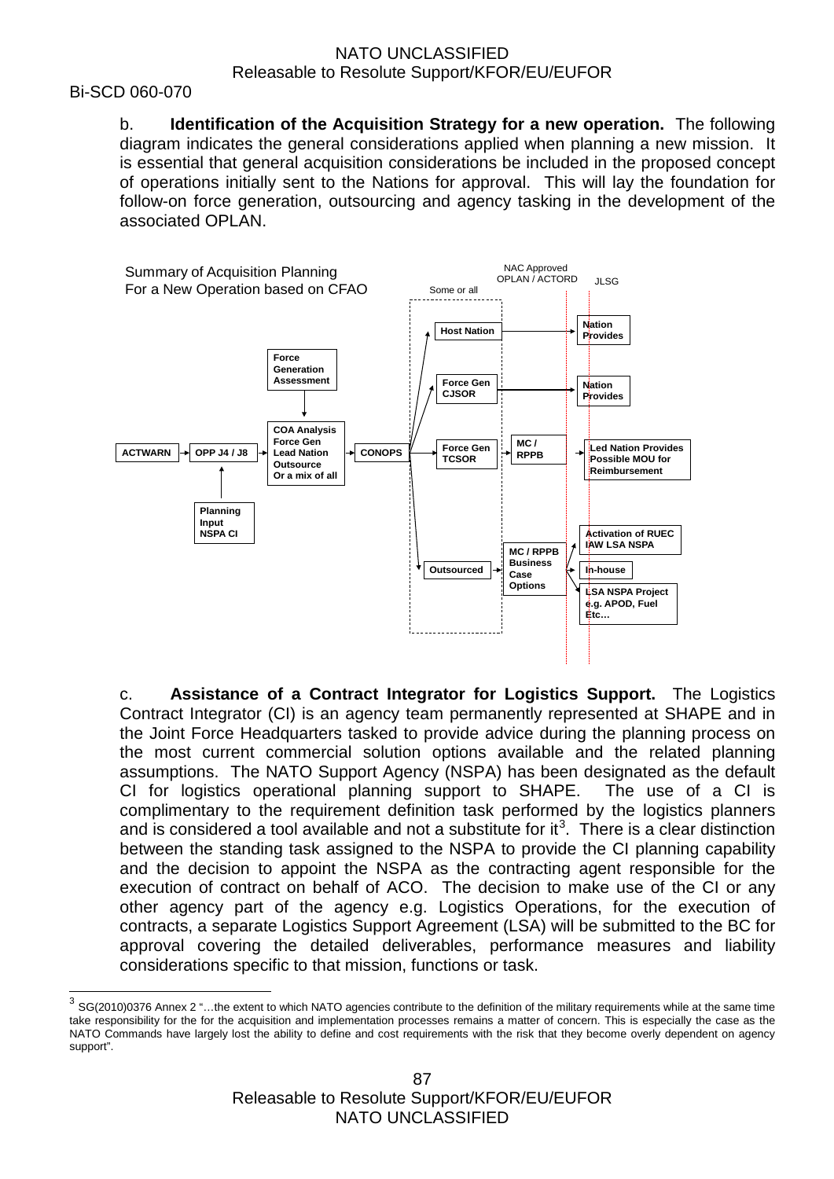Bi-SCD 060-070

b. **Identification of the Acquisition Strategy for a new operation.** The following diagram indicates the general considerations applied when planning a new mission. It is essential that general acquisition considerations be included in the proposed concept of operations initially sent to the Nations for approval. This will lay the foundation for follow-on force generation, outsourcing and agency tasking in the development of the associated OPLAN.

Summary of Acquisition Planning
For a New Operation based on CFAO

Some or all

NAC Approved OPLAN / ACTORD

JLSG

ACTWARN → OPP J4 / J8 → COA Analysis Force Gen Lead Nation Outsource Or a mix of all → CONOPS

Force Generation Assessment

Planning Input NSPA CI

Host Nation → Nation Provides

Force Gen CJSOR → Nation Provides

Force Gen TCSOR → MC / RPPB → Led Nation Provides Possible MOU for Reimbursement

Outsourced → MC / RPPB Business Case Options → Activation of RUEC IAW LSA NSPA / In-house / LSA NSPA Project e.g. APOD, Fuel Etc…

c. **Assistance of a Contract Integrator for Logistics Support.** The Logistics Contract Integrator (CI) is an agency team permanently represented at SHAPE and in the Joint Force Headquarters tasked to provide advice during the planning process on the most current commercial solution options available and the related planning assumptions. The NATO Support Agency (NSPA) has been designated as the default CI for logistics operational planning support to SHAPE. The use of a CI is complimentary to the requirement definition task performed by the logistics planners and is considered a tool available and not a substitute for it[3]. There is a clear distinction between the standing task assigned to the NSPA to provide the CI planning capability and the decision to appoint the NSPA as the contracting agent responsible for the execution of contract on behalf of ACO. The decision to make use of the CI or any other agency part of the agency e.g. Logistics Operations, for the execution of contracts, a separate Logistics Support Agreement (LSA) will be submitted to the BC for approval covering the detailed deliverables, performance measures and liability considerations specific to that mission, functions or task.

---

[3] SG(2010)0376 Annex 2 "…the extent to which NATO agencies contribute to the definition of the military requirements while at the same time take responsibility for the for the acquisition and implementation processes remains a matter of concern. This is especially the case as the NATO Commands have largely lost the ability to define and cost requirements with the risk that they become overly dependent on agency support".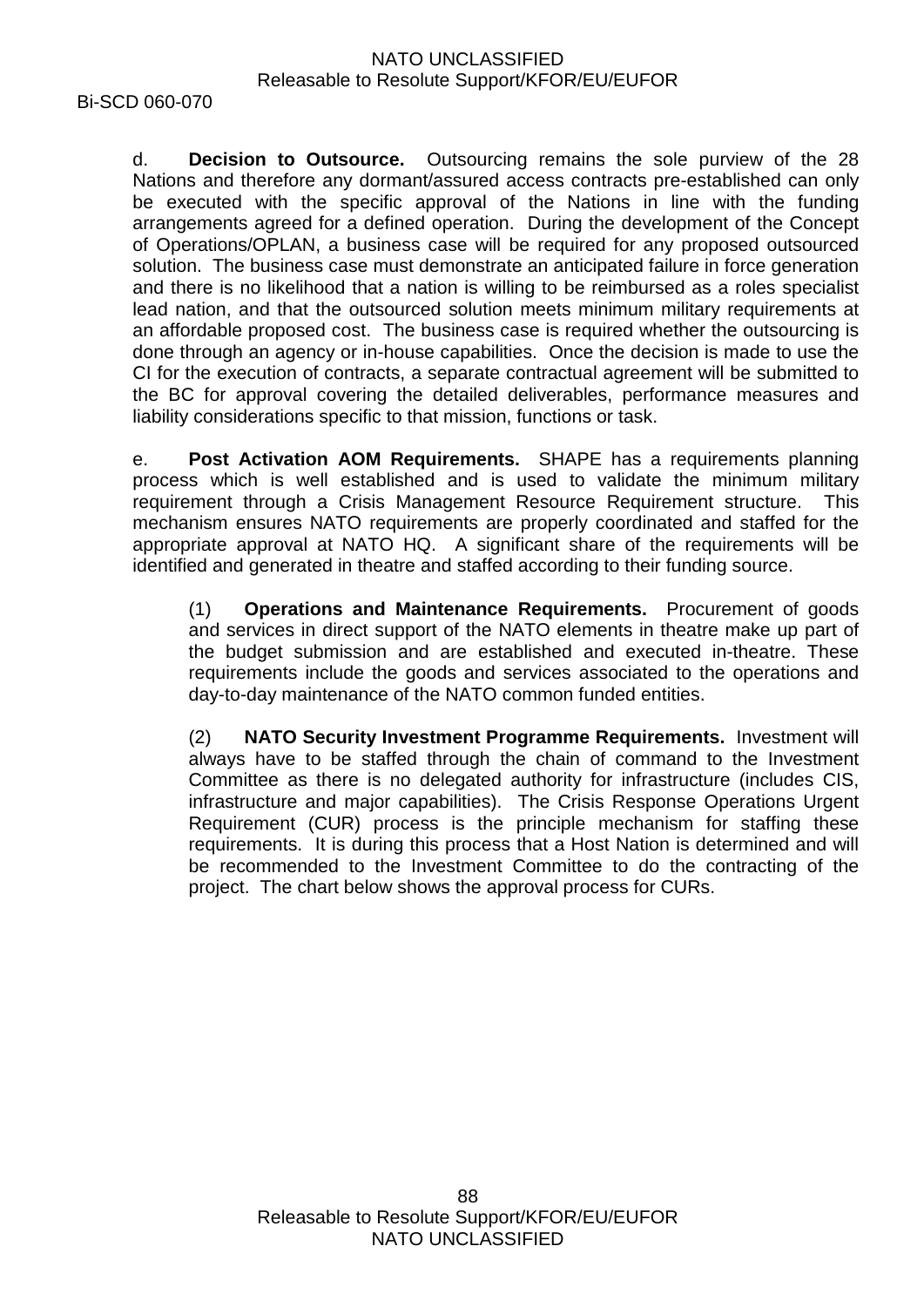d. **Decision to Outsource.** Outsourcing remains the sole purview of the 28 Nations and therefore any dormant/assured access contracts pre-established can only be executed with the specific approval of the Nations in line with the funding arrangements agreed for a defined operation. During the development of the Concept of Operations/OPLAN, a business case will be required for any proposed outsourced solution. The business case must demonstrate an anticipated failure in force generation and there is no likelihood that a nation is willing to be reimbursed as a roles specialist lead nation, and that the outsourced solution meets minimum military requirements at an affordable proposed cost. The business case is required whether the outsourcing is done through an agency or in-house capabilities. Once the decision is made to use the CI for the execution of contracts, a separate contractual agreement will be submitted to the BC for approval covering the detailed deliverables, performance measures and liability considerations specific to that mission, functions or task.

e. **Post Activation AOM Requirements.** SHAPE has a requirements planning process which is well established and is used to validate the minimum military requirement through a Crisis Management Resource Requirement structure. This mechanism ensures NATO requirements are properly coordinated and staffed for the appropriate approval at NATO HQ. A significant share of the requirements will be identified and generated in theatre and staffed according to their funding source.

(1) **Operations and Maintenance Requirements.** Procurement of goods and services in direct support of the NATO elements in theatre make up part of the budget submission and are established and executed in-theatre. These requirements include the goods and services associated to the operations and day-to-day maintenance of the NATO common funded entities.

(2) **NATO Security Investment Programme Requirements.** Investment will always have to be staffed through the chain of command to the Investment Committee as there is no delegated authority for infrastructure (includes CIS, infrastructure and major capabilities). The Crisis Response Operations Urgent Requirement (CUR) process is the principle mechanism for staffing these requirements. It is during this process that a Host Nation is determined and will be recommended to the Investment Committee to do the contracting of the project. The chart below shows the approval process for CURs.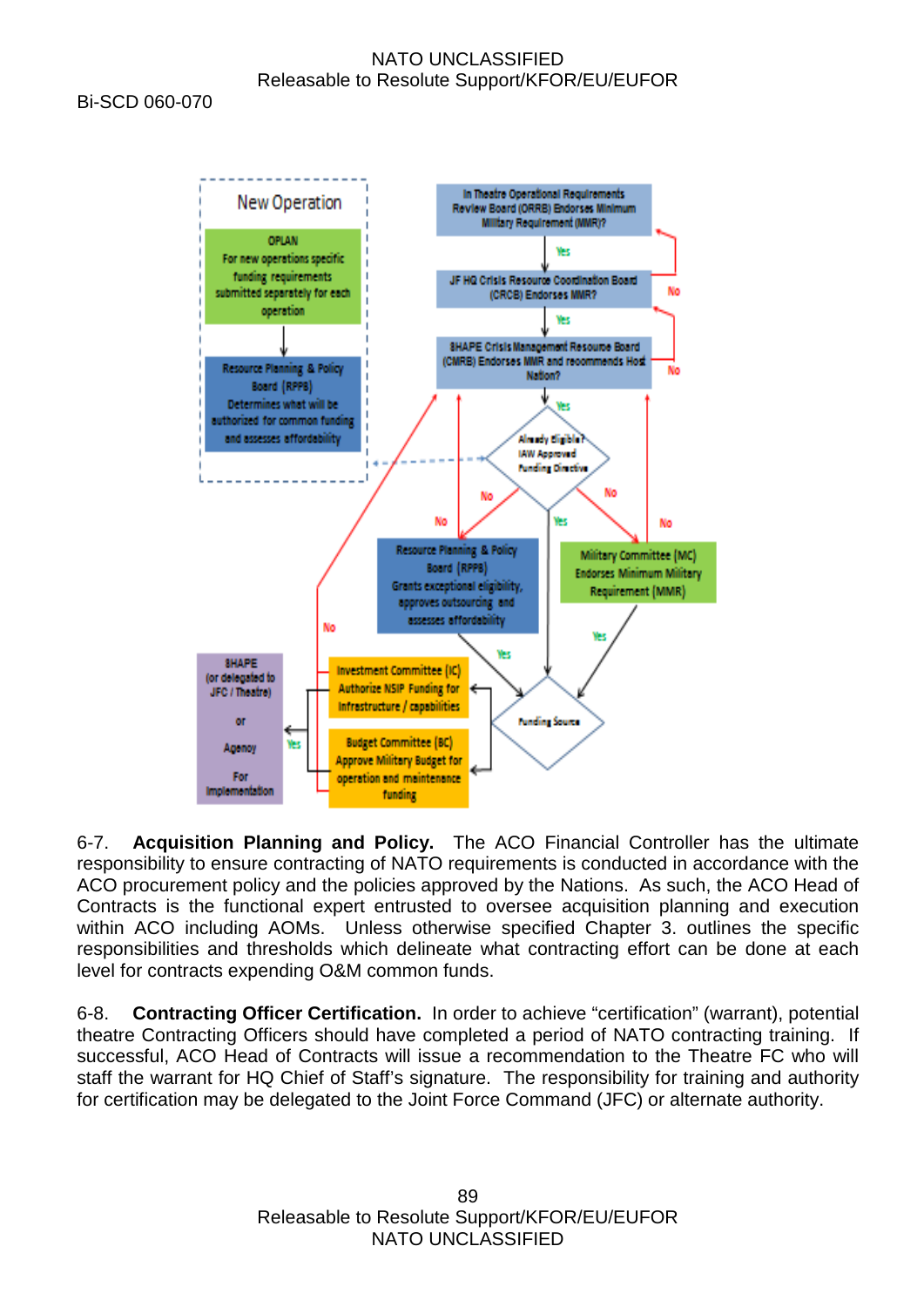New Operation

OPLAN
For new operations specific funding requirements submitted separately for each operation

Resource Planning & Policy Board (RPPB)
Determines what will be authorized for common funding and assesses affordability

In Theatre Operational Requirements Review Board (ORRB) Endorses Minimum Military Requirement (MMR)?

JF HQ Crisis Resource Coordination Board (CRCB) Endorses MMR?

SHAPE Crisis Management Resource Board (CMRB) Endorses MMR and recommends Host Nation?

Already Eligible? IAW Approved Funding Directive

Resource Planning & Policy Board (RPPB)
Grants exceptional eligibility, approves outsourcing and assesses affordability

Military Committee (MC) Endorses Minimum Military Requirement (MMR)

Funding Source

Investment Committee (IC) Authorize NSIP Funding for Infrastructure / capabilities

Budget Committee (BC) Approve Military Budget for operation and maintenance funding

SHAPE (or delegated to JFC / Theatre) or Agency For Implementation

6-7. **Acquisition Planning and Policy.** The ACO Financial Controller has the ultimate responsibility to ensure contracting of NATO requirements is conducted in accordance with the ACO procurement policy and the policies approved by the Nations. As such, the ACO Head of Contracts is the functional expert entrusted to oversee acquisition planning and execution within ACO including AOMs. Unless otherwise specified Chapter 3. outlines the specific responsibilities and thresholds which delineate what contracting effort can be done at each level for contracts expending O&M common funds.

6-8. **Contracting Officer Certification.** In order to achieve “certification” (warrant), potential theatre Contracting Officers should have completed a period of NATO contracting training. If successful, ACO Head of Contracts will issue a recommendation to the Theatre FC who will staff the warrant for HQ Chief of Staff’s signature. The responsibility for training and authority for certification may be delegated to the Joint Force Command (JFC) or alternate authority.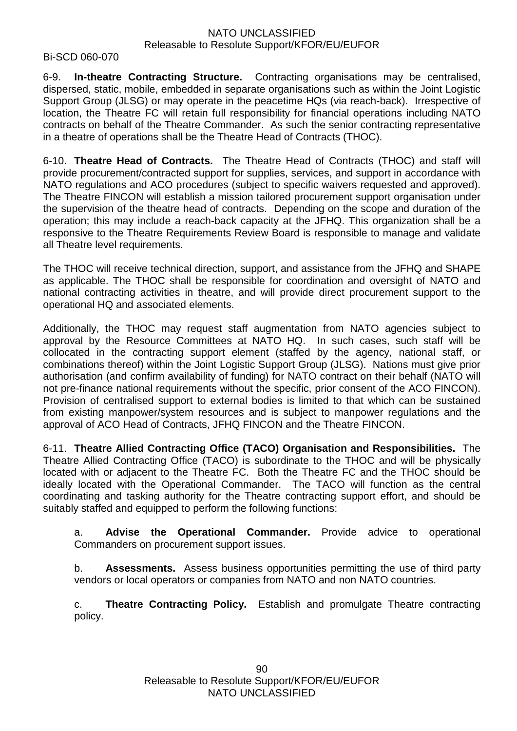6-9. **In-theatre Contracting Structure.** Contracting organisations may be centralised, dispersed, static, mobile, embedded in separate organisations such as within the Joint Logistic Support Group (JLSG) or may operate in the peacetime HQs (via reach-back). Irrespective of location, the Theatre FC will retain full responsibility for financial operations including NATO contracts on behalf of the Theatre Commander. As such the senior contracting representative in a theatre of operations shall be the Theatre Head of Contracts (THOC).

6-10. **Theatre Head of Contracts.** The Theatre Head of Contracts (THOC) and staff will provide procurement/contracted support for supplies, services, and support in accordance with NATO regulations and ACO procedures (subject to specific waivers requested and approved). The Theatre FINCON will establish a mission tailored procurement support organisation under the supervision of the theatre head of contracts. Depending on the scope and duration of the operation; this may include a reach-back capacity at the JFHQ. This organization shall be a responsive to the Theatre Requirements Review Board is responsible to manage and validate all Theatre level requirements.

The THOC will receive technical direction, support, and assistance from the JFHQ and SHAPE as applicable. The THOC shall be responsible for coordination and oversight of NATO and national contracting activities in theatre, and will provide direct procurement support to the operational HQ and associated elements.

Additionally, the THOC may request staff augmentation from NATO agencies subject to approval by the Resource Committees at NATO HQ. In such cases, such staff will be collocated in the contracting support element (staffed by the agency, national staff, or combinations thereof) within the Joint Logistic Support Group (JLSG). Nations must give prior authorisation (and confirm availability of funding) for NATO contract on their behalf (NATO will not pre-finance national requirements without the specific, prior consent of the ACO FINCON). Provision of centralised support to external bodies is limited to that which can be sustained from existing manpower/system resources and is subject to manpower regulations and the approval of ACO Head of Contracts, JFHQ FINCON and the Theatre FINCON.

6-11. **Theatre Allied Contracting Office (TACO) Organisation and Responsibilities.** The Theatre Allied Contracting Office (TACO) is subordinate to the THOC and will be physically located with or adjacent to the Theatre FC. Both the Theatre FC and the THOC should be ideally located with the Operational Commander. The TACO will function as the central coordinating and tasking authority for the Theatre contracting support effort, and should be suitably staffed and equipped to perform the following functions:

a. **Advise the Operational Commander.** Provide advice to operational Commanders on procurement support issues.

b. **Assessments.** Assess business opportunities permitting the use of third party vendors or local operators or companies from NATO and non NATO countries.

c. **Theatre Contracting Policy.** Establish and promulgate Theatre contracting policy.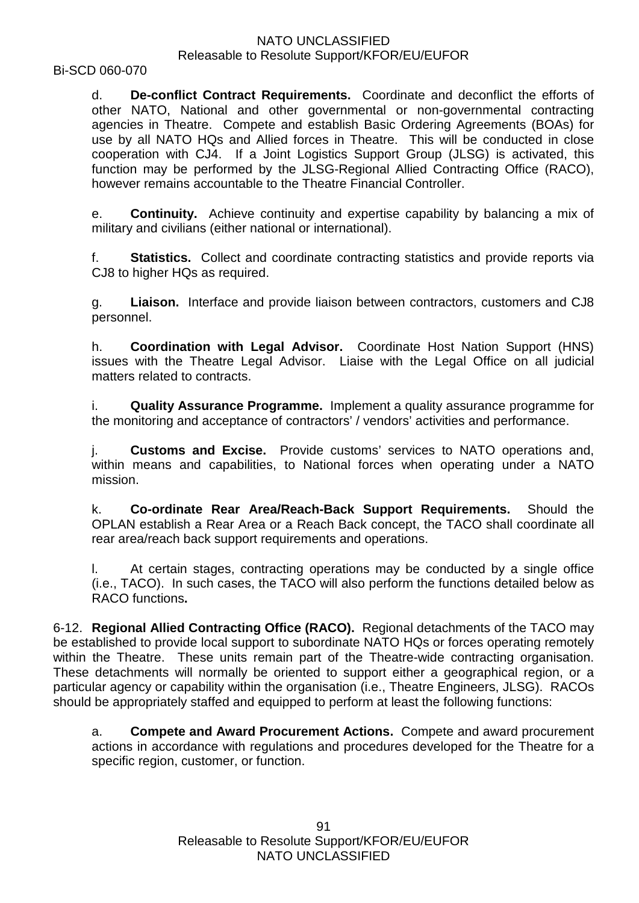d. **De-conflict Contract Requirements.** Coordinate and deconflict the efforts of other NATO, National and other governmental or non-governmental contracting agencies in Theatre. Compete and establish Basic Ordering Agreements (BOAs) for use by all NATO HQs and Allied forces in Theatre. This will be conducted in close cooperation with CJ4. If a Joint Logistics Support Group (JLSG) is activated, this function may be performed by the JLSG-Regional Allied Contracting Office (RACO), however remains accountable to the Theatre Financial Controller.

e. **Continuity.** Achieve continuity and expertise capability by balancing a mix of military and civilians (either national or international).

f. **Statistics.** Collect and coordinate contracting statistics and provide reports via CJ8 to higher HQs as required.

g. **Liaison.** Interface and provide liaison between contractors, customers and CJ8 personnel.

h. **Coordination with Legal Advisor.** Coordinate Host Nation Support (HNS) issues with the Theatre Legal Advisor. Liaise with the Legal Office on all judicial matters related to contracts.

i. **Quality Assurance Programme.** Implement a quality assurance programme for the monitoring and acceptance of contractors' / vendors' activities and performance.

j. **Customs and Excise.** Provide customs' services to NATO operations and, within means and capabilities, to National forces when operating under a NATO mission.

k. **Co-ordinate Rear Area/Reach-Back Support Requirements.** Should the OPLAN establish a Rear Area or a Reach Back concept, the TACO shall coordinate all rear area/reach back support requirements and operations.

l. At certain stages, contracting operations may be conducted by a single office (i.e., TACO). In such cases, the TACO will also perform the functions detailed below as RACO functions**.**

6-12. **Regional Allied Contracting Office (RACO).** Regional detachments of the TACO may be established to provide local support to subordinate NATO HQs or forces operating remotely within the Theatre. These units remain part of the Theatre-wide contracting organisation. These detachments will normally be oriented to support either a geographical region, or a particular agency or capability within the organisation (i.e., Theatre Engineers, JLSG). RACOs should be appropriately staffed and equipped to perform at least the following functions:

a. **Compete and Award Procurement Actions.** Compete and award procurement actions in accordance with regulations and procedures developed for the Theatre for a specific region, customer, or function.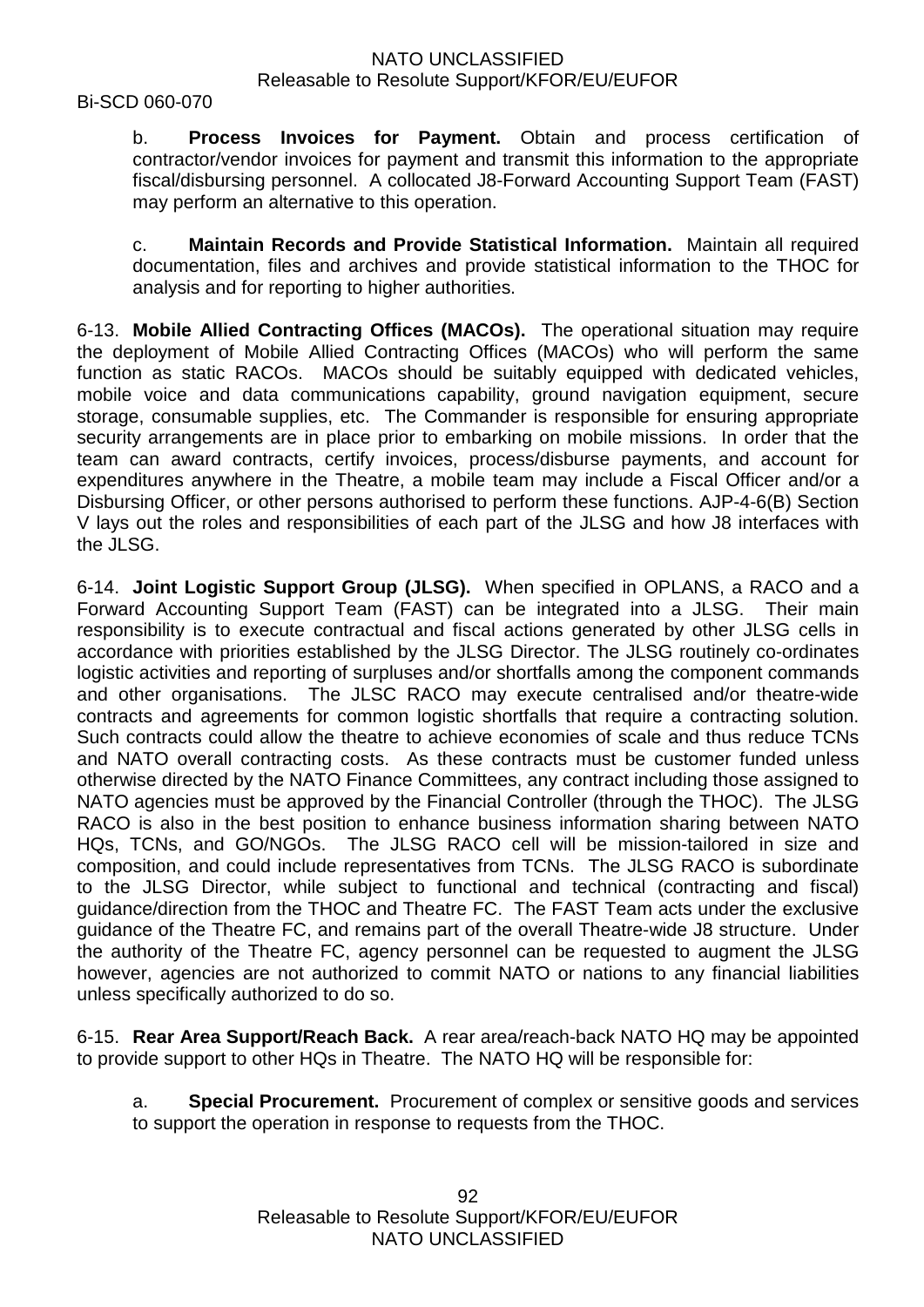b. **Process Invoices for Payment.** Obtain and process certification of contractor/vendor invoices for payment and transmit this information to the appropriate fiscal/disbursing personnel. A collocated J8-Forward Accounting Support Team (FAST) may perform an alternative to this operation.

c. **Maintain Records and Provide Statistical Information.** Maintain all required documentation, files and archives and provide statistical information to the THOC for analysis and for reporting to higher authorities.

6-13. **Mobile Allied Contracting Offices (MACOs).** The operational situation may require the deployment of Mobile Allied Contracting Offices (MACOs) who will perform the same function as static RACOs. MACOs should be suitably equipped with dedicated vehicles, mobile voice and data communications capability, ground navigation equipment, secure storage, consumable supplies, etc. The Commander is responsible for ensuring appropriate security arrangements are in place prior to embarking on mobile missions. In order that the team can award contracts, certify invoices, process/disburse payments, and account for expenditures anywhere in the Theatre, a mobile team may include a Fiscal Officer and/or a Disbursing Officer, or other persons authorised to perform these functions. AJP-4-6(B) Section V lays out the roles and responsibilities of each part of the JLSG and how J8 interfaces with the JLSG.

6-14. **Joint Logistic Support Group (JLSG).** When specified in OPLANS, a RACO and a Forward Accounting Support Team (FAST) can be integrated into a JLSG. Their main responsibility is to execute contractual and fiscal actions generated by other JLSG cells in accordance with priorities established by the JLSG Director. The JLSG routinely co-ordinates logistic activities and reporting of surpluses and/or shortfalls among the component commands and other organisations. The JLSC RACO may execute centralised and/or theatre-wide contracts and agreements for common logistic shortfalls that require a contracting solution. Such contracts could allow the theatre to achieve economies of scale and thus reduce TCNs and NATO overall contracting costs. As these contracts must be customer funded unless otherwise directed by the NATO Finance Committees, any contract including those assigned to NATO agencies must be approved by the Financial Controller (through the THOC). The JLSG RACO is also in the best position to enhance business information sharing between NATO HQs, TCNs, and GO/NGOs. The JLSG RACO cell will be mission-tailored in size and composition, and could include representatives from TCNs. The JLSG RACO is subordinate to the JLSG Director, while subject to functional and technical (contracting and fiscal) guidance/direction from the THOC and Theatre FC. The FAST Team acts under the exclusive guidance of the Theatre FC, and remains part of the overall Theatre-wide J8 structure. Under the authority of the Theatre FC, agency personnel can be requested to augment the JLSG however, agencies are not authorized to commit NATO or nations to any financial liabilities unless specifically authorized to do so.

6-15. **Rear Area Support/Reach Back.** A rear area/reach-back NATO HQ may be appointed to provide support to other HQs in Theatre. The NATO HQ will be responsible for:

a. **Special Procurement.** Procurement of complex or sensitive goods and services to support the operation in response to requests from the THOC.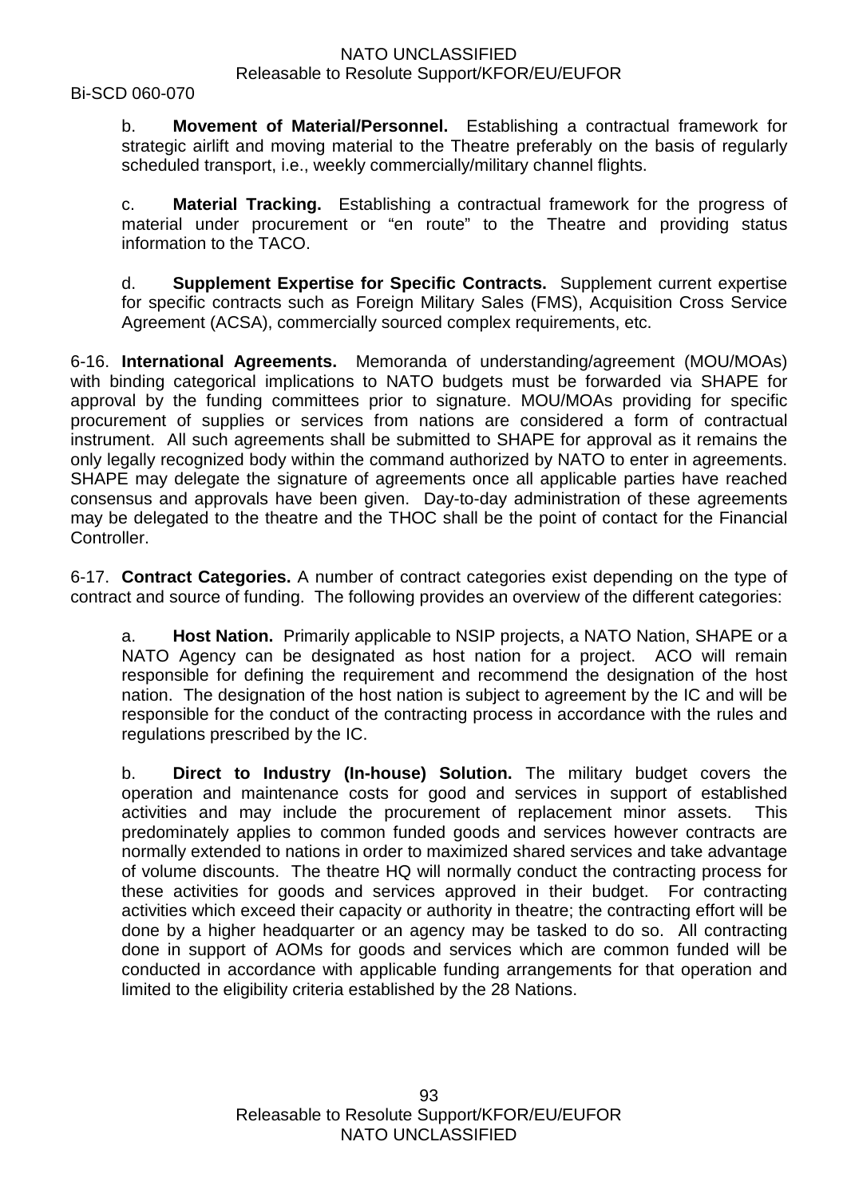b. **Movement of Material/Personnel.** Establishing a contractual framework for strategic airlift and moving material to the Theatre preferably on the basis of regularly scheduled transport, i.e., weekly commercially/military channel flights.

c. **Material Tracking.** Establishing a contractual framework for the progress of material under procurement or "en route" to the Theatre and providing status information to the TACO.

d. **Supplement Expertise for Specific Contracts.** Supplement current expertise for specific contracts such as Foreign Military Sales (FMS), Acquisition Cross Service Agreement (ACSA), commercially sourced complex requirements, etc.

6-16. **International Agreements.** Memoranda of understanding/agreement (MOU/MOAs) with binding categorical implications to NATO budgets must be forwarded via SHAPE for approval by the funding committees prior to signature. MOU/MOAs providing for specific procurement of supplies or services from nations are considered a form of contractual instrument. All such agreements shall be submitted to SHAPE for approval as it remains the only legally recognized body within the command authorized by NATO to enter in agreements. SHAPE may delegate the signature of agreements once all applicable parties have reached consensus and approvals have been given. Day-to-day administration of these agreements may be delegated to the theatre and the THOC shall be the point of contact for the Financial Controller.

6-17. **Contract Categories.** A number of contract categories exist depending on the type of contract and source of funding. The following provides an overview of the different categories:

a. **Host Nation.** Primarily applicable to NSIP projects, a NATO Nation, SHAPE or a NATO Agency can be designated as host nation for a project. ACO will remain responsible for defining the requirement and recommend the designation of the host nation. The designation of the host nation is subject to agreement by the IC and will be responsible for the conduct of the contracting process in accordance with the rules and regulations prescribed by the IC.

b. **Direct to Industry (In-house) Solution.** The military budget covers the operation and maintenance costs for good and services in support of established activities and may include the procurement of replacement minor assets. This predominately applies to common funded goods and services however contracts are normally extended to nations in order to maximized shared services and take advantage of volume discounts. The theatre HQ will normally conduct the contracting process for these activities for goods and services approved in their budget. For contracting activities which exceed their capacity or authority in theatre; the contracting effort will be done by a higher headquarter or an agency may be tasked to do so. All contracting done in support of AOMs for goods and services which are common funded will be conducted in accordance with applicable funding arrangements for that operation and limited to the eligibility criteria established by the 28 Nations.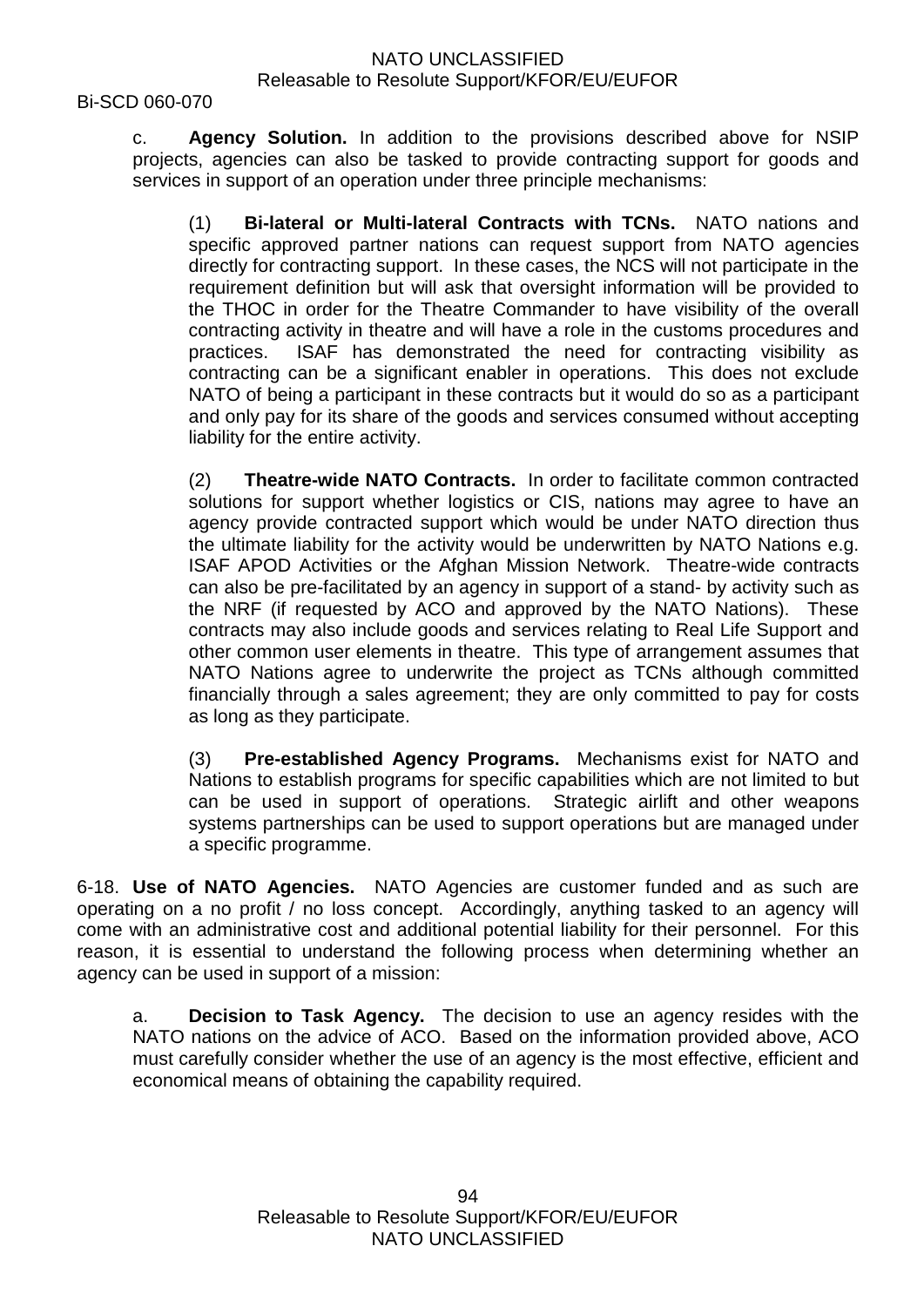c. **Agency Solution.** In addition to the provisions described above for NSIP projects, agencies can also be tasked to provide contracting support for goods and services in support of an operation under three principle mechanisms:

(1) **Bi-lateral or Multi-lateral Contracts with TCNs.** NATO nations and specific approved partner nations can request support from NATO agencies directly for contracting support. In these cases, the NCS will not participate in the requirement definition but will ask that oversight information will be provided to the THOC in order for the Theatre Commander to have visibility of the overall contracting activity in theatre and will have a role in the customs procedures and practices. ISAF has demonstrated the need for contracting visibility as contracting can be a significant enabler in operations. This does not exclude NATO of being a participant in these contracts but it would do so as a participant and only pay for its share of the goods and services consumed without accepting liability for the entire activity.

(2) **Theatre-wide NATO Contracts.** In order to facilitate common contracted solutions for support whether logistics or CIS, nations may agree to have an agency provide contracted support which would be under NATO direction thus the ultimate liability for the activity would be underwritten by NATO Nations e.g. ISAF APOD Activities or the Afghan Mission Network. Theatre-wide contracts can also be pre-facilitated by an agency in support of a stand- by activity such as the NRF (if requested by ACO and approved by the NATO Nations). These contracts may also include goods and services relating to Real Life Support and other common user elements in theatre. This type of arrangement assumes that NATO Nations agree to underwrite the project as TCNs although committed financially through a sales agreement; they are only committed to pay for costs as long as they participate.

(3) **Pre-established Agency Programs.** Mechanisms exist for NATO and Nations to establish programs for specific capabilities which are not limited to but can be used in support of operations. Strategic airlift and other weapons systems partnerships can be used to support operations but are managed under a specific programme.

6-18. **Use of NATO Agencies.** NATO Agencies are customer funded and as such are operating on a no profit / no loss concept. Accordingly, anything tasked to an agency will come with an administrative cost and additional potential liability for their personnel. For this reason, it is essential to understand the following process when determining whether an agency can be used in support of a mission:

a. **Decision to Task Agency.** The decision to use an agency resides with the NATO nations on the advice of ACO. Based on the information provided above, ACO must carefully consider whether the use of an agency is the most effective, efficient and economical means of obtaining the capability required.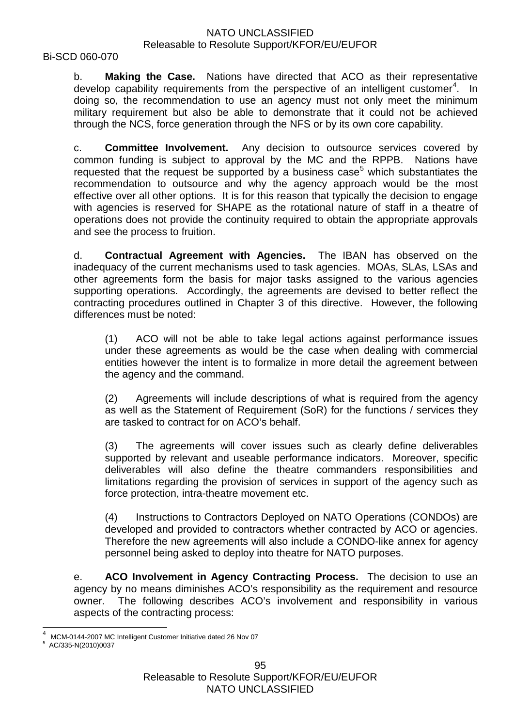b. **Making the Case.** Nations have directed that ACO as their representative develop capability requirements from the perspective of an intelligent customer[4]. In doing so, the recommendation to use an agency must not only meet the minimum military requirement but also be able to demonstrate that it could not be achieved through the NCS, force generation through the NFS or by its own core capability.

c. **Committee Involvement.** Any decision to outsource services covered by common funding is subject to approval by the MC and the RPPB. Nations have requested that the request be supported by a business case[5] which substantiates the recommendation to outsource and why the agency approach would be the most effective over all other options. It is for this reason that typically the decision to engage with agencies is reserved for SHAPE as the rotational nature of staff in a theatre of operations does not provide the continuity required to obtain the appropriate approvals and see the process to fruition.

d. **Contractual Agreement with Agencies.** The IBAN has observed on the inadequacy of the current mechanisms used to task agencies. MOAs, SLAs, LSAs and other agreements form the basis for major tasks assigned to the various agencies supporting operations. Accordingly, the agreements are devised to better reflect the contracting procedures outlined in Chapter 3 of this directive. However, the following differences must be noted:

(1) ACO will not be able to take legal actions against performance issues under these agreements as would be the case when dealing with commercial entities however the intent is to formalize in more detail the agreement between the agency and the command.

(2) Agreements will include descriptions of what is required from the agency as well as the Statement of Requirement (SoR) for the functions / services they are tasked to contract for on ACO's behalf.

(3) The agreements will cover issues such as clearly define deliverables supported by relevant and useable performance indicators. Moreover, specific deliverables will also define the theatre commanders responsibilities and limitations regarding the provision of services in support of the agency such as force protection, intra-theatre movement etc.

(4) Instructions to Contractors Deployed on NATO Operations (CONDOs) are developed and provided to contractors whether contracted by ACO or agencies. Therefore the new agreements will also include a CONDO-like annex for agency personnel being asked to deploy into theatre for NATO purposes.

e. **ACO Involvement in Agency Contracting Process.** The decision to use an agency by no means diminishes ACO's responsibility as the requirement and resource owner. The following describes ACO's involvement and responsibility in various aspects of the contracting process:

---

[4] MCM-0144-2007 MC Intelligent Customer Initiative dated 26 Nov 07

[5] AC/335-N(2010)0037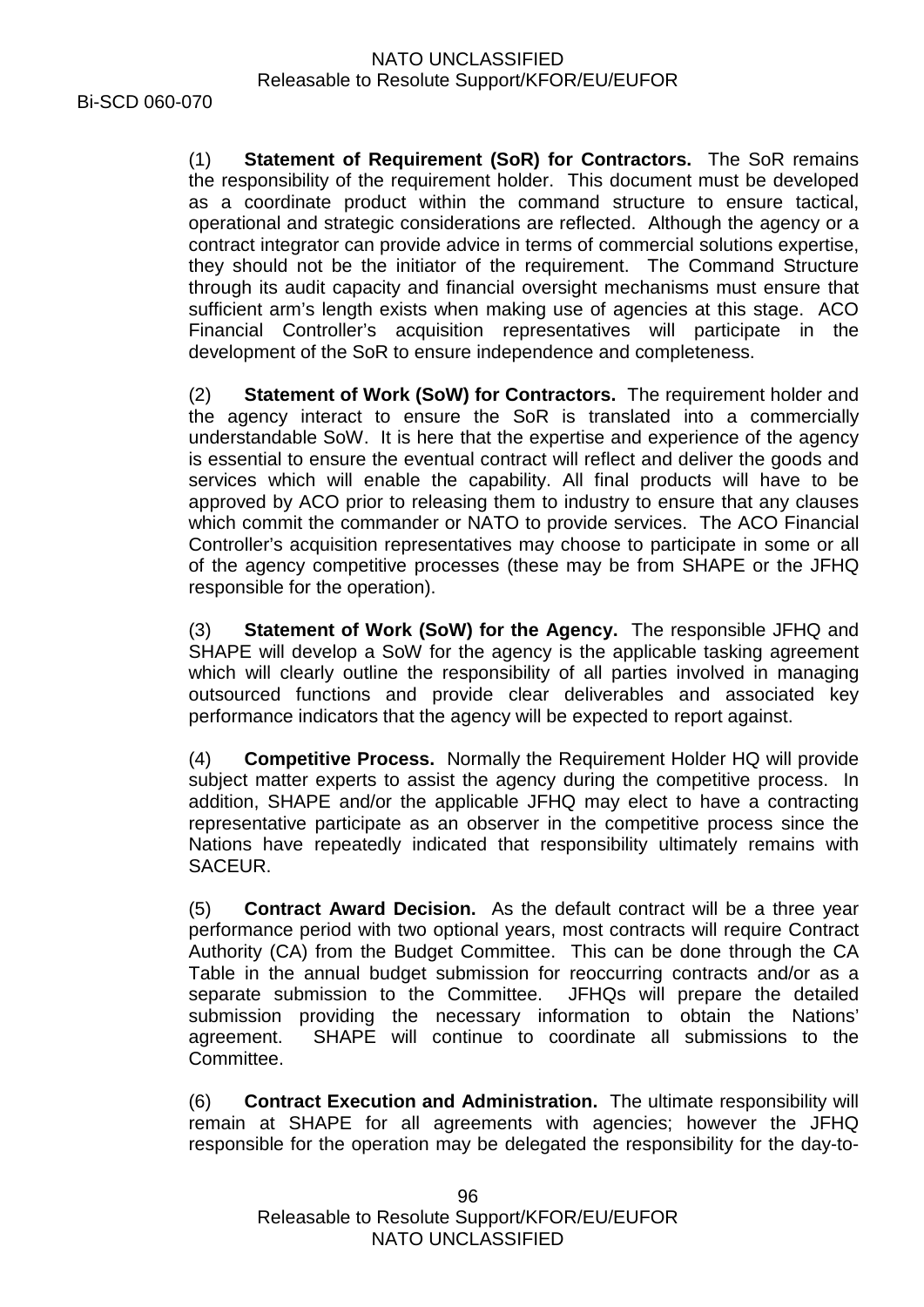(1) **Statement of Requirement (SoR) for Contractors.** The SoR remains the responsibility of the requirement holder. This document must be developed as a coordinate product within the command structure to ensure tactical, operational and strategic considerations are reflected. Although the agency or a contract integrator can provide advice in terms of commercial solutions expertise, they should not be the initiator of the requirement. The Command Structure through its audit capacity and financial oversight mechanisms must ensure that sufficient arm's length exists when making use of agencies at this stage. ACO Financial Controller's acquisition representatives will participate in the development of the SoR to ensure independence and completeness.

(2) **Statement of Work (SoW) for Contractors.** The requirement holder and the agency interact to ensure the SoR is translated into a commercially understandable SoW. It is here that the expertise and experience of the agency is essential to ensure the eventual contract will reflect and deliver the goods and services which will enable the capability. All final products will have to be approved by ACO prior to releasing them to industry to ensure that any clauses which commit the commander or NATO to provide services. The ACO Financial Controller's acquisition representatives may choose to participate in some or all of the agency competitive processes (these may be from SHAPE or the JFHQ responsible for the operation).

(3) **Statement of Work (SoW) for the Agency.** The responsible JFHQ and SHAPE will develop a SoW for the agency is the applicable tasking agreement which will clearly outline the responsibility of all parties involved in managing outsourced functions and provide clear deliverables and associated key performance indicators that the agency will be expected to report against.

(4) **Competitive Process.** Normally the Requirement Holder HQ will provide subject matter experts to assist the agency during the competitive process. In addition, SHAPE and/or the applicable JFHQ may elect to have a contracting representative participate as an observer in the competitive process since the Nations have repeatedly indicated that responsibility ultimately remains with SACEUR.

(5) **Contract Award Decision.** As the default contract will be a three year performance period with two optional years, most contracts will require Contract Authority (CA) from the Budget Committee. This can be done through the CA Table in the annual budget submission for reoccurring contracts and/or as a separate submission to the Committee. JFHQs will prepare the detailed submission providing the necessary information to obtain the Nations' agreement. SHAPE will continue to coordinate all submissions to the Committee.

(6) **Contract Execution and Administration.** The ultimate responsibility will remain at SHAPE for all agreements with agencies; however the JFHQ responsible for the operation may be delegated the responsibility for the day-to-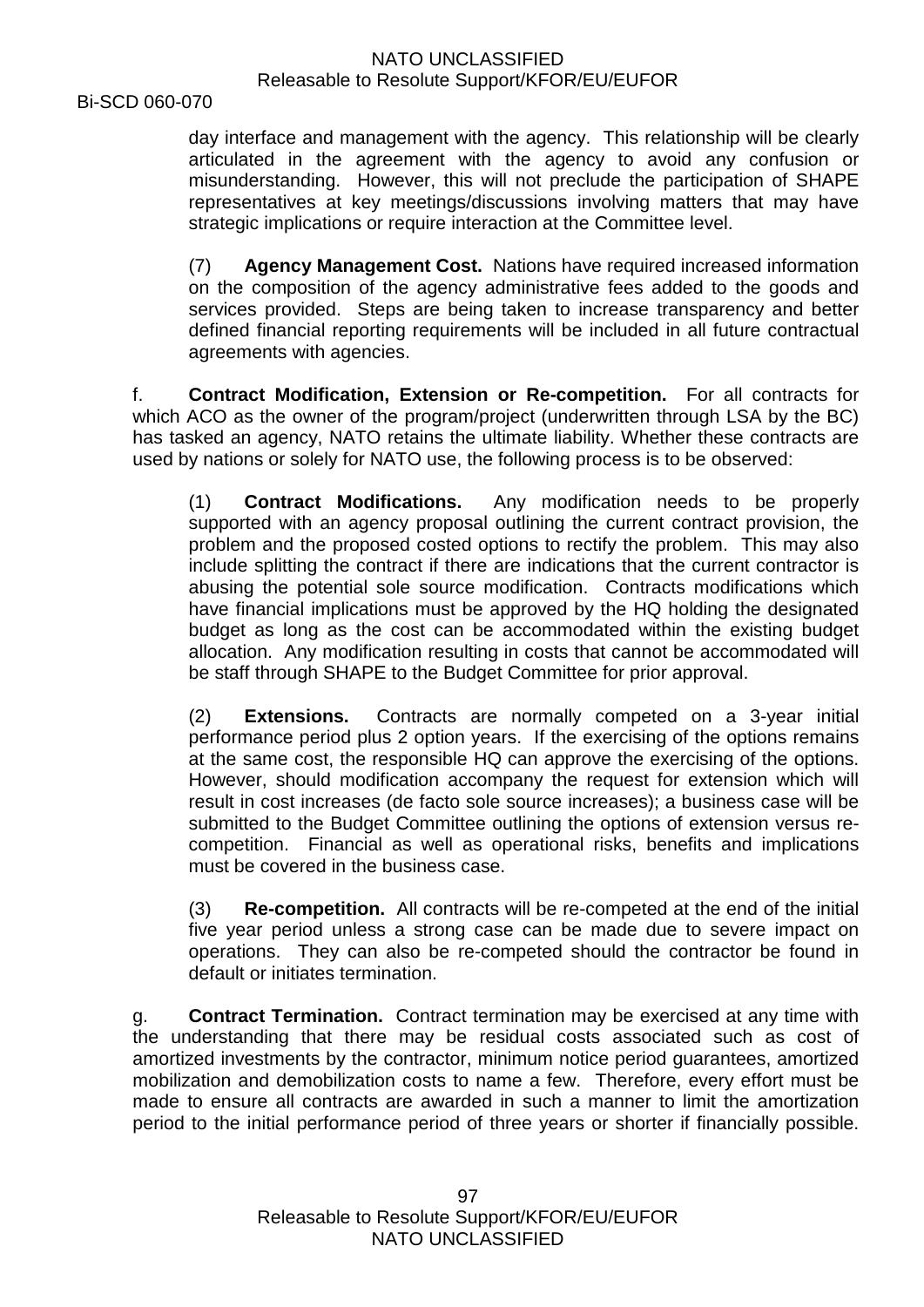day interface and management with the agency. This relationship will be clearly articulated in the agreement with the agency to avoid any confusion or misunderstanding. However, this will not preclude the participation of SHAPE representatives at key meetings/discussions involving matters that may have strategic implications or require interaction at the Committee level.

(7) **Agency Management Cost.** Nations have required increased information on the composition of the agency administrative fees added to the goods and services provided. Steps are being taken to increase transparency and better defined financial reporting requirements will be included in all future contractual agreements with agencies.

f. **Contract Modification, Extension or Re-competition.** For all contracts for which ACO as the owner of the program/project (underwritten through LSA by the BC) has tasked an agency, NATO retains the ultimate liability. Whether these contracts are used by nations or solely for NATO use, the following process is to be observed:

(1) **Contract Modifications.** Any modification needs to be properly supported with an agency proposal outlining the current contract provision, the problem and the proposed costed options to rectify the problem. This may also include splitting the contract if there are indications that the current contractor is abusing the potential sole source modification. Contracts modifications which have financial implications must be approved by the HQ holding the designated budget as long as the cost can be accommodated within the existing budget allocation. Any modification resulting in costs that cannot be accommodated will be staff through SHAPE to the Budget Committee for prior approval.

(2) **Extensions.** Contracts are normally competed on a 3-year initial performance period plus 2 option years. If the exercising of the options remains at the same cost, the responsible HQ can approve the exercising of the options. However, should modification accompany the request for extension which will result in cost increases (de facto sole source increases); a business case will be submitted to the Budget Committee outlining the options of extension versus re-competition. Financial as well as operational risks, benefits and implications must be covered in the business case.

(3) **Re-competition.** All contracts will be re-competed at the end of the initial five year period unless a strong case can be made due to severe impact on operations. They can also be re-competed should the contractor be found in default or initiates termination.

g. **Contract Termination.** Contract termination may be exercised at any time with the understanding that there may be residual costs associated such as cost of amortized investments by the contractor, minimum notice period guarantees, amortized mobilization and demobilization costs to name a few. Therefore, every effort must be made to ensure all contracts are awarded in such a manner to limit the amortization period to the initial performance period of three years or shorter if financially possible.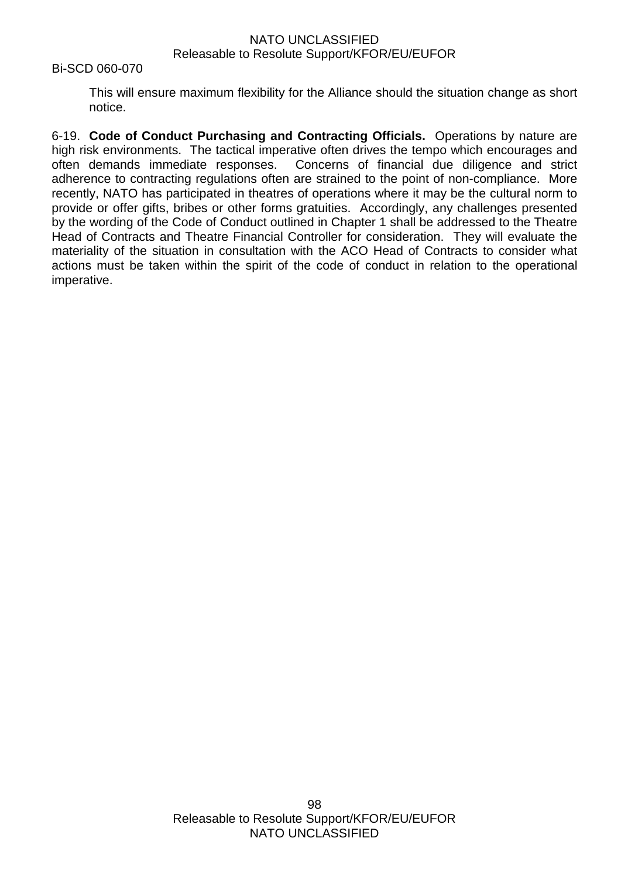This will ensure maximum flexibility for the Alliance should the situation change as short notice.

6-19. **Code of Conduct Purchasing and Contracting Officials.** Operations by nature are high risk environments. The tactical imperative often drives the tempo which encourages and often demands immediate responses. Concerns of financial due diligence and strict adherence to contracting regulations often are strained to the point of non-compliance. More recently, NATO has participated in theatres of operations where it may be the cultural norm to provide or offer gifts, bribes or other forms gratuities. Accordingly, any challenges presented by the wording of the Code of Conduct outlined in Chapter 1 shall be addressed to the Theatre Head of Contracts and Theatre Financial Controller for consideration. They will evaluate the materiality of the situation in consultation with the ACO Head of Contracts to consider what actions must be taken within the spirit of the code of conduct in relation to the operational imperative.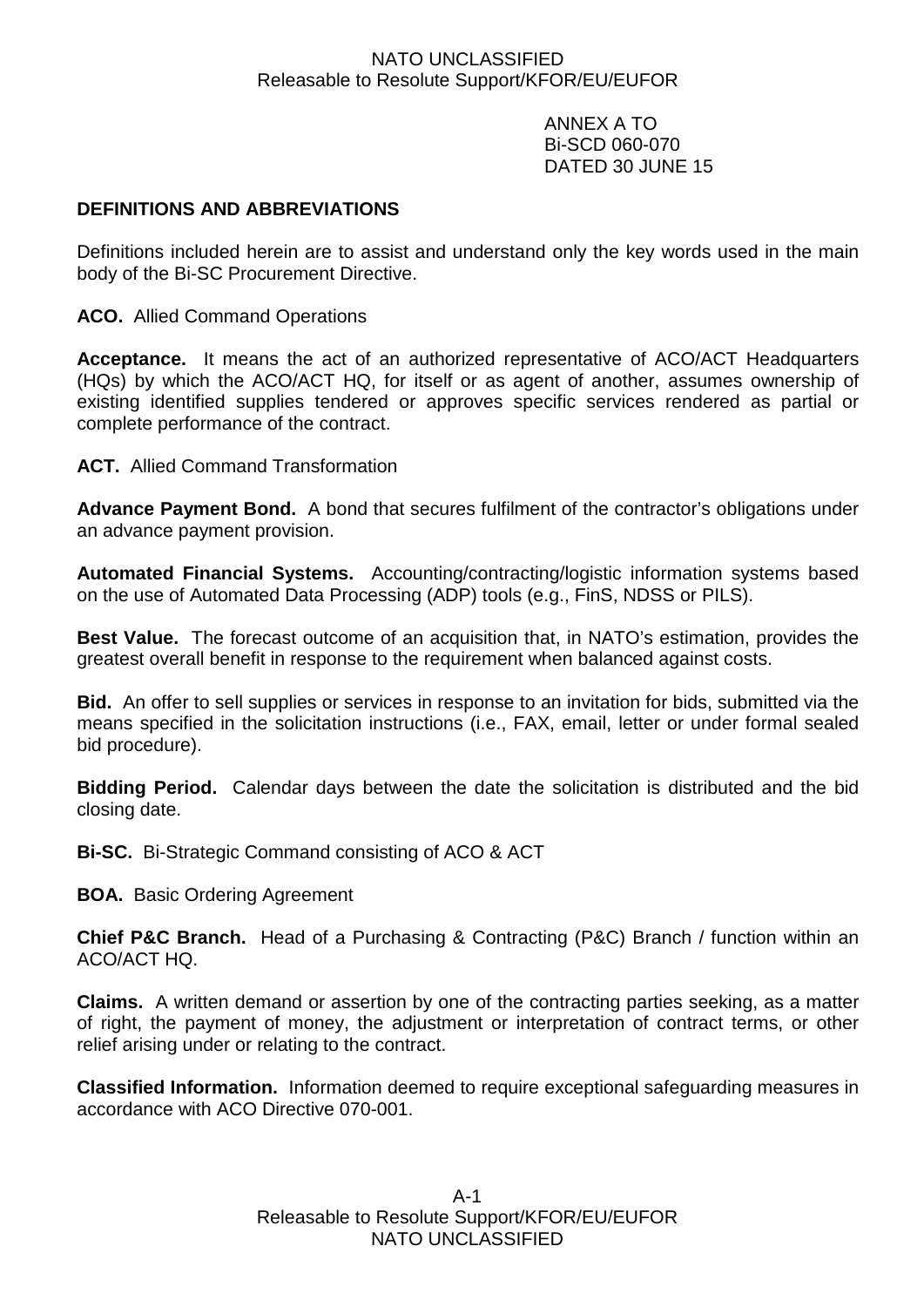ANNEX A TO
Bi-SCD 060-070
DATED 30 JUNE 15

**DEFINITIONS AND ABBREVIATIONS**

Definitions included herein are to assist and understand only the key words used in the main body of the Bi-SC Procurement Directive.

**ACO.** Allied Command Operations

**Acceptance.** It means the act of an authorized representative of ACO/ACT Headquarters (HQs) by which the ACO/ACT HQ, for itself or as agent of another, assumes ownership of existing identified supplies tendered or approves specific services rendered as partial or complete performance of the contract.

**ACT.** Allied Command Transformation

**Advance Payment Bond.** A bond that secures fulfilment of the contractor's obligations under an advance payment provision.

**Automated Financial Systems.** Accounting/contracting/logistic information systems based on the use of Automated Data Processing (ADP) tools (e.g., FinS, NDSS or PILS).

**Best Value.** The forecast outcome of an acquisition that, in NATO's estimation, provides the greatest overall benefit in response to the requirement when balanced against costs.

**Bid.** An offer to sell supplies or services in response to an invitation for bids, submitted via the means specified in the solicitation instructions (i.e., FAX, email, letter or under formal sealed bid procedure).

**Bidding Period.** Calendar days between the date the solicitation is distributed and the bid closing date.

**Bi-SC.** Bi-Strategic Command consisting of ACO & ACT

**BOA.** Basic Ordering Agreement

**Chief P&C Branch.** Head of a Purchasing & Contracting (P&C) Branch / function within an ACO/ACT HQ.

**Claims.** A written demand or assertion by one of the contracting parties seeking, as a matter of right, the payment of money, the adjustment or interpretation of contract terms, or other relief arising under or relating to the contract.

**Classified Information.** Information deemed to require exceptional safeguarding measures in accordance with ACO Directive 070-001.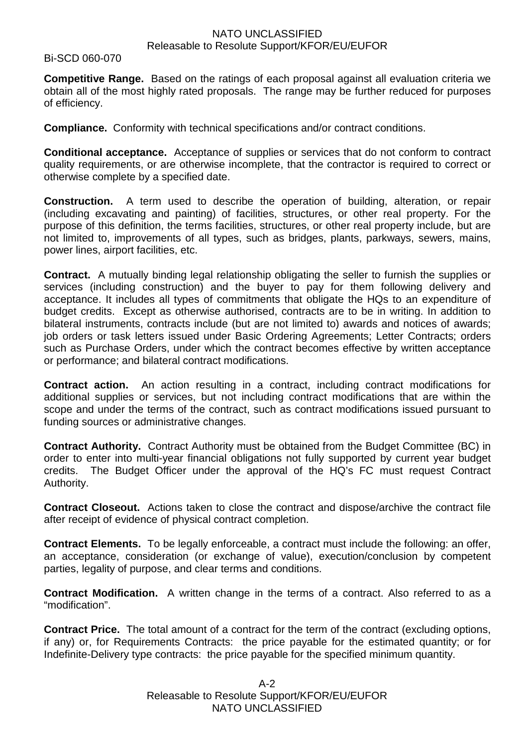**Competitive Range.** Based on the ratings of each proposal against all evaluation criteria we obtain all of the most highly rated proposals. The range may be further reduced for purposes of efficiency.

**Compliance.** Conformity with technical specifications and/or contract conditions.

**Conditional acceptance.** Acceptance of supplies or services that do not conform to contract quality requirements, or are otherwise incomplete, that the contractor is required to correct or otherwise complete by a specified date.

**Construction.** A term used to describe the operation of building, alteration, or repair (including excavating and painting) of facilities, structures, or other real property. For the purpose of this definition, the terms facilities, structures, or other real property include, but are not limited to, improvements of all types, such as bridges, plants, parkways, sewers, mains, power lines, airport facilities, etc.

**Contract.** A mutually binding legal relationship obligating the seller to furnish the supplies or services (including construction) and the buyer to pay for them following delivery and acceptance. It includes all types of commitments that obligate the HQs to an expenditure of budget credits. Except as otherwise authorised, contracts are to be in writing. In addition to bilateral instruments, contracts include (but are not limited to) awards and notices of awards; job orders or task letters issued under Basic Ordering Agreements; Letter Contracts; orders such as Purchase Orders, under which the contract becomes effective by written acceptance or performance; and bilateral contract modifications.

**Contract action.** An action resulting in a contract, including contract modifications for additional supplies or services, but not including contract modifications that are within the scope and under the terms of the contract, such as contract modifications issued pursuant to funding sources or administrative changes.

**Contract Authority.** Contract Authority must be obtained from the Budget Committee (BC) in order to enter into multi-year financial obligations not fully supported by current year budget credits. The Budget Officer under the approval of the HQ's FC must request Contract Authority.

**Contract Closeout.** Actions taken to close the contract and dispose/archive the contract file after receipt of evidence of physical contract completion.

**Contract Elements.** To be legally enforceable, a contract must include the following: an offer, an acceptance, consideration (or exchange of value), execution/conclusion by competent parties, legality of purpose, and clear terms and conditions.

**Contract Modification.** A written change in the terms of a contract. Also referred to as a "modification".

**Contract Price.** The total amount of a contract for the term of the contract (excluding options, if any) or, for Requirements Contracts: the price payable for the estimated quantity; or for Indefinite-Delivery type contracts: the price payable for the specified minimum quantity.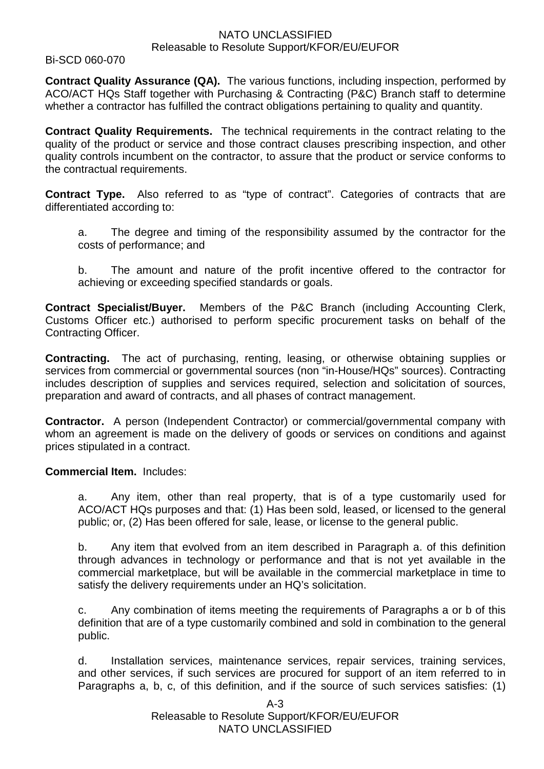**Contract Quality Assurance (QA).** The various functions, including inspection, performed by ACO/ACT HQs Staff together with Purchasing & Contracting (P&C) Branch staff to determine whether a contractor has fulfilled the contract obligations pertaining to quality and quantity.

**Contract Quality Requirements.** The technical requirements in the contract relating to the quality of the product or service and those contract clauses prescribing inspection, and other quality controls incumbent on the contractor, to assure that the product or service conforms to the contractual requirements.

**Contract Type.** Also referred to as "type of contract". Categories of contracts that are differentiated according to:

a. The degree and timing of the responsibility assumed by the contractor for the costs of performance; and

b. The amount and nature of the profit incentive offered to the contractor for achieving or exceeding specified standards or goals.

**Contract Specialist/Buyer.** Members of the P&C Branch (including Accounting Clerk, Customs Officer etc.) authorised to perform specific procurement tasks on behalf of the Contracting Officer.

**Contracting.** The act of purchasing, renting, leasing, or otherwise obtaining supplies or services from commercial or governmental sources (non "in-House/HQs" sources). Contracting includes description of supplies and services required, selection and solicitation of sources, preparation and award of contracts, and all phases of contract management.

**Contractor.** A person (Independent Contractor) or commercial/governmental company with whom an agreement is made on the delivery of goods or services on conditions and against prices stipulated in a contract.

**Commercial Item.** Includes:

a. Any item, other than real property, that is of a type customarily used for ACO/ACT HQs purposes and that: (1) Has been sold, leased, or licensed to the general public; or, (2) Has been offered for sale, lease, or license to the general public.

b. Any item that evolved from an item described in Paragraph a. of this definition through advances in technology or performance and that is not yet available in the commercial marketplace, but will be available in the commercial marketplace in time to satisfy the delivery requirements under an HQ's solicitation.

c. Any combination of items meeting the requirements of Paragraphs a or b of this definition that are of a type customarily combined and sold in combination to the general public.

d. Installation services, maintenance services, repair services, training services, and other services, if such services are procured for support of an item referred to in Paragraphs a, b, c, of this definition, and if the source of such services satisfies: (1)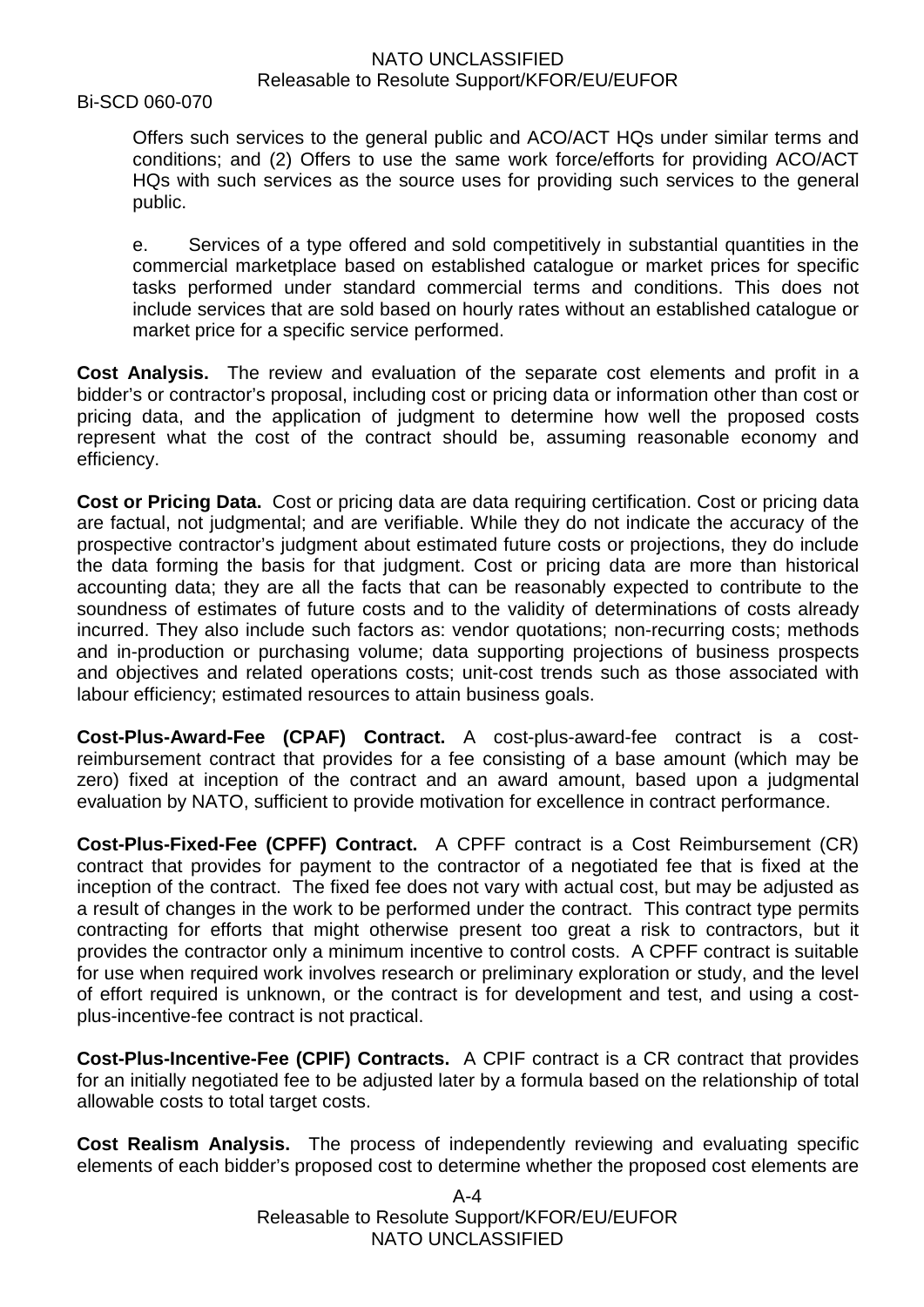Offers such services to the general public and ACO/ACT HQs under similar terms and conditions; and (2) Offers to use the same work force/efforts for providing ACO/ACT HQs with such services as the source uses for providing such services to the general public.

e. Services of a type offered and sold competitively in substantial quantities in the commercial marketplace based on established catalogue or market prices for specific tasks performed under standard commercial terms and conditions. This does not include services that are sold based on hourly rates without an established catalogue or market price for a specific service performed.

**Cost Analysis.** The review and evaluation of the separate cost elements and profit in a bidder's or contractor's proposal, including cost or pricing data or information other than cost or pricing data, and the application of judgment to determine how well the proposed costs represent what the cost of the contract should be, assuming reasonable economy and efficiency.

**Cost or Pricing Data.** Cost or pricing data are data requiring certification. Cost or pricing data are factual, not judgmental; and are verifiable. While they do not indicate the accuracy of the prospective contractor's judgment about estimated future costs or projections, they do include the data forming the basis for that judgment. Cost or pricing data are more than historical accounting data; they are all the facts that can be reasonably expected to contribute to the soundness of estimates of future costs and to the validity of determinations of costs already incurred. They also include such factors as: vendor quotations; non-recurring costs; methods and in-production or purchasing volume; data supporting projections of business prospects and objectives and related operations costs; unit-cost trends such as those associated with labour efficiency; estimated resources to attain business goals.

**Cost-Plus-Award-Fee (CPAF) Contract.** A cost-plus-award-fee contract is a cost-reimbursement contract that provides for a fee consisting of a base amount (which may be zero) fixed at inception of the contract and an award amount, based upon a judgmental evaluation by NATO, sufficient to provide motivation for excellence in contract performance.

**Cost-Plus-Fixed-Fee (CPFF) Contract.** A CPFF contract is a Cost Reimbursement (CR) contract that provides for payment to the contractor of a negotiated fee that is fixed at the inception of the contract. The fixed fee does not vary with actual cost, but may be adjusted as a result of changes in the work to be performed under the contract. This contract type permits contracting for efforts that might otherwise present too great a risk to contractors, but it provides the contractor only a minimum incentive to control costs. A CPFF contract is suitable for use when required work involves research or preliminary exploration or study, and the level of effort required is unknown, or the contract is for development and test, and using a cost-plus-incentive-fee contract is not practical.

**Cost-Plus-Incentive-Fee (CPIF) Contracts.** A CPIF contract is a CR contract that provides for an initially negotiated fee to be adjusted later by a formula based on the relationship of total allowable costs to total target costs.

**Cost Realism Analysis.** The process of independently reviewing and evaluating specific elements of each bidder's proposed cost to determine whether the proposed cost elements are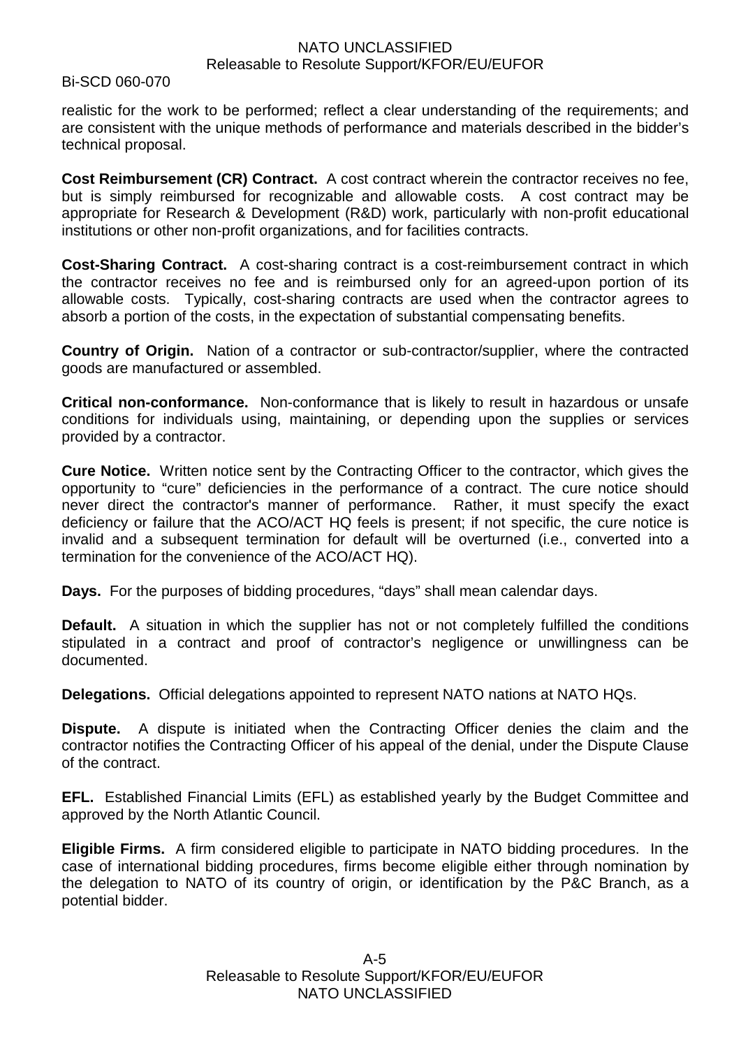realistic for the work to be performed; reflect a clear understanding of the requirements; and are consistent with the unique methods of performance and materials described in the bidder's technical proposal.

**Cost Reimbursement (CR) Contract.** A cost contract wherein the contractor receives no fee, but is simply reimbursed for recognizable and allowable costs. A cost contract may be appropriate for Research & Development (R&D) work, particularly with non-profit educational institutions or other non-profit organizations, and for facilities contracts.

**Cost-Sharing Contract.** A cost-sharing contract is a cost-reimbursement contract in which the contractor receives no fee and is reimbursed only for an agreed-upon portion of its allowable costs. Typically, cost-sharing contracts are used when the contractor agrees to absorb a portion of the costs, in the expectation of substantial compensating benefits.

**Country of Origin.** Nation of a contractor or sub-contractor/supplier, where the contracted goods are manufactured or assembled.

**Critical non-conformance.** Non-conformance that is likely to result in hazardous or unsafe conditions for individuals using, maintaining, or depending upon the supplies or services provided by a contractor.

**Cure Notice.** Written notice sent by the Contracting Officer to the contractor, which gives the opportunity to "cure" deficiencies in the performance of a contract. The cure notice should never direct the contractor's manner of performance. Rather, it must specify the exact deficiency or failure that the ACO/ACT HQ feels is present; if not specific, the cure notice is invalid and a subsequent termination for default will be overturned (i.e., converted into a termination for the convenience of the ACO/ACT HQ).

**Days.** For the purposes of bidding procedures, "days" shall mean calendar days.

**Default.** A situation in which the supplier has not or not completely fulfilled the conditions stipulated in a contract and proof of contractor's negligence or unwillingness can be documented.

**Delegations.** Official delegations appointed to represent NATO nations at NATO HQs.

**Dispute.** A dispute is initiated when the Contracting Officer denies the claim and the contractor notifies the Contracting Officer of his appeal of the denial, under the Dispute Clause of the contract.

**EFL.** Established Financial Limits (EFL) as established yearly by the Budget Committee and approved by the North Atlantic Council.

**Eligible Firms.** A firm considered eligible to participate in NATO bidding procedures. In the case of international bidding procedures, firms become eligible either through nomination by the delegation to NATO of its country of origin, or identification by the P&C Branch, as a potential bidder.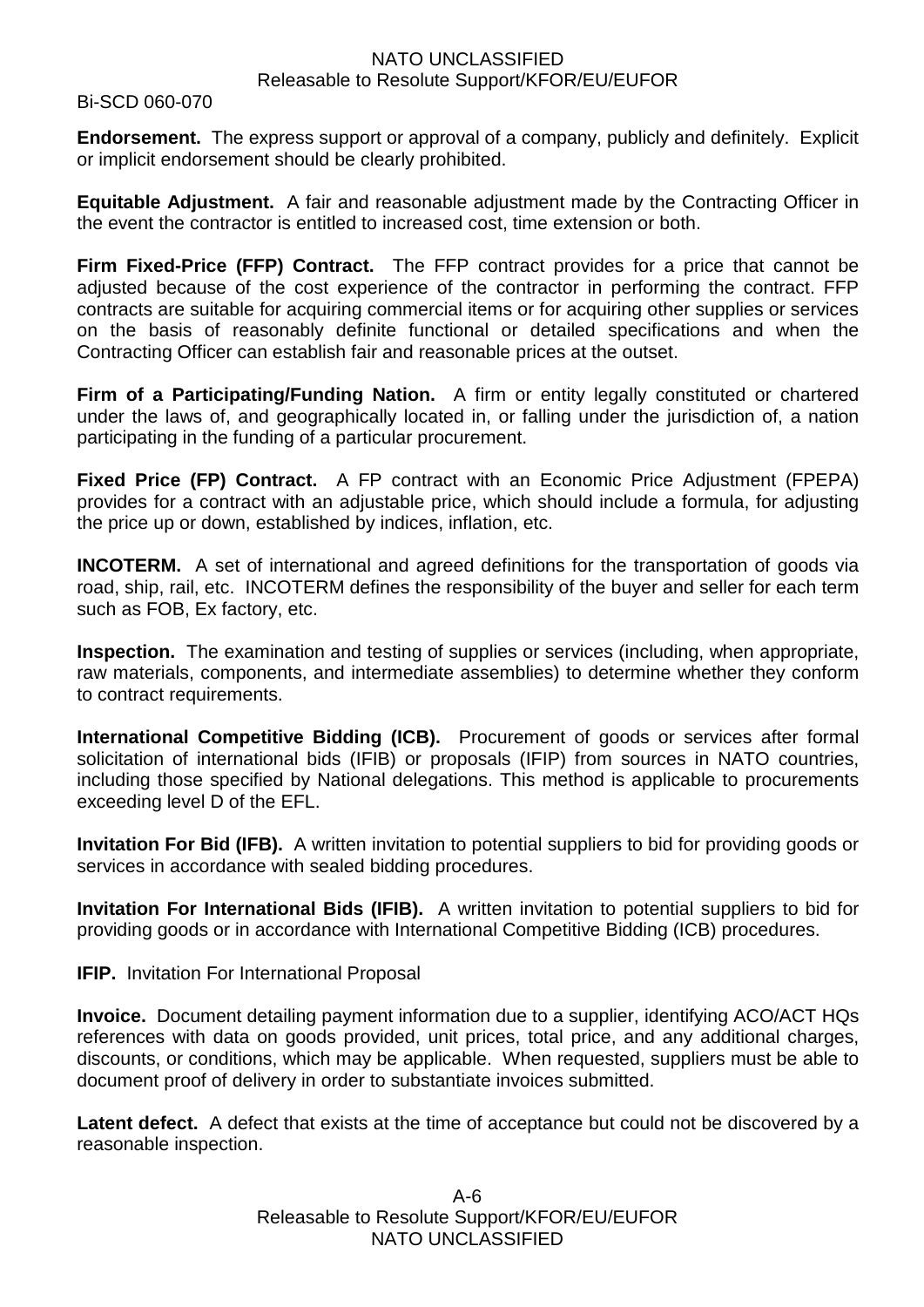**Endorsement.** The express support or approval of a company, publicly and definitely. Explicit or implicit endorsement should be clearly prohibited.

**Equitable Adjustment.** A fair and reasonable adjustment made by the Contracting Officer in the event the contractor is entitled to increased cost, time extension or both.

**Firm Fixed-Price (FFP) Contract.** The FFP contract provides for a price that cannot be adjusted because of the cost experience of the contractor in performing the contract. FFP contracts are suitable for acquiring commercial items or for acquiring other supplies or services on the basis of reasonably definite functional or detailed specifications and when the Contracting Officer can establish fair and reasonable prices at the outset.

**Firm of a Participating/Funding Nation.** A firm or entity legally constituted or chartered under the laws of, and geographically located in, or falling under the jurisdiction of, a nation participating in the funding of a particular procurement.

**Fixed Price (FP) Contract.** A FP contract with an Economic Price Adjustment (FPEPA) provides for a contract with an adjustable price, which should include a formula, for adjusting the price up or down, established by indices, inflation, etc.

**INCOTERM.** A set of international and agreed definitions for the transportation of goods via road, ship, rail, etc. INCOTERM defines the responsibility of the buyer and seller for each term such as FOB, Ex factory, etc.

**Inspection.** The examination and testing of supplies or services (including, when appropriate, raw materials, components, and intermediate assemblies) to determine whether they conform to contract requirements.

**International Competitive Bidding (ICB).** Procurement of goods or services after formal solicitation of international bids (IFIB) or proposals (IFIP) from sources in NATO countries, including those specified by National delegations. This method is applicable to procurements exceeding level D of the EFL.

**Invitation For Bid (IFB).** A written invitation to potential suppliers to bid for providing goods or services in accordance with sealed bidding procedures.

**Invitation For International Bids (IFIB).** A written invitation to potential suppliers to bid for providing goods or in accordance with International Competitive Bidding (ICB) procedures.

**IFIP.** Invitation For International Proposal

**Invoice.** Document detailing payment information due to a supplier, identifying ACO/ACT HQs references with data on goods provided, unit prices, total price, and any additional charges, discounts, or conditions, which may be applicable. When requested, suppliers must be able to document proof of delivery in order to substantiate invoices submitted.

**Latent defect.** A defect that exists at the time of acceptance but could not be discovered by a reasonable inspection.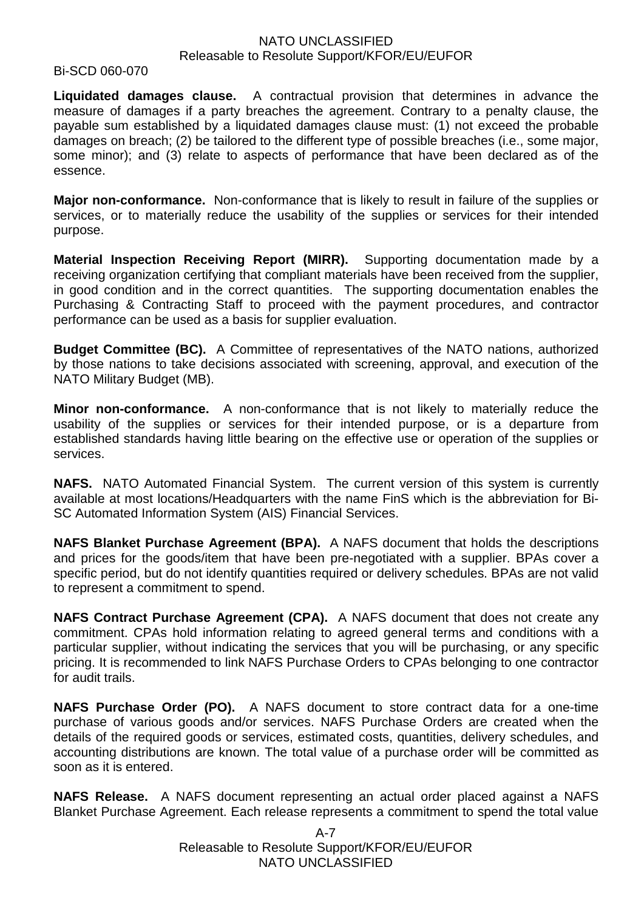**Liquidated damages clause.** A contractual provision that determines in advance the measure of damages if a party breaches the agreement. Contrary to a penalty clause, the payable sum established by a liquidated damages clause must: (1) not exceed the probable damages on breach; (2) be tailored to the different type of possible breaches (i.e., some major, some minor); and (3) relate to aspects of performance that have been declared as of the essence.

**Major non-conformance.** Non-conformance that is likely to result in failure of the supplies or services, or to materially reduce the usability of the supplies or services for their intended purpose.

**Material Inspection Receiving Report (MIRR).** Supporting documentation made by a receiving organization certifying that compliant materials have been received from the supplier, in good condition and in the correct quantities. The supporting documentation enables the Purchasing & Contracting Staff to proceed with the payment procedures, and contractor performance can be used as a basis for supplier evaluation.

**Budget Committee (BC).** A Committee of representatives of the NATO nations, authorized by those nations to take decisions associated with screening, approval, and execution of the NATO Military Budget (MB).

**Minor non-conformance.** A non-conformance that is not likely to materially reduce the usability of the supplies or services for their intended purpose, or is a departure from established standards having little bearing on the effective use or operation of the supplies or services.

**NAFS.** NATO Automated Financial System. The current version of this system is currently available at most locations/Headquarters with the name FinS which is the abbreviation for Bi-SC Automated Information System (AIS) Financial Services.

**NAFS Blanket Purchase Agreement (BPA).** A NAFS document that holds the descriptions and prices for the goods/item that have been pre-negotiated with a supplier. BPAs cover a specific period, but do not identify quantities required or delivery schedules. BPAs are not valid to represent a commitment to spend.

**NAFS Contract Purchase Agreement (CPA).** A NAFS document that does not create any commitment. CPAs hold information relating to agreed general terms and conditions with a particular supplier, without indicating the services that you will be purchasing, or any specific pricing. It is recommended to link NAFS Purchase Orders to CPAs belonging to one contractor for audit trails.

**NAFS Purchase Order (PO).** A NAFS document to store contract data for a one-time purchase of various goods and/or services. NAFS Purchase Orders are created when the details of the required goods or services, estimated costs, quantities, delivery schedules, and accounting distributions are known. The total value of a purchase order will be committed as soon as it is entered.

**NAFS Release.** A NAFS document representing an actual order placed against a NAFS Blanket Purchase Agreement. Each release represents a commitment to spend the total value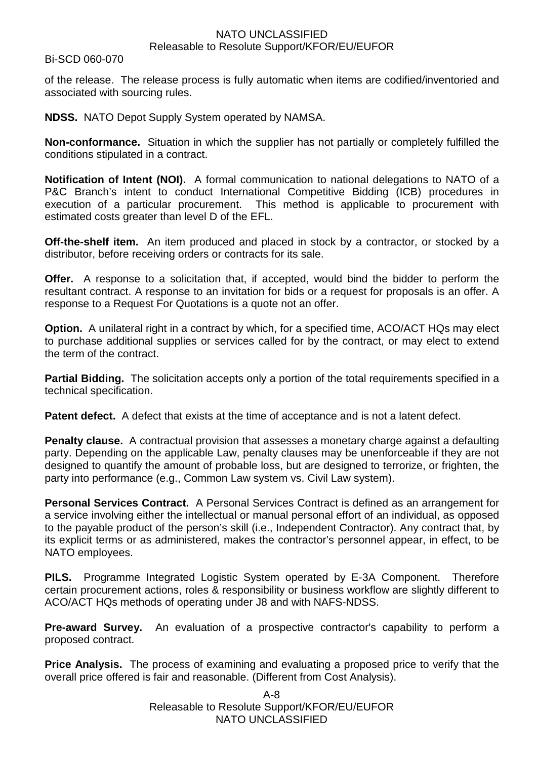of the release. The release process is fully automatic when items are codified/inventoried and associated with sourcing rules.

**NDSS.** NATO Depot Supply System operated by NAMSA.

**Non-conformance.** Situation in which the supplier has not partially or completely fulfilled the conditions stipulated in a contract.

**Notification of Intent (NOI).** A formal communication to national delegations to NATO of a P&C Branch's intent to conduct International Competitive Bidding (ICB) procedures in execution of a particular procurement. This method is applicable to procurement with estimated costs greater than level D of the EFL.

**Off-the-shelf item.** An item produced and placed in stock by a contractor, or stocked by a distributor, before receiving orders or contracts for its sale.

**Offer.** A response to a solicitation that, if accepted, would bind the bidder to perform the resultant contract. A response to an invitation for bids or a request for proposals is an offer. A response to a Request For Quotations is a quote not an offer.

**Option.** A unilateral right in a contract by which, for a specified time, ACO/ACT HQs may elect to purchase additional supplies or services called for by the contract, or may elect to extend the term of the contract.

**Partial Bidding.** The solicitation accepts only a portion of the total requirements specified in a technical specification.

**Patent defect.** A defect that exists at the time of acceptance and is not a latent defect.

**Penalty clause.** A contractual provision that assesses a monetary charge against a defaulting party. Depending on the applicable Law, penalty clauses may be unenforceable if they are not designed to quantify the amount of probable loss, but are designed to terrorize, or frighten, the party into performance (e.g., Common Law system vs. Civil Law system).

**Personal Services Contract.** A Personal Services Contract is defined as an arrangement for a service involving either the intellectual or manual personal effort of an individual, as opposed to the payable product of the person's skill (i.e., Independent Contractor). Any contract that, by its explicit terms or as administered, makes the contractor's personnel appear, in effect, to be NATO employees.

**PILS.** Programme Integrated Logistic System operated by E-3A Component. Therefore certain procurement actions, roles & responsibility or business workflow are slightly different to ACO/ACT HQs methods of operating under J8 and with NAFS-NDSS.

**Pre-award Survey.** An evaluation of a prospective contractor's capability to perform a proposed contract.

**Price Analysis.** The process of examining and evaluating a proposed price to verify that the overall price offered is fair and reasonable. (Different from Cost Analysis).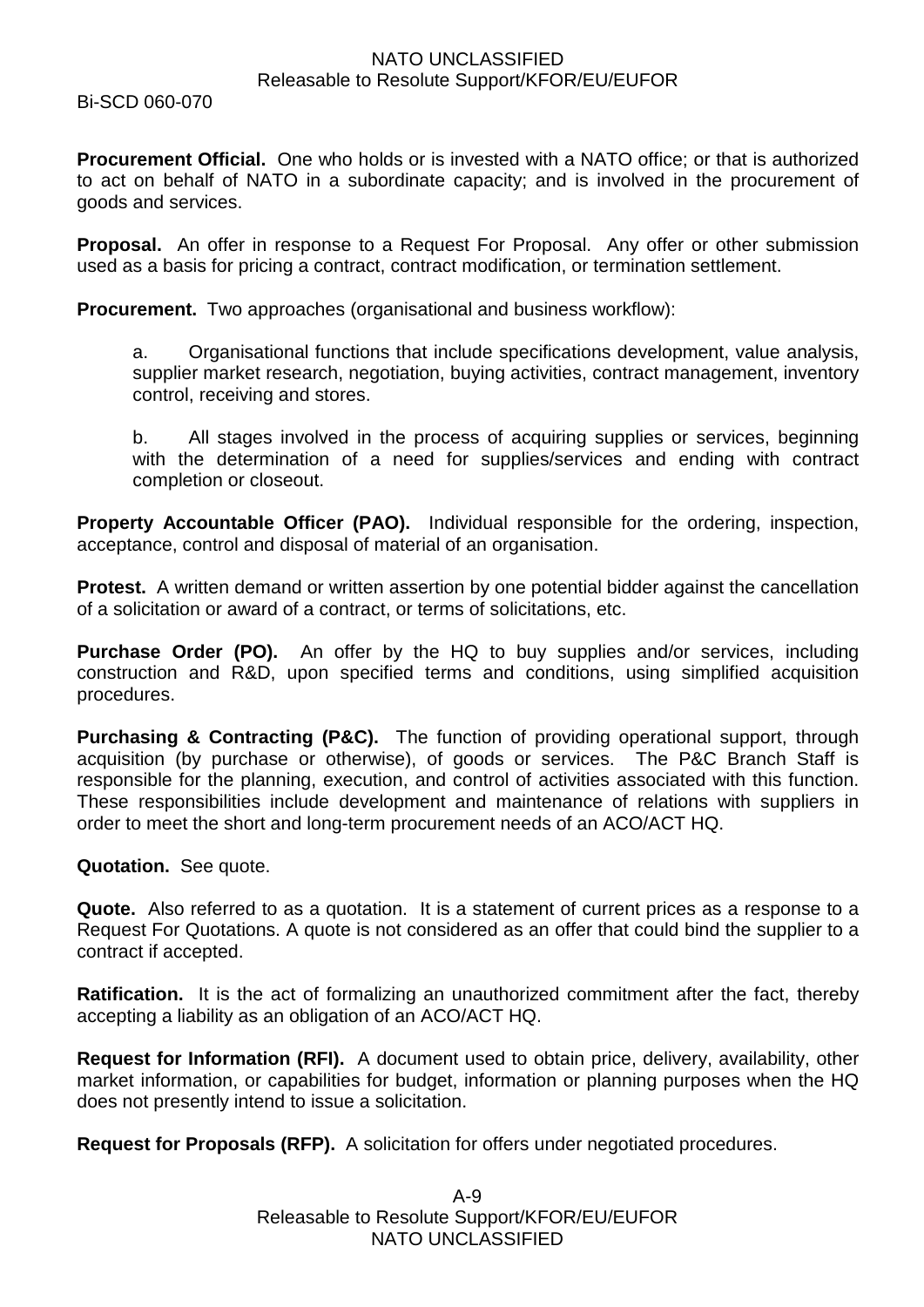**Procurement Official.** One who holds or is invested with a NATO office; or that is authorized to act on behalf of NATO in a subordinate capacity; and is involved in the procurement of goods and services.

**Proposal.** An offer in response to a Request For Proposal. Any offer or other submission used as a basis for pricing a contract, contract modification, or termination settlement.

**Procurement.** Two approaches (organisational and business workflow):

a. Organisational functions that include specifications development, value analysis, supplier market research, negotiation, buying activities, contract management, inventory control, receiving and stores.

b. All stages involved in the process of acquiring supplies or services, beginning with the determination of a need for supplies/services and ending with contract completion or closeout.

**Property Accountable Officer (PAO).** Individual responsible for the ordering, inspection, acceptance, control and disposal of material of an organisation.

**Protest.** A written demand or written assertion by one potential bidder against the cancellation of a solicitation or award of a contract, or terms of solicitations, etc.

**Purchase Order (PO).** An offer by the HQ to buy supplies and/or services, including construction and R&D, upon specified terms and conditions, using simplified acquisition procedures.

**Purchasing & Contracting (P&C).** The function of providing operational support, through acquisition (by purchase or otherwise), of goods or services. The P&C Branch Staff is responsible for the planning, execution, and control of activities associated with this function. These responsibilities include development and maintenance of relations with suppliers in order to meet the short and long-term procurement needs of an ACO/ACT HQ.

**Quotation.** See quote.

**Quote.** Also referred to as a quotation. It is a statement of current prices as a response to a Request For Quotations. A quote is not considered as an offer that could bind the supplier to a contract if accepted.

**Ratification.** It is the act of formalizing an unauthorized commitment after the fact, thereby accepting a liability as an obligation of an ACO/ACT HQ.

**Request for Information (RFI).** A document used to obtain price, delivery, availability, other market information, or capabilities for budget, information or planning purposes when the HQ does not presently intend to issue a solicitation.

**Request for Proposals (RFP).** A solicitation for offers under negotiated procedures.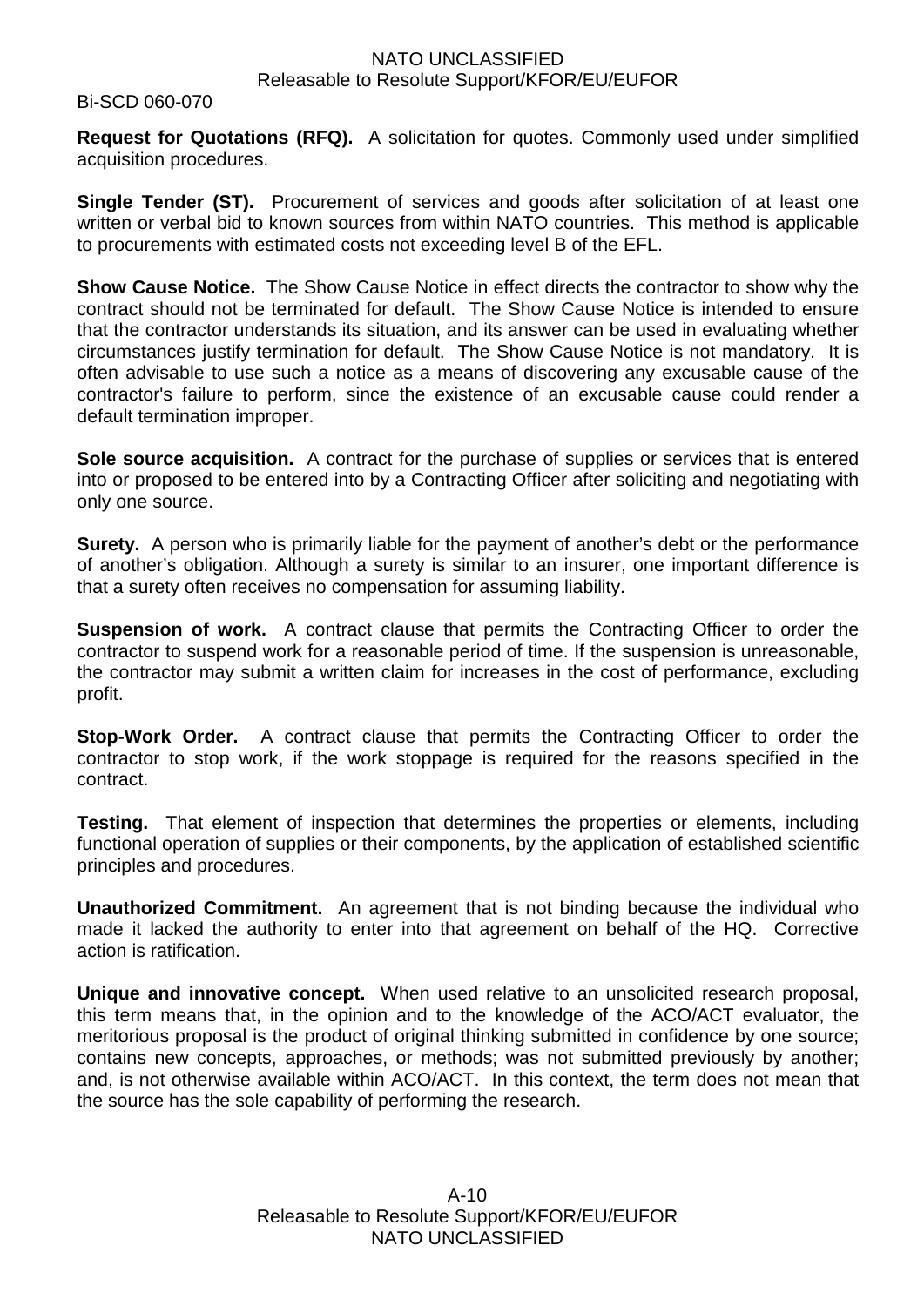**Request for Quotations (RFQ).** A solicitation for quotes. Commonly used under simplified acquisition procedures.

**Single Tender (ST).** Procurement of services and goods after solicitation of at least one written or verbal bid to known sources from within NATO countries. This method is applicable to procurements with estimated costs not exceeding level B of the EFL.

**Show Cause Notice.** The Show Cause Notice in effect directs the contractor to show why the contract should not be terminated for default. The Show Cause Notice is intended to ensure that the contractor understands its situation, and its answer can be used in evaluating whether circumstances justify termination for default. The Show Cause Notice is not mandatory. It is often advisable to use such a notice as a means of discovering any excusable cause of the contractor's failure to perform, since the existence of an excusable cause could render a default termination improper.

**Sole source acquisition.** A contract for the purchase of supplies or services that is entered into or proposed to be entered into by a Contracting Officer after soliciting and negotiating with only one source.

**Surety.** A person who is primarily liable for the payment of another's debt or the performance of another's obligation. Although a surety is similar to an insurer, one important difference is that a surety often receives no compensation for assuming liability.

**Suspension of work.** A contract clause that permits the Contracting Officer to order the contractor to suspend work for a reasonable period of time. If the suspension is unreasonable, the contractor may submit a written claim for increases in the cost of performance, excluding profit.

**Stop-Work Order.** A contract clause that permits the Contracting Officer to order the contractor to stop work, if the work stoppage is required for the reasons specified in the contract.

**Testing.** That element of inspection that determines the properties or elements, including functional operation of supplies or their components, by the application of established scientific principles and procedures.

**Unauthorized Commitment.** An agreement that is not binding because the individual who made it lacked the authority to enter into that agreement on behalf of the HQ. Corrective action is ratification.

**Unique and innovative concept.** When used relative to an unsolicited research proposal, this term means that, in the opinion and to the knowledge of the ACO/ACT evaluator, the meritorious proposal is the product of original thinking submitted in confidence by one source; contains new concepts, approaches, or methods; was not submitted previously by another; and, is not otherwise available within ACO/ACT. In this context, the term does not mean that the source has the sole capability of performing the research.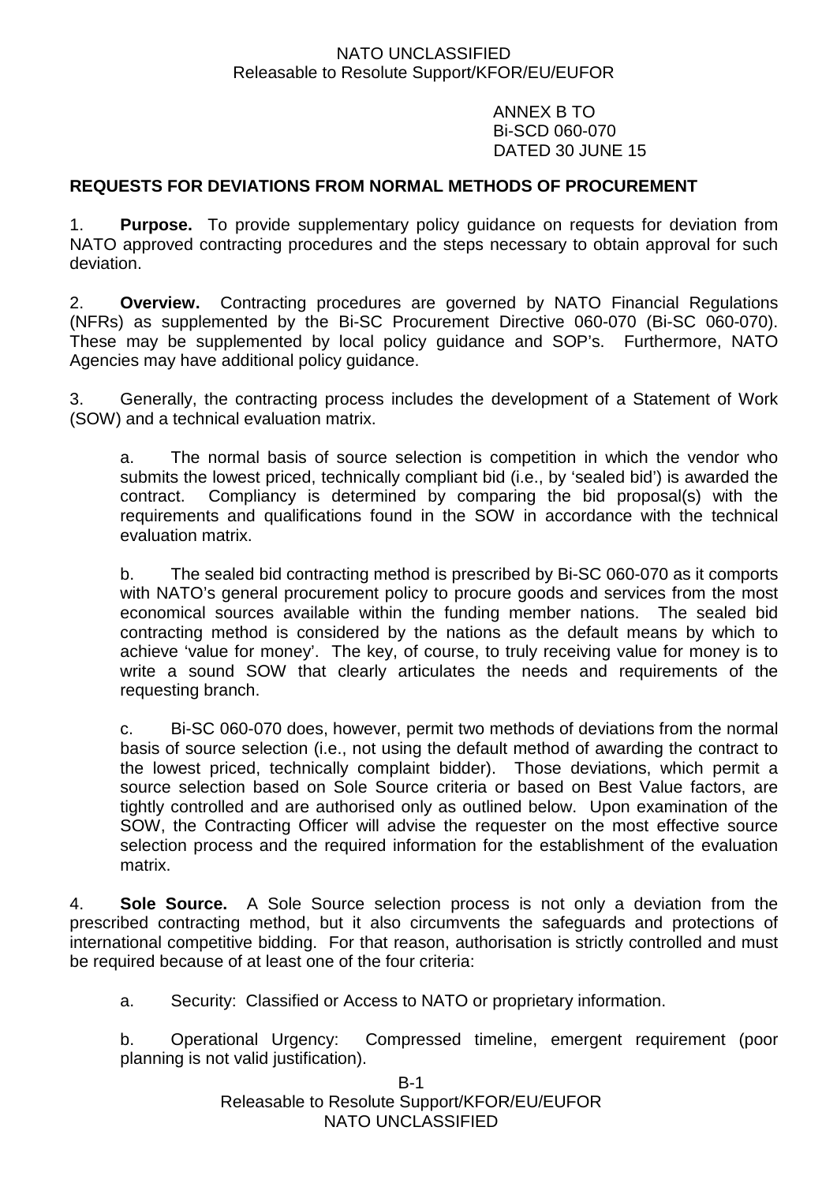ANNEX B TO
Bi-SCD 060-070
DATED 30 JUNE 15

**REQUESTS FOR DEVIATIONS FROM NORMAL METHODS OF PROCUREMENT**

1. **Purpose.** To provide supplementary policy guidance on requests for deviation from NATO approved contracting procedures and the steps necessary to obtain approval for such deviation.

2. **Overview.** Contracting procedures are governed by NATO Financial Regulations (NFRs) as supplemented by the Bi-SC Procurement Directive 060-070 (Bi-SC 060-070). These may be supplemented by local policy guidance and SOP's. Furthermore, NATO Agencies may have additional policy guidance.

3. Generally, the contracting process includes the development of a Statement of Work (SOW) and a technical evaluation matrix.

a. The normal basis of source selection is competition in which the vendor who submits the lowest priced, technically compliant bid (i.e., by 'sealed bid') is awarded the contract. Compliancy is determined by comparing the bid proposal(s) with the requirements and qualifications found in the SOW in accordance with the technical evaluation matrix.

b. The sealed bid contracting method is prescribed by Bi-SC 060-070 as it comports with NATO's general procurement policy to procure goods and services from the most economical sources available within the funding member nations. The sealed bid contracting method is considered by the nations as the default means by which to achieve 'value for money'. The key, of course, to truly receiving value for money is to write a sound SOW that clearly articulates the needs and requirements of the requesting branch.

c. Bi-SC 060-070 does, however, permit two methods of deviations from the normal basis of source selection (i.e., not using the default method of awarding the contract to the lowest priced, technically complaint bidder). Those deviations, which permit a source selection based on Sole Source criteria or based on Best Value factors, are tightly controlled and are authorised only as outlined below. Upon examination of the SOW, the Contracting Officer will advise the requester on the most effective source selection process and the required information for the establishment of the evaluation matrix.

4. **Sole Source.** A Sole Source selection process is not only a deviation from the prescribed contracting method, but it also circumvents the safeguards and protections of international competitive bidding. For that reason, authorisation is strictly controlled and must be required because of at least one of the four criteria:

a. Security: Classified or Access to NATO or proprietary information.

b. Operational Urgency: Compressed timeline, emergent requirement (poor planning is not valid justification).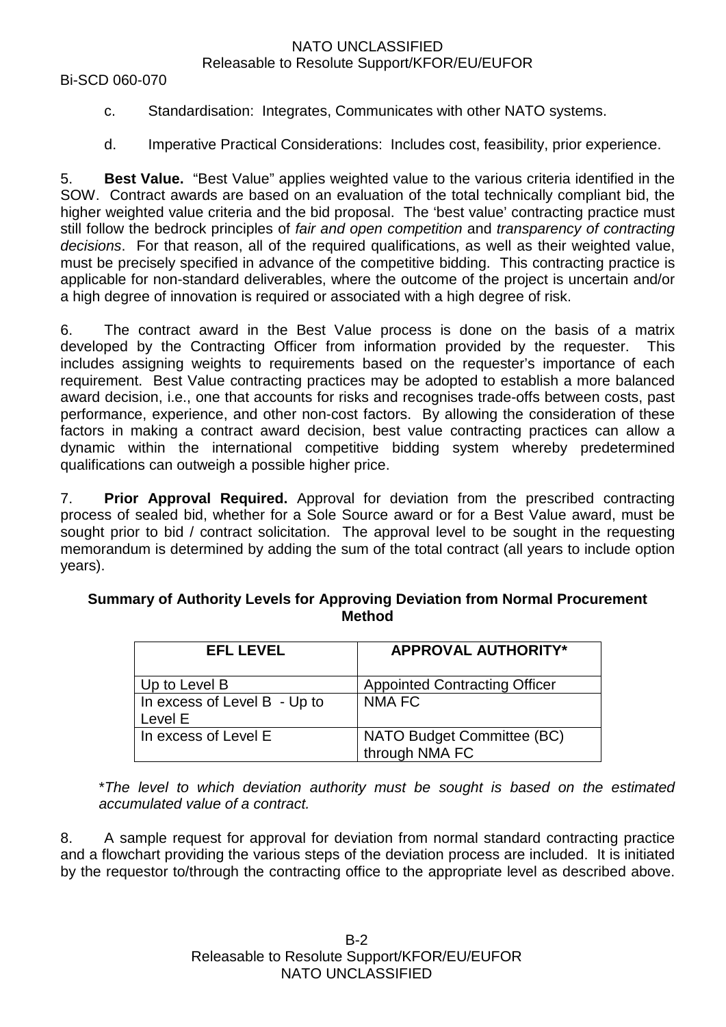c. Standardisation: Integrates, Communicates with other NATO systems.

d. Imperative Practical Considerations: Includes cost, feasibility, prior experience.

5. **Best Value.** "Best Value" applies weighted value to the various criteria identified in the SOW. Contract awards are based on an evaluation of the total technically compliant bid, the higher weighted value criteria and the bid proposal. The 'best value' contracting practice must still follow the bedrock principles of *fair and open competition* and *transparency of contracting decisions*. For that reason, all of the required qualifications, as well as their weighted value, must be precisely specified in advance of the competitive bidding. This contracting practice is applicable for non-standard deliverables, where the outcome of the project is uncertain and/or a high degree of innovation is required or associated with a high degree of risk.

6. The contract award in the Best Value process is done on the basis of a matrix developed by the Contracting Officer from information provided by the requester. This includes assigning weights to requirements based on the requester's importance of each requirement. Best Value contracting practices may be adopted to establish a more balanced award decision, i.e., one that accounts for risks and recognises trade-offs between costs, past performance, experience, and other non-cost factors. By allowing the consideration of these factors in making a contract award decision, best value contracting practices can allow a dynamic within the international competitive bidding system whereby predetermined qualifications can outweigh a possible higher price.

7. **Prior Approval Required.** Approval for deviation from the prescribed contracting process of sealed bid, whether for a Sole Source award or for a Best Value award, must be sought prior to bid / contract solicitation. The approval level to be sought in the requesting memorandum is determined by adding the sum of the total contract (all years to include option years).

**Summary of Authority Levels for Approving Deviation from Normal Procurement Method**

| EFL LEVEL | APPROVAL AUTHORITY* |
|---|---|
| Up to Level B | Appointed Contracting Officer |
| In excess of Level B - Up to Level E | NMA FC |
| In excess of Level E | NATO Budget Committee (BC) through NMA FC |

*\*The level to which deviation authority must be sought is based on the estimated accumulated value of a contract.*

8. A sample request for approval for deviation from normal standard contracting practice and a flowchart providing the various steps of the deviation process are included. It is initiated by the requestor to/through the contracting office to the appropriate level as described above.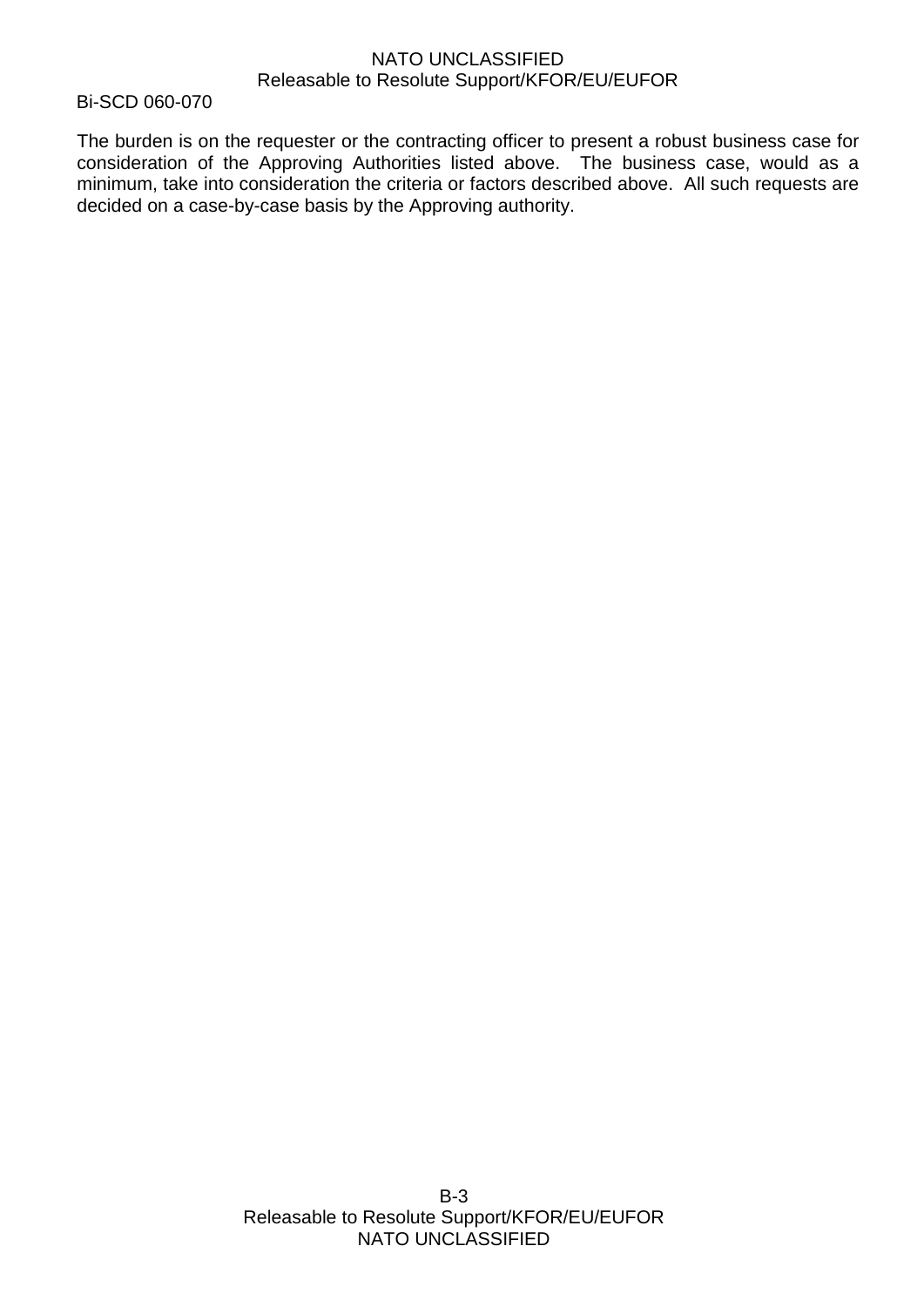The burden is on the requester or the contracting officer to present a robust business case for consideration of the Approving Authorities listed above. The business case, would as a minimum, take into consideration the criteria or factors described above. All such requests are decided on a case-by-case basis by the Approving authority.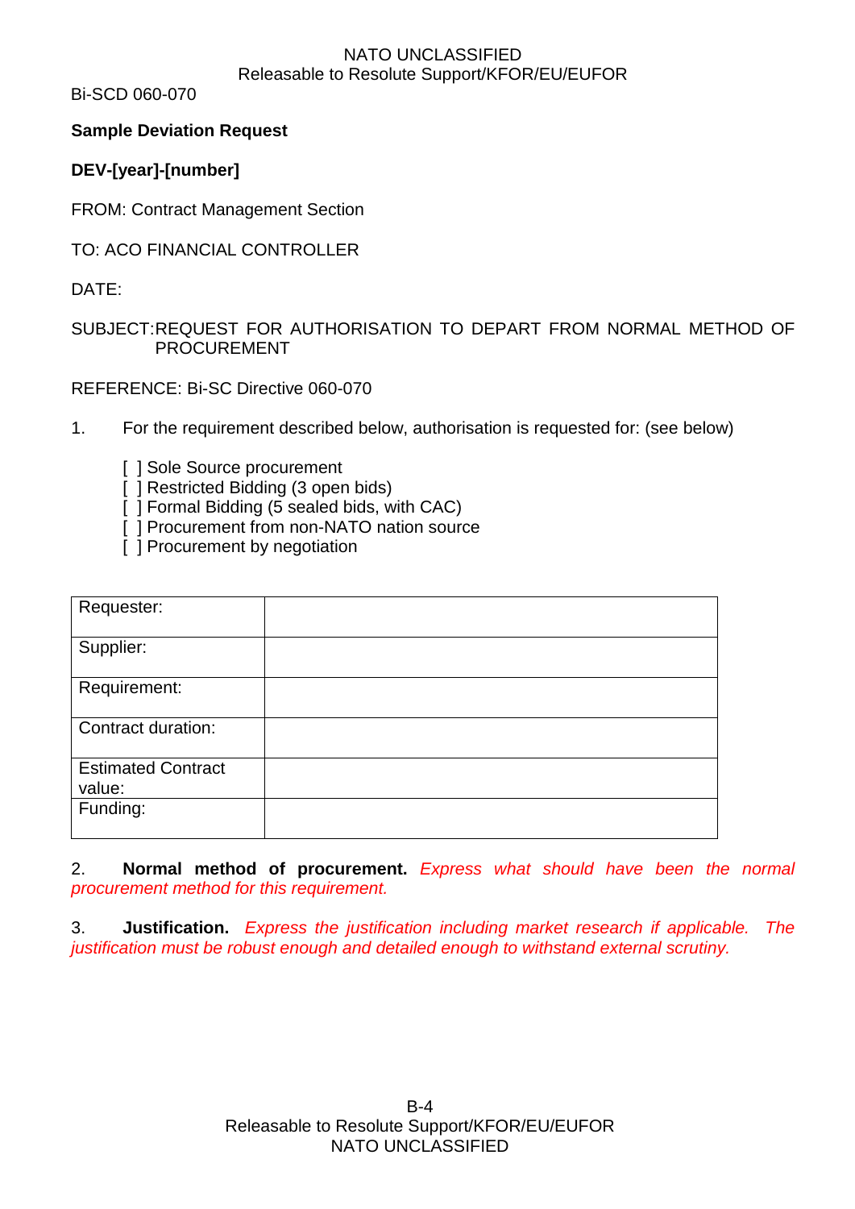Bi-SCD 060-070

**Sample Deviation Request**

**DEV-[year]-[number]**

FROM: Contract Management Section

TO: ACO FINANCIAL CONTROLLER

DATE:

SUBJECT: REQUEST FOR AUTHORISATION TO DEPART FROM NORMAL METHOD OF PROCUREMENT

REFERENCE: Bi-SC Directive 060-070

1. For the requirement described below, authorisation is requested for: (see below)

   [ ] Sole Source procurement
   [ ] Restricted Bidding (3 open bids)
   [ ] Formal Bidding (5 sealed bids, with CAC)
   [ ] Procurement from non-NATO nation source
   [ ] Procurement by negotiation

| | |
|---|---|
| Requester: | |
| Supplier: | |
| Requirement: | |
| Contract duration: | |
| Estimated Contract value: | |
| Funding: | |

2. **Normal method of procurement.** *Express what should have been the normal procurement method for this requirement.*

3. **Justification.** *Express the justification including market research if applicable. The justification must be robust enough and detailed enough to withstand external scrutiny.*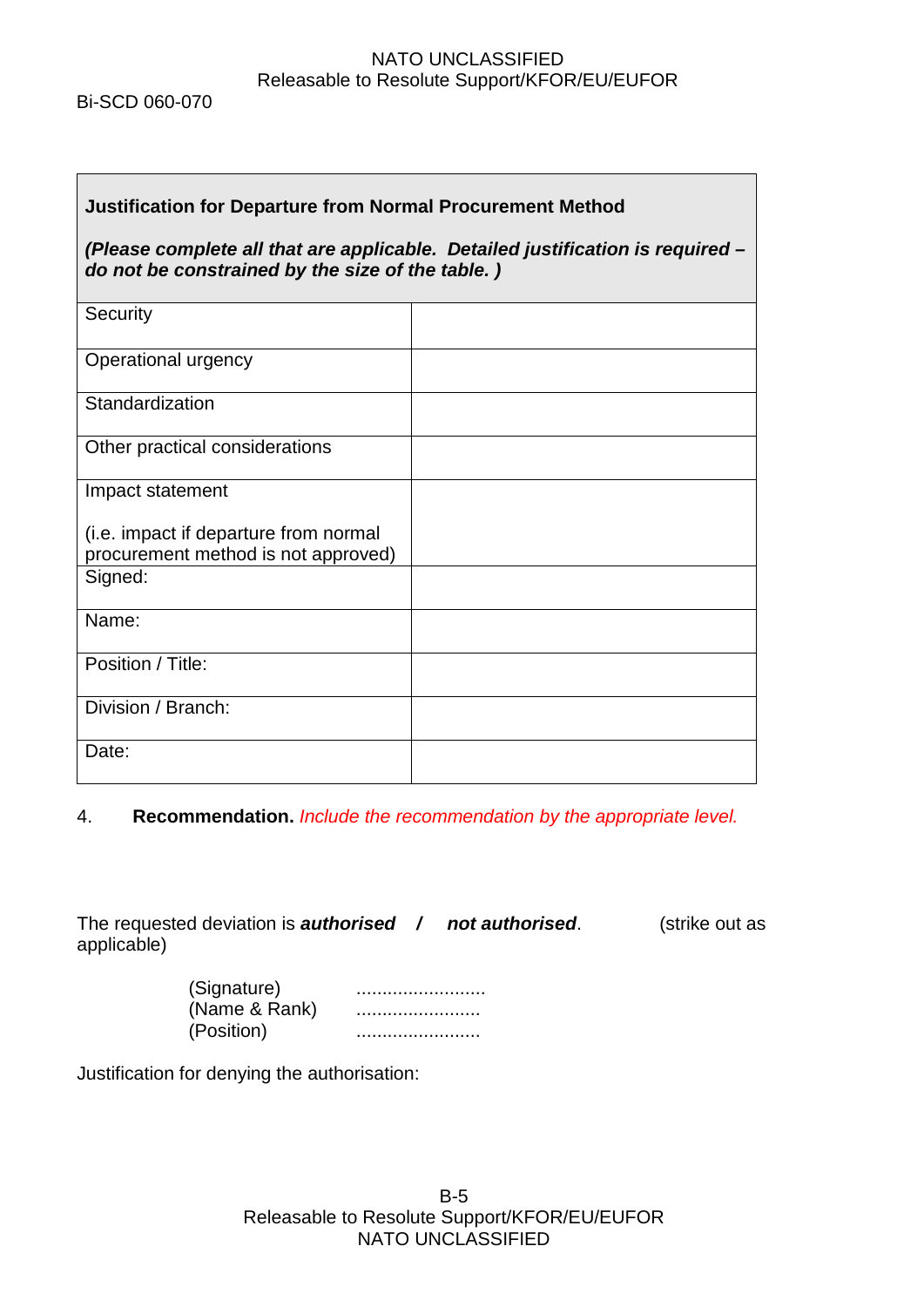| **Justification for Departure from Normal Procurement Method**<br><br>***(Please complete all that are applicable. Detailed justification is required – do not be constrained by the size of the table. )*** | |
|---|---|
| Security | |
| Operational urgency | |
| Standardization | |
| Other practical considerations | |
| Impact statement<br><br>(i.e. impact if departure from normal procurement method is not approved) | |
| Signed: | |
| Name: | |
| Position / Title: | |
| Division / Branch: | |
| Date: | |

4. **Recommendation.** *Include the recommendation by the appropriate level.*

The requested deviation is ***authorised / not authorised***. (strike out as applicable)

(Signature) .........................
(Name & Rank) ........................
(Position) ........................

Justification for denying the authorisation: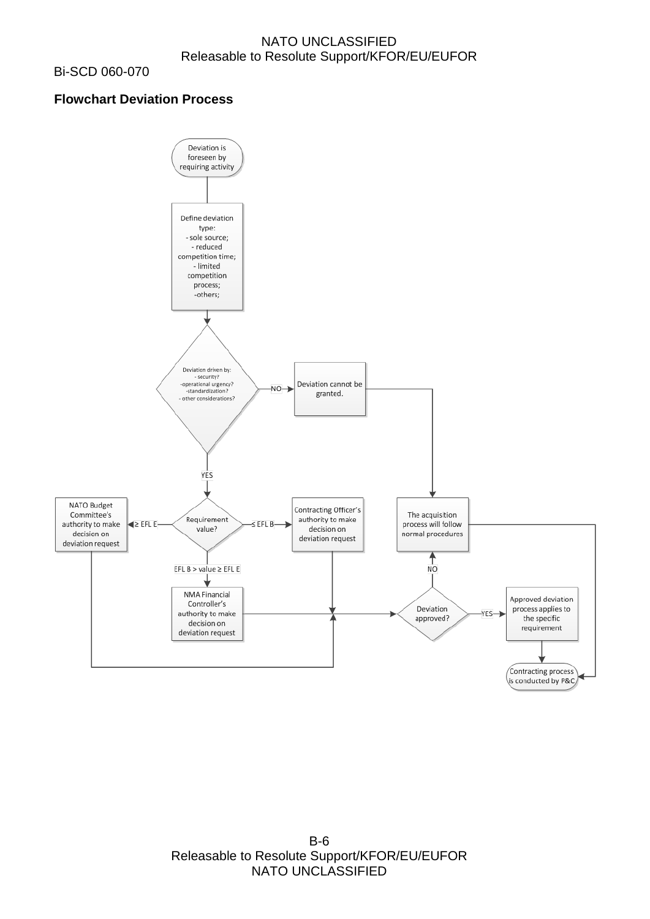Bi-SCD 060-070

**Flowchart Deviation Process**

Deviation is foreseen by requiring activity

Define deviation type:
- sole source;
- reduced competition time;
- limited competition process;
-others;

Deviation driven by:
- security?
-operational urgency?
-standardization?
- other considerations?

NO

Deviation cannot be granted.

YES

Requirement value?

≥ EFL E

NATO Budget Committee's authority to make decision on deviation request

≤ EFL B

Contracting Officer's authority to make decision on deviation request

EFL B > value ≥ EFL E

NMA Financial Controller's authority to make decision on deviation request

Deviation approved?

NO

The acquisition process will follow normal procedures

YES

Approved deviation process applies to the specific requirement

Contracting process is conducted by P&C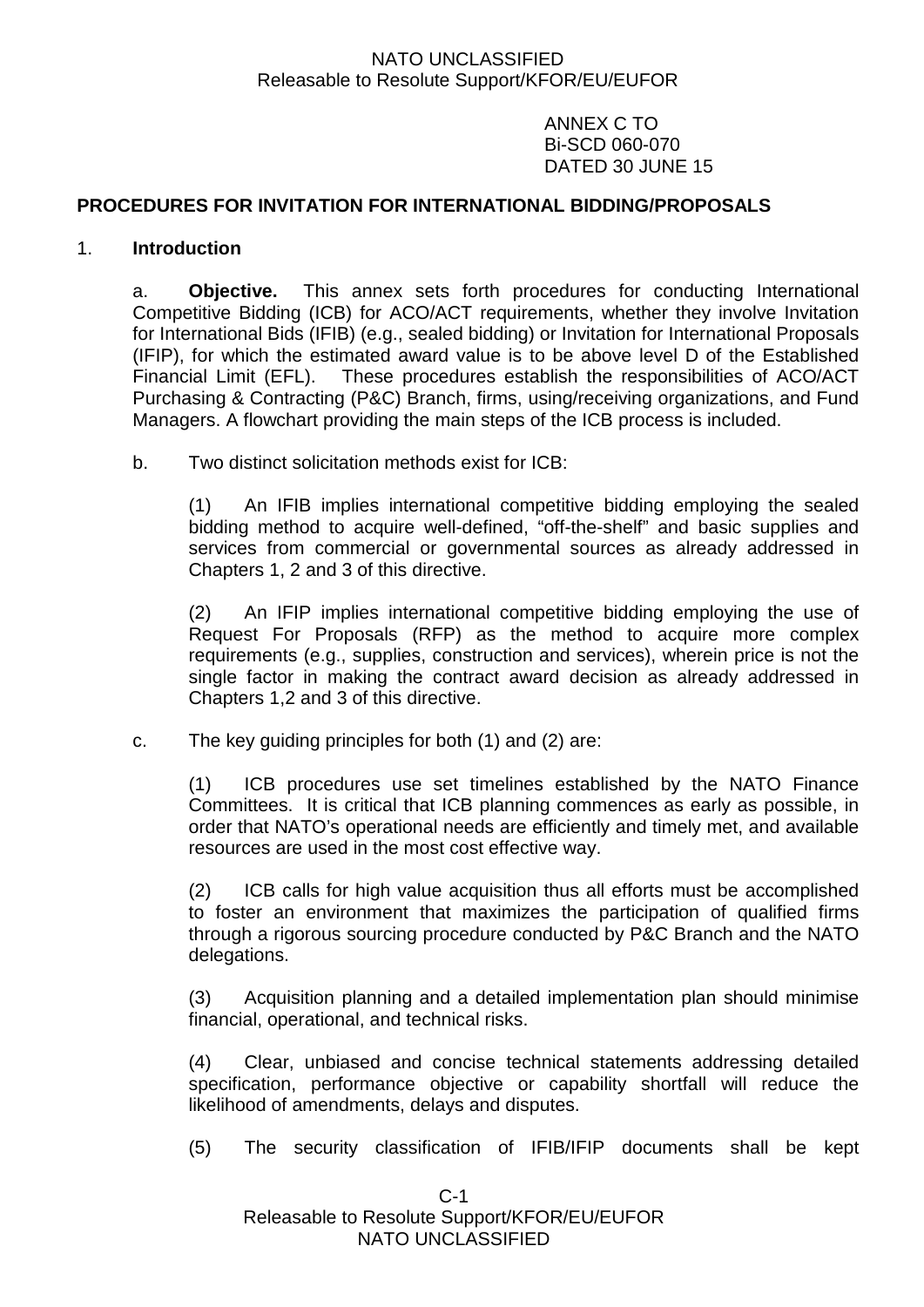ANNEX C TO
Bi-SCD 060-070
DATED 30 JUNE 15

**PROCEDURES FOR INVITATION FOR INTERNATIONAL BIDDING/PROPOSALS**

1. **Introduction**

a. **Objective.** This annex sets forth procedures for conducting International Competitive Bidding (ICB) for ACO/ACT requirements, whether they involve Invitation for International Bids (IFIB) (e.g., sealed bidding) or Invitation for International Proposals (IFIP), for which the estimated award value is to be above level D of the Established Financial Limit (EFL). These procedures establish the responsibilities of ACO/ACT Purchasing & Contracting (P&C) Branch, firms, using/receiving organizations, and Fund Managers. A flowchart providing the main steps of the ICB process is included.

b. Two distinct solicitation methods exist for ICB:

(1) An IFIB implies international competitive bidding employing the sealed bidding method to acquire well-defined, "off-the-shelf" and basic supplies and services from commercial or governmental sources as already addressed in Chapters 1, 2 and 3 of this directive.

(2) An IFIP implies international competitive bidding employing the use of Request For Proposals (RFP) as the method to acquire more complex requirements (e.g., supplies, construction and services), wherein price is not the single factor in making the contract award decision as already addressed in Chapters 1,2 and 3 of this directive.

c. The key guiding principles for both (1) and (2) are:

(1) ICB procedures use set timelines established by the NATO Finance Committees. It is critical that ICB planning commences as early as possible, in order that NATO's operational needs are efficiently and timely met, and available resources are used in the most cost effective way.

(2) ICB calls for high value acquisition thus all efforts must be accomplished to foster an environment that maximizes the participation of qualified firms through a rigorous sourcing procedure conducted by P&C Branch and the NATO delegations.

(3) Acquisition planning and a detailed implementation plan should minimise financial, operational, and technical risks.

(4) Clear, unbiased and concise technical statements addressing detailed specification, performance objective or capability shortfall will reduce the likelihood of amendments, delays and disputes.

(5) The security classification of IFIB/IFIP documents shall be kept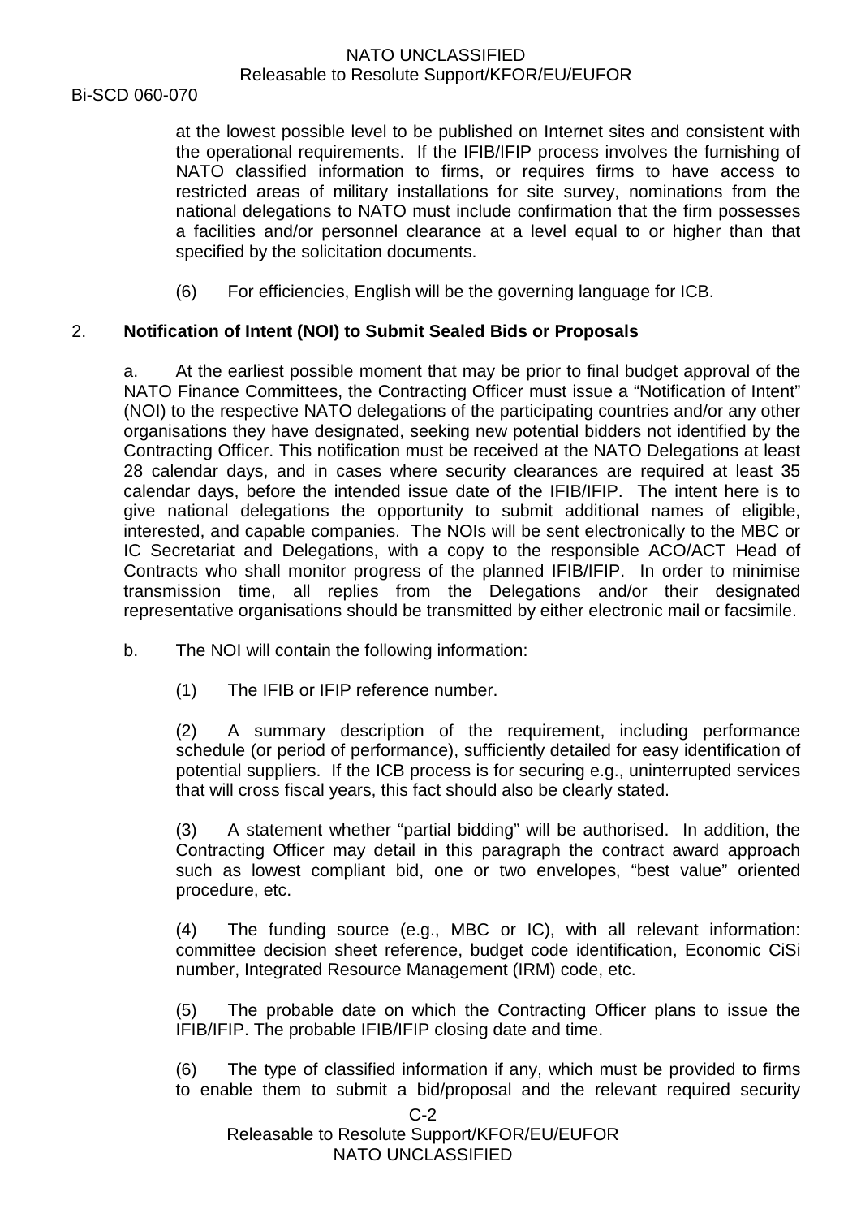at the lowest possible level to be published on Internet sites and consistent with the operational requirements. If the IFIB/IFIP process involves the furnishing of NATO classified information to firms, or requires firms to have access to restricted areas of military installations for site survey, nominations from the national delegations to NATO must include confirmation that the firm possesses a facilities and/or personnel clearance at a level equal to or higher than that specified by the solicitation documents.

(6) For efficiencies, English will be the governing language for ICB.

2. **Notification of Intent (NOI) to Submit Sealed Bids or Proposals**

a. At the earliest possible moment that may be prior to final budget approval of the NATO Finance Committees, the Contracting Officer must issue a "Notification of Intent" (NOI) to the respective NATO delegations of the participating countries and/or any other organisations they have designated, seeking new potential bidders not identified by the Contracting Officer. This notification must be received at the NATO Delegations at least 28 calendar days, and in cases where security clearances are required at least 35 calendar days, before the intended issue date of the IFIB/IFIP. The intent here is to give national delegations the opportunity to submit additional names of eligible, interested, and capable companies. The NOIs will be sent electronically to the MBC or IC Secretariat and Delegations, with a copy to the responsible ACO/ACT Head of Contracts who shall monitor progress of the planned IFIB/IFIP. In order to minimise transmission time, all replies from the Delegations and/or their designated representative organisations should be transmitted by either electronic mail or facsimile.

b. The NOI will contain the following information:

(1) The IFIB or IFIP reference number.

(2) A summary description of the requirement, including performance schedule (or period of performance), sufficiently detailed for easy identification of potential suppliers. If the ICB process is for securing e.g., uninterrupted services that will cross fiscal years, this fact should also be clearly stated.

(3) A statement whether "partial bidding" will be authorised. In addition, the Contracting Officer may detail in this paragraph the contract award approach such as lowest compliant bid, one or two envelopes, "best value" oriented procedure, etc.

(4) The funding source (e.g., MBC or IC), with all relevant information: committee decision sheet reference, budget code identification, Economic CiSi number, Integrated Resource Management (IRM) code, etc.

(5) The probable date on which the Contracting Officer plans to issue the IFIB/IFIP. The probable IFIB/IFIP closing date and time.

(6) The type of classified information if any, which must be provided to firms to enable them to submit a bid/proposal and the relevant required security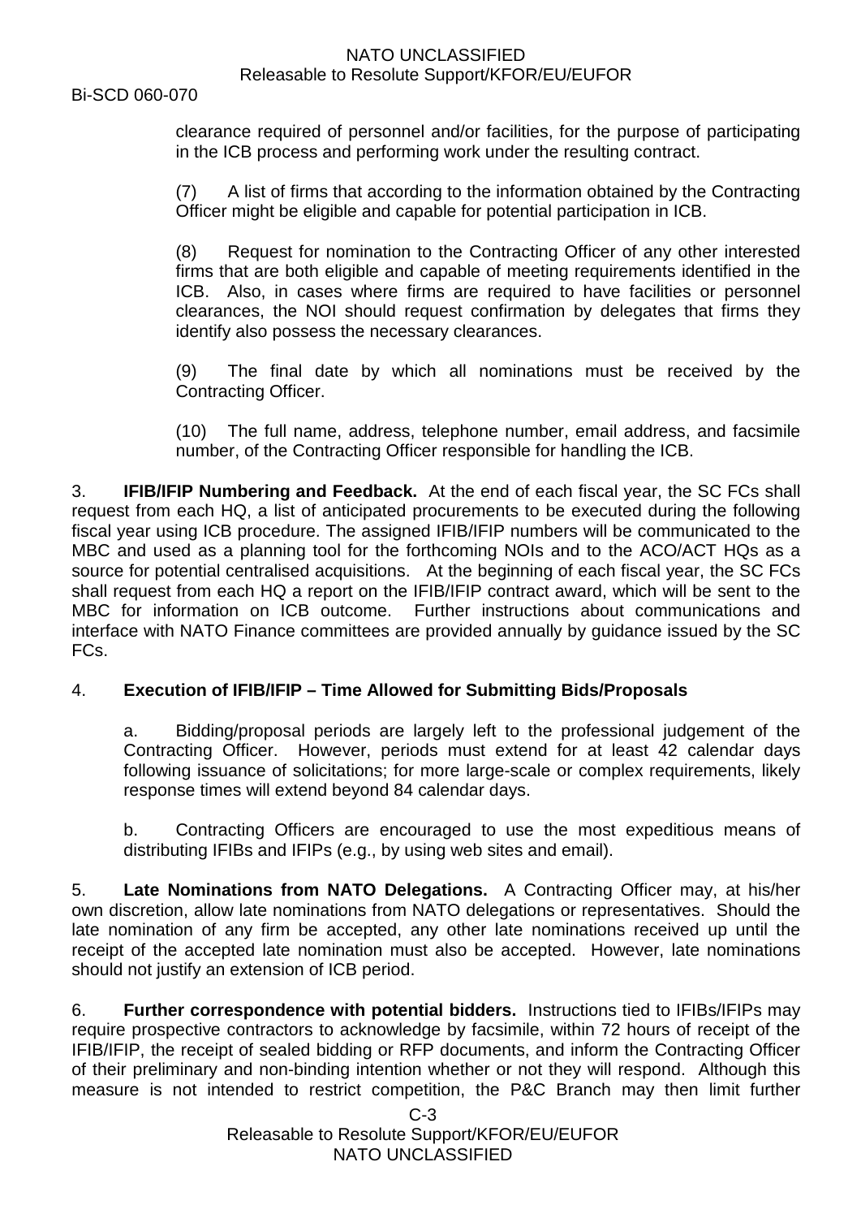clearance required of personnel and/or facilities, for the purpose of participating in the ICB process and performing work under the resulting contract.

(7) A list of firms that according to the information obtained by the Contracting Officer might be eligible and capable for potential participation in ICB.

(8) Request for nomination to the Contracting Officer of any other interested firms that are both eligible and capable of meeting requirements identified in the ICB. Also, in cases where firms are required to have facilities or personnel clearances, the NOI should request confirmation by delegates that firms they identify also possess the necessary clearances.

(9) The final date by which all nominations must be received by the Contracting Officer.

(10) The full name, address, telephone number, email address, and facsimile number, of the Contracting Officer responsible for handling the ICB.

3. **IFIB/IFIP Numbering and Feedback.** At the end of each fiscal year, the SC FCs shall request from each HQ, a list of anticipated procurements to be executed during the following fiscal year using ICB procedure. The assigned IFIB/IFIP numbers will be communicated to the MBC and used as a planning tool for the forthcoming NOIs and to the ACO/ACT HQs as a source for potential centralised acquisitions. At the beginning of each fiscal year, the SC FCs shall request from each HQ a report on the IFIB/IFIP contract award, which will be sent to the MBC for information on ICB outcome. Further instructions about communications and interface with NATO Finance committees are provided annually by guidance issued by the SC FCs.

4. **Execution of IFIB/IFIP – Time Allowed for Submitting Bids/Proposals**

a. Bidding/proposal periods are largely left to the professional judgement of the Contracting Officer. However, periods must extend for at least 42 calendar days following issuance of solicitations; for more large-scale or complex requirements, likely response times will extend beyond 84 calendar days.

b. Contracting Officers are encouraged to use the most expeditious means of distributing IFIBs and IFIPs (e.g., by using web sites and email).

5. **Late Nominations from NATO Delegations.** A Contracting Officer may, at his/her own discretion, allow late nominations from NATO delegations or representatives. Should the late nomination of any firm be accepted, any other late nominations received up until the receipt of the accepted late nomination must also be accepted. However, late nominations should not justify an extension of ICB period.

6. **Further correspondence with potential bidders.** Instructions tied to IFIBs/IFIPs may require prospective contractors to acknowledge by facsimile, within 72 hours of receipt of the IFIB/IFIP, the receipt of sealed bidding or RFP documents, and inform the Contracting Officer of their preliminary and non-binding intention whether or not they will respond. Although this measure is not intended to restrict competition, the P&C Branch may then limit further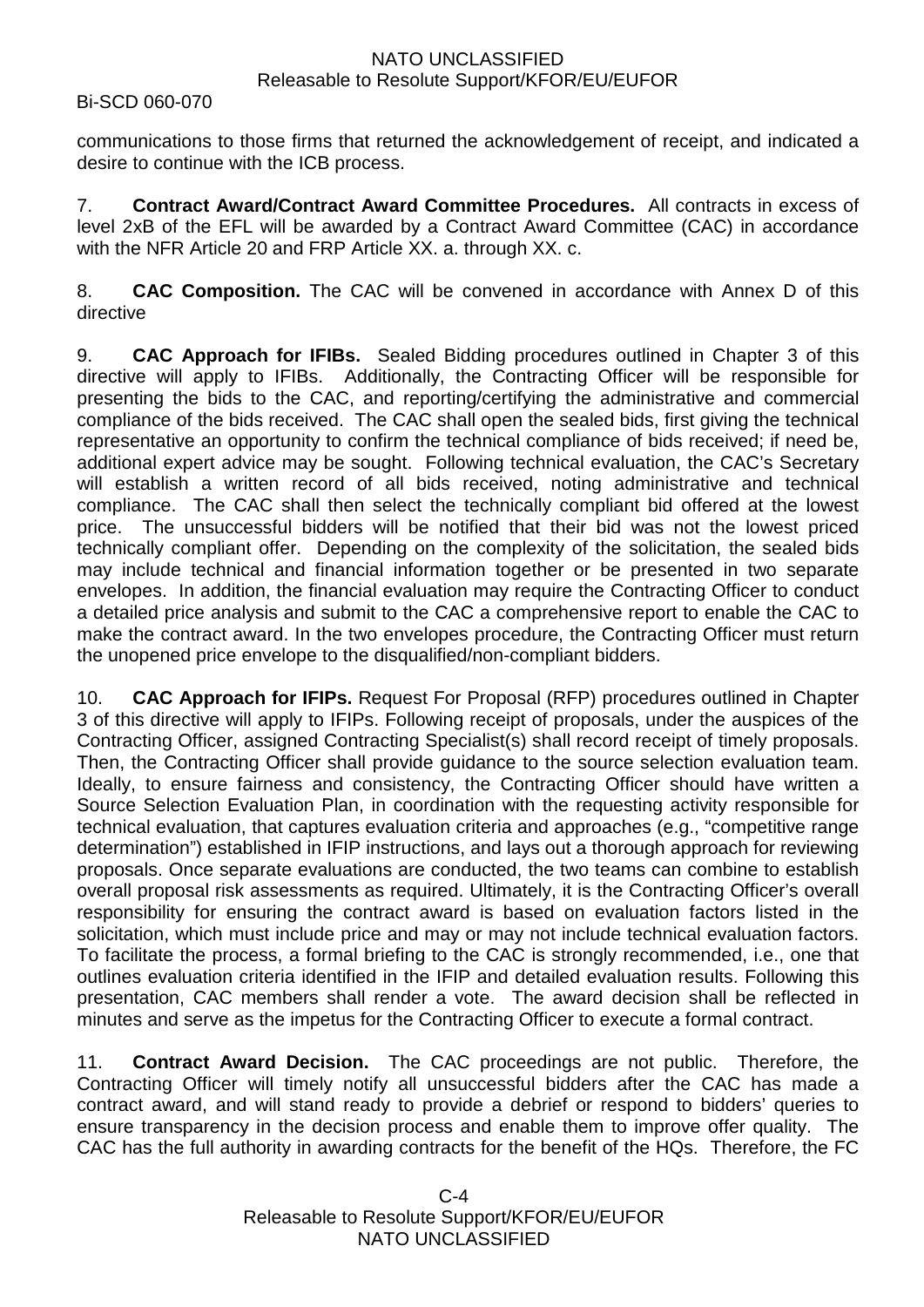communications to those firms that returned the acknowledgement of receipt, and indicated a desire to continue with the ICB process.

7. **Contract Award/Contract Award Committee Procedures.** All contracts in excess of level 2xB of the EFL will be awarded by a Contract Award Committee (CAC) in accordance with the NFR Article 20 and FRP Article XX. a. through XX. c.

8. **CAC Composition.** The CAC will be convened in accordance with Annex D of this directive

9. **CAC Approach for IFIBs.** Sealed Bidding procedures outlined in Chapter 3 of this directive will apply to IFIBs. Additionally, the Contracting Officer will be responsible for presenting the bids to the CAC, and reporting/certifying the administrative and commercial compliance of the bids received. The CAC shall open the sealed bids, first giving the technical representative an opportunity to confirm the technical compliance of bids received; if need be, additional expert advice may be sought. Following technical evaluation, the CAC's Secretary will establish a written record of all bids received, noting administrative and technical compliance. The CAC shall then select the technically compliant bid offered at the lowest price. The unsuccessful bidders will be notified that their bid was not the lowest priced technically compliant offer. Depending on the complexity of the solicitation, the sealed bids may include technical and financial information together or be presented in two separate envelopes. In addition, the financial evaluation may require the Contracting Officer to conduct a detailed price analysis and submit to the CAC a comprehensive report to enable the CAC to make the contract award. In the two envelopes procedure, the Contracting Officer must return the unopened price envelope to the disqualified/non-compliant bidders.

10. **CAC Approach for IFIPs.** Request For Proposal (RFP) procedures outlined in Chapter 3 of this directive will apply to IFIPs. Following receipt of proposals, under the auspices of the Contracting Officer, assigned Contracting Specialist(s) shall record receipt of timely proposals. Then, the Contracting Officer shall provide guidance to the source selection evaluation team. Ideally, to ensure fairness and consistency, the Contracting Officer should have written a Source Selection Evaluation Plan, in coordination with the requesting activity responsible for technical evaluation, that captures evaluation criteria and approaches (e.g., "competitive range determination") established in IFIP instructions, and lays out a thorough approach for reviewing proposals. Once separate evaluations are conducted, the two teams can combine to establish overall proposal risk assessments as required. Ultimately, it is the Contracting Officer's overall responsibility for ensuring the contract award is based on evaluation factors listed in the solicitation, which must include price and may or may not include technical evaluation factors. To facilitate the process, a formal briefing to the CAC is strongly recommended, i.e., one that outlines evaluation criteria identified in the IFIP and detailed evaluation results. Following this presentation, CAC members shall render a vote. The award decision shall be reflected in minutes and serve as the impetus for the Contracting Officer to execute a formal contract.

11. **Contract Award Decision.** The CAC proceedings are not public. Therefore, the Contracting Officer will timely notify all unsuccessful bidders after the CAC has made a contract award, and will stand ready to provide a debrief or respond to bidders' queries to ensure transparency in the decision process and enable them to improve offer quality. The CAC has the full authority in awarding contracts for the benefit of the HQs. Therefore, the FC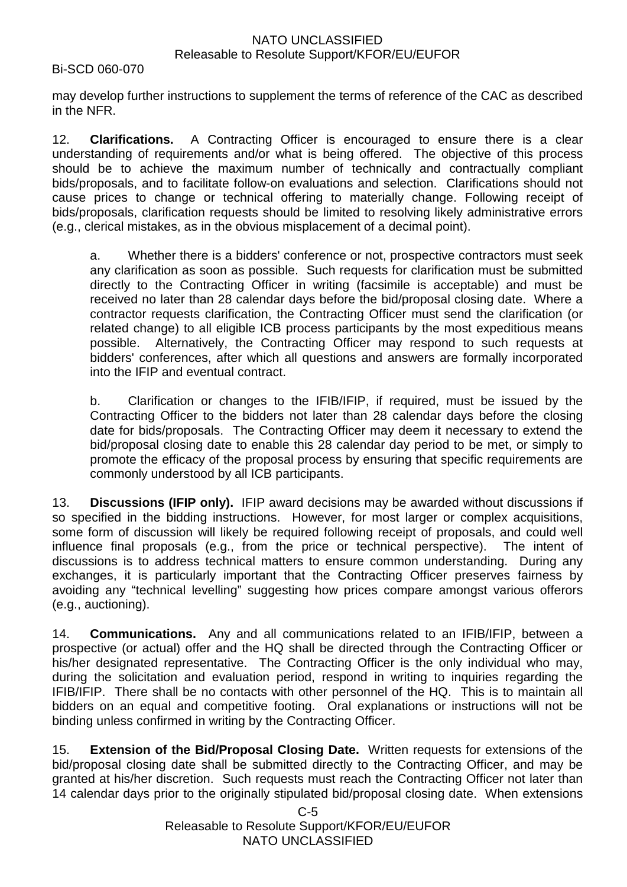may develop further instructions to supplement the terms of reference of the CAC as described in the NFR.

12. **Clarifications.** A Contracting Officer is encouraged to ensure there is a clear understanding of requirements and/or what is being offered. The objective of this process should be to achieve the maximum number of technically and contractually compliant bids/proposals, and to facilitate follow-on evaluations and selection. Clarifications should not cause prices to change or technical offering to materially change. Following receipt of bids/proposals, clarification requests should be limited to resolving likely administrative errors (e.g., clerical mistakes, as in the obvious misplacement of a decimal point).

a. Whether there is a bidders' conference or not, prospective contractors must seek any clarification as soon as possible. Such requests for clarification must be submitted directly to the Contracting Officer in writing (facsimile is acceptable) and must be received no later than 28 calendar days before the bid/proposal closing date. Where a contractor requests clarification, the Contracting Officer must send the clarification (or related change) to all eligible ICB process participants by the most expeditious means possible. Alternatively, the Contracting Officer may respond to such requests at bidders' conferences, after which all questions and answers are formally incorporated into the IFIP and eventual contract.

b. Clarification or changes to the IFIB/IFIP, if required, must be issued by the Contracting Officer to the bidders not later than 28 calendar days before the closing date for bids/proposals. The Contracting Officer may deem it necessary to extend the bid/proposal closing date to enable this 28 calendar day period to be met, or simply to promote the efficacy of the proposal process by ensuring that specific requirements are commonly understood by all ICB participants.

13. **Discussions (IFIP only).** IFIP award decisions may be awarded without discussions if so specified in the bidding instructions. However, for most larger or complex acquisitions, some form of discussion will likely be required following receipt of proposals, and could well influence final proposals (e.g., from the price or technical perspective). The intent of discussions is to address technical matters to ensure common understanding. During any exchanges, it is particularly important that the Contracting Officer preserves fairness by avoiding any "technical levelling" suggesting how prices compare amongst various offerors (e.g., auctioning).

14. **Communications.** Any and all communications related to an IFIB/IFIP, between a prospective (or actual) offer and the HQ shall be directed through the Contracting Officer or his/her designated representative. The Contracting Officer is the only individual who may, during the solicitation and evaluation period, respond in writing to inquiries regarding the IFIB/IFIP. There shall be no contacts with other personnel of the HQ. This is to maintain all bidders on an equal and competitive footing. Oral explanations or instructions will not be binding unless confirmed in writing by the Contracting Officer.

15. **Extension of the Bid/Proposal Closing Date.** Written requests for extensions of the bid/proposal closing date shall be submitted directly to the Contracting Officer, and may be granted at his/her discretion. Such requests must reach the Contracting Officer not later than 14 calendar days prior to the originally stipulated bid/proposal closing date. When extensions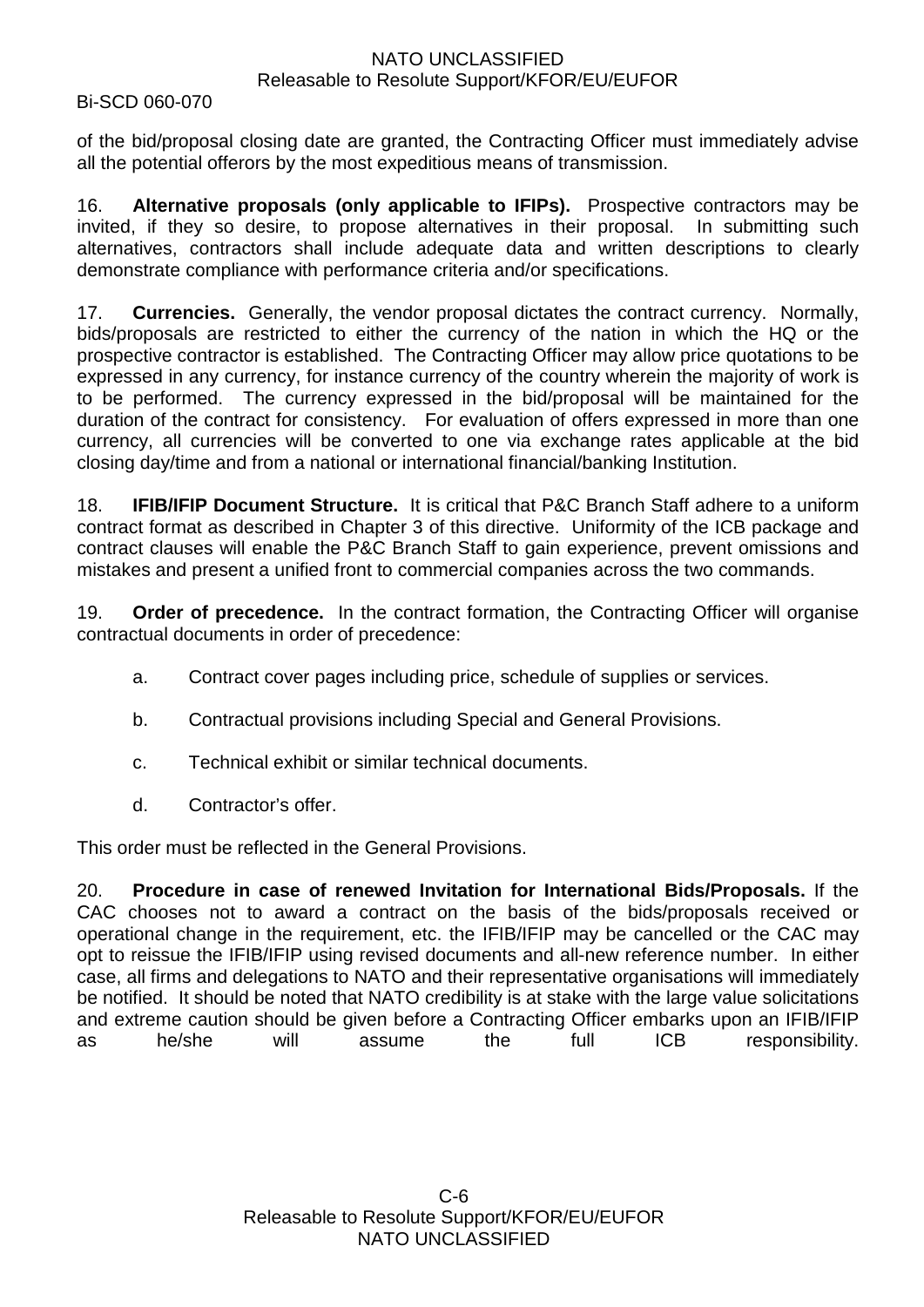of the bid/proposal closing date are granted, the Contracting Officer must immediately advise all the potential offerors by the most expeditious means of transmission.

16. **Alternative proposals (only applicable to IFIPs).** Prospective contractors may be invited, if they so desire, to propose alternatives in their proposal. In submitting such alternatives, contractors shall include adequate data and written descriptions to clearly demonstrate compliance with performance criteria and/or specifications.

17. **Currencies.** Generally, the vendor proposal dictates the contract currency. Normally, bids/proposals are restricted to either the currency of the nation in which the HQ or the prospective contractor is established. The Contracting Officer may allow price quotations to be expressed in any currency, for instance currency of the country wherein the majority of work is to be performed. The currency expressed in the bid/proposal will be maintained for the duration of the contract for consistency. For evaluation of offers expressed in more than one currency, all currencies will be converted to one via exchange rates applicable at the bid closing day/time and from a national or international financial/banking Institution.

18. **IFIB/IFIP Document Structure.** It is critical that P&C Branch Staff adhere to a uniform contract format as described in Chapter 3 of this directive. Uniformity of the ICB package and contract clauses will enable the P&C Branch Staff to gain experience, prevent omissions and mistakes and present a unified front to commercial companies across the two commands.

19. **Order of precedence.** In the contract formation, the Contracting Officer will organise contractual documents in order of precedence:

a. Contract cover pages including price, schedule of supplies or services.

b. Contractual provisions including Special and General Provisions.

c. Technical exhibit or similar technical documents.

d. Contractor's offer.

This order must be reflected in the General Provisions.

20. **Procedure in case of renewed Invitation for International Bids/Proposals.** If the CAC chooses not to award a contract on the basis of the bids/proposals received or operational change in the requirement, etc. the IFIB/IFIP may be cancelled or the CAC may opt to reissue the IFIB/IFIP using revised documents and all-new reference number. In either case, all firms and delegations to NATO and their representative organisations will immediately be notified. It should be noted that NATO credibility is at stake with the large value solicitations and extreme caution should be given before a Contracting Officer embarks upon an IFIB/IFIP as he/she will assume the full ICB responsibility.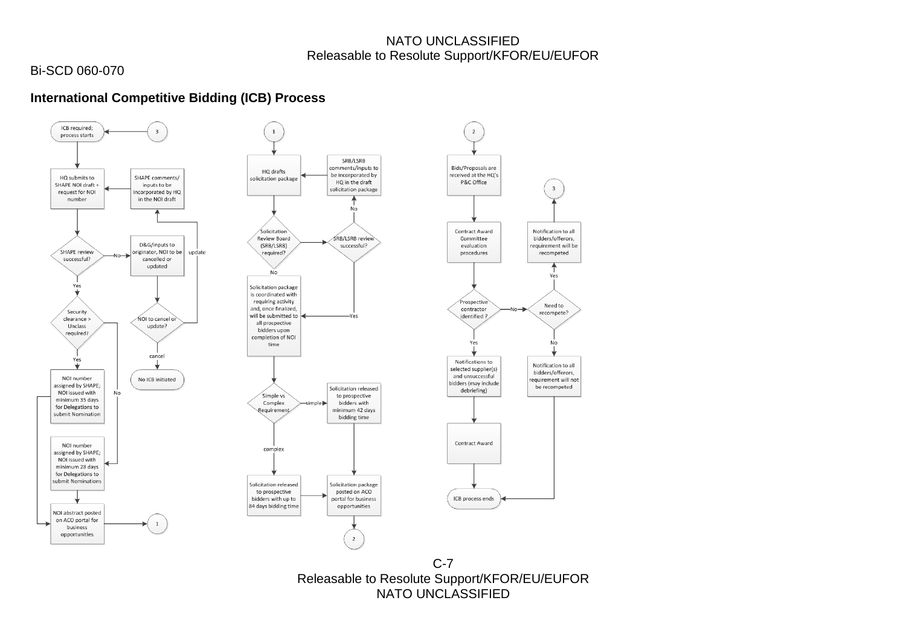## International Competitive Bidding (ICB) Process

- ICB required; process starts (← 3)
- HQ submits to SHAPE NOI draft + request for NOI number
- SHAPE review successful?
  - No → D&G/inputs to originator, NOI to be cancelled or updated
    - NOI to cancel or update?
      - update → SHAPE comments/inputs to be incorporated by HQ in the NOI draft → HQ submits to SHAPE NOI draft + request for NOI number
      - cancel → No ICB initiated
  - Yes → Security clearance > Unclass required?
    - Yes → NOI number assigned by SHAPE; NOI issued with minimum 35 days for Delegations to submit Nomination
    - No → NOI number assigned by SHAPE; NOI issued with minimum 28 days for Delegations to submit Nominations
- NOI abstract posted on ACO portal for business opportunities → 1

---

- 1
- HQ drafts solicitation package
- Solicitation Review Board (SRB/LSRB) required?
  - Yes → SRB/LSRB review successful?
    - No → SRB/LSRB comments/inputs to be incorporated by HQ in the draft solicitation package → HQ drafts solicitation package
    - Yes → Solicitation package is coordinated with requiring activity and, once finalized, will be submitted to all prospective bidders upon completion of NOI time
  - No → Solicitation package is coordinated with requiring activity and, once finalized, will be submitted to all prospective bidders upon completion of NOI time
- Simple vs Complex Requirement
  - simple → Solicitation released to prospective bidders with minimum 42 days bidding time
  - complex → Solicitation released to prospective bidders with up to 84 days bidding time
- Solicitation package posted on ACO portal for business opportunities
- → 2

---

- 2
- Bids/Proposals are received at the HQ's P&C Office
- Contract Award Committee evaluation procedures
- Prospective contractor identified ?
  - Yes → Notifications to selected supplier(s) and unsuccessful bidders (may include debriefing) → Contract Award → ICB process ends
  - No → Need to recompete?
    - Yes → Notification to all bidders/offerors, requirement will be recompeted → 3
    - No → Notification to all bidders/offerors, requirement will not be recompeted → ICB process ends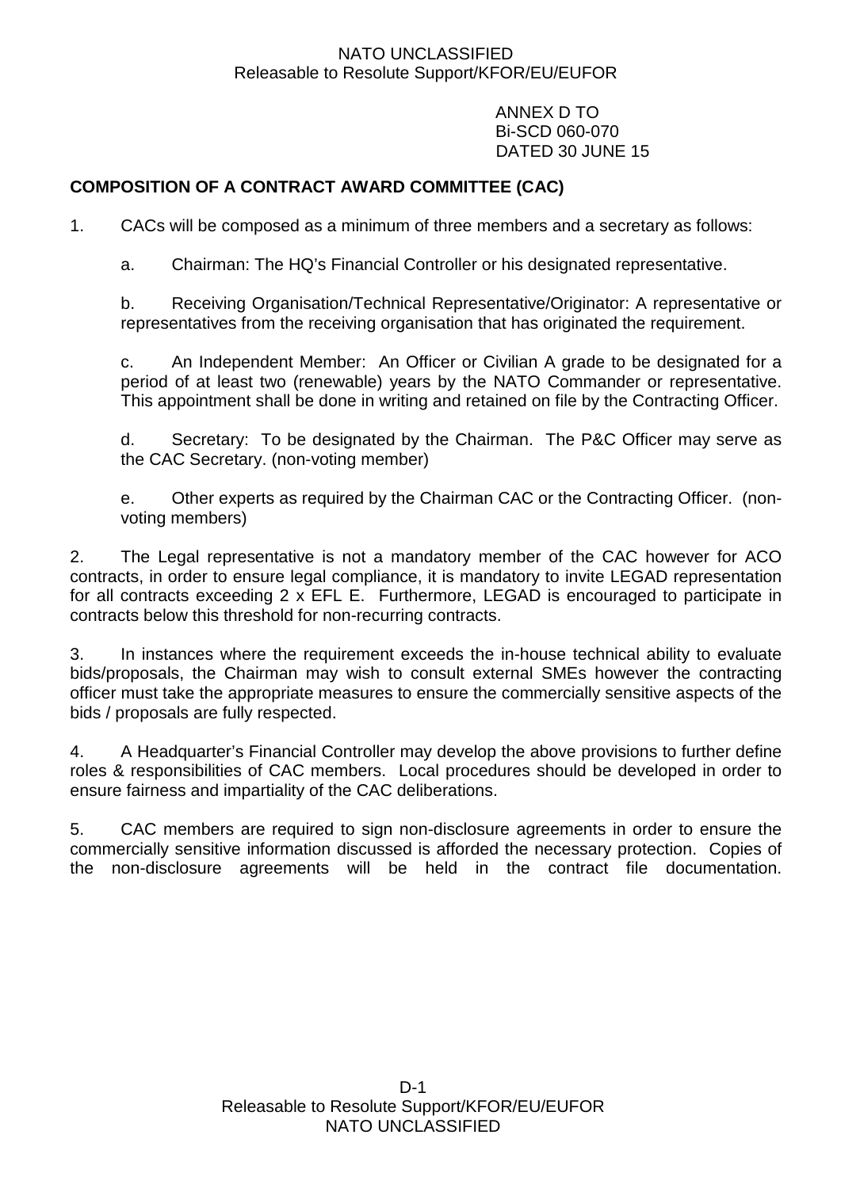ANNEX D TO
Bi-SCD 060-070
DATED 30 JUNE 15

**COMPOSITION OF A CONTRACT AWARD COMMITTEE (CAC)**

1. CACs will be composed as a minimum of three members and a secretary as follows:

   a. Chairman: The HQ's Financial Controller or his designated representative.

   b. Receiving Organisation/Technical Representative/Originator: A representative or representatives from the receiving organisation that has originated the requirement.

   c. An Independent Member: An Officer or Civilian A grade to be designated for a period of at least two (renewable) years by the NATO Commander or representative. This appointment shall be done in writing and retained on file by the Contracting Officer.

   d. Secretary: To be designated by the Chairman. The P&C Officer may serve as the CAC Secretary. (non-voting member)

   e. Other experts as required by the Chairman CAC or the Contracting Officer. (non-voting members)

2. The Legal representative is not a mandatory member of the CAC however for ACO contracts, in order to ensure legal compliance, it is mandatory to invite LEGAD representation for all contracts exceeding 2 x EFL E. Furthermore, LEGAD is encouraged to participate in contracts below this threshold for non-recurring contracts.

3. In instances where the requirement exceeds the in-house technical ability to evaluate bids/proposals, the Chairman may wish to consult external SMEs however the contracting officer must take the appropriate measures to ensure the commercially sensitive aspects of the bids / proposals are fully respected.

4. A Headquarter's Financial Controller may develop the above provisions to further define roles & responsibilities of CAC members. Local procedures should be developed in order to ensure fairness and impartiality of the CAC deliberations.

5. CAC members are required to sign non-disclosure agreements in order to ensure the commercially sensitive information discussed is afforded the necessary protection. Copies of the non-disclosure agreements will be held in the contract file documentation.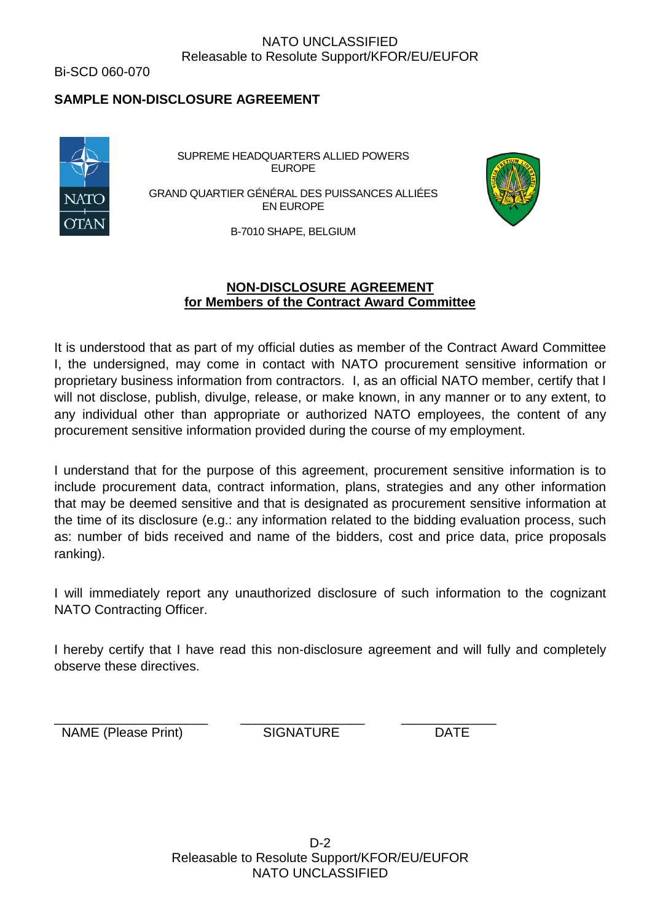Bi-SCD 060-070

**SAMPLE NON-DISCLOSURE AGREEMENT**

SUPREME HEADQUARTERS ALLIED POWERS EUROPE

GRAND QUARTIER GÉNÉRAL DES PUISSANCES ALLIÉES EN EUROPE

B-7010 SHAPE, BELGIUM

## NON-DISCLOSURE AGREEMENT for Members of the Contract Award Committee

It is understood that as part of my official duties as member of the Contract Award Committee I, the undersigned, may come in contact with NATO procurement sensitive information or proprietary business information from contractors. I, as an official NATO member, certify that I will not disclose, publish, divulge, release, or make known, in any manner or to any extent, to any individual other than appropriate or authorized NATO employees, the content of any procurement sensitive information provided during the course of my employment.

I understand that for the purpose of this agreement, procurement sensitive information is to include procurement data, contract information, plans, strategies and any other information that may be deemed sensitive and that is designated as procurement sensitive information at the time of its disclosure (e.g.: any information related to the bidding evaluation process, such as: number of bids received and name of the bidders, cost and price data, price proposals ranking).

I will immediately report any unauthorized disclosure of such information to the cognizant NATO Contracting Officer.

I hereby certify that I have read this non-disclosure agreement and will fully and completely observe these directives.

| ____________________ | ________________ | ____________ |
|---|---|---|
| NAME (Please Print) | SIGNATURE | DATE |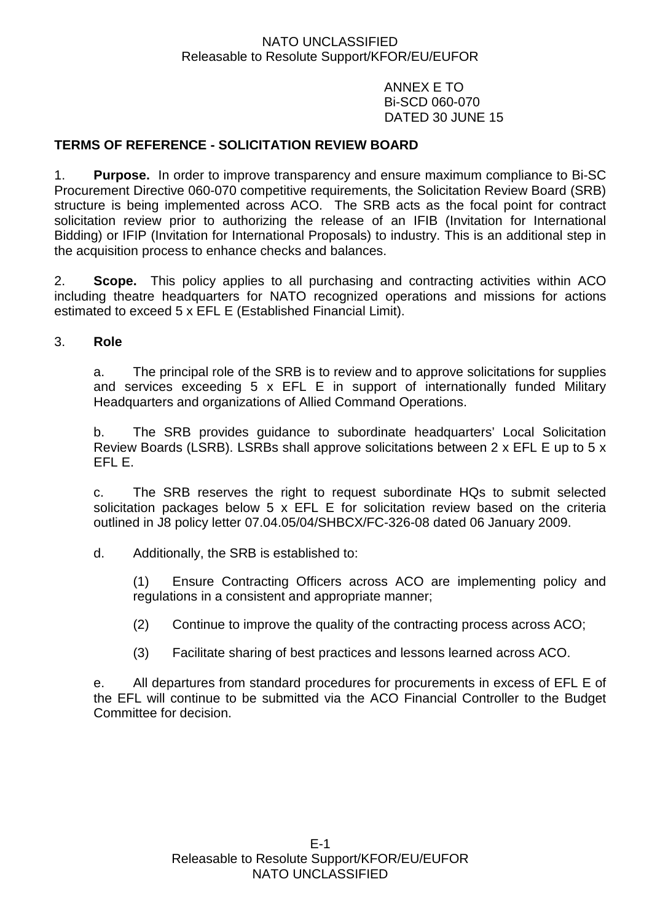ANNEX E TO
Bi-SCD 060-070
DATED 30 JUNE 15

**TERMS OF REFERENCE - SOLICITATION REVIEW BOARD**

1. **Purpose.** In order to improve transparency and ensure maximum compliance to Bi-SC Procurement Directive 060-070 competitive requirements, the Solicitation Review Board (SRB) structure is being implemented across ACO. The SRB acts as the focal point for contract solicitation review prior to authorizing the release of an IFIB (Invitation for International Bidding) or IFIP (Invitation for International Proposals) to industry. This is an additional step in the acquisition process to enhance checks and balances.

2. **Scope.** This policy applies to all purchasing and contracting activities within ACO including theatre headquarters for NATO recognized operations and missions for actions estimated to exceed 5 x EFL E (Established Financial Limit).

3. **Role**

a. The principal role of the SRB is to review and to approve solicitations for supplies and services exceeding 5 x EFL E in support of internationally funded Military Headquarters and organizations of Allied Command Operations.

b. The SRB provides guidance to subordinate headquarters' Local Solicitation Review Boards (LSRB). LSRBs shall approve solicitations between 2 x EFL E up to 5 x EFL E.

c. The SRB reserves the right to request subordinate HQs to submit selected solicitation packages below 5 x EFL E for solicitation review based on the criteria outlined in J8 policy letter 07.04.05/04/SHBCX/FC-326-08 dated 06 January 2009.

d. Additionally, the SRB is established to:

(1) Ensure Contracting Officers across ACO are implementing policy and regulations in a consistent and appropriate manner;

(2) Continue to improve the quality of the contracting process across ACO;

(3) Facilitate sharing of best practices and lessons learned across ACO.

e. All departures from standard procedures for procurements in excess of EFL E of the EFL will continue to be submitted via the ACO Financial Controller to the Budget Committee for decision.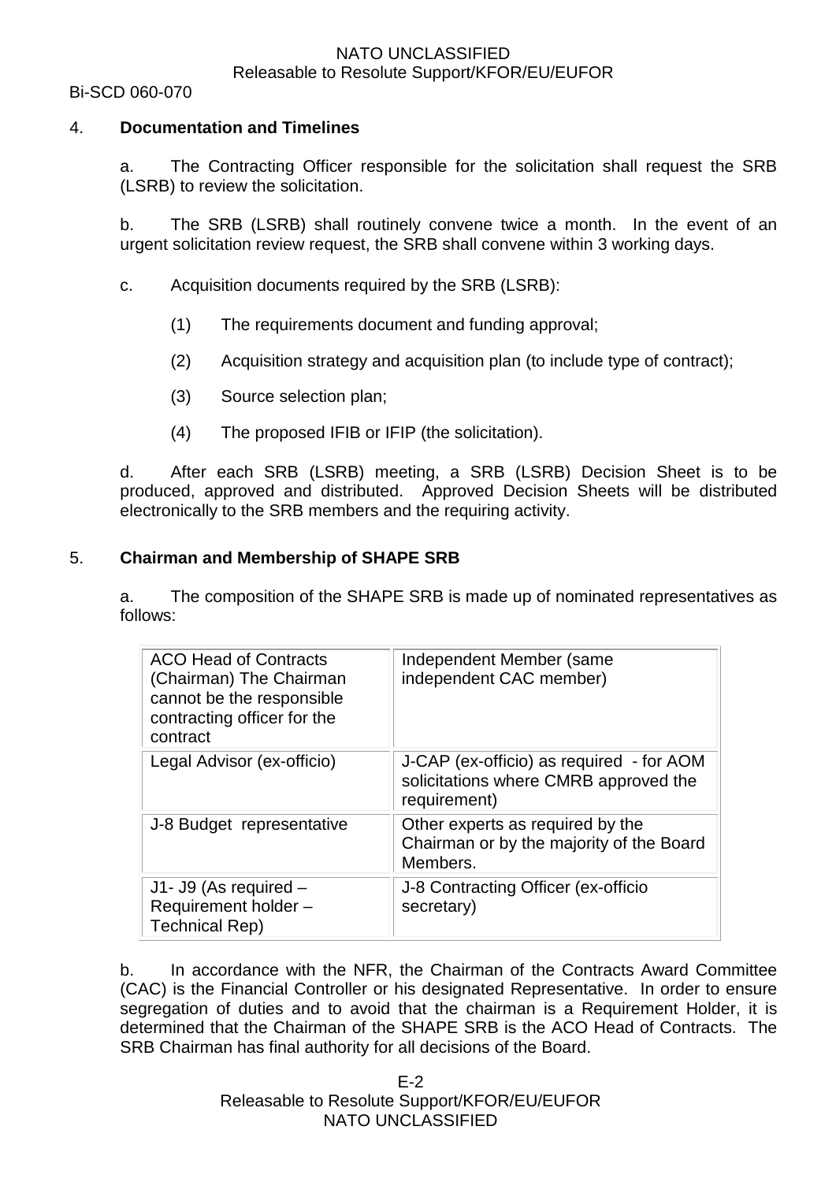4. **Documentation and Timelines**

a. The Contracting Officer responsible for the solicitation shall request the SRB (LSRB) to review the solicitation.

b. The SRB (LSRB) shall routinely convene twice a month. In the event of an urgent solicitation review request, the SRB shall convene within 3 working days.

c. Acquisition documents required by the SRB (LSRB):

(1) The requirements document and funding approval;

(2) Acquisition strategy and acquisition plan (to include type of contract);

(3) Source selection plan;

(4) The proposed IFIB or IFIP (the solicitation).

d. After each SRB (LSRB) meeting, a SRB (LSRB) Decision Sheet is to be produced, approved and distributed. Approved Decision Sheets will be distributed electronically to the SRB members and the requiring activity.

5. **Chairman and Membership of SHAPE SRB**

a. The composition of the SHAPE SRB is made up of nominated representatives as follows:

| | |
|---|---|
| ACO Head of Contracts (Chairman) The Chairman cannot be the responsible contracting officer for the contract | Independent Member (same independent CAC member) |
| Legal Advisor (ex-officio) | J-CAP (ex-officio) as required - for AOM solicitations where CMRB approved the requirement) |
| J-8 Budget representative | Other experts as required by the Chairman or by the majority of the Board Members. |
| J1- J9 (As required – Requirement holder – Technical Rep) | J-8 Contracting Officer (ex-officio secretary) |

b. In accordance with the NFR, the Chairman of the Contracts Award Committee (CAC) is the Financial Controller or his designated Representative. In order to ensure segregation of duties and to avoid that the chairman is a Requirement Holder, it is determined that the Chairman of the SHAPE SRB is the ACO Head of Contracts. The SRB Chairman has final authority for all decisions of the Board.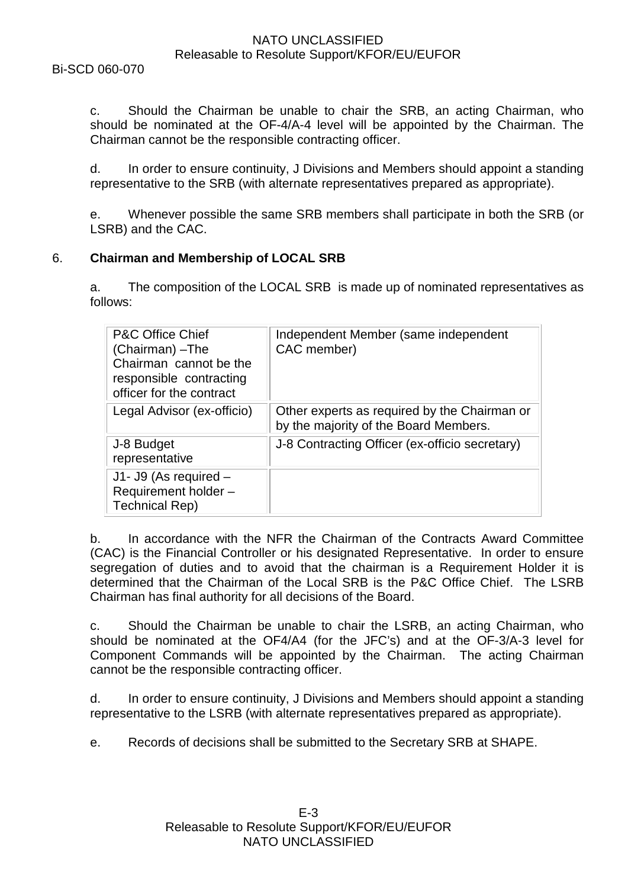c. Should the Chairman be unable to chair the SRB, an acting Chairman, who should be nominated at the OF-4/A-4 level will be appointed by the Chairman. The Chairman cannot be the responsible contracting officer.

d. In order to ensure continuity, J Divisions and Members should appoint a standing representative to the SRB (with alternate representatives prepared as appropriate).

e. Whenever possible the same SRB members shall participate in both the SRB (or LSRB) and the CAC.

6. **Chairman and Membership of LOCAL SRB**

a. The composition of the LOCAL SRB is made up of nominated representatives as follows:

| | |
|---|---|
| P&C Office Chief (Chairman) –The Chairman cannot be the responsible contracting officer for the contract | Independent Member (same independent CAC member) |
| Legal Advisor (ex-officio) | Other experts as required by the Chairman or by the majority of the Board Members. |
| J-8 Budget representative | J-8 Contracting Officer (ex-officio secretary) |
| J1- J9 (As required – Requirement holder – Technical Rep) | |

b. In accordance with the NFR the Chairman of the Contracts Award Committee (CAC) is the Financial Controller or his designated Representative. In order to ensure segregation of duties and to avoid that the chairman is a Requirement Holder it is determined that the Chairman of the Local SRB is the P&C Office Chief. The LSRB Chairman has final authority for all decisions of the Board.

c. Should the Chairman be unable to chair the LSRB, an acting Chairman, who should be nominated at the OF4/A4 (for the JFC's) and at the OF-3/A-3 level for Component Commands will be appointed by the Chairman. The acting Chairman cannot be the responsible contracting officer.

d. In order to ensure continuity, J Divisions and Members should appoint a standing representative to the LSRB (with alternate representatives prepared as appropriate).

e. Records of decisions shall be submitted to the Secretary SRB at SHAPE.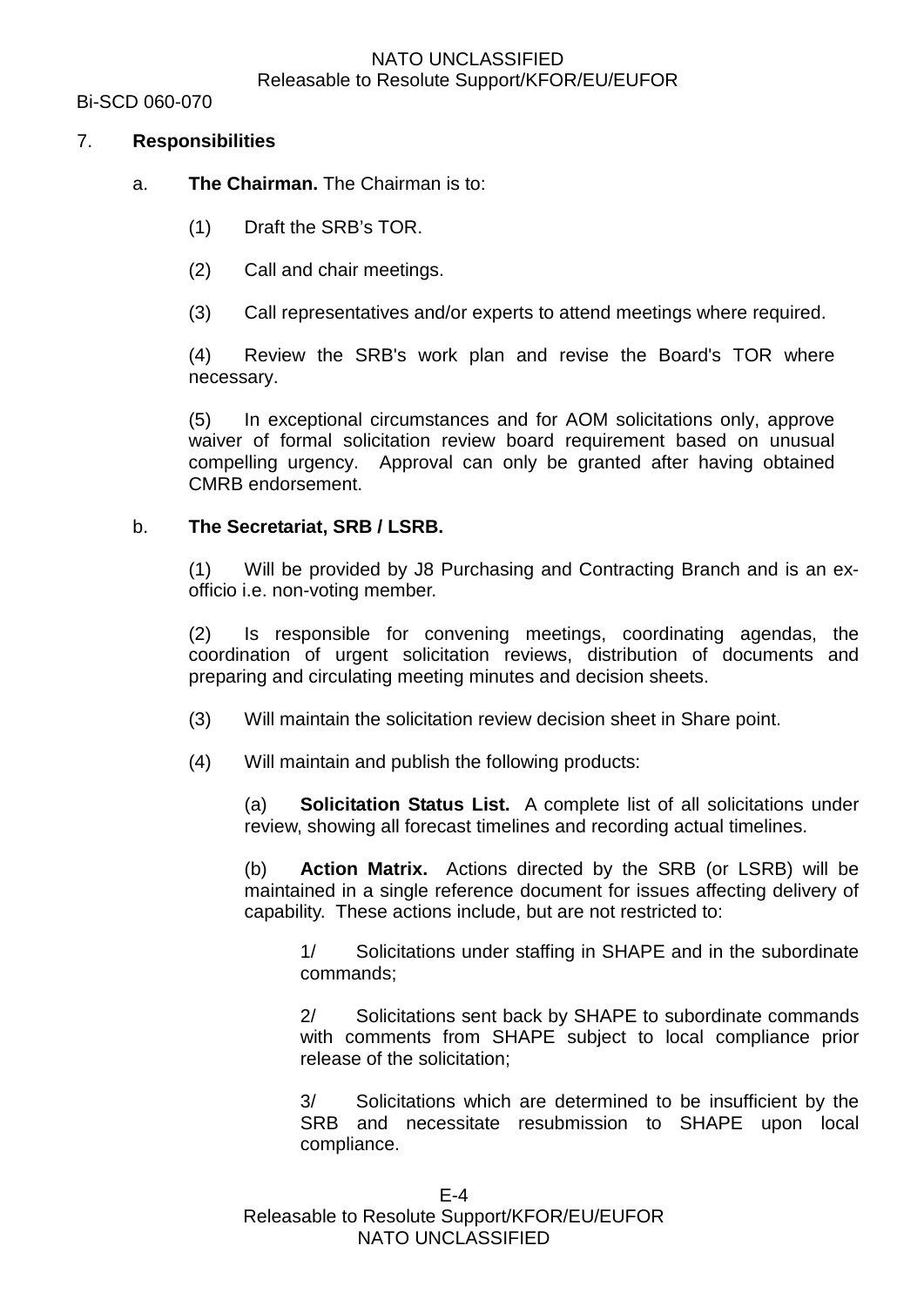7. **Responsibilities**

a. **The Chairman.** The Chairman is to:

(1) Draft the SRB's TOR.

(2) Call and chair meetings.

(3) Call representatives and/or experts to attend meetings where required.

(4) Review the SRB's work plan and revise the Board's TOR where necessary.

(5) In exceptional circumstances and for AOM solicitations only, approve waiver of formal solicitation review board requirement based on unusual compelling urgency. Approval can only be granted after having obtained CMRB endorsement.

b. **The Secretariat, SRB / LSRB.**

(1) Will be provided by J8 Purchasing and Contracting Branch and is an ex-officio i.e. non-voting member.

(2) Is responsible for convening meetings, coordinating agendas, the coordination of urgent solicitation reviews, distribution of documents and preparing and circulating meeting minutes and decision sheets.

(3) Will maintain the solicitation review decision sheet in Share point.

(4) Will maintain and publish the following products:

(a) **Solicitation Status List.** A complete list of all solicitations under review, showing all forecast timelines and recording actual timelines.

(b) **Action Matrix.** Actions directed by the SRB (or LSRB) will be maintained in a single reference document for issues affecting delivery of capability. These actions include, but are not restricted to:

1/ Solicitations under staffing in SHAPE and in the subordinate commands;

2/ Solicitations sent back by SHAPE to subordinate commands with comments from SHAPE subject to local compliance prior release of the solicitation;

3/ Solicitations which are determined to be insufficient by the SRB and necessitate resubmission to SHAPE upon local compliance.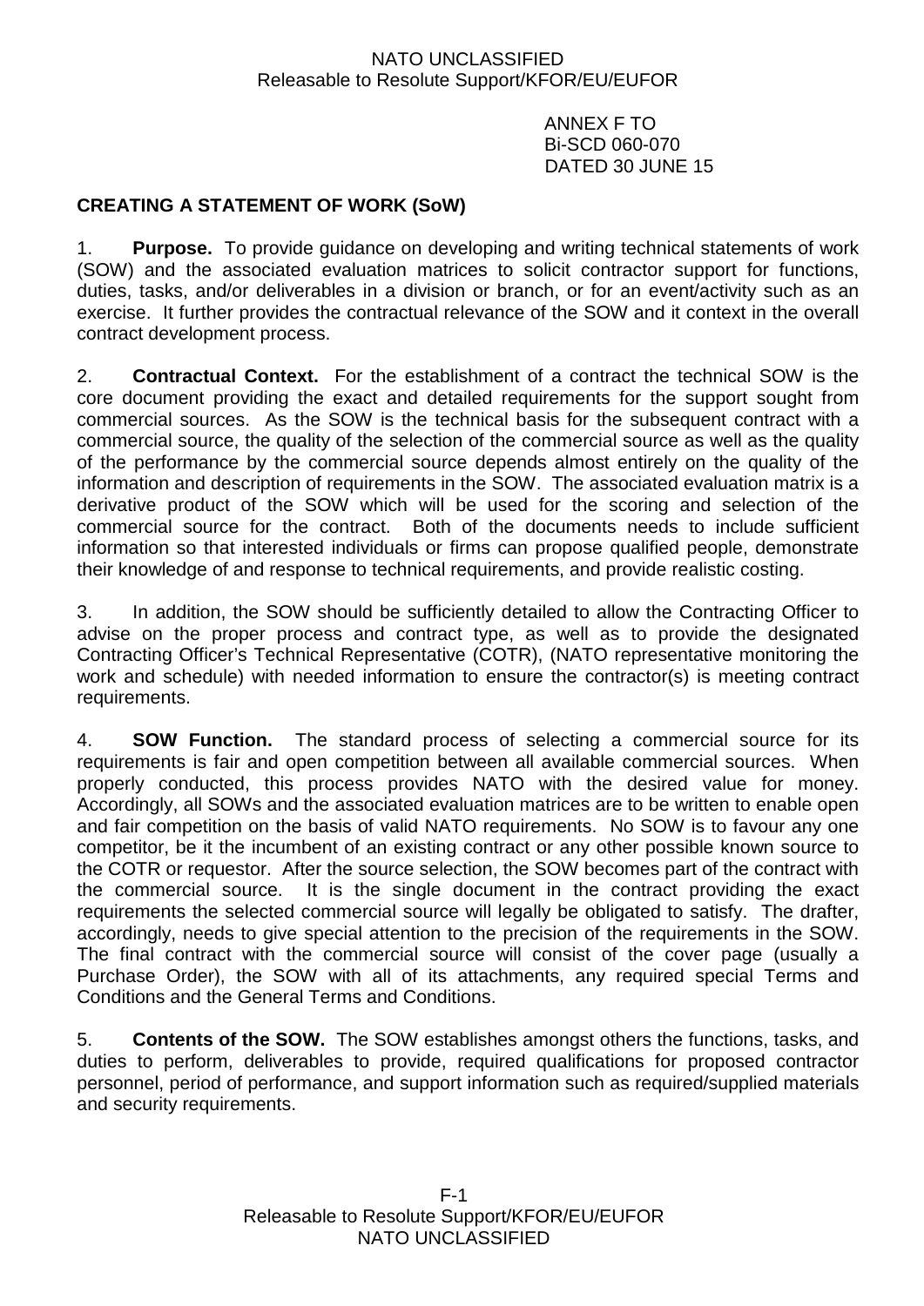ANNEX F TO
Bi-SCD 060-070
DATED 30 JUNE 15

## CREATING A STATEMENT OF WORK (SoW)

1. **Purpose.** To provide guidance on developing and writing technical statements of work (SOW) and the associated evaluation matrices to solicit contractor support for functions, duties, tasks, and/or deliverables in a division or branch, or for an event/activity such as an exercise. It further provides the contractual relevance of the SOW and it context in the overall contract development process.

2. **Contractual Context.** For the establishment of a contract the technical SOW is the core document providing the exact and detailed requirements for the support sought from commercial sources. As the SOW is the technical basis for the subsequent contract with a commercial source, the quality of the selection of the commercial source as well as the quality of the performance by the commercial source depends almost entirely on the quality of the information and description of requirements in the SOW. The associated evaluation matrix is a derivative product of the SOW which will be used for the scoring and selection of the commercial source for the contract. Both of the documents needs to include sufficient information so that interested individuals or firms can propose qualified people, demonstrate their knowledge of and response to technical requirements, and provide realistic costing.

3. In addition, the SOW should be sufficiently detailed to allow the Contracting Officer to advise on the proper process and contract type, as well as to provide the designated Contracting Officer's Technical Representative (COTR), (NATO representative monitoring the work and schedule) with needed information to ensure the contractor(s) is meeting contract requirements.

4. **SOW Function.** The standard process of selecting a commercial source for its requirements is fair and open competition between all available commercial sources. When properly conducted, this process provides NATO with the desired value for money. Accordingly, all SOWs and the associated evaluation matrices are to be written to enable open and fair competition on the basis of valid NATO requirements. No SOW is to favour any one competitor, be it the incumbent of an existing contract or any other possible known source to the COTR or requestor. After the source selection, the SOW becomes part of the contract with the commercial source. It is the single document in the contract providing the exact requirements the selected commercial source will legally be obligated to satisfy. The drafter, accordingly, needs to give special attention to the precision of the requirements in the SOW. The final contract with the commercial source will consist of the cover page (usually a Purchase Order), the SOW with all of its attachments, any required special Terms and Conditions and the General Terms and Conditions.

5. **Contents of the SOW.** The SOW establishes amongst others the functions, tasks, and duties to perform, deliverables to provide, required qualifications for proposed contractor personnel, period of performance, and support information such as required/supplied materials and security requirements.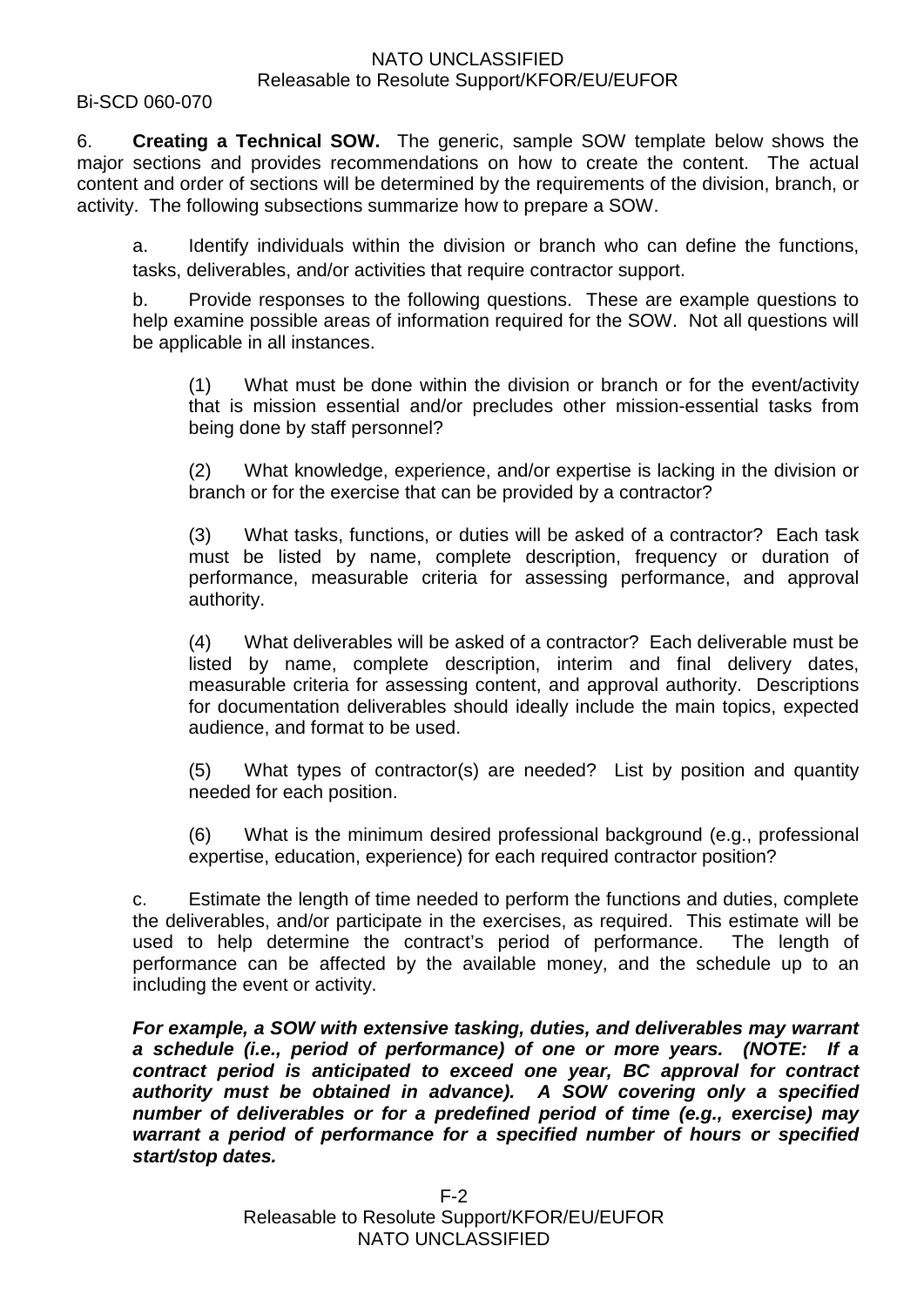6. **Creating a Technical SOW.** The generic, sample SOW template below shows the major sections and provides recommendations on how to create the content. The actual content and order of sections will be determined by the requirements of the division, branch, or activity. The following subsections summarize how to prepare a SOW.

a. Identify individuals within the division or branch who can define the functions, tasks, deliverables, and/or activities that require contractor support.

b. Provide responses to the following questions. These are example questions to help examine possible areas of information required for the SOW. Not all questions will be applicable in all instances.

(1) What must be done within the division or branch or for the event/activity that is mission essential and/or precludes other mission-essential tasks from being done by staff personnel?

(2) What knowledge, experience, and/or expertise is lacking in the division or branch or for the exercise that can be provided by a contractor?

(3) What tasks, functions, or duties will be asked of a contractor? Each task must be listed by name, complete description, frequency or duration of performance, measurable criteria for assessing performance, and approval authority.

(4) What deliverables will be asked of a contractor? Each deliverable must be listed by name, complete description, interim and final delivery dates, measurable criteria for assessing content, and approval authority. Descriptions for documentation deliverables should ideally include the main topics, expected audience, and format to be used.

(5) What types of contractor(s) are needed? List by position and quantity needed for each position.

(6) What is the minimum desired professional background (e.g., professional expertise, education, experience) for each required contractor position?

c. Estimate the length of time needed to perform the functions and duties, complete the deliverables, and/or participate in the exercises, as required. This estimate will be used to help determine the contract's period of performance. The length of performance can be affected by the available money, and the schedule up to an including the event or activity.

***For example, a SOW with extensive tasking, duties, and deliverables may warrant a schedule (i.e., period of performance) of one or more years. (NOTE: If a contract period is anticipated to exceed one year, BC approval for contract authority must be obtained in advance). A SOW covering only a specified number of deliverables or for a predefined period of time (e.g., exercise) may warrant a period of performance for a specified number of hours or specified start/stop dates.***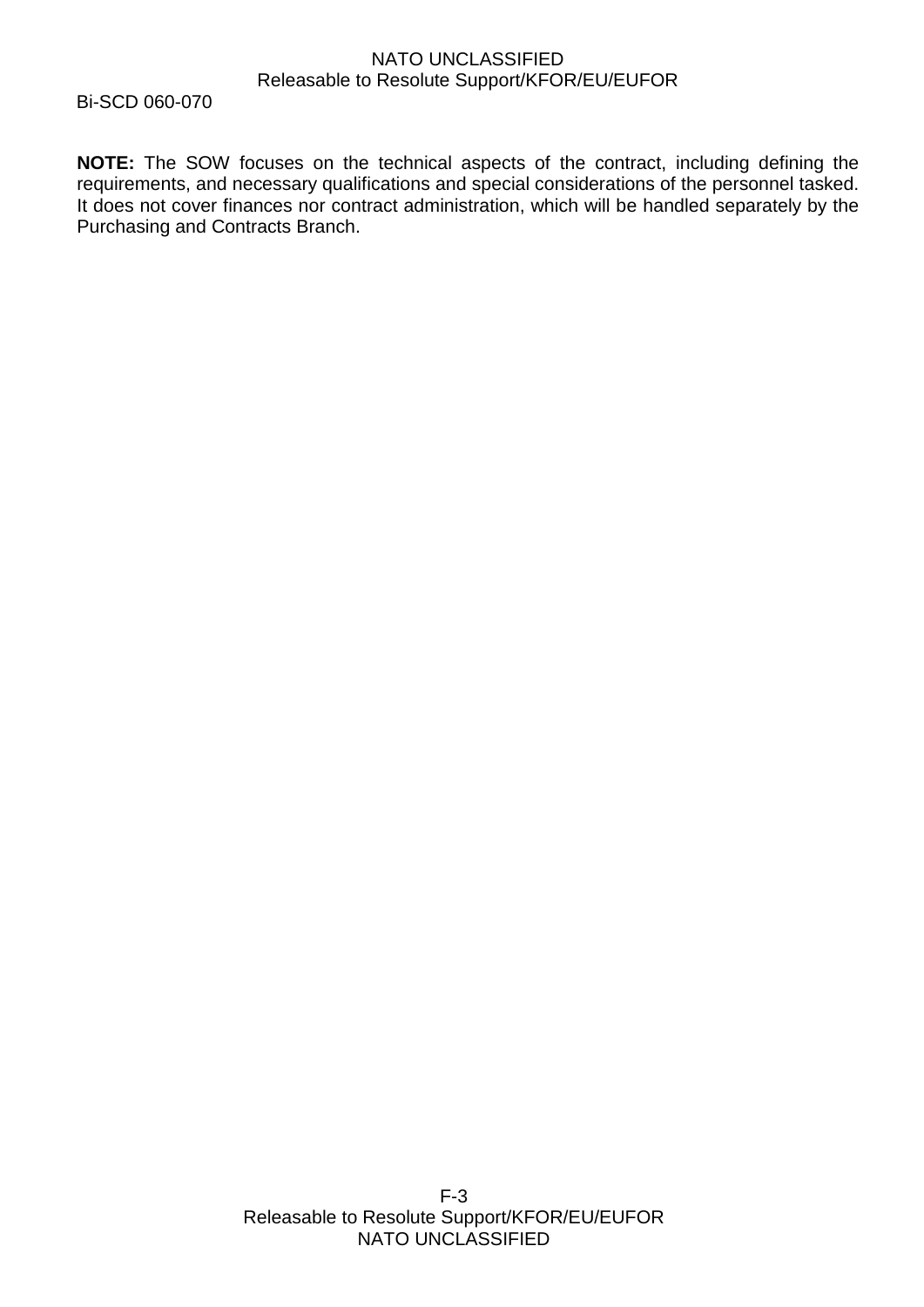**NOTE:** The SOW focuses on the technical aspects of the contract, including defining the requirements, and necessary qualifications and special considerations of the personnel tasked. It does not cover finances nor contract administration, which will be handled separately by the Purchasing and Contracts Branch.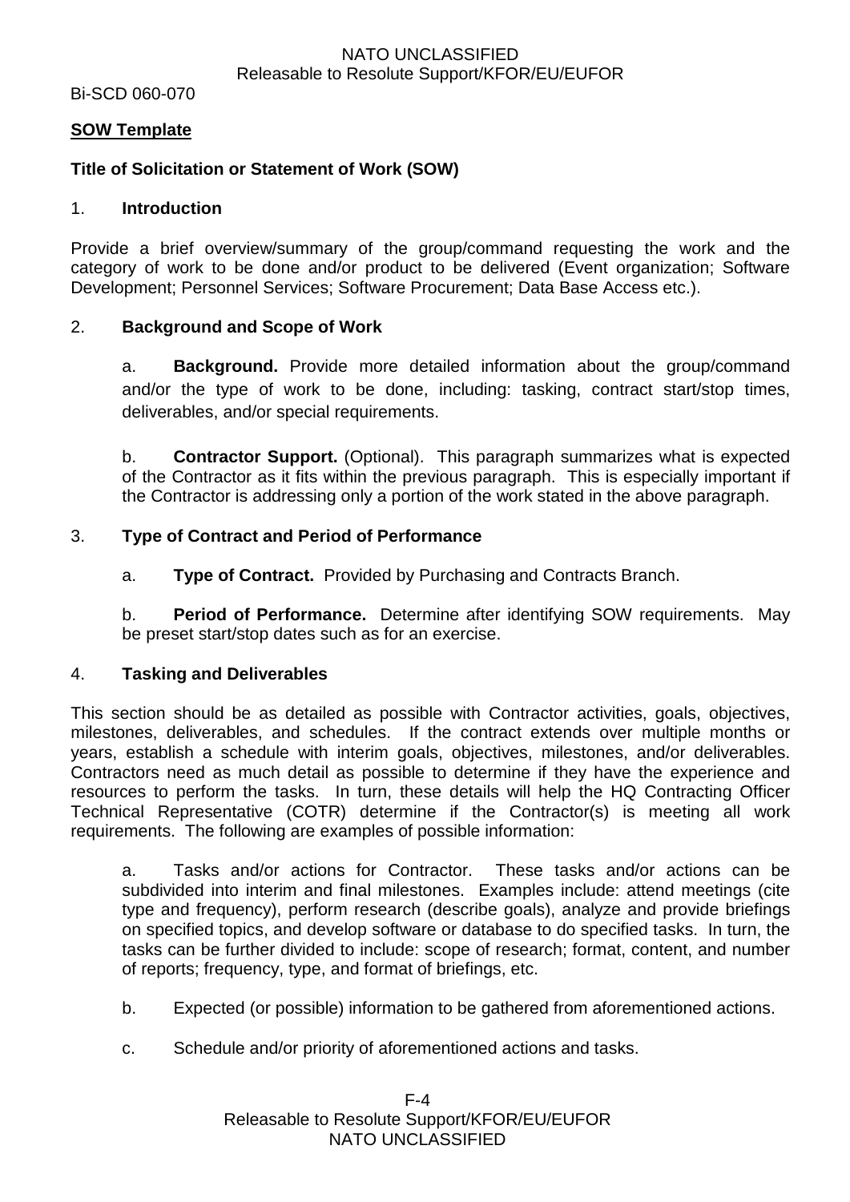**SOW Template**

**Title of Solicitation or Statement of Work (SOW)**

1. **Introduction**

Provide a brief overview/summary of the group/command requesting the work and the category of work to be done and/or product to be delivered (Event organization; Software Development; Personnel Services; Software Procurement; Data Base Access etc.).

2. **Background and Scope of Work**

a. **Background.** Provide more detailed information about the group/command and/or the type of work to be done, including: tasking, contract start/stop times, deliverables, and/or special requirements.

b. **Contractor Support.** (Optional). This paragraph summarizes what is expected of the Contractor as it fits within the previous paragraph. This is especially important if the Contractor is addressing only a portion of the work stated in the above paragraph.

3. **Type of Contract and Period of Performance**

a. **Type of Contract.** Provided by Purchasing and Contracts Branch.

b. **Period of Performance.** Determine after identifying SOW requirements. May be preset start/stop dates such as for an exercise.

4. **Tasking and Deliverables**

This section should be as detailed as possible with Contractor activities, goals, objectives, milestones, deliverables, and schedules. If the contract extends over multiple months or years, establish a schedule with interim goals, objectives, milestones, and/or deliverables. Contractors need as much detail as possible to determine if they have the experience and resources to perform the tasks. In turn, these details will help the HQ Contracting Officer Technical Representative (COTR) determine if the Contractor(s) is meeting all work requirements. The following are examples of possible information:

a. Tasks and/or actions for Contractor. These tasks and/or actions can be subdivided into interim and final milestones. Examples include: attend meetings (cite type and frequency), perform research (describe goals), analyze and provide briefings on specified topics, and develop software or database to do specified tasks. In turn, the tasks can be further divided to include: scope of research; format, content, and number of reports; frequency, type, and format of briefings, etc.

b. Expected (or possible) information to be gathered from aforementioned actions.

c. Schedule and/or priority of aforementioned actions and tasks.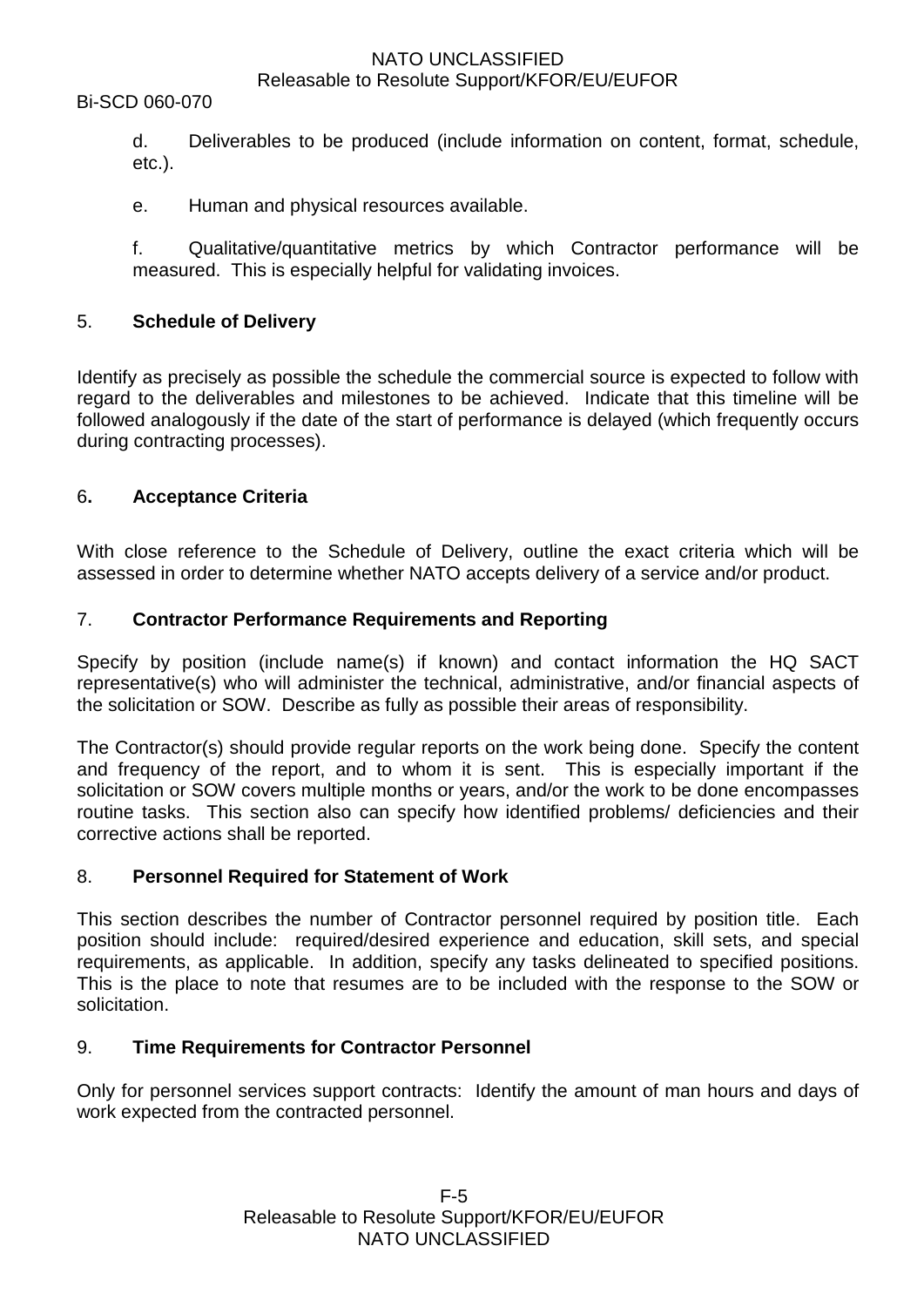d. Deliverables to be produced (include information on content, format, schedule, etc.).

e. Human and physical resources available.

f. Qualitative/quantitative metrics by which Contractor performance will be measured. This is especially helpful for validating invoices.

## 5. **Schedule of Delivery**

Identify as precisely as possible the schedule the commercial source is expected to follow with regard to the deliverables and milestones to be achieved. Indicate that this timeline will be followed analogously if the date of the start of performance is delayed (which frequently occurs during contracting processes).

## 6. **Acceptance Criteria**

With close reference to the Schedule of Delivery, outline the exact criteria which will be assessed in order to determine whether NATO accepts delivery of a service and/or product.

## 7. **Contractor Performance Requirements and Reporting**

Specify by position (include name(s) if known) and contact information the HQ SACT representative(s) who will administer the technical, administrative, and/or financial aspects of the solicitation or SOW. Describe as fully as possible their areas of responsibility.

The Contractor(s) should provide regular reports on the work being done. Specify the content and frequency of the report, and to whom it is sent. This is especially important if the solicitation or SOW covers multiple months or years, and/or the work to be done encompasses routine tasks. This section also can specify how identified problems/ deficiencies and their corrective actions shall be reported.

## 8. **Personnel Required for Statement of Work**

This section describes the number of Contractor personnel required by position title. Each position should include: required/desired experience and education, skill sets, and special requirements, as applicable. In addition, specify any tasks delineated to specified positions. This is the place to note that resumes are to be included with the response to the SOW or solicitation.

## 9. **Time Requirements for Contractor Personnel**

Only for personnel services support contracts: Identify the amount of man hours and days of work expected from the contracted personnel.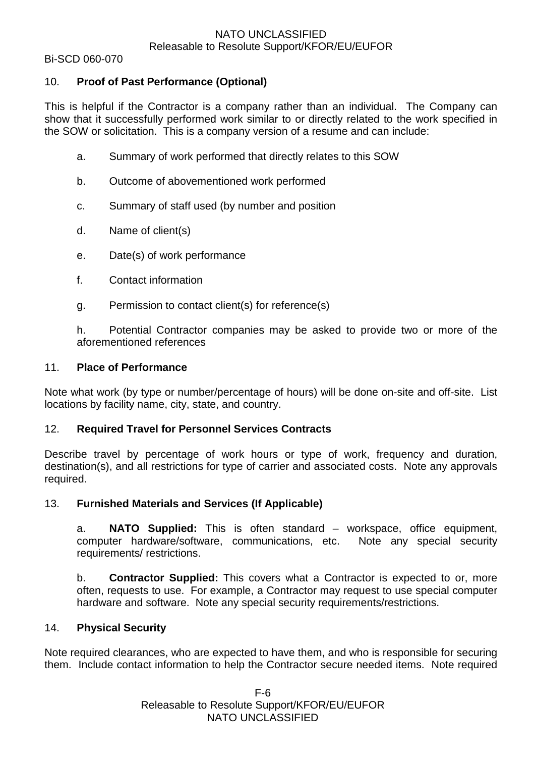## 10. Proof of Past Performance (Optional)

This is helpful if the Contractor is a company rather than an individual. The Company can show that it successfully performed work similar to or directly related to the work specified in the SOW or solicitation. This is a company version of a resume and can include:

a. Summary of work performed that directly relates to this SOW

b. Outcome of abovementioned work performed

c. Summary of staff used (by number and position

d. Name of client(s)

e. Date(s) of work performance

f. Contact information

g. Permission to contact client(s) for reference(s)

h. Potential Contractor companies may be asked to provide two or more of the aforementioned references

## 11. Place of Performance

Note what work (by type or number/percentage of hours) will be done on-site and off-site. List locations by facility name, city, state, and country.

## 12. Required Travel for Personnel Services Contracts

Describe travel by percentage of work hours or type of work, frequency and duration, destination(s), and all restrictions for type of carrier and associated costs. Note any approvals required.

## 13. Furnished Materials and Services (If Applicable)

a. **NATO Supplied:** This is often standard – workspace, office equipment, computer hardware/software, communications, etc. Note any special security requirements/ restrictions.

b. **Contractor Supplied:** This covers what a Contractor is expected to or, more often, requests to use. For example, a Contractor may request to use special computer hardware and software. Note any special security requirements/restrictions.

## 14. Physical Security

Note required clearances, who are expected to have them, and who is responsible for securing them. Include contact information to help the Contractor secure needed items. Note required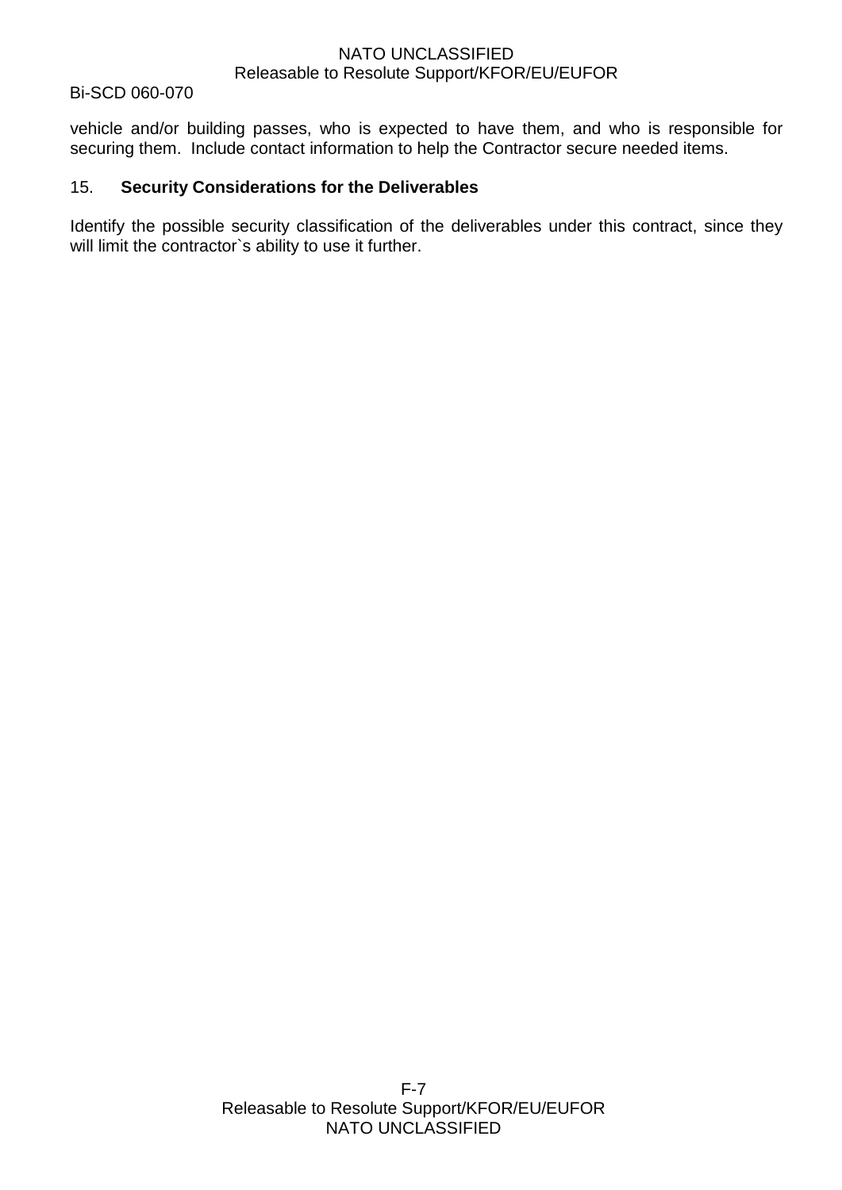vehicle and/or building passes, who is expected to have them, and who is responsible for securing them. Include contact information to help the Contractor secure needed items.

15. **Security Considerations for the Deliverables**

Identify the possible security classification of the deliverables under this contract, since they will limit the contractor`s ability to use it further.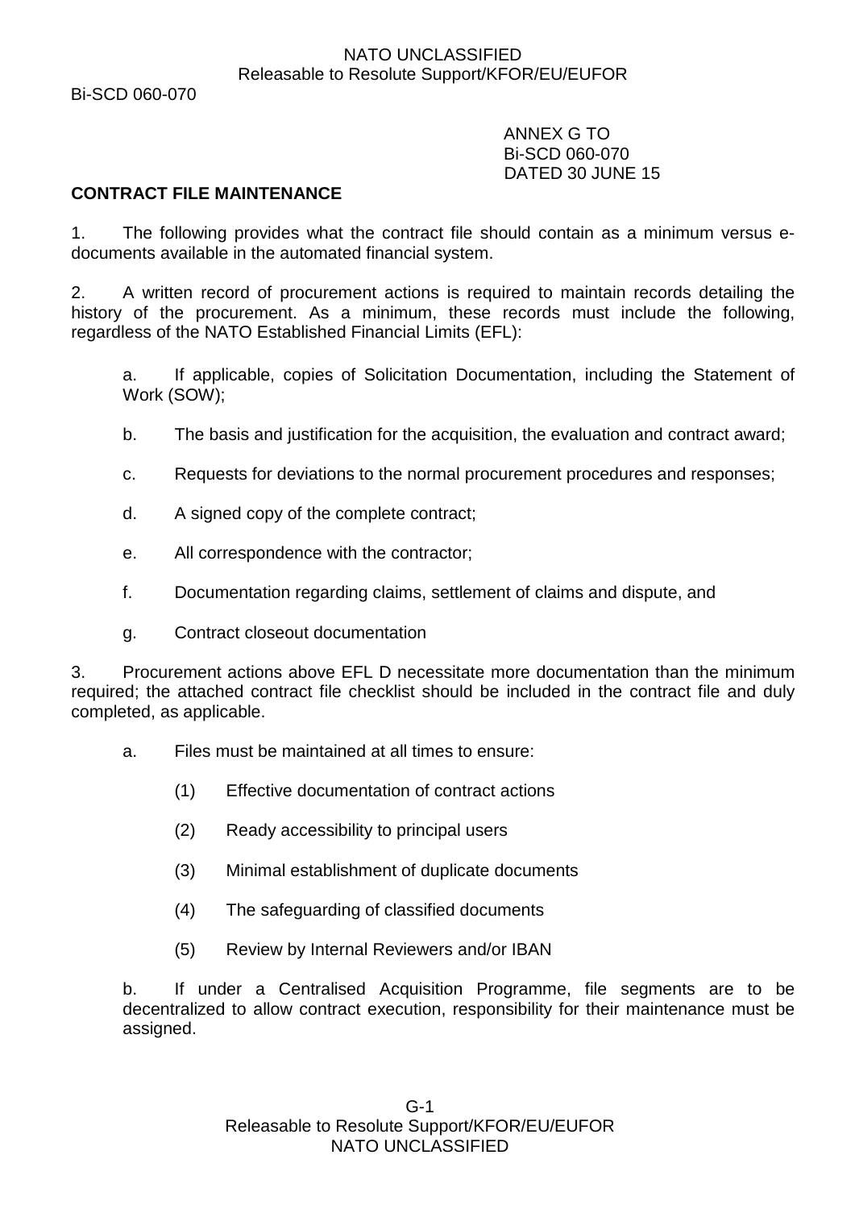ANNEX G TO
Bi-SCD 060-070
DATED 30 JUNE 15

**CONTRACT FILE MAINTENANCE**

1. The following provides what the contract file should contain as a minimum versus e-documents available in the automated financial system.

2. A written record of procurement actions is required to maintain records detailing the history of the procurement. As a minimum, these records must include the following, regardless of the NATO Established Financial Limits (EFL):

   a. If applicable, copies of Solicitation Documentation, including the Statement of Work (SOW);

   b. The basis and justification for the acquisition, the evaluation and contract award;

   c. Requests for deviations to the normal procurement procedures and responses;

   d. A signed copy of the complete contract;

   e. All correspondence with the contractor;

   f. Documentation regarding claims, settlement of claims and dispute, and

   g. Contract closeout documentation

3. Procurement actions above EFL D necessitate more documentation than the minimum required; the attached contract file checklist should be included in the contract file and duly completed, as applicable.

   a. Files must be maintained at all times to ensure:

      (1) Effective documentation of contract actions

      (2) Ready accessibility to principal users

      (3) Minimal establishment of duplicate documents

      (4) The safeguarding of classified documents

      (5) Review by Internal Reviewers and/or IBAN

   b. If under a Centralised Acquisition Programme, file segments are to be decentralized to allow contract execution, responsibility for their maintenance must be assigned.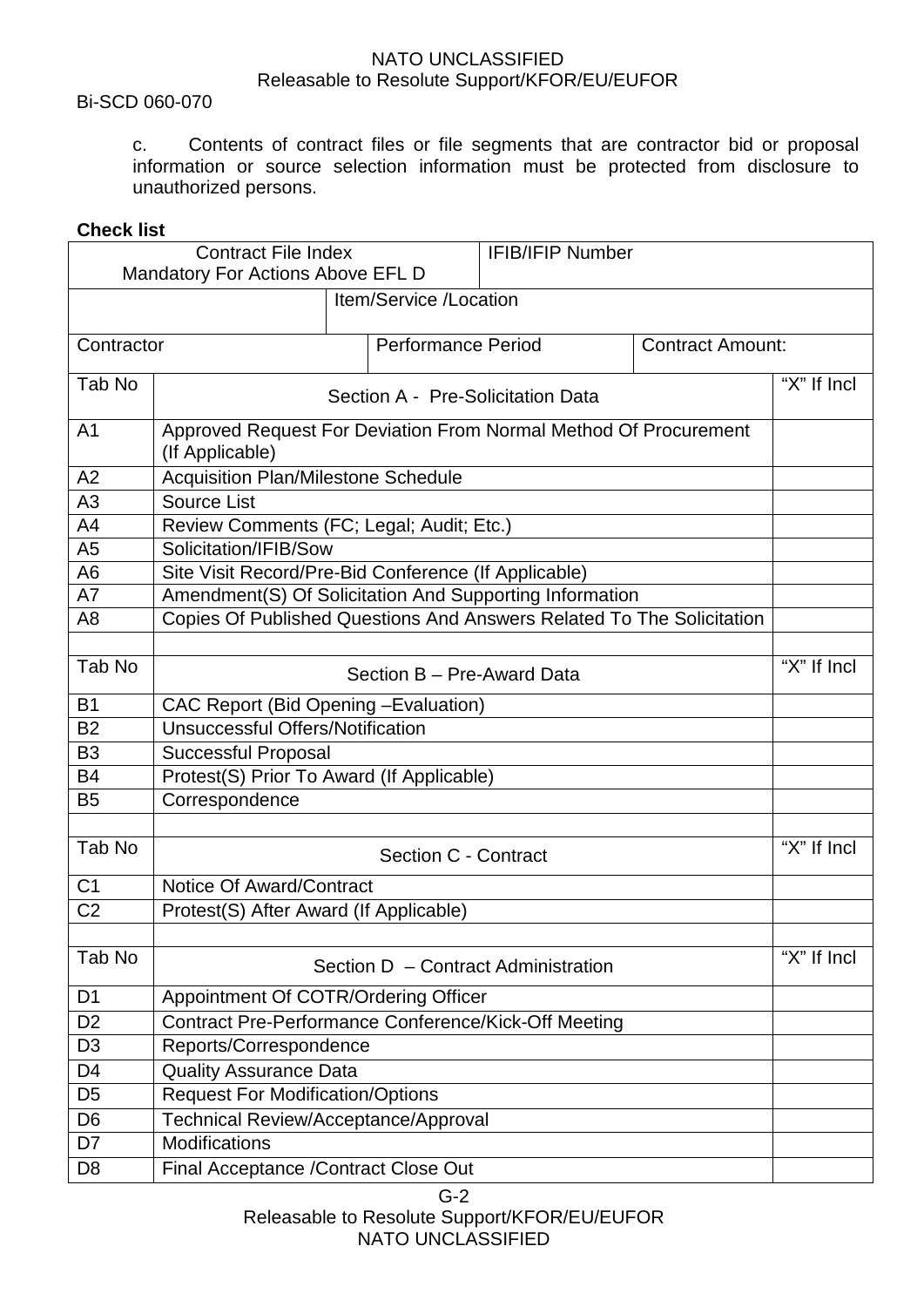c. Contents of contract files or file segments that are contractor bid or proposal information or source selection information must be protected from disclosure to unauthorized persons.

**Check list**

| Contract File Index<br>Mandatory For Actions Above EFL D | | IFIB/IFIP Number |
|---|---|---|
| | Item/Service /Location | |
| Contractor | Performance Period | Contract Amount: |

| Tab No | Section A - Pre-Solicitation Data | "X" If Incl |
|---|---|---|
| A1 | Approved Request For Deviation From Normal Method Of Procurement (If Applicable) | |
| A2 | Acquisition Plan/Milestone Schedule | |
| A3 | Source List | |
| A4 | Review Comments (FC; Legal; Audit; Etc.) | |
| A5 | Solicitation/IFIB/Sow | |
| A6 | Site Visit Record/Pre-Bid Conference (If Applicable) | |
| A7 | Amendment(S) Of Solicitation And Supporting Information | |
| A8 | Copies Of Published Questions And Answers Related To The Solicitation | |
| | | |
| Tab No | Section B – Pre-Award Data | "X" If Incl |
| B1 | CAC Report (Bid Opening –Evaluation) | |
| B2 | Unsuccessful Offers/Notification | |
| B3 | Successful Proposal | |
| B4 | Protest(S) Prior To Award (If Applicable) | |
| B5 | Correspondence | |
| | | |
| Tab No | Section C - Contract | "X" If Incl |
| C1 | Notice Of Award/Contract | |
| C2 | Protest(S) After Award (If Applicable) | |
| | | |
| Tab No | Section D – Contract Administration | "X" If Incl |
| D1 | Appointment Of COTR/Ordering Officer | |
| D2 | Contract Pre-Performance Conference/Kick-Off Meeting | |
| D3 | Reports/Correspondence | |
| D4 | Quality Assurance Data | |
| D5 | Request For Modification/Options | |
| D6 | Technical Review/Acceptance/Approval | |
| D7 | Modifications | |
| D8 | Final Acceptance /Contract Close Out | |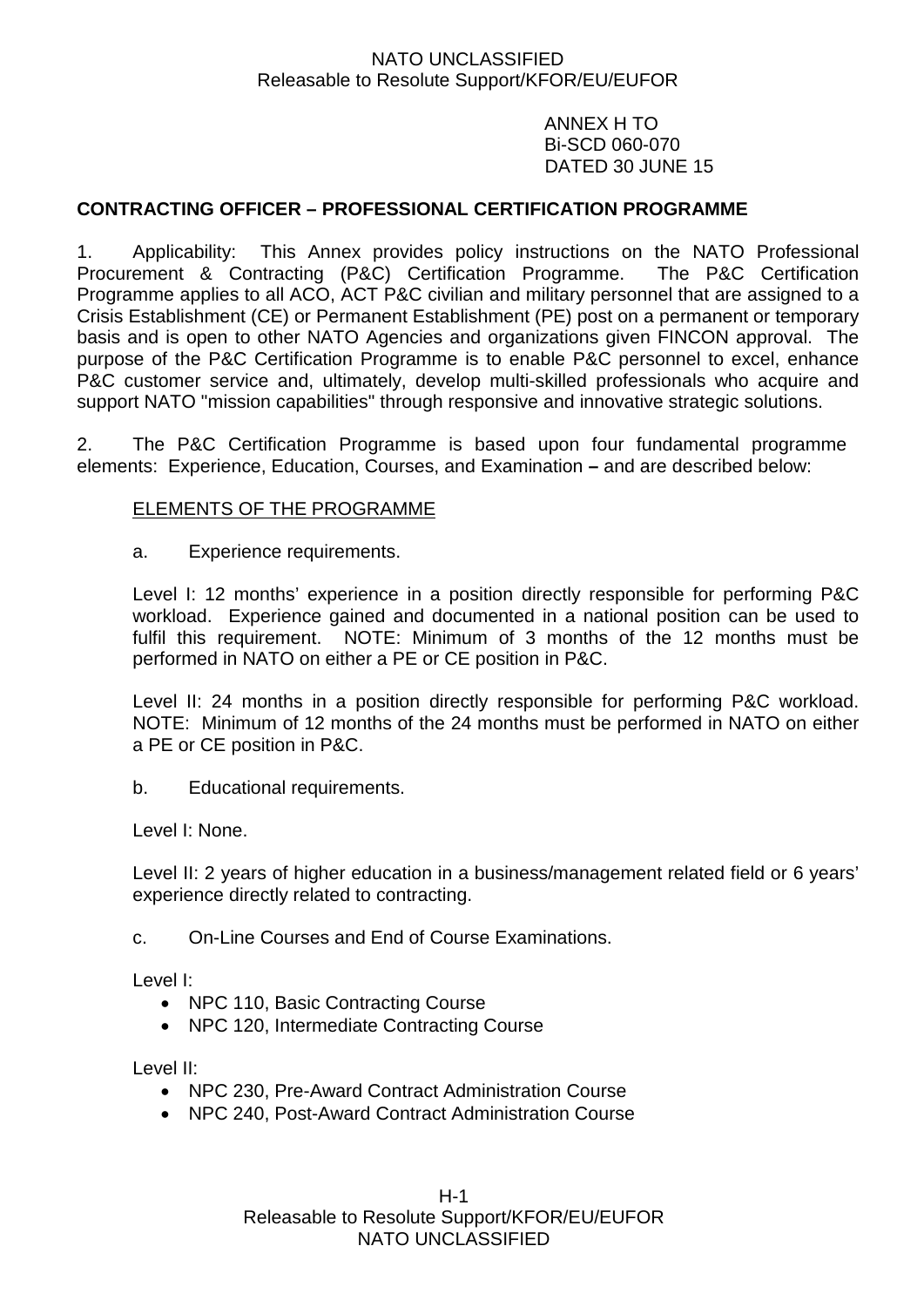ANNEX H TO
Bi-SCD 060-070
DATED 30 JUNE 15

## CONTRACTING OFFICER – PROFESSIONAL CERTIFICATION PROGRAMME

1. Applicability: This Annex provides policy instructions on the NATO Professional Procurement & Contracting (P&C) Certification Programme. The P&C Certification Programme applies to all ACO, ACT P&C civilian and military personnel that are assigned to a Crisis Establishment (CE) or Permanent Establishment (PE) post on a permanent or temporary basis and is open to other NATO Agencies and organizations given FINCON approval. The purpose of the P&C Certification Programme is to enable P&C personnel to excel, enhance P&C customer service and, ultimately, develop multi-skilled professionals who acquire and support NATO "mission capabilities" through responsive and innovative strategic solutions.

2. The P&C Certification Programme is based upon four fundamental programme elements: Experience, Education, Courses, and Examination **–** and are described below:

<u>ELEMENTS OF THE PROGRAMME</u>

a. Experience requirements.

Level I: 12 months' experience in a position directly responsible for performing P&C workload. Experience gained and documented in a national position can be used to fulfil this requirement. NOTE: Minimum of 3 months of the 12 months must be performed in NATO on either a PE or CE position in P&C.

Level II: 24 months in a position directly responsible for performing P&C workload. NOTE: Minimum of 12 months of the 24 months must be performed in NATO on either a PE or CE position in P&C.

b. Educational requirements.

Level I: None.

Level II: 2 years of higher education in a business/management related field or 6 years' experience directly related to contracting.

c. On-Line Courses and End of Course Examinations.

Level I:

- NPC 110, Basic Contracting Course
- NPC 120, Intermediate Contracting Course

Level II:

- NPC 230, Pre-Award Contract Administration Course
- NPC 240, Post-Award Contract Administration Course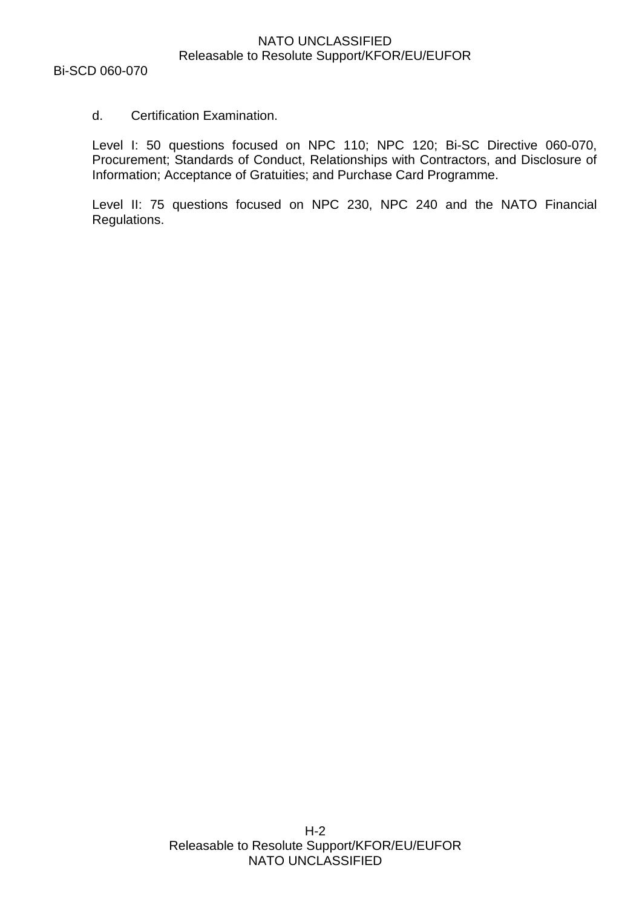d. Certification Examination.

Level I: 50 questions focused on NPC 110; NPC 120; Bi-SC Directive 060-070, Procurement; Standards of Conduct, Relationships with Contractors, and Disclosure of Information; Acceptance of Gratuities; and Purchase Card Programme.

Level II: 75 questions focused on NPC 230, NPC 240 and the NATO Financial Regulations.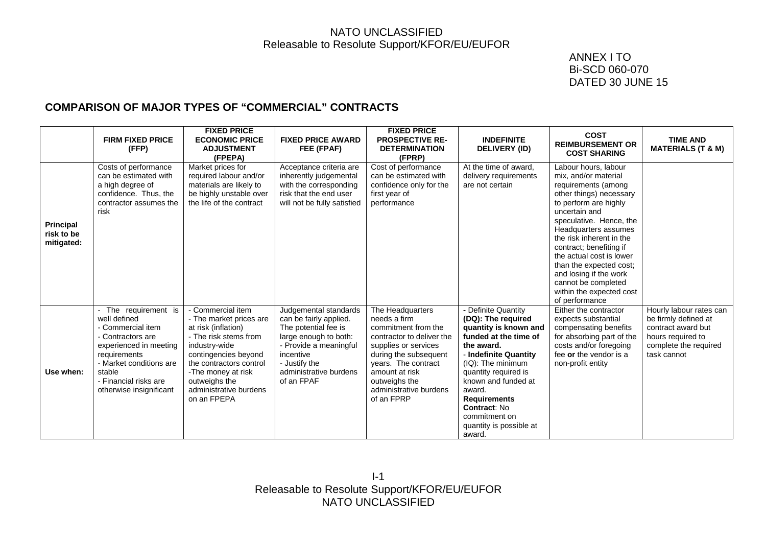ANNEX I TO
Bi-SCD 060-070
DATED 30 JUNE 15

## COMPARISON OF MAJOR TYPES OF "COMMERCIAL" CONTRACTS

| | FIRM FIXED PRICE (FFP) | FIXED PRICE ECONOMIC PRICE ADJUSTMENT (FPEPA) | FIXED PRICE AWARD FEE (FPAF) | FIXED PRICE PROSPECTIVE RE-DETERMINATION (FPRP) | INDEFINITE DELIVERY (ID) | COST REIMBURSEMENT OR COST SHARING | TIME AND MATERIALS (T & M) |
|---|---|---|---|---|---|---|---|
| **Principal risk to be mitigated:** | Costs of performance can be estimated with a high degree of confidence. Thus, the contractor assumes the risk | Market prices for required labour and/or materials are likely to be highly unstable over the life of the contract | Acceptance criteria are inherently judgemental with the corresponding risk that the end user will not be fully satisfied | Cost of performance can be estimated with confidence only for the first year of performance | At the time of award, delivery requirements are not certain | Labour hours, labour mix, and/or material requirements (among other things) necessary to perform are highly uncertain and speculative. Hence, the Headquarters assumes the risk inherent in the contract; benefiting if the actual cost is lower than the expected cost; and losing if the work cannot be completed within the expected cost of performance | |
| **Use when:** | - The requirement is well defined<br>- Commercial item<br>- Contractors are experienced in meeting requirements<br>- Market conditions are stable<br>- Financial risks are otherwise insignificant | - Commercial item<br>- The market prices are at risk (inflation)<br>- The risk stems from industry-wide contingencies beyond the contractors control<br>-The money at risk outweighs the administrative burdens on an FPEPA | Judgemental standards can be fairly applied. The potential fee is large enough to both:<br>- Provide a meaningful incentive<br>- Justify the administrative burdens of an FPAF | The Headquarters needs a firm commitment from the contractor to deliver the supplies or services during the subsequent years. The contract amount at risk outweighs the administrative burdens of an FPRP | **- Definite Quantity (DQ): The required quantity is known and funded at the time of the award.**<br>- **Indefinite Quantity** (IQ): The minimum quantity required is known and funded at award.<br>**Requirements Contract**: No commitment on quantity is possible at award. | Either the contractor expects substantial compensating benefits for absorbing part of the costs and/or foregoing fee **or** the vendor is a non-profit entity | Hourly labour rates can be firmly defined at contract award but hours required to complete the required task cannot |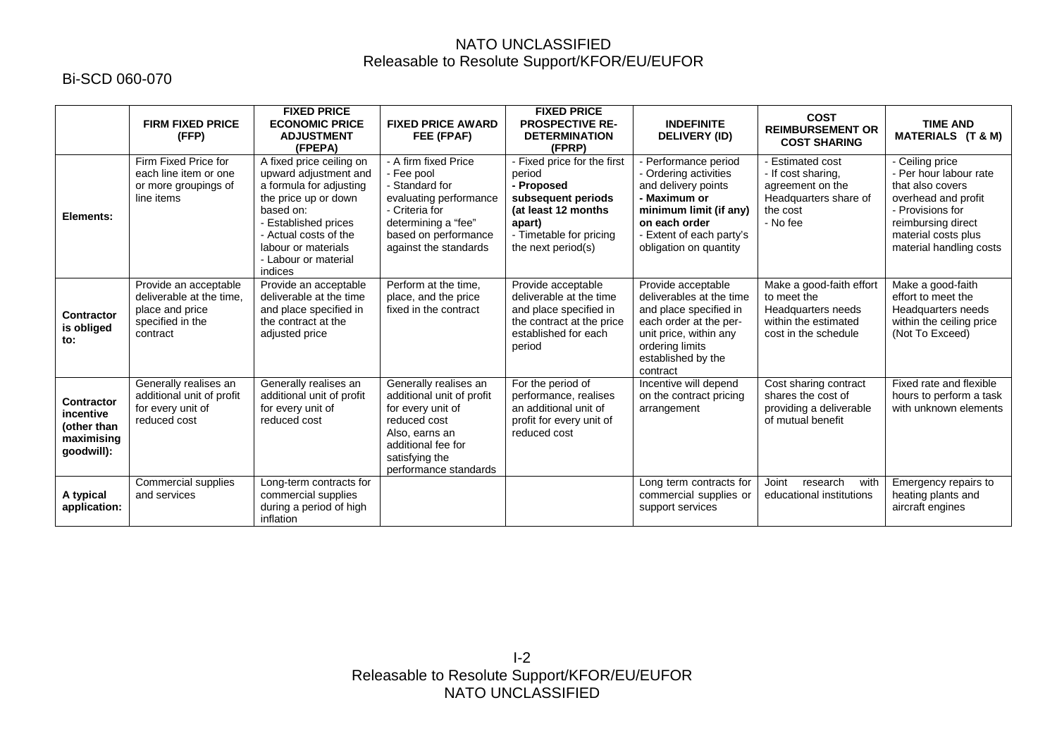|  | FIRM FIXED PRICE (FFP) | FIXED PRICE ECONOMIC PRICE ADJUSTMENT (FPEPA) | FIXED PRICE AWARD FEE (FPAF) | FIXED PRICE PROSPECTIVE RE-DETERMINATION (FPRP) | INDEFINITE DELIVERY (ID) | COST REIMBURSEMENT OR COST SHARING | TIME AND MATERIALS (T & M) |
|---|---|---|---|---|---|---|---|
| **Elements:** | Firm Fixed Price for each line item or one or more groupings of line items | A fixed price ceiling on upward adjustment and a formula for adjusting the price up or down based on:<br>- Established prices<br>- Actual costs of the labour or materials<br>- Labour or material indices | - A firm fixed Price<br>- Fee pool<br>- Standard for evaluating performance<br>- Criteria for determining a "fee" based on performance against the standards | - Fixed price for the first period<br>**- Proposed subsequent periods (at least 12 months apart)**<br>- Timetable for pricing the next period(s) | - Performance period<br>- Ordering activities and delivery points<br>**- Maximum or minimum limit (if any) on each order**<br>- Extent of each party's obligation on quantity | - Estimated cost<br>- If cost sharing, agreement on the Headquarters share of the cost<br>- No fee | - Ceiling price<br>- Per hour labour rate that also covers overhead and profit<br>- Provisions for reimbursing direct material costs plus material handling costs |
| **Contractor is obliged to:** | Provide an acceptable deliverable at the time, place and price specified in the contract | Provide an acceptable deliverable at the time and place specified in the contract at the adjusted price | Perform at the time, place, and the price fixed in the contract | Provide acceptable deliverable at the time and place specified in the contract at the price established for each period | Provide acceptable deliverables at the time and place specified in each order at the per-unit price, within any ordering limits established by the contract | Make a good-faith effort to meet the Headquarters needs within the estimated cost in the schedule | Make a good-faith effort to meet the Headquarters needs within the ceiling price (Not To Exceed) |
| **Contractor incentive (other than maximising goodwill):** | Generally realises an additional unit of profit for every unit of reduced cost | Generally realises an additional unit of profit for every unit of reduced cost | Generally realises an additional unit of profit for every unit of reduced cost<br>Also, earns an additional fee for satisfying the performance standards | For the period of performance, realises an additional unit of profit for every unit of reduced cost | Incentive will depend on the contract pricing arrangement | Cost sharing contract shares the cost of providing a deliverable of mutual benefit | Fixed rate and flexible hours to perform a task with unknown elements |
| **A typical application:** | Commercial supplies and services | Long-term contracts for commercial supplies during a period of high inflation |  |  | Long term contracts for commercial supplies or support services | Joint research with educational institutions | Emergency repairs to heating plants and aircraft engines |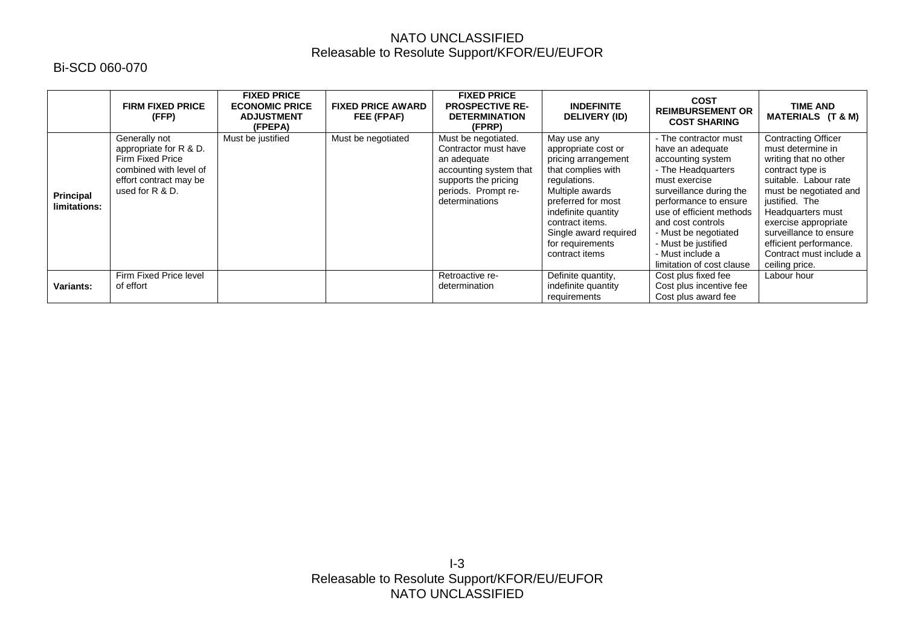Bi-SCD 060-070

| | FIRM FIXED PRICE (FFP) | FIXED PRICE ECONOMIC PRICE ADJUSTMENT (FPEPA) | FIXED PRICE AWARD FEE (FPAF) | FIXED PRICE PROSPECTIVE RE-DETERMINATION (FPRP) | INDEFINITE DELIVERY (ID) | COST REIMBURSEMENT OR COST SHARING | TIME AND MATERIALS (T & M) |
|---|---|---|---|---|---|---|---|
| **Principal limitations:** | Generally not appropriate for R & D. Firm Fixed Price combined with level of effort contract may be used for R & D. | Must be justified | Must be negotiated | Must be negotiated. Contractor must have an adequate accounting system that supports the pricing periods. Prompt re-determinations | May use any appropriate cost or pricing arrangement that complies with regulations. Multiple awards preferred for most indefinite quantity contract items. Single award required for requirements contract items | - The contractor must have an adequate accounting system<br>- The Headquarters must exercise surveillance during the performance to ensure use of efficient methods and cost controls<br>- Must be negotiated<br>- Must be justified<br>- Must include a limitation of cost clause | Contracting Officer must determine in writing that no other contract type is suitable. Labour rate must be negotiated and justified. The Headquarters must exercise appropriate surveillance to ensure efficient performance. Contract must include a ceiling price. |
| **Variants:** | Firm Fixed Price level of effort | | | Retroactive re-determination | Definite quantity, indefinite quantity requirements | Cost plus fixed fee<br>Cost plus incentive fee<br>Cost plus award fee | Labour hour |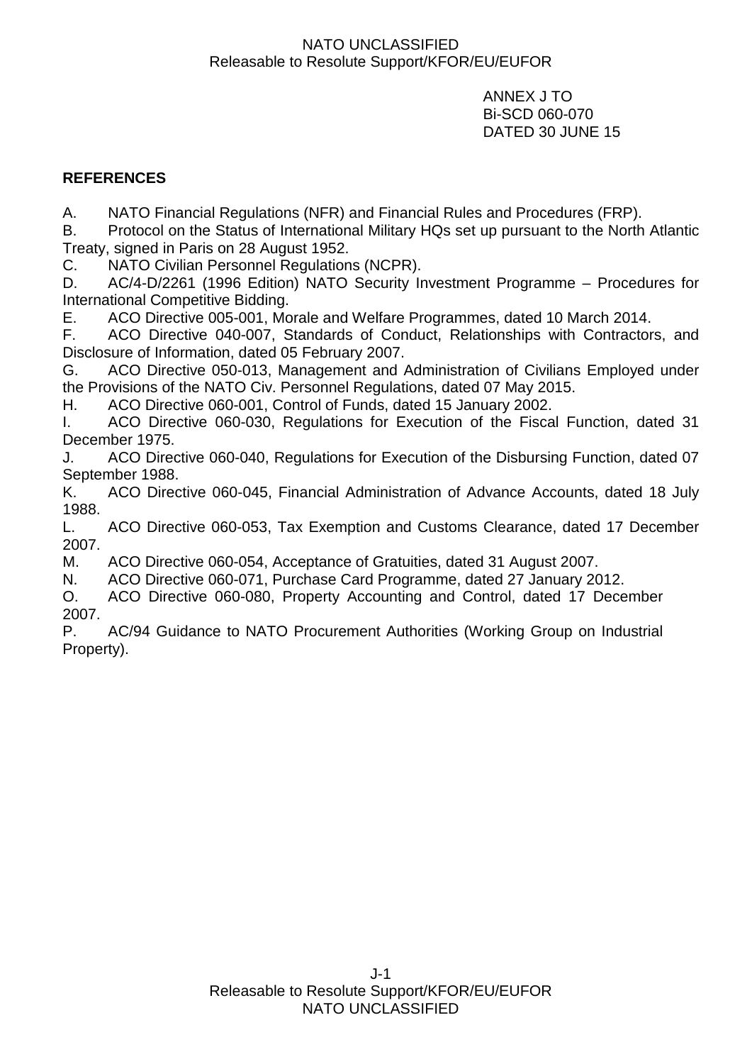ANNEX J TO
Bi-SCD 060-070
DATED 30 JUNE 15

**REFERENCES**

A. NATO Financial Regulations (NFR) and Financial Rules and Procedures (FRP).
B. Protocol on the Status of International Military HQs set up pursuant to the North Atlantic Treaty, signed in Paris on 28 August 1952.
C. NATO Civilian Personnel Regulations (NCPR).
D. AC/4-D/2261 (1996 Edition) NATO Security Investment Programme – Procedures for International Competitive Bidding.
E. ACO Directive 005-001, Morale and Welfare Programmes, dated 10 March 2014.
F. ACO Directive 040-007, Standards of Conduct, Relationships with Contractors, and Disclosure of Information, dated 05 February 2007.
G. ACO Directive 050-013, Management and Administration of Civilians Employed under the Provisions of the NATO Civ. Personnel Regulations, dated 07 May 2015.
H. ACO Directive 060-001, Control of Funds, dated 15 January 2002.
I. ACO Directive 060-030, Regulations for Execution of the Fiscal Function, dated 31 December 1975.
J. ACO Directive 060-040, Regulations for Execution of the Disbursing Function, dated 07 September 1988.
K. ACO Directive 060-045, Financial Administration of Advance Accounts, dated 18 July 1988.
L. ACO Directive 060-053, Tax Exemption and Customs Clearance, dated 17 December 2007.
M. ACO Directive 060-054, Acceptance of Gratuities, dated 31 August 2007.
N. ACO Directive 060-071, Purchase Card Programme, dated 27 January 2012.
O. ACO Directive 060-080, Property Accounting and Control, dated 17 December 2007.
P. AC/94 Guidance to NATO Procurement Authorities (Working Group on Industrial Property).